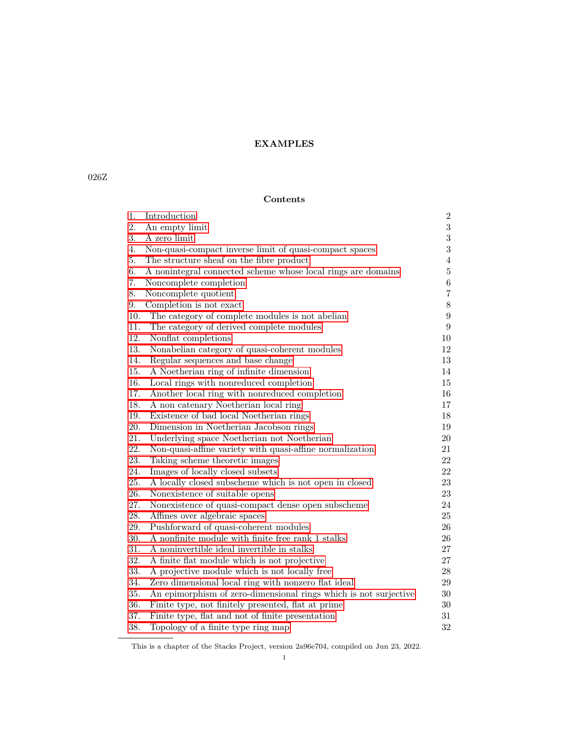# EXAMPLES

026Z

## Contents

| | | |
|---|---|---|
| 1. | Introduction | 2 |
| 2. | An empty limit | 3 |
| 3. | A zero limit | 3 |
| 4. | Non-quasi-compact inverse limit of quasi-compact spaces | 3 |
| 5. | The structure sheaf on the fibre product | 4 |
| 6. | A nonintegral connected scheme whose local rings are domains | 5 |
| 7. | Noncomplete completion | 6 |
| 8. | Noncomplete quotient | 7 |
| 9. | Completion is not exact | 8 |
| 10. | The category of complete modules is not abelian | 9 |
| 11. | The category of derived complete modules | 9 |
| 12. | Nonflat completions | 10 |
| 13. | Nonabelian category of quasi-coherent modules | 12 |
| 14. | Regular sequences and base change | 13 |
| 15. | A Noetherian ring of infinite dimension | 14 |
| 16. | Local rings with nonreduced completion | 15 |
| 17. | Another local ring with nonreduced completion | 16 |
| 18. | A non catenary Noetherian local ring | 17 |
| 19. | Existence of bad local Noetherian rings | 18 |
| 20. | Dimension in Noetherian Jacobson rings | 19 |
| 21. | Underlying space Noetherian not Noetherian | 20 |
| 22. | Non-quasi-affine variety with quasi-affine normalization | 21 |
| 23. | Taking scheme theoretic images | 22 |
| 24. | Images of locally closed subsets | 22 |
| 25. | A locally closed subscheme which is not open in closed | 23 |
| 26. | Nonexistence of suitable opens | 23 |
| 27. | Nonexistence of quasi-compact dense open subscheme | 24 |
| 28. | Affines over algebraic spaces | 25 |
| 29. | Pushforward of quasi-coherent modules | 26 |
| 30. | A nonfinite module with finite free rank 1 stalks | 26 |
| 31. | A noninvertible ideal invertible in stalks | 27 |
| 32. | A finite flat module which is not projective | 27 |
| 33. | A projective module which is not locally free | 28 |
| 34. | Zero dimensional local ring with nonzero flat ideal | 29 |
| 35. | An epimorphism of zero-dimensional rings which is not surjective | 30 |
| 36. | Finite type, not finitely presented, flat at prime | 30 |
| 37. | Finite type, flat and not of finite presentation | 31 |
| 38. | Topology of a finite type ring map | 32 |

This is a chapter of the Stacks Project, version 2a96e704, compiled on Jun 23, 2022.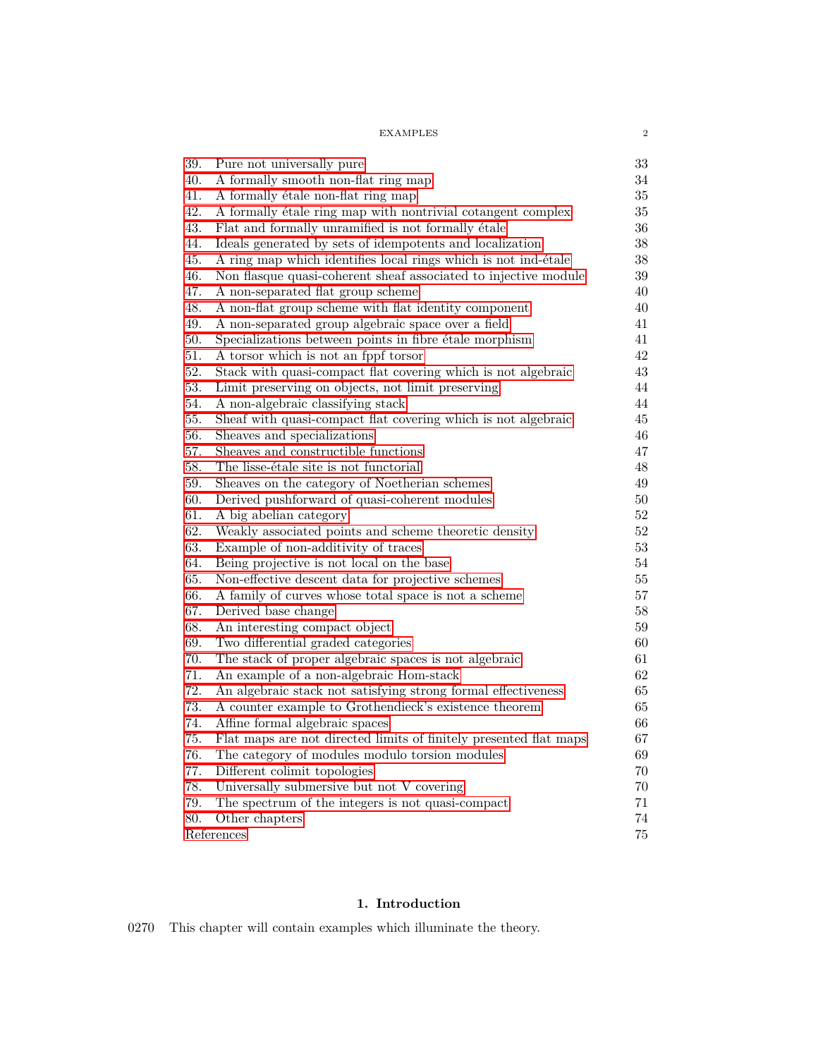| | | |
|---|---|---|
| 39. | Pure not universally pure | 33 |
| 40. | A formally smooth non-flat ring map | 34 |
| 41. | A formally étale non-flat ring map | 35 |
| 42. | A formally étale ring map with nontrivial cotangent complex | 35 |
| 43. | Flat and formally unramified is not formally étale | 36 |
| 44. | Ideals generated by sets of idempotents and localization | 38 |
| 45. | A ring map which identifies local rings which is not ind-étale | 38 |
| 46. | Non flasque quasi-coherent sheaf associated to injective module | 39 |
| 47. | A non-separated flat group scheme | 40 |
| 48. | A non-flat group scheme with flat identity component | 40 |
| 49. | A non-separated group algebraic space over a field | 41 |
| 50. | Specializations between points in fibre étale morphism | 41 |
| 51. | A torsor which is not an fppf torsor | 42 |
| 52. | Stack with quasi-compact flat covering which is not algebraic | 43 |
| 53. | Limit preserving on objects, not limit preserving | 44 |
| 54. | A non-algebraic classifying stack | 44 |
| 55. | Sheaf with quasi-compact flat covering which is not algebraic | 45 |
| 56. | Sheaves and specializations | 46 |
| 57. | Sheaves and constructible functions | 47 |
| 58. | The lisse-étale site is not functorial | 48 |
| 59. | Sheaves on the category of Noetherian schemes | 49 |
| 60. | Derived pushforward of quasi-coherent modules | 50 |
| 61. | A big abelian category | 52 |
| 62. | Weakly associated points and scheme theoretic density | 52 |
| 63. | Example of non-additivity of traces | 53 |
| 64. | Being projective is not local on the base | 54 |
| 65. | Non-effective descent data for projective schemes | 55 |
| 66. | A family of curves whose total space is not a scheme | 57 |
| 67. | Derived base change | 58 |
| 68. | An interesting compact object | 59 |
| 69. | Two differential graded categories | 60 |
| 70. | The stack of proper algebraic spaces is not algebraic | 61 |
| 71. | An example of a non-algebraic Hom-stack | 62 |
| 72. | An algebraic stack not satisfying strong formal effectiveness | 65 |
| 73. | A counter example to Grothendieck's existence theorem | 65 |
| 74. | Affine formal algebraic spaces | 66 |
| 75. | Flat maps are not directed limits of finitely presented flat maps | 67 |
| 76. | The category of modules modulo torsion modules | 69 |
| 77. | Different colimit topologies | 70 |
| 78. | Universally submersive but not V covering | 70 |
| 79. | The spectrum of the integers is not quasi-compact | 71 |
| 80. | Other chapters | 74 |
| | References | 75 |

## 1. Introduction

0270 This chapter will contain examples which illuminate the theory.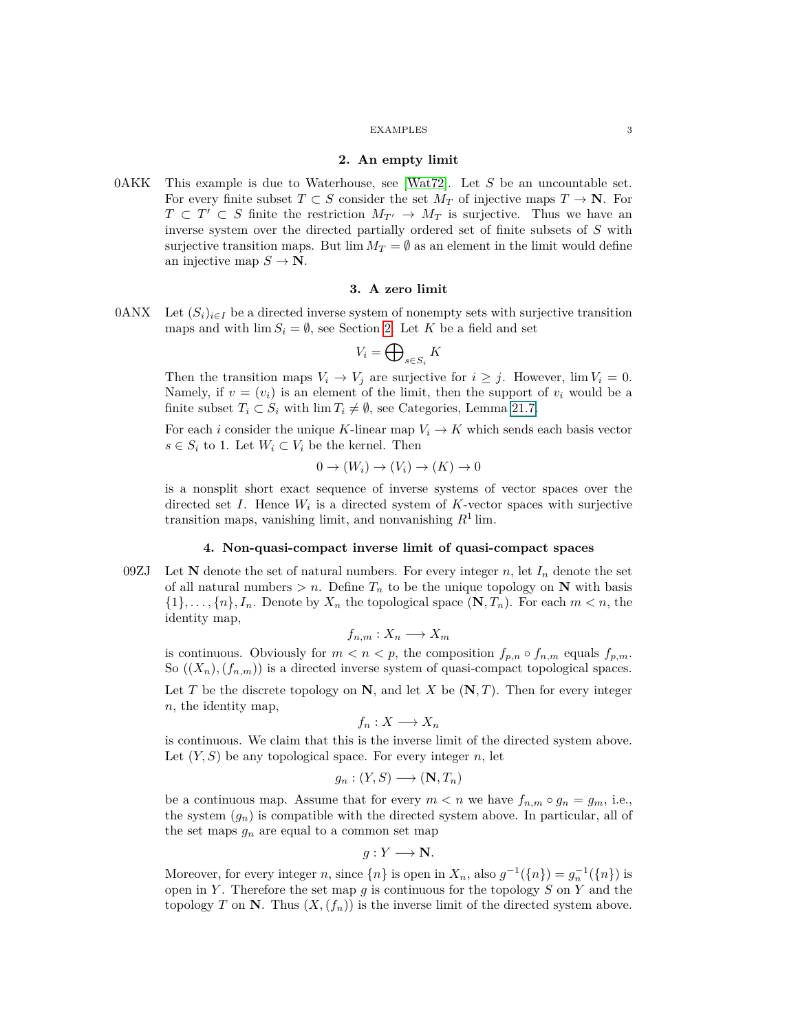## 2. An empty limit

0AKK This example is due to Waterhouse, see [Wat72]. Let $S$ be an uncountable set. For every finite subset $T \subset S$ consider the set $M_T$ of injective maps $T \to \mathbf{N}$. For $T \subset T' \subset S$ finite the restriction $M_{T'} \to M_T$ is surjective. Thus we have an inverse system over the directed partially ordered set of finite subsets of $S$ with surjective transition maps. But $\lim M_T = \emptyset$ as an element in the limit would define an injective map $S \to \mathbf{N}$.

## 3. A zero limit

0ANX Let $(S_i)_{i \in I}$ be a directed inverse system of nonempty sets with surjective transition maps and with $\lim S_i = \emptyset$, see Section 2. Let $K$ be a field and set

$$V_i = \bigoplus\nolimits_{s \in S_i} K$$

Then the transition maps $V_i \to V_j$ are surjective for $i \geq j$. However, $\lim V_i = 0$. Namely, if $v = (v_i)$ is an element of the limit, then the support of $v_i$ would be a finite subset $T_i \subset S_i$ with $\lim T_i \neq \emptyset$, see Categories, Lemma 21.7.

For each $i$ consider the unique $K$-linear map $V_i \to K$ which sends each basis vector $s \in S_i$ to 1. Let $W_i \subset V_i$ be the kernel. Then

$$0 \to (W_i) \to (V_i) \to (K) \to 0$$

is a nonsplit short exact sequence of inverse systems of vector spaces over the directed set $I$. Hence $W_i$ is a directed system of $K$-vector spaces with surjective transition maps, vanishing limit, and nonvanishing $R^1 \lim$.

## 4. Non-quasi-compact inverse limit of quasi-compact spaces

09ZJ Let $\mathbf{N}$ denote the set of natural numbers. For every integer $n$, let $I_n$ denote the set of all natural numbers $> n$. Define $T_n$ to be the unique topology on $\mathbf{N}$ with basis $\{1\}, \ldots, \{n\}, I_n$. Denote by $X_n$ the topological space $(\mathbf{N}, T_n)$. For each $m < n$, the identity map,

$$f_{n,m} : X_n \longrightarrow X_m$$

is continuous. Obviously for $m < n < p$, the composition $f_{p,n} \circ f_{n,m}$ equals $f_{p,m}$. So $((X_n), (f_{n,m}))$ is a directed inverse system of quasi-compact topological spaces.

Let $T$ be the discrete topology on $\mathbf{N}$, and let $X$ be $(\mathbf{N}, T)$. Then for every integer $n$, the identity map,

$$f_n : X \longrightarrow X_n$$

is continuous. We claim that this is the inverse limit of the directed system above. Let $(Y, S)$ be any topological space. For every integer $n$, let

$$g_n : (Y, S) \longrightarrow (\mathbf{N}, T_n)$$

be a continuous map. Assume that for every $m < n$ we have $f_{n,m} \circ g_n = g_m$, i.e., the system $(g_n)$ is compatible with the directed system above. In particular, all of the set maps $g_n$ are equal to a common set map

$$g : Y \longrightarrow \mathbf{N}.$$

Moreover, for every integer $n$, since $\{n\}$ is open in $X_n$, also $g^{-1}(\{n\}) = g_n^{-1}(\{n\})$ is open in $Y$. Therefore the set map $g$ is continuous for the topology $S$ on $Y$ and the topology $T$ on $\mathbf{N}$. Thus $(X, (f_n))$ is the inverse limit of the directed system above.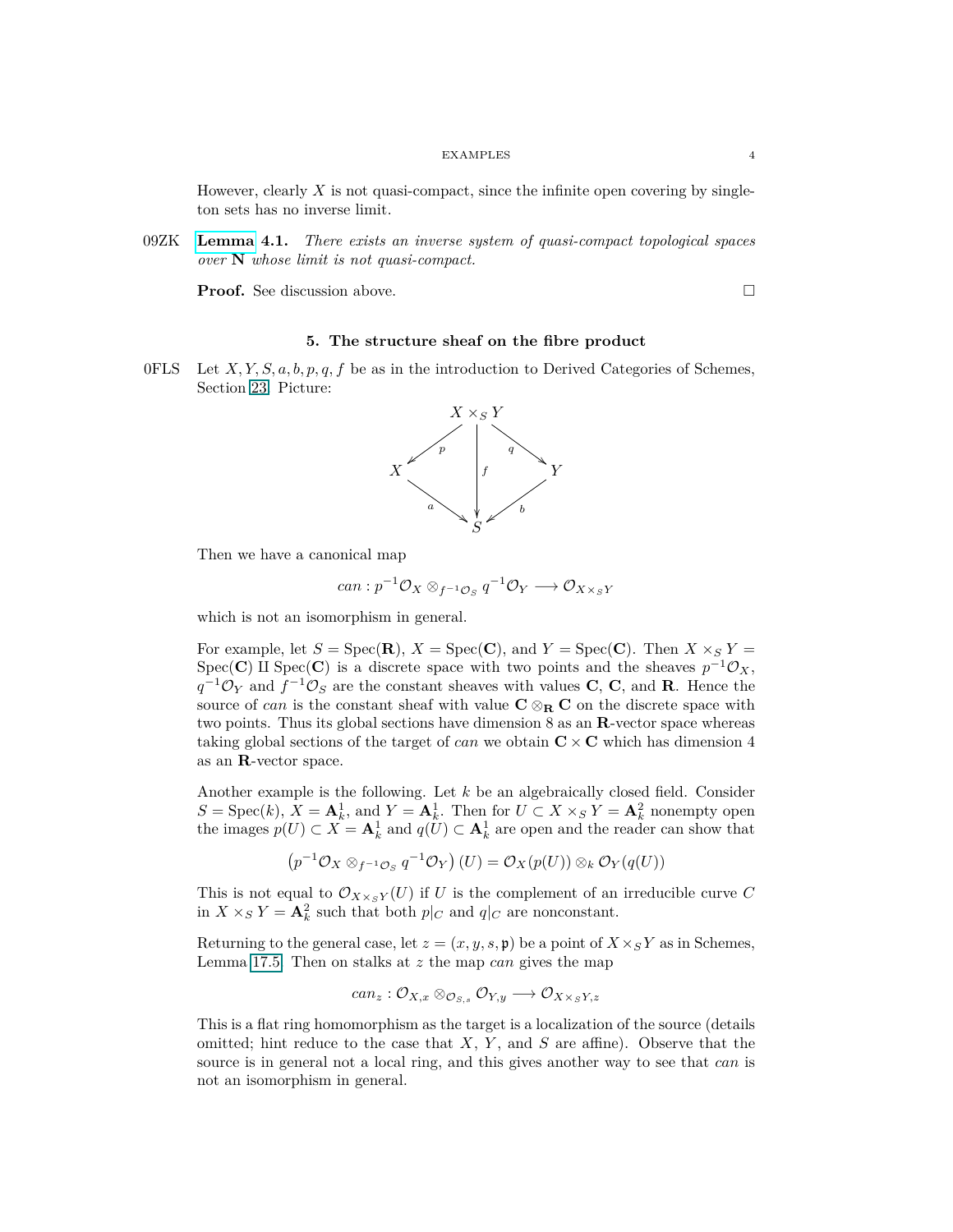However, clearly $X$ is not quasi-compact, since the infinite open covering by singleton sets has no inverse limit.

09ZK **Lemma 4.1.** *There exists an inverse system of quasi-compact topological spaces over* $\mathbf{N}$ *whose limit is not quasi-compact.*

**Proof.** See discussion above. $\square$

## 5. The structure sheaf on the fibre product

0FLS Let $X, Y, S, a, b, p, q, f$ be as in the introduction to Derived Categories of Schemes, Section 23. Picture:

$$\begin{array}{ccccc} & & X \times_S Y & & \\ & \swarrow^{p} & \downarrow^{f} & \searrow^{q} & \\ X & & & & Y \\ & \searrow_{a} & & \swarrow_{b} & \\ & & S & & \end{array}$$

Then we have a canonical map

$$can : p^{-1}\mathcal{O}_X \otimes_{f^{-1}\mathcal{O}_S} q^{-1}\mathcal{O}_Y \longrightarrow \mathcal{O}_{X \times_S Y}$$

which is not an isomorphism in general.

For example, let $S = \text{Spec}(\mathbf{R})$, $X = \text{Spec}(\mathbf{C})$, and $Y = \text{Spec}(\mathbf{C})$. Then $X \times_S Y = \text{Spec}(\mathbf{C}) \amalg \text{Spec}(\mathbf{C})$ is a discrete space with two points and the sheaves $p^{-1}\mathcal{O}_X$, $q^{-1}\mathcal{O}_Y$ and $f^{-1}\mathcal{O}_S$ are the constant sheaves with values $\mathbf{C}$, $\mathbf{C}$, and $\mathbf{R}$. Hence the source of *can* is the constant sheaf with value $\mathbf{C} \otimes_{\mathbf{R}} \mathbf{C}$ on the discrete space with two points. Thus its global sections have dimension 8 as an $\mathbf{R}$-vector space whereas taking global sections of the target of *can* we obtain $\mathbf{C} \times \mathbf{C}$ which has dimension 4 as an $\mathbf{R}$-vector space.

Another example is the following. Let $k$ be an algebraically closed field. Consider $S = \text{Spec}(k)$, $X = \mathbf{A}^1_k$, and $Y = \mathbf{A}^1_k$. Then for $U \subset X \times_S Y = \mathbf{A}^2_k$ nonempty open the images $p(U) \subset X = \mathbf{A}^1_k$ and $q(U) \subset \mathbf{A}^1_k$ are open and the reader can show that

$$\left(p^{-1}\mathcal{O}_X \otimes_{f^{-1}\mathcal{O}_S} q^{-1}\mathcal{O}_Y\right)(U) = \mathcal{O}_X(p(U)) \otimes_k \mathcal{O}_Y(q(U))$$

This is not equal to $\mathcal{O}_{X \times_S Y}(U)$ if $U$ is the complement of an irreducible curve $C$ in $X \times_S Y = \mathbf{A}^2_k$ such that both $p|_C$ and $q|_C$ are nonconstant.

Returning to the general case, let $z = (x, y, s, \mathfrak{p})$ be a point of $X \times_S Y$ as in Schemes, Lemma 17.5. Then on stalks at $z$ the map *can* gives the map

$$can_z : \mathcal{O}_{X,x} \otimes_{\mathcal{O}_{S,s}} \mathcal{O}_{Y,y} \longrightarrow \mathcal{O}_{X \times_S Y, z}$$

This is a flat ring homomorphism as the target is a localization of the source (details omitted; hint reduce to the case that $X$, $Y$, and $S$ are affine). Observe that the source is in general not a local ring, and this gives another way to see that *can* is not an isomorphism in general.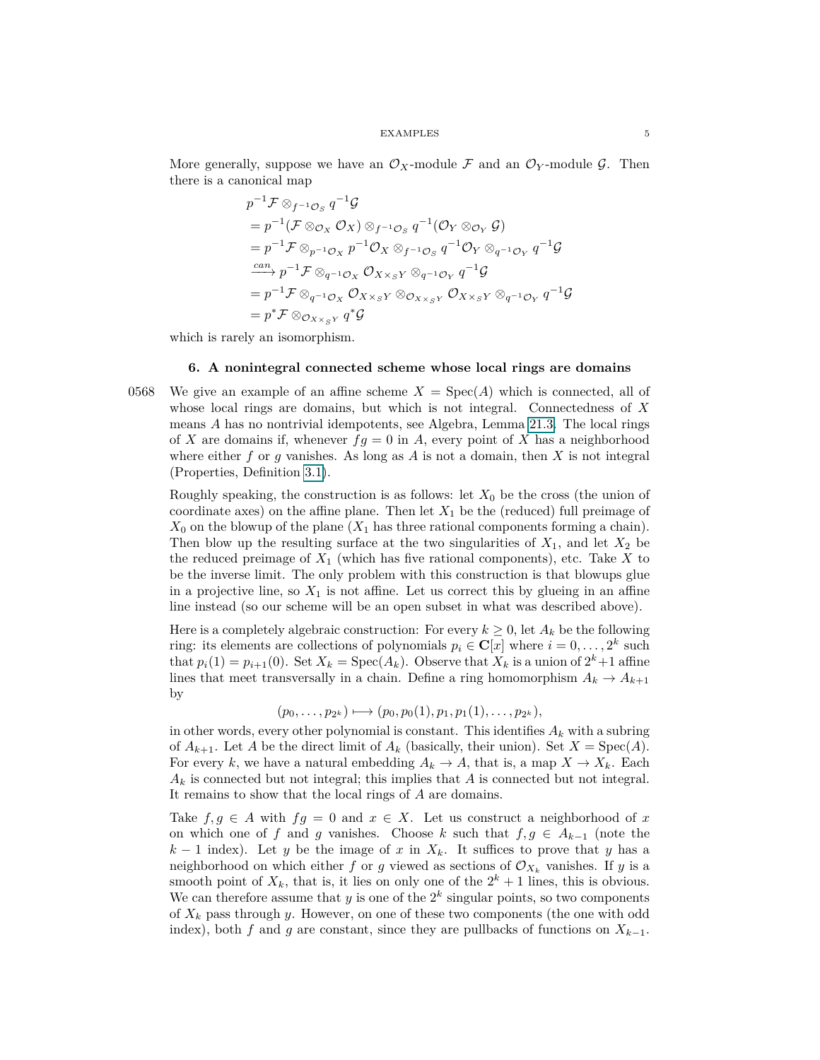More generally, suppose we have an $\mathcal{O}_X$-module $\mathcal{F}$ and an $\mathcal{O}_Y$-module $\mathcal{G}$. Then there is a canonical map

$$
\begin{aligned}
&p^{-1}\mathcal{F} \otimes_{f^{-1}\mathcal{O}_S} q^{-1}\mathcal{G} \\
&= p^{-1}(\mathcal{F} \otimes_{\mathcal{O}_X} \mathcal{O}_X) \otimes_{f^{-1}\mathcal{O}_S} q^{-1}(\mathcal{O}_Y \otimes_{\mathcal{O}_Y} \mathcal{G}) \\
&= p^{-1}\mathcal{F} \otimes_{p^{-1}\mathcal{O}_X} p^{-1}\mathcal{O}_X \otimes_{f^{-1}\mathcal{O}_S} q^{-1}\mathcal{O}_Y \otimes_{q^{-1}\mathcal{O}_Y} q^{-1}\mathcal{G} \\
&\xrightarrow{can} p^{-1}\mathcal{F} \otimes_{q^{-1}\mathcal{O}_X} \mathcal{O}_{X\times_S Y} \otimes_{q^{-1}\mathcal{O}_Y} q^{-1}\mathcal{G} \\
&= p^{-1}\mathcal{F} \otimes_{q^{-1}\mathcal{O}_X} \mathcal{O}_{X\times_S Y} \otimes_{\mathcal{O}_{X\times_S Y}} \mathcal{O}_{X\times_S Y} \otimes_{q^{-1}\mathcal{O}_Y} q^{-1}\mathcal{G} \\
&= p^*\mathcal{F} \otimes_{\mathcal{O}_{X\times_S Y}} q^*\mathcal{G}
\end{aligned}
$$

which is rarely an isomorphism.

## 6. A nonintegral connected scheme whose local rings are domains

0568 We give an example of an affine scheme $X = \mathrm{Spec}(A)$ which is connected, all of whose local rings are domains, but which is not integral. Connectedness of $X$ means $A$ has no nontrivial idempotents, see Algebra, Lemma 21.3. The local rings of $X$ are domains if, whenever $fg = 0$ in $A$, every point of $X$ has a neighborhood where either $f$ or $g$ vanishes. As long as $A$ is not a domain, then $X$ is not integral (Properties, Definition 3.1).

Roughly speaking, the construction is as follows: let $X_0$ be the cross (the union of coordinate axes) on the affine plane. Then let $X_1$ be the (reduced) full preimage of $X_0$ on the blowup of the plane ($X_1$ has three rational components forming a chain). Then blow up the resulting surface at the two singularities of $X_1$, and let $X_2$ be the reduced preimage of $X_1$ (which has five rational components), etc. Take $X$ to be the inverse limit. The only problem with this construction is that blowups glue in a projective line, so $X_1$ is not affine. Let us correct this by glueing in an affine line instead (so our scheme will be an open subset in what was described above).

Here is a completely algebraic construction: For every $k \geq 0$, let $A_k$ be the following ring: its elements are collections of polynomials $p_i \in \mathbf{C}[x]$ where $i = 0, \ldots, 2^k$ such that $p_i(1) = p_{i+1}(0)$. Set $X_k = \mathrm{Spec}(A_k)$. Observe that $X_k$ is a union of $2^k+1$ affine lines that meet transversally in a chain. Define a ring homomorphism $A_k \to A_{k+1}$ by

$$(p_0, \ldots, p_{2^k}) \longmapsto (p_0, p_0(1), p_1, p_1(1), \ldots, p_{2^k}),$$

in other words, every other polynomial is constant. This identifies $A_k$ with a subring of $A_{k+1}$. Let $A$ be the direct limit of $A_k$ (basically, their union). Set $X = \mathrm{Spec}(A)$. For every $k$, we have a natural embedding $A_k \to A$, that is, a map $X \to X_k$. Each $A_k$ is connected but not integral; this implies that $A$ is connected but not integral. It remains to show that the local rings of $A$ are domains.

Take $f, g \in A$ with $fg = 0$ and $x \in X$. Let us construct a neighborhood of $x$ on which one of $f$ and $g$ vanishes. Choose $k$ such that $f, g \in A_{k-1}$ (note the $k-1$ index). Let $y$ be the image of $x$ in $X_k$. It suffices to prove that $y$ has a neighborhood on which either $f$ or $g$ viewed as sections of $\mathcal{O}_{X_k}$ vanishes. If $y$ is a smooth point of $X_k$, that is, it lies on only one of the $2^k+1$ lines, this is obvious. We can therefore assume that $y$ is one of the $2^k$ singular points, so two components of $X_k$ pass through $y$. However, on one of these two components (the one with odd index), both $f$ and $g$ are constant, since they are pullbacks of functions on $X_{k-1}$.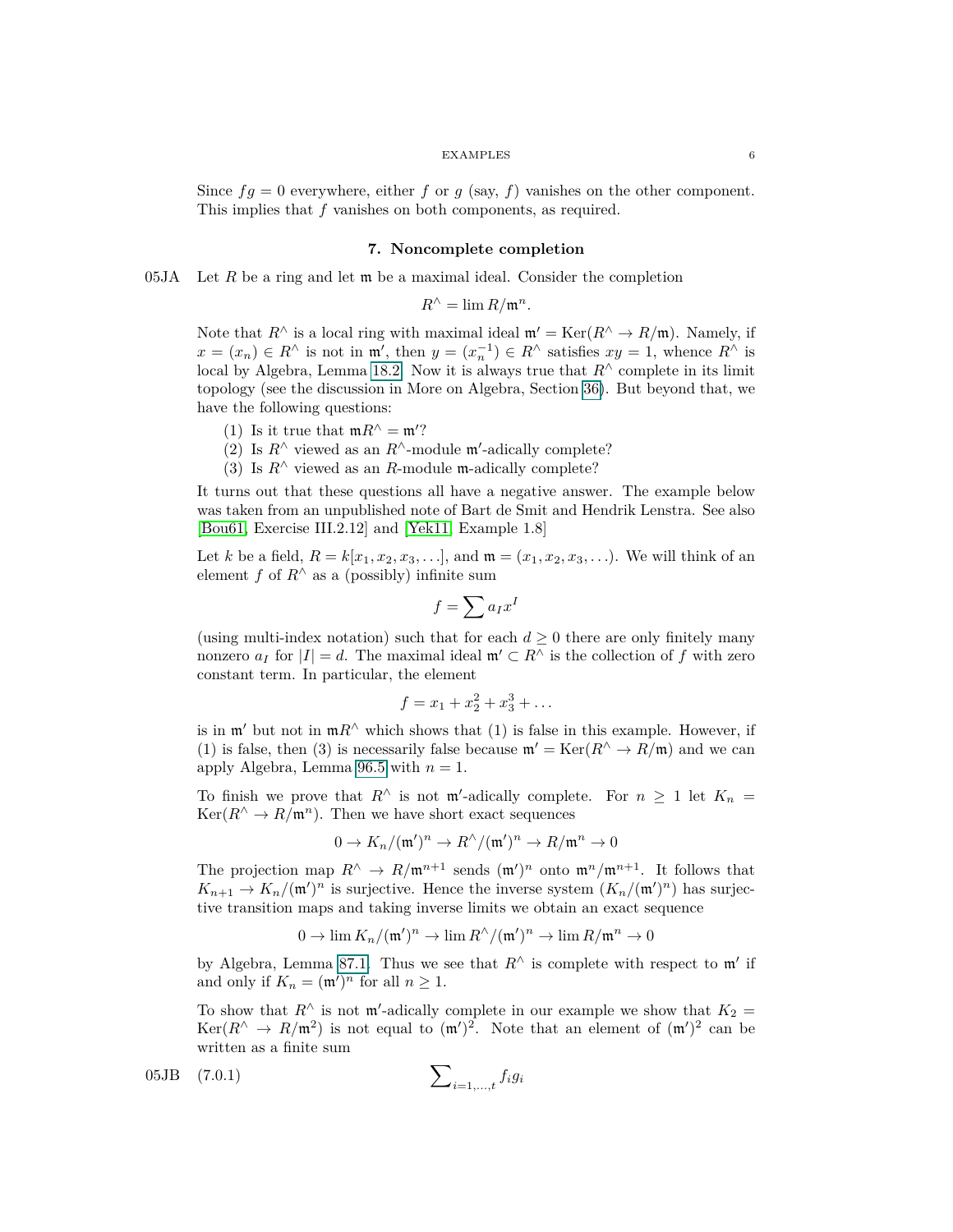Since $fg = 0$ everywhere, either $f$ or $g$ (say, $f$) vanishes on the other component. This implies that $f$ vanishes on both components, as required.

## 7. Noncomplete completion

05JA Let $R$ be a ring and let $\mathfrak{m}$ be a maximal ideal. Consider the completion

$$R^\wedge = \lim R/\mathfrak{m}^n.$$

Note that $R^\wedge$ is a local ring with maximal ideal $\mathfrak{m}' = \text{Ker}(R^\wedge \to R/\mathfrak{m})$. Namely, if $x = (x_n) \in R^\wedge$ is not in $\mathfrak{m}'$, then $y = (x_n^{-1}) \in R^\wedge$ satisfies $xy = 1$, whence $R^\wedge$ is local by Algebra, Lemma 18.2. Now it is always true that $R^\wedge$ complete in its limit topology (see the discussion in More on Algebra, Section 36). But beyond that, we have the following questions:

(1) Is it true that $\mathfrak{m}R^\wedge = \mathfrak{m}'$?
(2) Is $R^\wedge$ viewed as an $R^\wedge$-module $\mathfrak{m}'$-adically complete?
(3) Is $R^\wedge$ viewed as an $R$-module $\mathfrak{m}$-adically complete?

It turns out that these questions all have a negative answer. The example below was taken from an unpublished note of Bart de Smit and Hendrik Lenstra. See also [Bou61, Exercise III.2.12] and [Yek11, Example 1.8]

Let $k$ be a field, $R = k[x_1, x_2, x_3, \ldots]$, and $\mathfrak{m} = (x_1, x_2, x_3, \ldots)$. We will think of an element $f$ of $R^\wedge$ as a (possibly) infinite sum

$$f = \sum a_I x^I$$

(using multi-index notation) such that for each $d \geq 0$ there are only finitely many nonzero $a_I$ for $|I| = d$. The maximal ideal $\mathfrak{m}' \subset R^\wedge$ is the collection of $f$ with zero constant term. In particular, the element

$$f = x_1 + x_2^2 + x_3^3 + \ldots$$

is in $\mathfrak{m}'$ but not in $\mathfrak{m}R^\wedge$ which shows that (1) is false in this example. However, if (1) is false, then (3) is necessarily false because $\mathfrak{m}' = \text{Ker}(R^\wedge \to R/\mathfrak{m})$ and we can apply Algebra, Lemma 96.5 with $n = 1$.

To finish we prove that $R^\wedge$ is not $\mathfrak{m}'$-adically complete. For $n \geq 1$ let $K_n = \text{Ker}(R^\wedge \to R/\mathfrak{m}^n)$. Then we have short exact sequences

$$0 \to K_n/(\mathfrak{m}')^n \to R^\wedge/(\mathfrak{m}')^n \to R/\mathfrak{m}^n \to 0$$

The projection map $R^\wedge \to R/\mathfrak{m}^{n+1}$ sends $(\mathfrak{m}')^n$ onto $\mathfrak{m}^n/\mathfrak{m}^{n+1}$. It follows that $K_{n+1} \to K_n/(\mathfrak{m}')^n$ is surjective. Hence the inverse system $(K_n/(\mathfrak{m}')^n)$ has surjective transition maps and taking inverse limits we obtain an exact sequence

$$0 \to \lim K_n/(\mathfrak{m}')^n \to \lim R^\wedge/(\mathfrak{m}')^n \to \lim R/\mathfrak{m}^n \to 0$$

by Algebra, Lemma 87.1. Thus we see that $R^\wedge$ is complete with respect to $\mathfrak{m}'$ if and only if $K_n = (\mathfrak{m}')^n$ for all $n \geq 1$.

To show that $R^\wedge$ is not $\mathfrak{m}'$-adically complete in our example we show that $K_2 = \text{Ker}(R^\wedge \to R/\mathfrak{m}^2)$ is not equal to $(\mathfrak{m}')^2$. Note that an element of $(\mathfrak{m}')^2$ can be written as a finite sum

05JB (7.0.1)
$$\sum\nolimits_{i=1,\ldots,t} f_i g_i$$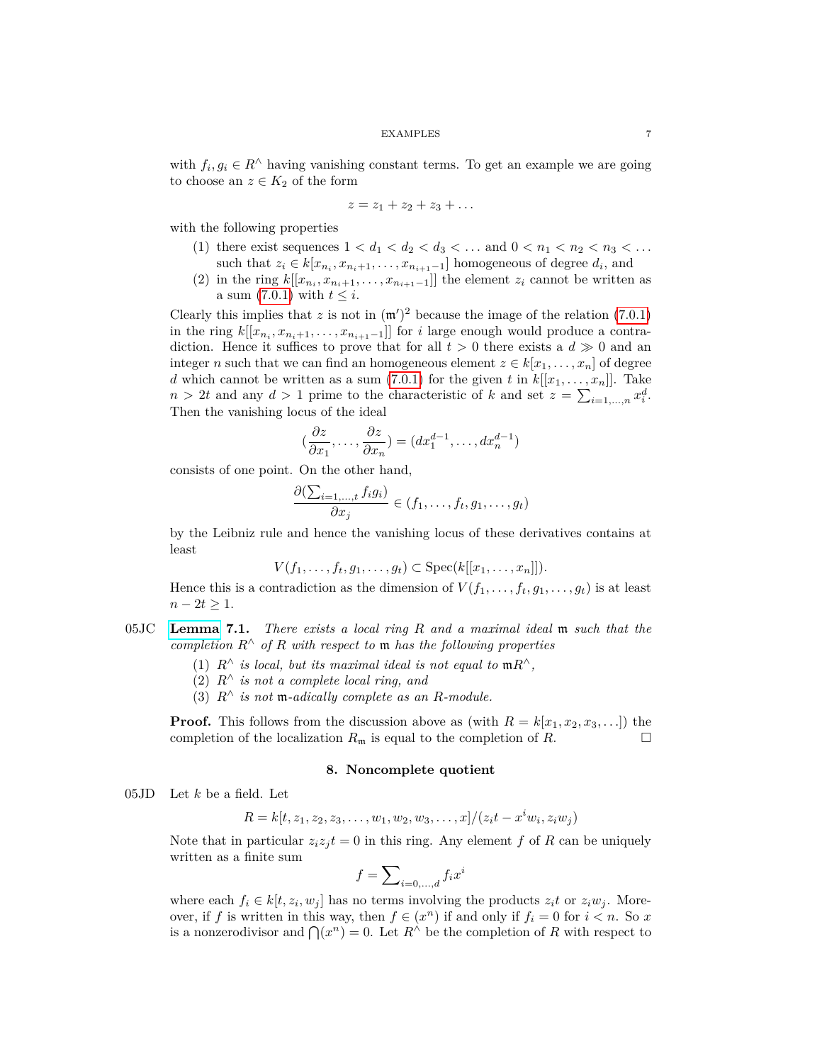with $f_i, g_i \in R^\wedge$ having vanishing constant terms. To get an example we are going to choose an $z \in K_2$ of the form

$$z = z_1 + z_2 + z_3 + \ldots$$

with the following properties

(1) there exist sequences $1 < d_1 < d_2 < d_3 < \ldots$ and $0 < n_1 < n_2 < n_3 < \ldots$ such that $z_i \in k[x_{n_i}, x_{n_i+1}, \ldots, x_{n_{i+1}-1}]$ homogeneous of degree $d_i$, and
(2) in the ring $k[[x_{n_i}, x_{n_i+1}, \ldots, x_{n_{i+1}-1}]]$ the element $z_i$ cannot be written as a sum (7.0.1) with $t \leq i$.

Clearly this implies that $z$ is not in $(\mathfrak{m}')^2$ because the image of the relation (7.0.1) in the ring $k[[x_{n_i}, x_{n_i+1}, \ldots, x_{n_{i+1}-1}]]$ for $i$ large enough would produce a contradiction. Hence it suffices to prove that for all $t > 0$ there exists a $d \gg 0$ and an integer $n$ such that we can find an homogeneous element $z \in k[x_1, \ldots, x_n]$ of degree $d$ which cannot be written as a sum (7.0.1) for the given $t$ in $k[[x_1, \ldots, x_n]]$. Take $n > 2t$ and any $d > 1$ prime to the characteristic of $k$ and set $z = \sum_{i=1,\ldots,n} x_i^d$. Then the vanishing locus of the ideal

$$\left(\frac{\partial z}{\partial x_1}, \ldots, \frac{\partial z}{\partial x_n}\right) = (dx_1^{d-1}, \ldots, dx_n^{d-1})$$

consists of one point. On the other hand,

$$\frac{\partial(\sum_{i=1,\ldots,t} f_i g_i)}{\partial x_j} \in (f_1, \ldots, f_t, g_1, \ldots, g_t)$$

by the Leibniz rule and hence the vanishing locus of these derivatives contains at least

$$V(f_1, \ldots, f_t, g_1, \ldots, g_t) \subset \text{Spec}(k[[x_1, \ldots, x_n]]).$$

Hence this is a contradiction as the dimension of $V(f_1, \ldots, f_t, g_1, \ldots, g_t)$ is at least $n - 2t \geq 1$.

05JC **Lemma 7.1.** *There exists a local ring $R$ and a maximal ideal $\mathfrak{m}$ such that the completion $R^\wedge$ of $R$ with respect to $\mathfrak{m}$ has the following properties*

(1) *$R^\wedge$ is local, but its maximal ideal is not equal to $\mathfrak{m}R^\wedge$,*
(2) *$R^\wedge$ is not a complete local ring, and*
(3) *$R^\wedge$ is not $\mathfrak{m}$-adically complete as an $R$-module.*

**Proof.** This follows from the discussion above as (with $R = k[x_1, x_2, x_3, \ldots]$) the completion of the localization $R_\mathfrak{m}$ is equal to the completion of $R$. $\square$

## 8. Noncomplete quotient

05JD Let $k$ be a field. Let

$$R = k[t, z_1, z_2, z_3, \ldots, w_1, w_2, w_3, \ldots, x]/(z_i t - x^i w_i, z_i w_j)$$

Note that in particular $z_i z_j t = 0$ in this ring. Any element $f$ of $R$ can be uniquely written as a finite sum

$$f = \sum\nolimits_{i=0,\ldots,d} f_i x^i$$

where each $f_i \in k[t, z_i, w_j]$ has no terms involving the products $z_i t$ or $z_i w_j$. Moreover, if $f$ is written in this way, then $f \in (x^n)$ if and only if $f_i = 0$ for $i < n$. So $x$ is a nonzerodivisor and $\bigcap (x^n) = 0$. Let $R^\wedge$ be the completion of $R$ with respect to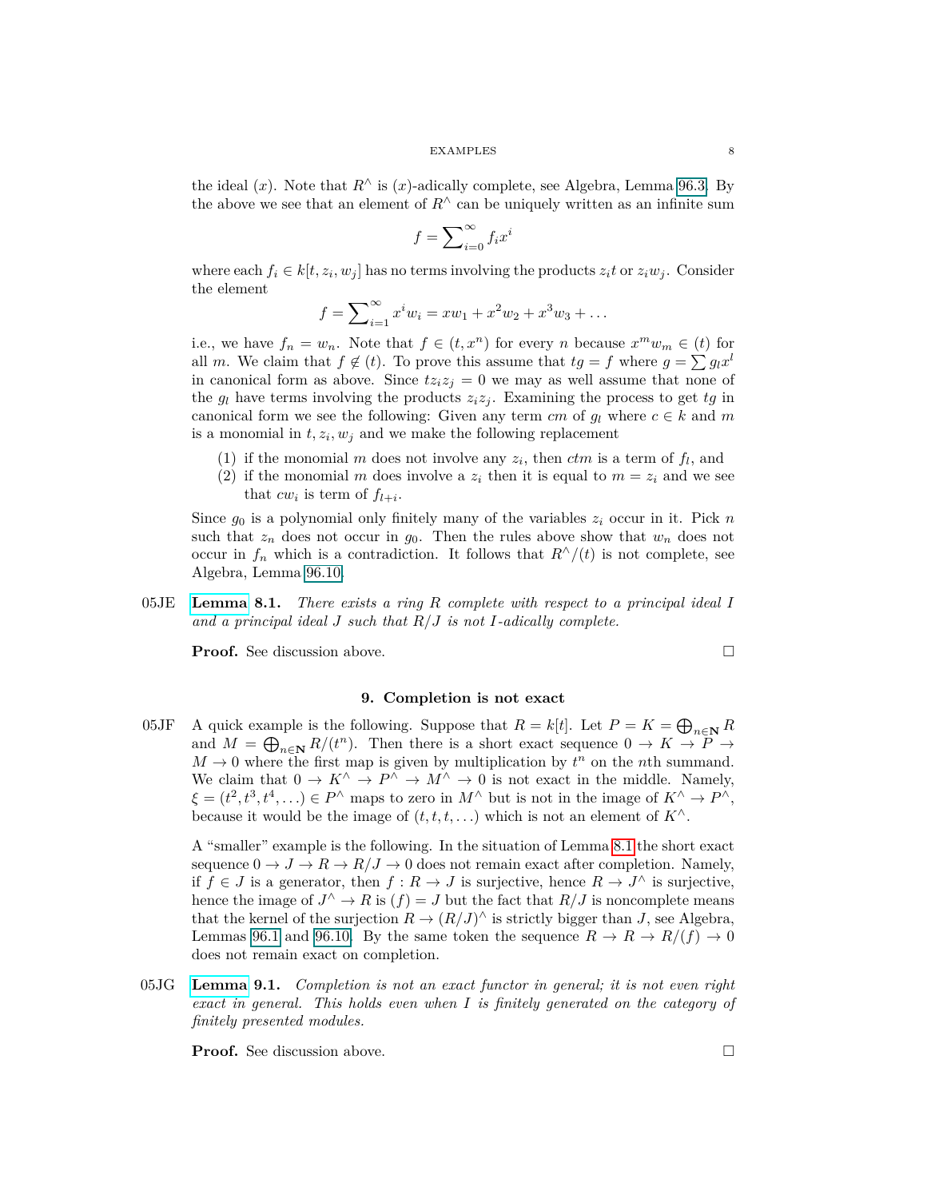the ideal $(x)$. Note that $R^\wedge$ is $(x)$-adically complete, see Algebra, Lemma 96.3. By the above we see that an element of $R^\wedge$ can be uniquely written as an infinite sum

$$f = \sum\nolimits_{i=0}^{\infty} f_i x^i$$

where each $f_i \in k[t, z_i, w_j]$ has no terms involving the products $z_i t$ or $z_i w_j$. Consider the element

$$f = \sum\nolimits_{i=1}^{\infty} x^i w_i = x w_1 + x^2 w_2 + x^3 w_3 + \ldots$$

i.e., we have $f_n = w_n$. Note that $f \in (t, x^n)$ for every $n$ because $x^m w_m \in (t)$ for all $m$. We claim that $f \notin (t)$. To prove this assume that $tg = f$ where $g = \sum g_l x^l$ in canonical form as above. Since $t z_i z_j = 0$ we may as well assume that none of the $g_l$ have terms involving the products $z_i z_j$. Examining the process to get $tg$ in canonical form we see the following: Given any term $cm$ of $g_l$ where $c \in k$ and $m$ is a monomial in $t, z_i, w_j$ and we make the following replacement

1. if the monomial $m$ does not involve any $z_i$, then $ctm$ is a term of $f_l$, and
2. if the monomial $m$ does involve a $z_i$ then it is equal to $m = z_i$ and we see that $cw_i$ is term of $f_{l+i}$.

Since $g_0$ is a polynomial only finitely many of the variables $z_i$ occur in it. Pick $n$ such that $z_n$ does not occur in $g_0$. Then the rules above show that $w_n$ does not occur in $f_n$ which is a contradiction. It follows that $R^\wedge/(t)$ is not complete, see Algebra, Lemma 96.10.

05JE **Lemma 8.1.** *There exists a ring $R$ complete with respect to a principal ideal $I$ and a principal ideal $J$ such that $R/J$ is not $I$-adically complete.*

**Proof.** See discussion above. □

## 9. Completion is not exact

05JF A quick example is the following. Suppose that $R = k[t]$. Let $P = K = \bigoplus_{n \in \mathbf{N}} R$ and $M = \bigoplus_{n \in \mathbf{N}} R/(t^n)$. Then there is a short exact sequence $0 \to K \to P \to M \to 0$ where the first map is given by multiplication by $t^n$ on the $n$th summand. We claim that $0 \to K^\wedge \to P^\wedge \to M^\wedge \to 0$ is not exact in the middle. Namely, $\xi = (t^2, t^3, t^4, \ldots) \in P^\wedge$ maps to zero in $M^\wedge$ but is not in the image of $K^\wedge \to P^\wedge$, because it would be the image of $(t, t, t, \ldots)$ which is not an element of $K^\wedge$.

A "smaller" example is the following. In the situation of Lemma 8.1 the short exact sequence $0 \to J \to R \to R/J \to 0$ does not remain exact after completion. Namely, if $f \in J$ is a generator, then $f : R \to J$ is surjective, hence $R \to J^\wedge$ is surjective, hence the image of $J^\wedge \to R$ is $(f) = J$ but the fact that $R/J$ is noncomplete means that the kernel of the surjection $R \to (R/J)^\wedge$ is strictly bigger than $J$, see Algebra, Lemmas 96.1 and 96.10. By the same token the sequence $R \to R \to R/(f) \to 0$ does not remain exact on completion.

05JG **Lemma 9.1.** *Completion is not an exact functor in general; it is not even right exact in general. This holds even when $I$ is finitely generated on the category of finitely presented modules.*

**Proof.** See discussion above. □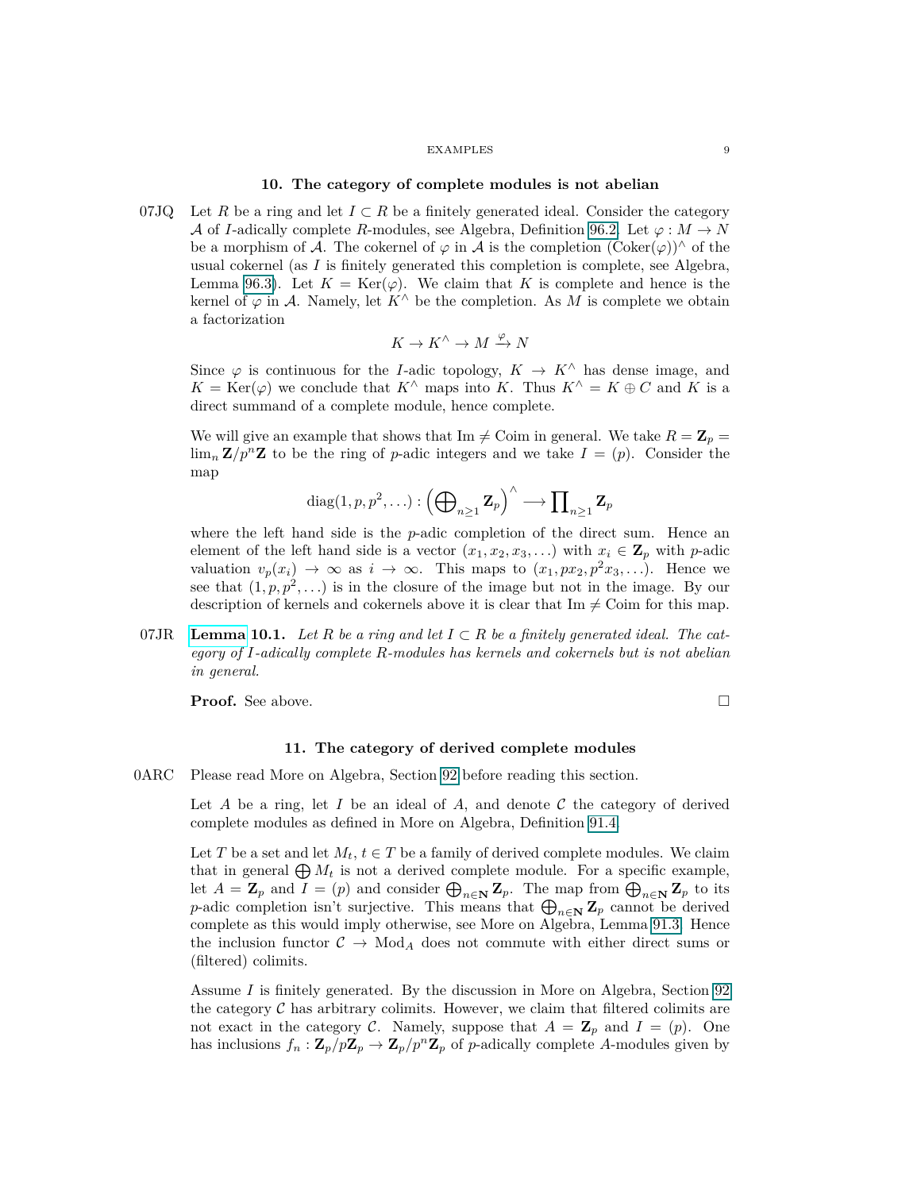## 10. The category of complete modules is not abelian

07JQ Let $R$ be a ring and let $I \subset R$ be a finitely generated ideal. Consider the category $\mathcal{A}$ of $I$-adically complete $R$-modules, see Algebra, Definition 96.2. Let $\varphi : M \to N$ be a morphism of $\mathcal{A}$. The cokernel of $\varphi$ in $\mathcal{A}$ is the completion $(\text{Coker}(\varphi))^\wedge$ of the usual cokernel (as $I$ is finitely generated this completion is complete, see Algebra, Lemma 96.3). Let $K = \text{Ker}(\varphi)$. We claim that $K$ is complete and hence is the kernel of $\varphi$ in $\mathcal{A}$. Namely, let $K^\wedge$ be the completion. As $M$ is complete we obtain a factorization

$$K \to K^\wedge \to M \xrightarrow{\varphi} N$$

Since $\varphi$ is continuous for the $I$-adic topology, $K \to K^\wedge$ has dense image, and $K = \text{Ker}(\varphi)$ we conclude that $K^\wedge$ maps into $K$. Thus $K^\wedge = K \oplus C$ and $K$ is a direct summand of a complete module, hence complete.

We will give an example that shows that $\text{Im} \neq \text{Coim}$ in general. We take $R = \mathbf{Z}_p = \lim_n \mathbf{Z}/p^n\mathbf{Z}$ to be the ring of $p$-adic integers and we take $I = (p)$. Consider the map

$$\text{diag}(1, p, p^2, \ldots) : \left(\bigoplus\nolimits_{n \geq 1} \mathbf{Z}_p\right)^\wedge \longrightarrow \prod\nolimits_{n \geq 1} \mathbf{Z}_p$$

where the left hand side is the $p$-adic completion of the direct sum. Hence an element of the left hand side is a vector $(x_1, x_2, x_3, \ldots)$ with $x_i \in \mathbf{Z}_p$ with $p$-adic valuation $v_p(x_i) \to \infty$ as $i \to \infty$. This maps to $(x_1, px_2, p^2x_3, \ldots)$. Hence we see that $(1, p, p^2, \ldots)$ is in the closure of the image but not in the image. By our description of kernels and cokernels above it is clear that $\text{Im} \neq \text{Coim}$ for this map.

07JR **Lemma 10.1.** *Let $R$ be a ring and let $I \subset R$ be a finitely generated ideal. The category of $I$-adically complete $R$-modules has kernels and cokernels but is not abelian in general.*

**Proof.** See above. $\square$

## 11. The category of derived complete modules

0ARC Please read More on Algebra, Section 92 before reading this section.

Let $A$ be a ring, let $I$ be an ideal of $A$, and denote $\mathcal{C}$ the category of derived complete modules as defined in More on Algebra, Definition 91.4.

Let $T$ be a set and let $M_t$, $t \in T$ be a family of derived complete modules. We claim that in general $\bigoplus M_t$ is not a derived complete module. For a specific example, let $A = \mathbf{Z}_p$ and $I = (p)$ and consider $\bigoplus_{n \in \mathbf{N}} \mathbf{Z}_p$. The map from $\bigoplus_{n \in \mathbf{N}} \mathbf{Z}_p$ to its $p$-adic completion isn't surjective. This means that $\bigoplus_{n \in \mathbf{N}} \mathbf{Z}_p$ cannot be derived complete as this would imply otherwise, see More on Algebra, Lemma 91.3. Hence the inclusion functor $\mathcal{C} \to \text{Mod}_A$ does not commute with either direct sums or (filtered) colimits.

Assume $I$ is finitely generated. By the discussion in More on Algebra, Section 92 the category $\mathcal{C}$ has arbitrary colimits. However, we claim that filtered colimits are not exact in the category $\mathcal{C}$. Namely, suppose that $A = \mathbf{Z}_p$ and $I = (p)$. One has inclusions $f_n : \mathbf{Z}_p/p\mathbf{Z}_p \to \mathbf{Z}_p/p^n\mathbf{Z}_p$ of $p$-adically complete $A$-modules given by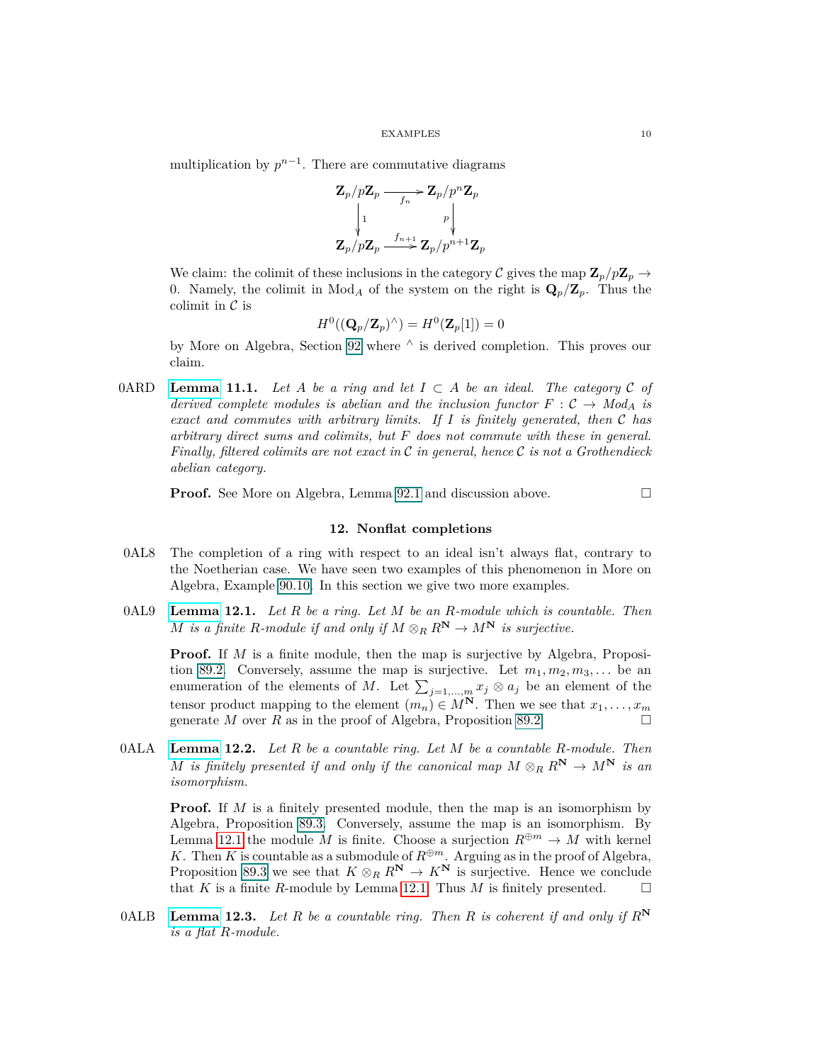multiplication by $p^{n-1}$. There are commutative diagrams

$$
\begin{array}{ccc}
\mathbf{Z}_p/p\mathbf{Z}_p & \xrightarrow{f_n} & \mathbf{Z}_p/p^n\mathbf{Z}_p \\
\downarrow 1 & & \downarrow p \\
\mathbf{Z}_p/p\mathbf{Z}_p & \xrightarrow{f_{n+1}} & \mathbf{Z}_p/p^{n+1}\mathbf{Z}_p
\end{array}
$$

We claim: the colimit of these inclusions in the category $\mathcal{C}$ gives the map $\mathbf{Z}_p/p\mathbf{Z}_p \to 0$. Namely, the colimit in $Mod_A$ of the system on the right is $\mathbf{Q}_p/\mathbf{Z}_p$. Thus the colimit in $\mathcal{C}$ is

$$H^0((\mathbf{Q}_p/\mathbf{Z}_p)^\wedge) = H^0(\mathbf{Z}_p[1]) = 0$$

by More on Algebra, Section 92 where $^\wedge$ is derived completion. This proves our claim.

0ARD **Lemma 11.1.** *Let $A$ be a ring and let $I \subset A$ be an ideal. The category $\mathcal{C}$ of derived complete modules is abelian and the inclusion functor $F : \mathcal{C} \to Mod_A$ is exact and commutes with arbitrary limits. If $I$ is finitely generated, then $\mathcal{C}$ has arbitrary direct sums and colimits, but $F$ does not commute with these in general. Finally, filtered colimits are not exact in $\mathcal{C}$ in general, hence $\mathcal{C}$ is not a Grothendieck abelian category.*

**Proof.** See More on Algebra, Lemma 92.1 and discussion above. $\square$

## 12. Nonflat completions

0AL8 The completion of a ring with respect to an ideal isn't always flat, contrary to the Noetherian case. We have seen two examples of this phenomenon in More on Algebra, Example 90.10. In this section we give two more examples.

0AL9 **Lemma 12.1.** *Let $R$ be a ring. Let $M$ be an $R$-module which is countable. Then $M$ is a finite $R$-module if and only if $M \otimes_R R^{\mathbf{N}} \to M^{\mathbf{N}}$ is surjective.*

**Proof.** If $M$ is a finite module, then the map is surjective by Algebra, Proposition 89.2. Conversely, assume the map is surjective. Let $m_1, m_2, m_3, \ldots$ be an enumeration of the elements of $M$. Let $\sum_{j=1,\ldots,m} x_j \otimes a_j$ be an element of the tensor product mapping to the element $(m_n) \in M^{\mathbf{N}}$. Then we see that $x_1, \ldots, x_m$ generate $M$ over $R$ as in the proof of Algebra, Proposition 89.2. $\square$

0ALA **Lemma 12.2.** *Let $R$ be a countable ring. Let $M$ be a countable $R$-module. Then $M$ is finitely presented if and only if the canonical map $M \otimes_R R^{\mathbf{N}} \to M^{\mathbf{N}}$ is an isomorphism.*

**Proof.** If $M$ is a finitely presented module, then the map is an isomorphism by Algebra, Proposition 89.3. Conversely, assume the map is an isomorphism. By Lemma 12.1 the module $M$ is finite. Choose a surjection $R^{\oplus m} \to M$ with kernel $K$. Then $K$ is countable as a submodule of $R^{\oplus m}$. Arguing as in the proof of Algebra, Proposition 89.3 we see that $K \otimes_R R^{\mathbf{N}} \to K^{\mathbf{N}}$ is surjective. Hence we conclude that $K$ is a finite $R$-module by Lemma 12.1. Thus $M$ is finitely presented. $\square$

0ALB **Lemma 12.3.** *Let $R$ be a countable ring. Then $R$ is coherent if and only if $R^{\mathbf{N}}$ is a flat $R$-module.*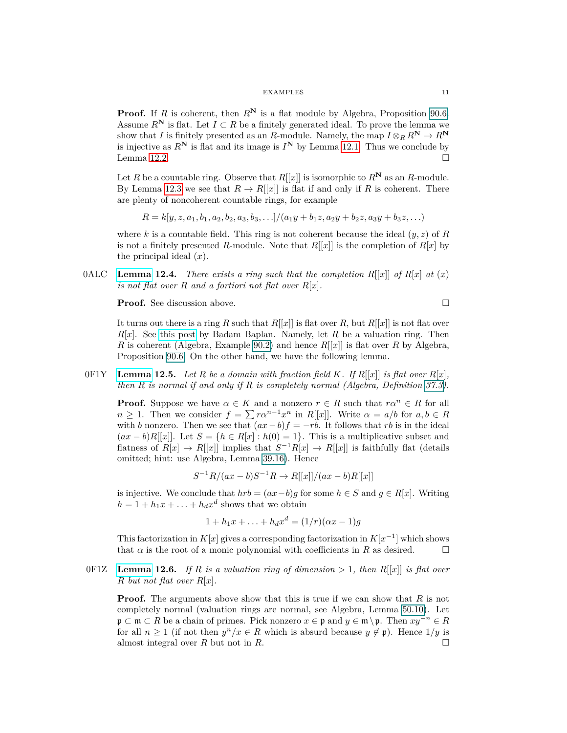**Proof.** If $R$ is coherent, then $R^{\mathbf{N}}$ is a flat module by Algebra, Proposition 90.6. Assume $R^{\mathbf{N}}$ is flat. Let $I \subset R$ be a finitely generated ideal. To prove the lemma we show that $I$ is finitely presented as an $R$-module. Namely, the map $I \otimes_R R^{\mathbf{N}} \to R^{\mathbf{N}}$ is injective as $R^{\mathbf{N}}$ is flat and its image is $I^{\mathbf{N}}$ by Lemma 12.1. Thus we conclude by Lemma 12.2. $\square$

Let $R$ be a countable ring. Observe that $R[[x]]$ is isomorphic to $R^{\mathbf{N}}$ as an $R$-module. By Lemma 12.3 we see that $R \to R[[x]]$ is flat if and only if $R$ is coherent. There are plenty of noncoherent countable rings, for example

$$R = k[y, z, a_1, b_1, a_2, b_2, a_3, b_3, \ldots]/(a_1 y + b_1 z, a_2 y + b_2 z, a_3 y + b_3 z, \ldots)$$

where $k$ is a countable field. This ring is not coherent because the ideal $(y, z)$ of $R$ is not a finitely presented $R$-module. Note that $R[[x]]$ is the completion of $R[x]$ by the principal ideal $(x)$.

0ALC **Lemma 12.4.** *There exists a ring such that the completion $R[[x]]$ of $R[x]$ at $(x)$ is not flat over $R$ and a fortiori not flat over $R[x]$.*

**Proof.** See discussion above. $\square$

It turns out there is a ring $R$ such that $R[[x]]$ is flat over $R$, but $R[[x]]$ is not flat over $R[x]$. See this post by Badam Baplan. Namely, let $R$ be a valuation ring. Then $R$ is coherent (Algebra, Example 90.2) and hence $R[[x]]$ is flat over $R$ by Algebra, Proposition 90.6. On the other hand, we have the following lemma.

0F1Y **Lemma 12.5.** *Let $R$ be a domain with fraction field $K$. If $R[[x]]$ is flat over $R[x]$, then $R$ is normal if and only if $R$ is completely normal (Algebra, Definition 37.3).*

**Proof.** Suppose we have $\alpha \in K$ and a nonzero $r \in R$ such that $r\alpha^n \in R$ for all $n \geq 1$. Then we consider $f = \sum r\alpha^{n-1}x^n$ in $R[[x]]$. Write $\alpha = a/b$ for $a, b \in R$ with $b$ nonzero. Then we see that $(ax - b)f = -rb$. It follows that $rb$ is in the ideal $(ax - b)R[[x]]$. Let $S = \{h \in R[x] : h(0) = 1\}$. This is a multiplicative subset and flatness of $R[x] \to R[[x]]$ implies that $S^{-1}R[x] \to R[[x]]$ is faithfully flat (details omitted; hint: use Algebra, Lemma 39.16). Hence

$$S^{-1}R/(ax - b)S^{-1}R \to R[[x]]/(ax - b)R[[x]]$$

is injective. We conclude that $hrb = (ax - b)g$ for some $h \in S$ and $g \in R[x]$. Writing $h = 1 + h_1 x + \ldots + h_d x^d$ shows that we obtain

$$1 + h_1 x + \ldots + h_d x^d = (1/r)(\alpha x - 1)g$$

This factorization in $K[x]$ gives a corresponding factorization in $K[x^{-1}]$ which shows that $\alpha$ is the root of a monic polynomial with coefficients in $R$ as desired. $\square$

0F1Z **Lemma 12.6.** *If $R$ is a valuation ring of dimension $> 1$, then $R[[x]]$ is flat over $R$ but not flat over $R[x]$.*

**Proof.** The arguments above show that this is true if we can show that $R$ is not completely normal (valuation rings are normal, see Algebra, Lemma 50.10). Let $\mathfrak{p} \subset \mathfrak{m} \subset R$ be a chain of primes. Pick nonzero $x \in \mathfrak{p}$ and $y \in \mathfrak{m} \setminus \mathfrak{p}$. Then $xy^{-n} \in R$ for all $n \geq 1$ (if not then $y^n/x \in R$ which is absurd because $y \notin \mathfrak{p}$). Hence $1/y$ is almost integral over $R$ but not in $R$. $\square$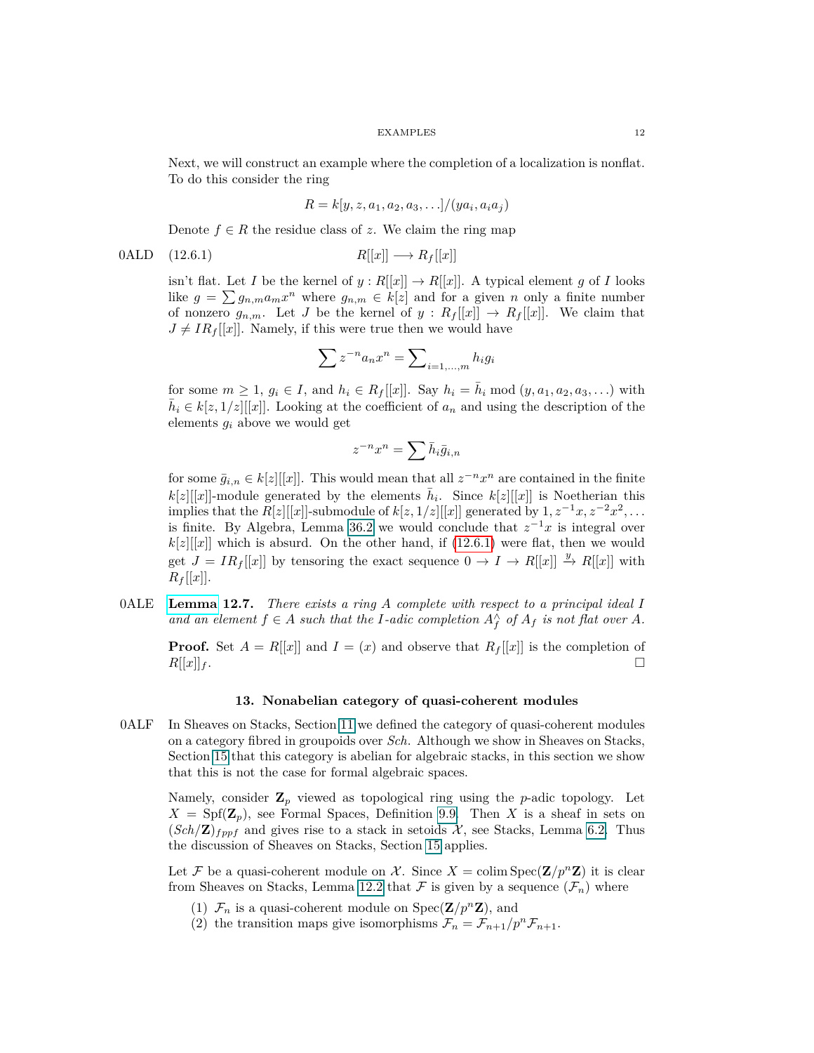Next, we will construct an example where the completion of a localization is nonflat. To do this consider the ring

$$R = k[y, z, a_1, a_2, a_3, \ldots]/(ya_i, a_ia_j)$$

Denote $f \in R$ the residue class of $z$. We claim the ring map

0ALD (12.6.1)
$$R[[x]] \longrightarrow R_f[[x]]$$

isn't flat. Let $I$ be the kernel of $y : R[[x]] \to R[[x]]$. A typical element $g$ of $I$ looks like $g = \sum g_{n,m} a_m x^n$ where $g_{n,m} \in k[z]$ and for a given $n$ only a finite number of nonzero $g_{n,m}$. Let $J$ be the kernel of $y : R_f[[x]] \to R_f[[x]]$. We claim that $J \neq IR_f[[x]]$. Namely, if this were true then we would have

$$\sum z^{-n} a_n x^n = \sum\nolimits_{i=1,\ldots,m} h_i g_i$$

for some $m \geq 1$, $g_i \in I$, and $h_i \in R_f[[x]]$. Say $h_i = \bar{h}_i \bmod (y, a_1, a_2, a_3, \ldots)$ with $\bar{h}_i \in k[z, 1/z][[x]]$. Looking at the coefficient of $a_n$ and using the description of the elements $g_i$ above we would get

$$z^{-n} x^n = \sum \bar{h}_i \bar{g}_{i,n}$$

for some $\bar{g}_{i,n} \in k[z][[x]]$. This would mean that all $z^{-n} x^n$ are contained in the finite $k[z][[x]]$-module generated by the elements $\bar{h}_i$. Since $k[z][[x]]$ is Noetherian this implies that the $R[z][[x]]$-submodule of $k[z, 1/z][[x]]$ generated by $1, z^{-1}x, z^{-2}x^2, \ldots$ is finite. By Algebra, Lemma 36.2 we would conclude that $z^{-1}x$ is integral over $k[z][[x]]$ which is absurd. On the other hand, if (12.6.1) were flat, then we would get $J = IR_f[[x]]$ by tensoring the exact sequence $0 \to I \to R[[x]] \xrightarrow{y} R[[x]]$ with $R_f[[x]]$.

0ALE **Lemma 12.7.** *There exists a ring $A$ complete with respect to a principal ideal $I$ and an element $f \in A$ such that the $I$-adic completion $A_f^\wedge$ of $A_f$ is not flat over $A$.*

**Proof.** Set $A = R[[x]]$ and $I = (x)$ and observe that $R_f[[x]]$ is the completion of $R[[x]]_f$. $\square$

## 13. Nonabelian category of quasi-coherent modules

0ALF In Sheaves on Stacks, Section 11 we defined the category of quasi-coherent modules on a category fibred in groupoids over *Sch*. Although we show in Sheaves on Stacks, Section 15 that this category is abelian for algebraic stacks, in this section we show that this is not the case for formal algebraic spaces.

Namely, consider $\mathbf{Z}_p$ viewed as topological ring using the $p$-adic topology. Let $X = \text{Spf}(\mathbf{Z}_p)$, see Formal Spaces, Definition 9.9. Then $X$ is a sheaf in sets on $(Sch/\mathbf{Z})_{fppf}$ and gives rise to a stack in setoids $\mathcal{X}$, see Stacks, Lemma 6.2. Thus the discussion of Sheaves on Stacks, Section 15 applies.

Let $\mathcal{F}$ be a quasi-coherent module on $\mathcal{X}$. Since $X = \text{colim}\, \text{Spec}(\mathbf{Z}/p^n\mathbf{Z})$ it is clear from Sheaves on Stacks, Lemma 12.2 that $\mathcal{F}$ is given by a sequence $(\mathcal{F}_n)$ where

1. $\mathcal{F}_n$ is a quasi-coherent module on $\text{Spec}(\mathbf{Z}/p^n\mathbf{Z})$, and
2. the transition maps give isomorphisms $\mathcal{F}_n = \mathcal{F}_{n+1}/p^n\mathcal{F}_{n+1}$.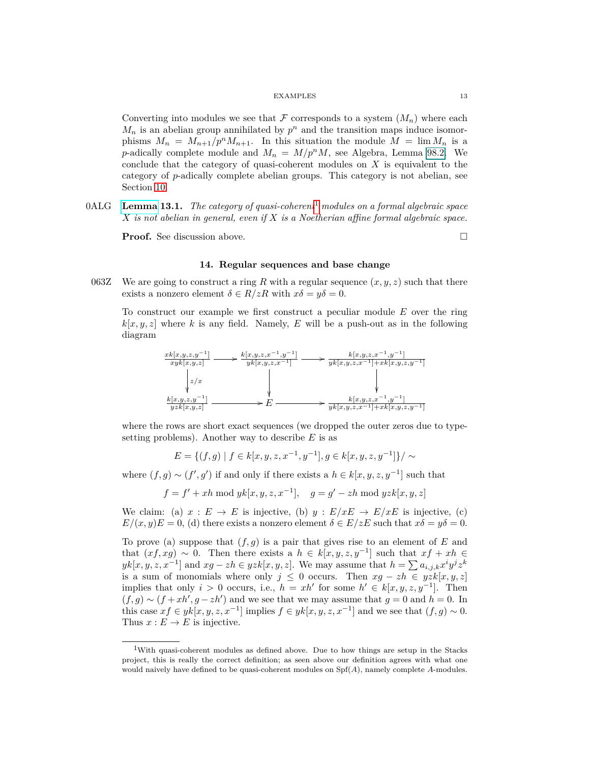Converting into modules we see that $\mathcal{F}$ corresponds to a system $(M_n)$ where each $M_n$ is an abelian group annihilated by $p^n$ and the transition maps induce isomorphisms $M_n = M_{n+1}/p^n M_{n+1}$. In this situation the module $M = \lim M_n$ is a $p$-adically complete module and $M_n = M/p^n M$, see Algebra, Lemma 98.2. We conclude that the category of quasi-coherent modules on $X$ is equivalent to the category of $p$-adically complete abelian groups. This category is not abelian, see Section 10.

0ALG **Lemma 13.1.** *The category of quasi-coherent[1] modules on a formal algebraic space $X$ is not abelian in general, even if $X$ is a Noetherian affine formal algebraic space.*

**Proof.** See discussion above. $\square$

## 14. Regular sequences and base change

063Z We are going to construct a ring $R$ with a regular sequence $(x, y, z)$ such that there exists a nonzero element $\delta \in R/zR$ with $x\delta = y\delta = 0$.

To construct our example we first construct a peculiar module $E$ over the ring $k[x, y, z]$ where $k$ is any field. Namely, $E$ will be a push-out as in the following diagram

$$\begin{array}{ccccc}
\frac{xk[x,y,z,y^{-1}]}{xyk[x,y,z]} & \longrightarrow & \frac{k[x,y,z,x^{-1},y^{-1}]}{yk[x,y,z,x^{-1}]} & \longrightarrow & \frac{k[x,y,z,x^{-1},y^{-1}]}{yk[x,y,z,x^{-1}]+xk[x,y,z,y^{-1}]} \\
\downarrow{\scriptstyle z/x} & & \downarrow & & \downarrow \\
\frac{k[x,y,z,y^{-1}]}{yzk[x,y,z]} & \longrightarrow & E & \longrightarrow & \frac{k[x,y,z,x^{-1},y^{-1}]}{yk[x,y,z,x^{-1}]+xk[x,y,z,y^{-1}]}
\end{array}$$

where the rows are short exact sequences (we dropped the outer zeros due to typesetting problems). Another way to describe $E$ is as

$$E = \{(f, g) \mid f \in k[x, y, z, x^{-1}, y^{-1}], g \in k[x, y, z, y^{-1}]\}/\sim$$

where $(f, g) \sim (f', g')$ if and only if there exists a $h \in k[x, y, z, y^{-1}]$ such that

$$f = f' + xh \bmod yk[x, y, z, x^{-1}], \quad g = g' - zh \bmod yzk[x, y, z]$$

We claim: (a) $x : E \to E$ is injective, (b) $y : E/xE \to E/xE$ is injective, (c) $E/(x, y)E = 0$, (d) there exists a nonzero element $\delta \in E/zE$ such that $x\delta = y\delta = 0$.

To prove (a) suppose that $(f, g)$ is a pair that gives rise to an element of $E$ and that $(xf, xg) \sim 0$. Then there exists a $h \in k[x, y, z, y^{-1}]$ such that $xf + xh \in yk[x, y, z, x^{-1}]$ and $xg - zh \in yzk[x, y, z]$. We may assume that $h = \sum a_{i,j,k} x^i y^j z^k$ is a sum of monomials where only $j \leq 0$ occurs. Then $xg - zh \in yzk[x, y, z]$ implies that only $i > 0$ occurs, i.e., $h = xh'$ for some $h' \in k[x, y, z, y^{-1}]$. Then $(f, g) \sim (f + xh', g - zh')$ and we see that we may assume that $g = 0$ and $h = 0$. In this case $xf \in yk[x, y, z, x^{-1}]$ implies $f \in yk[x, y, z, x^{-1}]$ and we see that $(f, g) \sim 0$. Thus $x : E \to E$ is injective.

[1] With quasi-coherent modules as defined above. Due to how things are setup in the Stacks project, this is really the correct definition; as seen above our definition agrees with what one would naively have defined to be quasi-coherent modules on $\mathrm{Spf}(A)$, namely complete $A$-modules.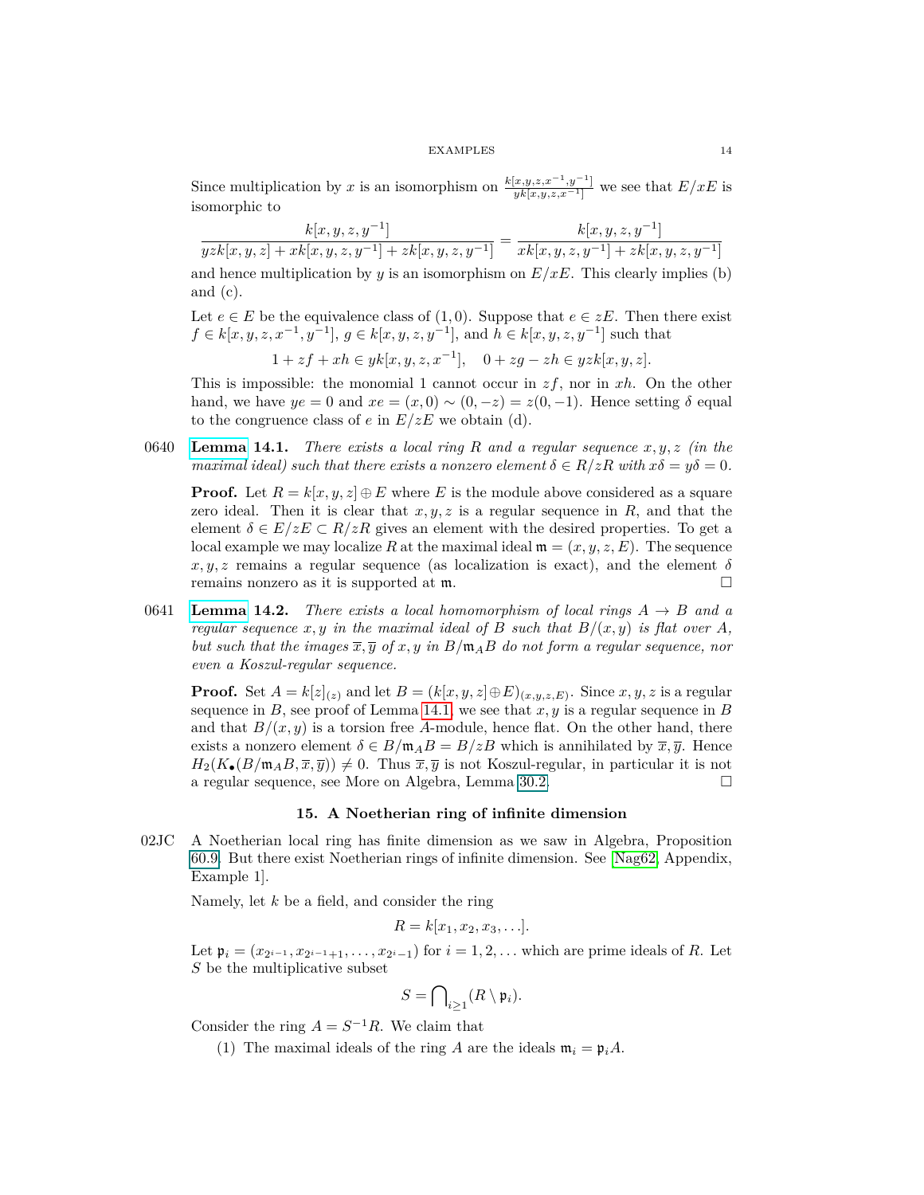Since multiplication by $x$ is an isomorphism on $\frac{k[x,y,z,x^{-1},y^{-1}]}{yk[x,y,z,x^{-1}]}$ we see that $E/xE$ is isomorphic to

$$\frac{k[x,y,z,y^{-1}]}{yzk[x,y,z]+xk[x,y,z,y^{-1}]+zk[x,y,z,y^{-1}]} = \frac{k[x,y,z,y^{-1}]}{xk[x,y,z,y^{-1}]+zk[x,y,z,y^{-1}]}$$

and hence multiplication by $y$ is an isomorphism on $E/xE$. This clearly implies (b) and (c).

Let $e \in E$ be the equivalence class of $(1,0)$. Suppose that $e \in zE$. Then there exist $f \in k[x,y,z,x^{-1},y^{-1}]$, $g \in k[x,y,z,y^{-1}]$, and $h \in k[x,y,z,y^{-1}]$ such that

$$1 + zf + xh \in yk[x,y,z,x^{-1}], \quad 0 + zg - zh \in yzk[x,y,z].$$

This is impossible: the monomial 1 cannot occur in $zf$, nor in $xh$. On the other hand, we have $ye = 0$ and $xe = (x,0) \sim (0,-z) = z(0,-1)$. Hence setting $\delta$ equal to the congruence class of $e$ in $E/zE$ we obtain (d).

0640 **Lemma 14.1.** *There exists a local ring $R$ and a regular sequence $x,y,z$ (in the maximal ideal) such that there exists a nonzero element $\delta \in R/zR$ with $x\delta = y\delta = 0$.*

**Proof.** Let $R = k[x,y,z] \oplus E$ where $E$ is the module above considered as a square zero ideal. Then it is clear that $x,y,z$ is a regular sequence in $R$, and that the element $\delta \in E/zE \subset R/zR$ gives an element with the desired properties. To get a local example we may localize $R$ at the maximal ideal $\mathfrak{m} = (x,y,z,E)$. The sequence $x,y,z$ remains a regular sequence (as localization is exact), and the element $\delta$ remains nonzero as it is supported at $\mathfrak{m}$. $\square$

0641 **Lemma 14.2.** *There exists a local homomorphism of local rings $A \to B$ and a regular sequence $x,y$ in the maximal ideal of $B$ such that $B/(x,y)$ is flat over $A$, but such that the images $\overline{x}, \overline{y}$ of $x,y$ in $B/\mathfrak{m}_A B$ do not form a regular sequence, nor even a Koszul-regular sequence.*

**Proof.** Set $A = k[z]_{(z)}$ and let $B = (k[x,y,z] \oplus E)_{(x,y,z,E)}$. Since $x,y,z$ is a regular sequence in $B$, see proof of Lemma 14.1, we see that $x,y$ is a regular sequence in $B$ and that $B/(x,y)$ is a torsion free $A$-module, hence flat. On the other hand, there exists a nonzero element $\delta \in B/\mathfrak{m}_A B = B/zB$ which is annihilated by $\overline{x}, \overline{y}$. Hence $H_2(K_\bullet(B/\mathfrak{m}_A B, \overline{x}, \overline{y})) \neq 0$. Thus $\overline{x}, \overline{y}$ is not Koszul-regular, in particular it is not a regular sequence, see More on Algebra, Lemma 30.2. $\square$

## 15. A Noetherian ring of infinite dimension

02JC A Noetherian local ring has finite dimension as we saw in Algebra, Proposition 60.9. But there exist Noetherian rings of infinite dimension. See [Nag62, Appendix, Example 1].

Namely, let $k$ be a field, and consider the ring

$$R = k[x_1, x_2, x_3, \ldots].$$

Let $\mathfrak{p}_i = (x_{2^{i-1}}, x_{2^{i-1}+1}, \ldots, x_{2^i-1})$ for $i = 1, 2, \ldots$ which are prime ideals of $R$. Let $S$ be the multiplicative subset

$$S = \bigcap\nolimits_{i \geq 1} (R \setminus \mathfrak{p}_i).$$

Consider the ring $A = S^{-1}R$. We claim that

1. The maximal ideals of the ring $A$ are the ideals $\mathfrak{m}_i = \mathfrak{p}_i A$.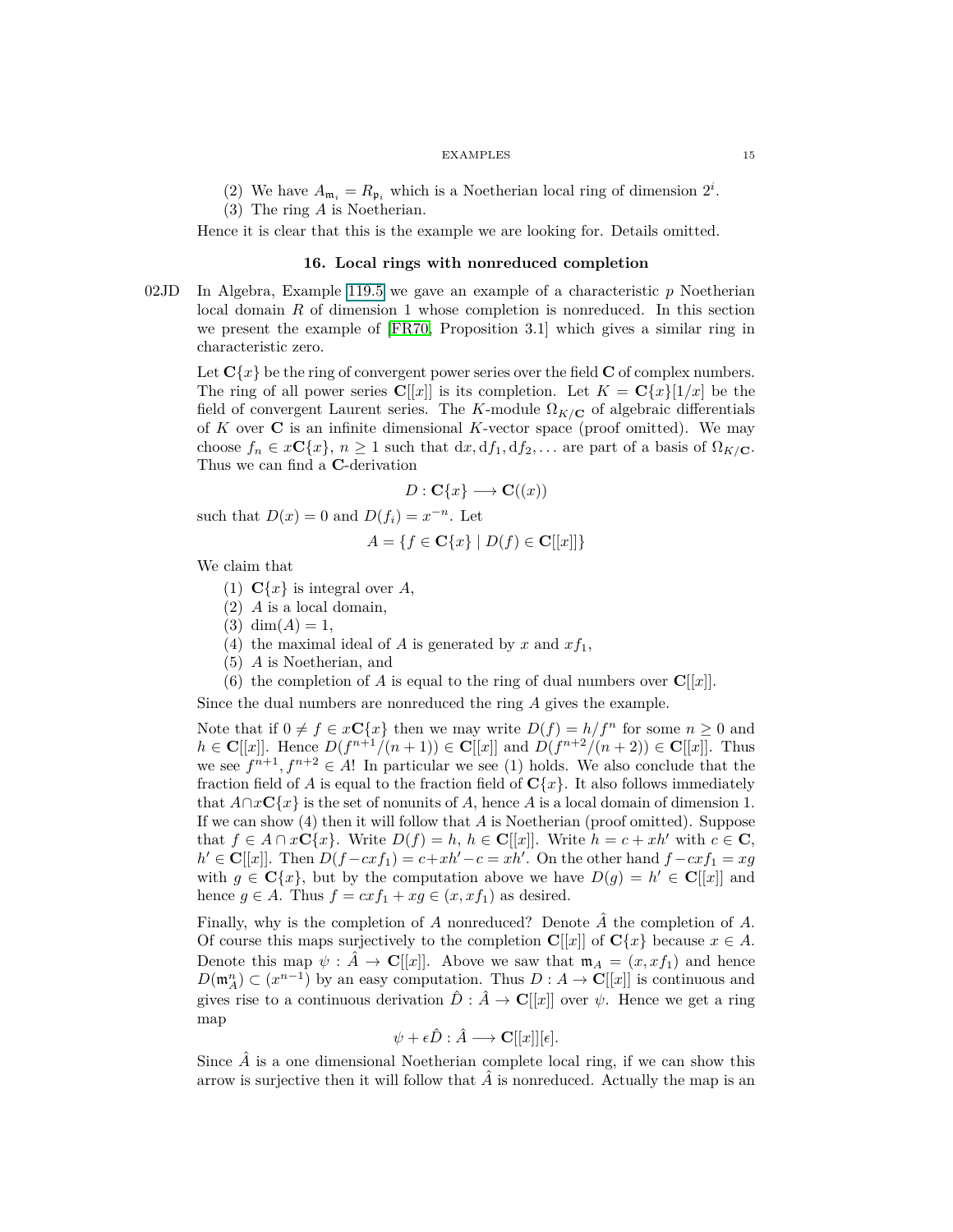(2) We have $A_{\mathfrak{m}_i} = R_{\mathfrak{p}_i}$ which is a Noetherian local ring of dimension $2^i$.
(3) The ring $A$ is Noetherian.

Hence it is clear that this is the example we are looking for. Details omitted.

## 16. Local rings with nonreduced completion

02JD In Algebra, Example 119.5 we gave an example of a characteristic $p$ Noetherian local domain $R$ of dimension 1 whose completion is nonreduced. In this section we present the example of [FR70, Proposition 3.1] which gives a similar ring in characteristic zero.

Let $\mathbf{C}\{x\}$ be the ring of convergent power series over the field $\mathbf{C}$ of complex numbers. The ring of all power series $\mathbf{C}[[x]]$ is its completion. Let $K = \mathbf{C}\{x\}[1/x]$ be the field of convergent Laurent series. The $K$-module $\Omega_{K/\mathbf{C}}$ of algebraic differentials of $K$ over $\mathbf{C}$ is an infinite dimensional $K$-vector space (proof omitted). We may choose $f_n \in x\mathbf{C}\{x\}$, $n \geq 1$ such that $\text{d}x, \text{d}f_1, \text{d}f_2, \ldots$ are part of a basis of $\Omega_{K/\mathbf{C}}$. Thus we can find a $\mathbf{C}$-derivation

$$D : \mathbf{C}\{x\} \longrightarrow \mathbf{C}((x))$$

such that $D(x) = 0$ and $D(f_i) = x^{-n}$. Let

$$A = \{f \in \mathbf{C}\{x\} \mid D(f) \in \mathbf{C}[[x]]\}$$

We claim that

(1) $\mathbf{C}\{x\}$ is integral over $A$,
(2) $A$ is a local domain,
(3) $\dim(A) = 1$,
(4) the maximal ideal of $A$ is generated by $x$ and $xf_1$,
(5) $A$ is Noetherian, and
(6) the completion of $A$ is equal to the ring of dual numbers over $\mathbf{C}[[x]]$.

Since the dual numbers are nonreduced the ring $A$ gives the example.

Note that if $0 \neq f \in x\mathbf{C}\{x\}$ then we may write $D(f) = h/f^n$ for some $n \geq 0$ and $h \in \mathbf{C}[[x]]$. Hence $D(f^{n+1}/(n+1)) \in \mathbf{C}[[x]]$ and $D(f^{n+2}/(n+2)) \in \mathbf{C}[[x]]$. Thus we see $f^{n+1}, f^{n+2} \in A$! In particular we see (1) holds. We also conclude that the fraction field of $A$ is equal to the fraction field of $\mathbf{C}\{x\}$. It also follows immediately that $A \cap x\mathbf{C}\{x\}$ is the set of nonunits of $A$, hence $A$ is a local domain of dimension 1. If we can show (4) then it will follow that $A$ is Noetherian (proof omitted). Suppose that $f \in A \cap x\mathbf{C}\{x\}$. Write $D(f) = h$, $h \in \mathbf{C}[[x]]$. Write $h = c + xh'$ with $c \in \mathbf{C}$, $h' \in \mathbf{C}[[x]]$. Then $D(f - cxf_1) = c + xh' - c = xh'$. On the other hand $f - cxf_1 = xg$ with $g \in \mathbf{C}\{x\}$, but by the computation above we have $D(g) = h' \in \mathbf{C}[[x]]$ and hence $g \in A$. Thus $f = cxf_1 + xg \in (x, xf_1)$ as desired.

Finally, why is the completion of $A$ nonreduced? Denote $\hat{A}$ the completion of $A$. Of course this maps surjectively to the completion $\mathbf{C}[[x]]$ of $\mathbf{C}\{x\}$ because $x \in A$. Denote this map $\psi : \hat{A} \to \mathbf{C}[[x]]$. Above we saw that $\mathfrak{m}_A = (x, xf_1)$ and hence $D(\mathfrak{m}_A^n) \subset (x^{n-1})$ by an easy computation. Thus $D : A \to \mathbf{C}[[x]]$ is continuous and gives rise to a continuous derivation $\hat{D} : \hat{A} \to \mathbf{C}[[x]]$ over $\psi$. Hence we get a ring map

$$\psi + \epsilon\hat{D} : \hat{A} \longrightarrow \mathbf{C}[[x]][\epsilon].$$

Since $\hat{A}$ is a one dimensional Noetherian complete local ring, if we can show this arrow is surjective then it will follow that $\hat{A}$ is nonreduced. Actually the map is an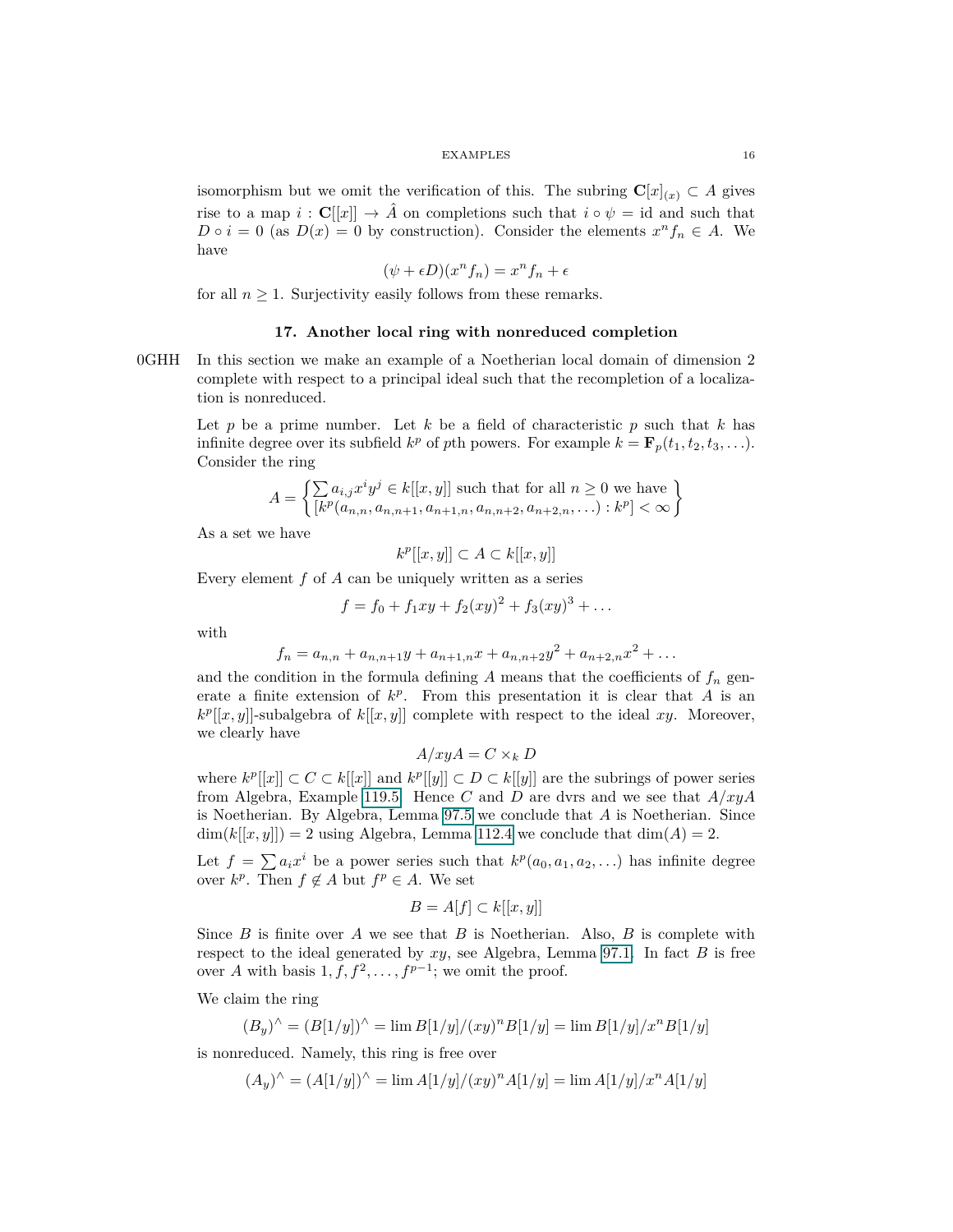isomorphism but we omit the verification of this. The subring $\mathbf{C}[x]_{(x)} \subset A$ gives rise to a map $i : \mathbf{C}[[x]] \to \hat{A}$ on completions such that $i \circ \psi = \text{id}$ and such that $D \circ i = 0$ (as $D(x) = 0$ by construction). Consider the elements $x^n f_n \in A$. We have

$$(\psi + \epsilon D)(x^n f_n) = x^n f_n + \epsilon$$

for all $n \geq 1$. Surjectivity easily follows from these remarks.

## 17. Another local ring with nonreduced completion

0GHH In this section we make an example of a Noetherian local domain of dimension 2 complete with respect to a principal ideal such that the recompletion of a localization is nonreduced.

Let $p$ be a prime number. Let $k$ be a field of characteristic $p$ such that $k$ has infinite degree over its subfield $k^p$ of $p$th powers. For example $k = \mathbf{F}_p(t_1, t_2, t_3, \ldots)$. Consider the ring

$$A = \left\{ \begin{matrix} \sum a_{i,j} x^i y^j \in k[[x,y]] \text{ such that for all } n \geq 0 \text{ we have} \\ [k^p(a_{n,n}, a_{n,n+1}, a_{n+1,n}, a_{n,n+2}, a_{n+2,n}, \ldots) : k^p] < \infty \end{matrix} \right\}$$

As a set we have

$$k^p[[x,y]] \subset A \subset k[[x,y]]$$

Every element $f$ of $A$ can be uniquely written as a series

$$f = f_0 + f_1 xy + f_2 (xy)^2 + f_3 (xy)^3 + \ldots$$

with

$$f_n = a_{n,n} + a_{n,n+1} y + a_{n+1,n} x + a_{n,n+2} y^2 + a_{n+2,n} x^2 + \ldots$$

and the condition in the formula defining $A$ means that the coefficients of $f_n$ generate a finite extension of $k^p$. From this presentation it is clear that $A$ is an $k^p[[x,y]]$-subalgebra of $k[[x,y]]$ complete with respect to the ideal $xy$. Moreover, we clearly have

$$A/xyA = C \times_k D$$

where $k^p[[x]] \subset C \subset k[[x]]$ and $k^p[[y]] \subset D \subset k[[y]]$ are the subrings of power series from Algebra, Example 119.5. Hence $C$ and $D$ are dvrs and we see that $A/xyA$ is Noetherian. By Algebra, Lemma 97.5 we conclude that $A$ is Noetherian. Since $\dim(k[[x,y]]) = 2$ using Algebra, Lemma 112.4 we conclude that $\dim(A) = 2$.

Let $f = \sum a_i x^i$ be a power series such that $k^p(a_0, a_1, a_2, \ldots)$ has infinite degree over $k^p$. Then $f \notin A$ but $f^p \in A$. We set

$$B = A[f] \subset k[[x,y]]$$

Since $B$ is finite over $A$ we see that $B$ is Noetherian. Also, $B$ is complete with respect to the ideal generated by $xy$, see Algebra, Lemma 97.1. In fact $B$ is free over $A$ with basis $1, f, f^2, \ldots, f^{p-1}$; we omit the proof.

We claim the ring

$$(B_y)^\wedge = (B[1/y])^\wedge = \lim B[1/y]/(xy)^n B[1/y] = \lim B[1/y]/x^n B[1/y]$$

is nonreduced. Namely, this ring is free over

$$(A_y)^\wedge = (A[1/y])^\wedge = \lim A[1/y]/(xy)^n A[1/y] = \lim A[1/y]/x^n A[1/y]$$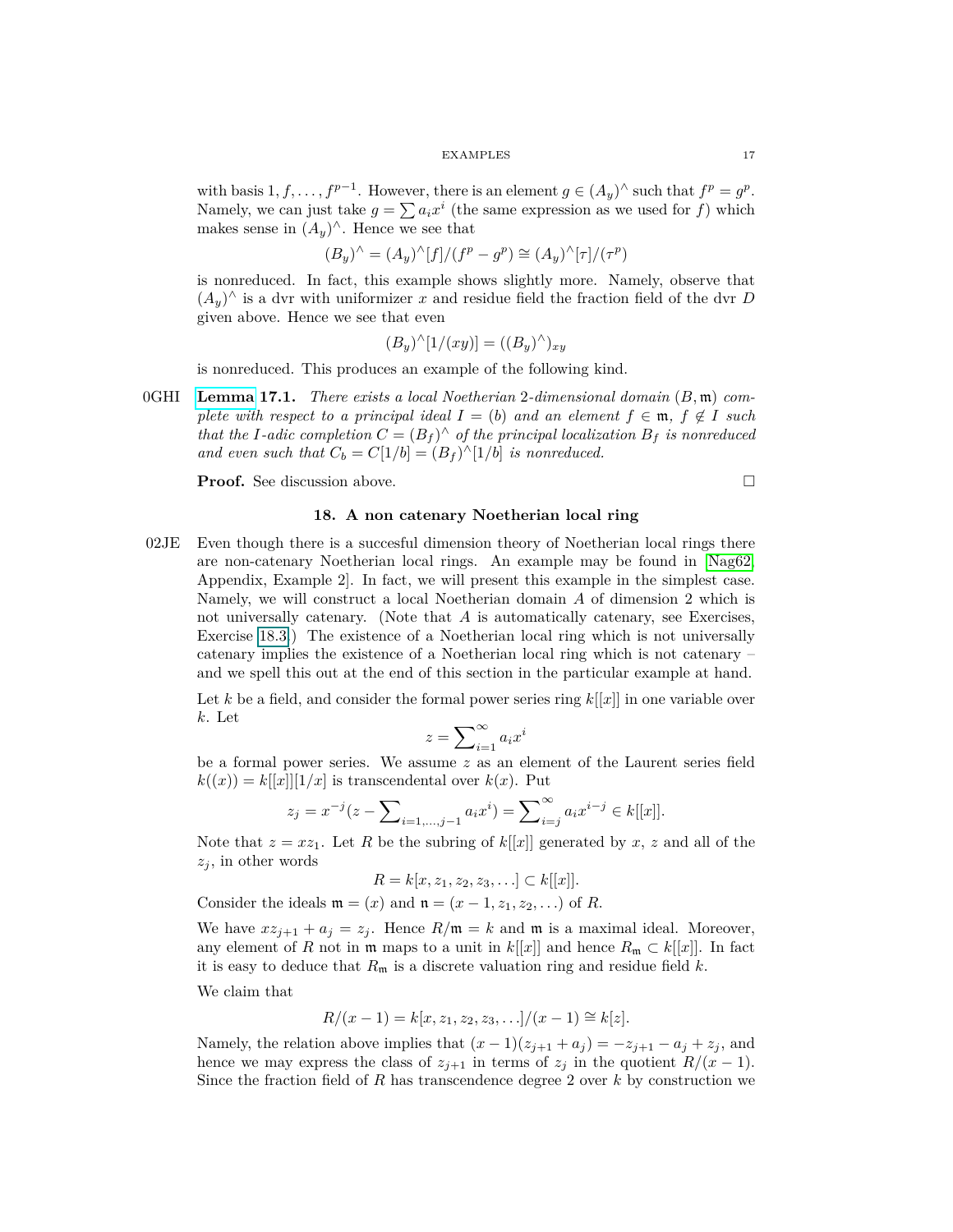with basis $1, f, \ldots, f^{p-1}$. However, there is an element $g \in (A_y)^\wedge$ such that $f^p = g^p$. Namely, we can just take $g = \sum a_i x^i$ (the same expression as we used for $f$) which makes sense in $(A_y)^\wedge$. Hence we see that

$$(B_y)^\wedge = (A_y)^\wedge[f]/(f^p - g^p) \cong (A_y)^\wedge[\tau]/(\tau^p)$$

is nonreduced. In fact, this example shows slightly more. Namely, observe that $(A_y)^\wedge$ is a dvr with uniformizer $x$ and residue field the fraction field of the dvr $D$ given above. Hence we see that even

$$(B_y)^\wedge[1/(xy)] = ((B_y)^\wedge)_{xy}$$

is nonreduced. This produces an example of the following kind.

0GHI **Lemma 17.1.** *There exists a local Noetherian 2-dimensional domain $(B, \mathfrak{m})$ complete with respect to a principal ideal $I = (b)$ and an element $f \in \mathfrak{m}$, $f \notin I$ such that the $I$-adic completion $C = (B_f)^\wedge$ of the principal localization $B_f$ is nonreduced and even such that $C_b = C[1/b] = (B_f)^\wedge[1/b]$ is nonreduced.*

**Proof.** See discussion above. $\square$

## 18. A non catenary Noetherian local ring

02JE Even though there is a succesful dimension theory of Noetherian local rings there are non-catenary Noetherian local rings. An example may be found in [Nag62, Appendix, Example 2]. In fact, we will present this example in the simplest case. Namely, we will construct a local Noetherian domain $A$ of dimension 2 which is not universally catenary. (Note that $A$ is automatically catenary, see Exercises, Exercise 18.3.) The existence of a Noetherian local ring which is not universally catenary implies the existence of a Noetherian local ring which is not catenary – and we spell this out at the end of this section in the particular example at hand.

Let $k$ be a field, and consider the formal power series ring $k[[x]]$ in one variable over $k$. Let

$$z = \sum\nolimits_{i=1}^{\infty} a_i x^i$$

be a formal power series. We assume $z$ as an element of the Laurent series field $k((x)) = k[[x]][1/x]$ is transcendental over $k(x)$. Put

$$z_j = x^{-j}(z - \sum\nolimits_{i=1,\ldots,j-1} a_i x^i) = \sum\nolimits_{i=j}^{\infty} a_i x^{i-j} \in k[[x]].$$

Note that $z = x z_1$. Let $R$ be the subring of $k[[x]]$ generated by $x$, $z$ and all of the $z_j$, in other words

$$R = k[x, z_1, z_2, z_3, \ldots] \subset k[[x]].$$

Consider the ideals $\mathfrak{m} = (x)$ and $\mathfrak{n} = (x - 1, z_1, z_2, \ldots)$ of $R$.

We have $x z_{j+1} + a_j = z_j$. Hence $R/\mathfrak{m} = k$ and $\mathfrak{m}$ is a maximal ideal. Moreover, any element of $R$ not in $\mathfrak{m}$ maps to a unit in $k[[x]]$ and hence $R_\mathfrak{m} \subset k[[x]]$. In fact it is easy to deduce that $R_\mathfrak{m}$ is a discrete valuation ring and residue field $k$.

We claim that

$$R/(x-1) = k[x, z_1, z_2, z_3, \ldots]/(x-1) \cong k[z].$$

Namely, the relation above implies that $(x-1)(z_{j+1} + a_j) = -z_{j+1} - a_j + z_j$, and hence we may express the class of $z_{j+1}$ in terms of $z_j$ in the quotient $R/(x-1)$. Since the fraction field of $R$ has transcendence degree 2 over $k$ by construction we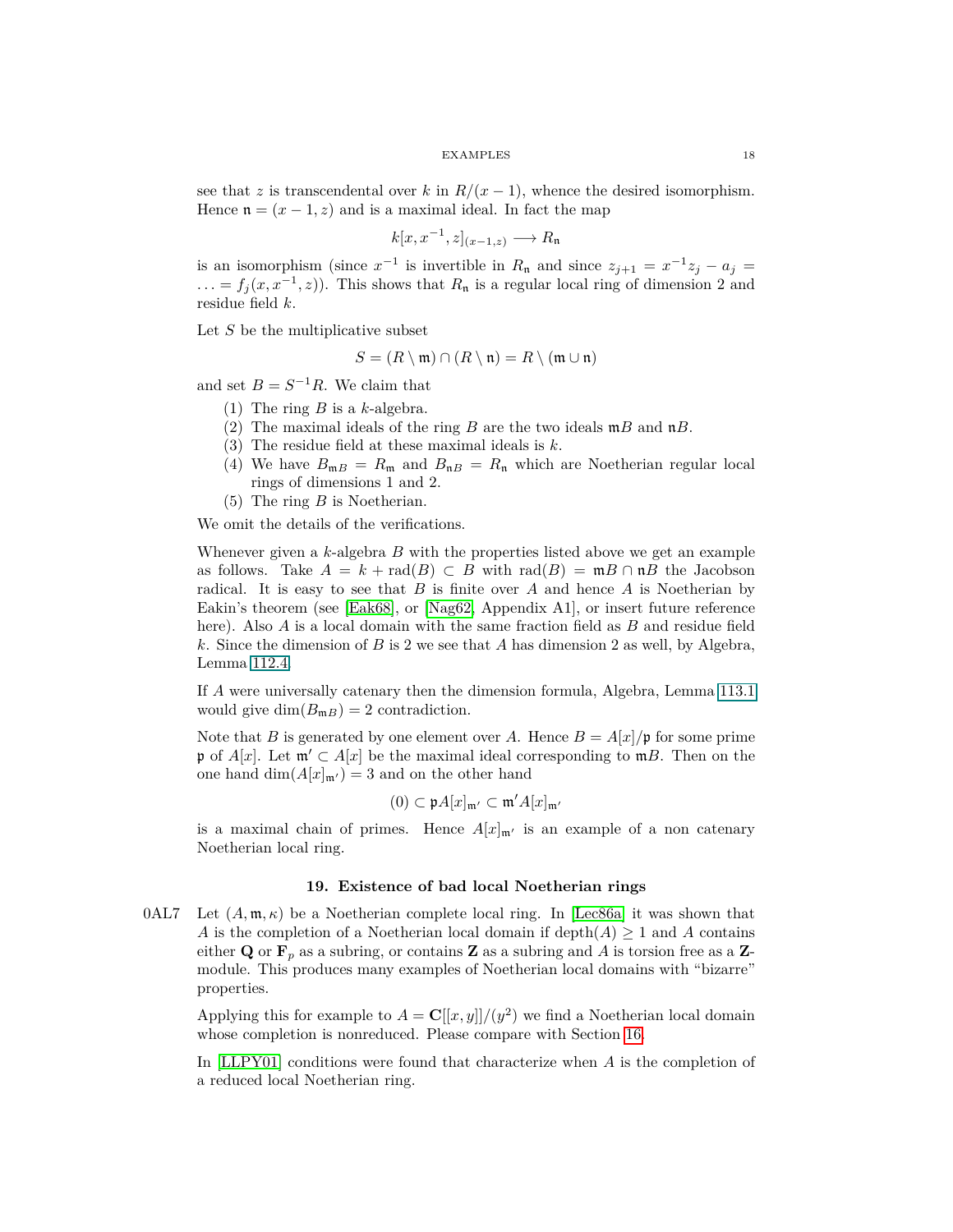see that $z$ is transcendental over $k$ in $R/(x-1)$, whence the desired isomorphism. Hence $\mathfrak{n} = (x-1, z)$ and is a maximal ideal. In fact the map

$$k[x, x^{-1}, z]_{(x-1,z)} \longrightarrow R_{\mathfrak{n}}$$

is an isomorphism (since $x^{-1}$ is invertible in $R_{\mathfrak{n}}$ and since $z_{j+1} = x^{-1}z_j - a_j = \ldots = f_j(x, x^{-1}, z)$). This shows that $R_{\mathfrak{n}}$ is a regular local ring of dimension 2 and residue field $k$.

Let $S$ be the multiplicative subset

$$S = (R \setminus \mathfrak{m}) \cap (R \setminus \mathfrak{n}) = R \setminus (\mathfrak{m} \cup \mathfrak{n})$$

and set $B = S^{-1}R$. We claim that

1. The ring $B$ is a $k$-algebra.
2. The maximal ideals of the ring $B$ are the two ideals $\mathfrak{m}B$ and $\mathfrak{n}B$.
3. The residue field at these maximal ideals is $k$.
4. We have $B_{\mathfrak{m}B} = R_{\mathfrak{m}}$ and $B_{\mathfrak{n}B} = R_{\mathfrak{n}}$ which are Noetherian regular local rings of dimensions 1 and 2.
5. The ring $B$ is Noetherian.

We omit the details of the verifications.

Whenever given a $k$-algebra $B$ with the properties listed above we get an example as follows. Take $A = k + \text{rad}(B) \subset B$ with $\text{rad}(B) = \mathfrak{m}B \cap \mathfrak{n}B$ the Jacobson radical. It is easy to see that $B$ is finite over $A$ and hence $A$ is Noetherian by Eakin's theorem (see [Eak68], or [Nag62, Appendix A1], or insert future reference here). Also $A$ is a local domain with the same fraction field as $B$ and residue field $k$. Since the dimension of $B$ is 2 we see that $A$ has dimension 2 as well, by Algebra, Lemma 112.4.

If $A$ were universally catenary then the dimension formula, Algebra, Lemma 113.1 would give $\dim(B_{\mathfrak{m}B}) = 2$ contradiction.

Note that $B$ is generated by one element over $A$. Hence $B = A[x]/\mathfrak{p}$ for some prime $\mathfrak{p}$ of $A[x]$. Let $\mathfrak{m}' \subset A[x]$ be the maximal ideal corresponding to $\mathfrak{m}B$. Then on the one hand $\dim(A[x]_{\mathfrak{m}'}) = 3$ and on the other hand

$$(0) \subset \mathfrak{p}A[x]_{\mathfrak{m}'} \subset \mathfrak{m}'A[x]_{\mathfrak{m}'}$$

is a maximal chain of primes. Hence $A[x]_{\mathfrak{m}'}$ is an example of a non catenary Noetherian local ring.

## 19. Existence of bad local Noetherian rings

0AL7 Let $(A, \mathfrak{m}, \kappa)$ be a Noetherian complete local ring. In [Lec86a] it was shown that $A$ is the completion of a Noetherian local domain if $\text{depth}(A) \geq 1$ and $A$ contains either $\mathbf{Q}$ or $\mathbf{F}_p$ as a subring, or contains $\mathbf{Z}$ as a subring and $A$ is torsion free as a $\mathbf{Z}$-module. This produces many examples of Noetherian local domains with "bizarre" properties.

Applying this for example to $A = \mathbf{C}[[x, y]]/(y^2)$ we find a Noetherian local domain whose completion is nonreduced. Please compare with Section 16.

In [LLPY01] conditions were found that characterize when $A$ is the completion of a reduced local Noetherian ring.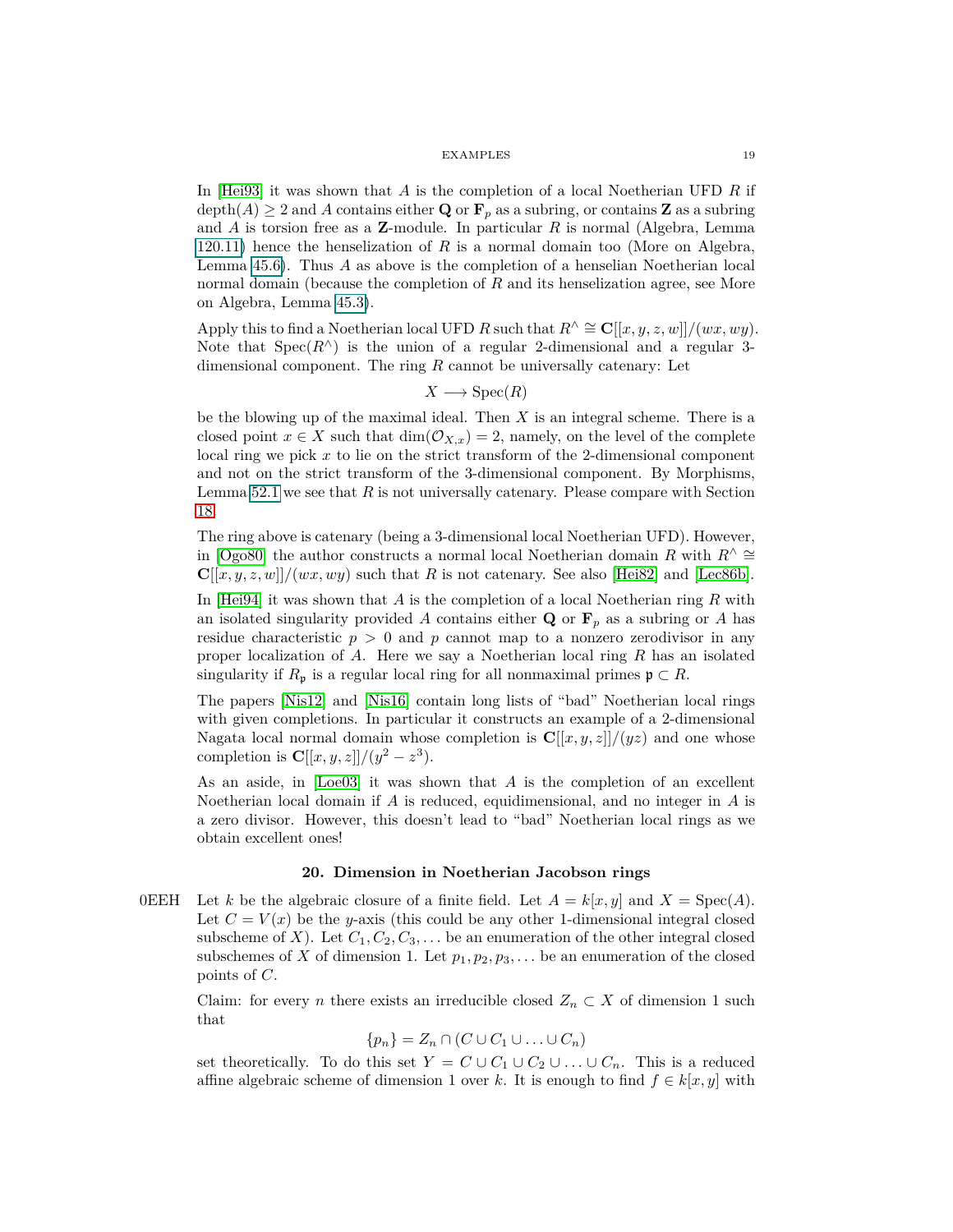In [Hei93] it was shown that $A$ is the completion of a local Noetherian UFD $R$ if $\text{depth}(A) \geq 2$ and $A$ contains either $\mathbf{Q}$ or $\mathbf{F}_p$ as a subring, or contains $\mathbf{Z}$ as a subring and $A$ is torsion free as a $\mathbf{Z}$-module. In particular $R$ is normal (Algebra, Lemma 120.11) hence the henselization of $R$ is a normal domain too (More on Algebra, Lemma 45.6). Thus $A$ as above is the completion of a henselian Noetherian local normal domain (because the completion of $R$ and its henselization agree, see More on Algebra, Lemma 45.3).

Apply this to find a Noetherian local UFD $R$ such that $R^\wedge \cong \mathbf{C}[[x, y, z, w]]/(wx, wy)$. Note that $\text{Spec}(R^\wedge)$ is the union of a regular 2-dimensional and a regular 3-dimensional component. The ring $R$ cannot be universally catenary: Let

$$X \longrightarrow \text{Spec}(R)$$

be the blowing up of the maximal ideal. Then $X$ is an integral scheme. There is a closed point $x \in X$ such that $\dim(\mathcal{O}_{X,x}) = 2$, namely, on the level of the complete local ring we pick $x$ to lie on the strict transform of the 2-dimensional component and not on the strict transform of the 3-dimensional component. By Morphisms, Lemma 52.1 we see that $R$ is not universally catenary. Please compare with Section 18.

The ring above is catenary (being a 3-dimensional local Noetherian UFD). However, in [Ogo80] the author constructs a normal local Noetherian domain $R$ with $R^\wedge \cong \mathbf{C}[[x, y, z, w]]/(wx, wy)$ such that $R$ is not catenary. See also [Hei82] and [Lec86b].

In [Hei94] it was shown that $A$ is the completion of a local Noetherian ring $R$ with an isolated singularity provided $A$ contains either $\mathbf{Q}$ or $\mathbf{F}_p$ as a subring or $A$ has residue characteristic $p > 0$ and $p$ cannot map to a nonzero zerodivisor in any proper localization of $A$. Here we say a Noetherian local ring $R$ has an isolated singularity if $R_\mathfrak{p}$ is a regular local ring for all nonmaximal primes $\mathfrak{p} \subset R$.

The papers [Nis12] and [Nis16] contain long lists of "bad" Noetherian local rings with given completions. In particular it constructs an example of a 2-dimensional Nagata local normal domain whose completion is $\mathbf{C}[[x, y, z]]/(yz)$ and one whose completion is $\mathbf{C}[[x, y, z]]/(y^2 - z^3)$.

As an aside, in [Loe03] it was shown that $A$ is the completion of an excellent Noetherian local domain if $A$ is reduced, equidimensional, and no integer in $A$ is a zero divisor. However, this doesn't lead to "bad" Noetherian local rings as we obtain excellent ones!

## 20. Dimension in Noetherian Jacobson rings

0EEH Let $k$ be the algebraic closure of a finite field. Let $A = k[x, y]$ and $X = \text{Spec}(A)$. Let $C = V(x)$ be the $y$-axis (this could be any other 1-dimensional integral closed subscheme of $X$). Let $C_1, C_2, C_3, \ldots$ be an enumeration of the other integral closed subschemes of $X$ of dimension 1. Let $p_1, p_2, p_3, \ldots$ be an enumeration of the closed points of $C$.

Claim: for every $n$ there exists an irreducible closed $Z_n \subset X$ of dimension 1 such that

$$\{p_n\} = Z_n \cap (C \cup C_1 \cup \ldots \cup C_n)$$

set theoretically. To do this set $Y = C \cup C_1 \cup C_2 \cup \ldots \cup C_n$. This is a reduced affine algebraic scheme of dimension 1 over $k$. It is enough to find $f \in k[x, y]$ with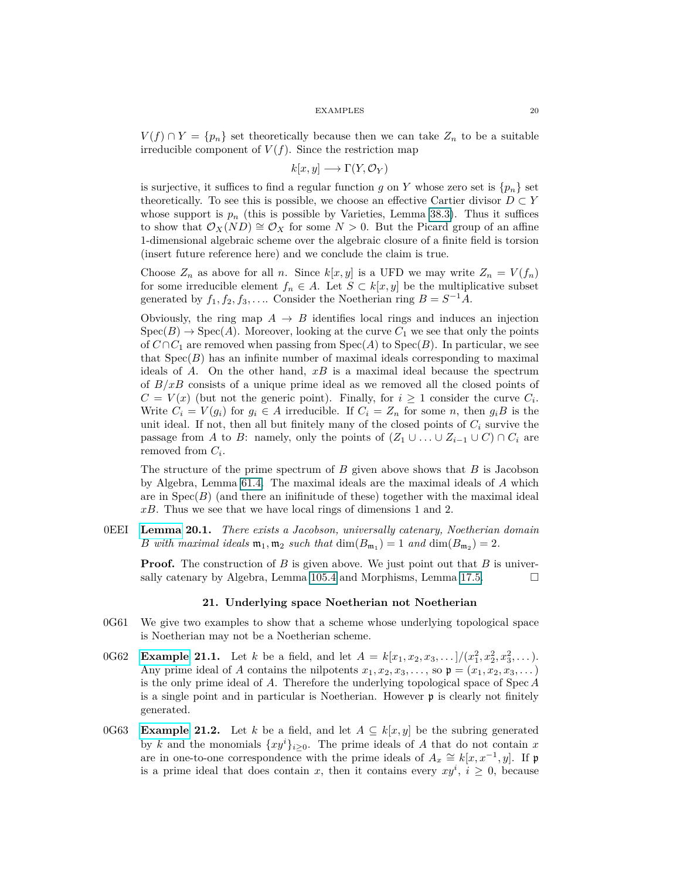$V(f) \cap Y = \{p_n\}$ set theoretically because then we can take $Z_n$ to be a suitable irreducible component of $V(f)$. Since the restriction map

$$k[x, y] \longrightarrow \Gamma(Y, \mathcal{O}_Y)$$

is surjective, it suffices to find a regular function $g$ on $Y$ whose zero set is $\{p_n\}$ set theoretically. To see this is possible, we choose an effective Cartier divisor $D \subset Y$ whose support is $p_n$ (this is possible by Varieties, Lemma 38.3). Thus it suffices to show that $\mathcal{O}_X(ND) \cong \mathcal{O}_X$ for some $N > 0$. But the Picard group of an affine 1-dimensional algebraic scheme over the algebraic closure of a finite field is torsion (insert future reference here) and we conclude the claim is true.

Choose $Z_n$ as above for all $n$. Since $k[x, y]$ is a UFD we may write $Z_n = V(f_n)$ for some irreducible element $f_n \in A$. Let $S \subset k[x, y]$ be the multiplicative subset generated by $f_1, f_2, f_3, \ldots$. Consider the Noetherian ring $B = S^{-1}A$.

Obviously, the ring map $A \to B$ identifies local rings and induces an injection $\text{Spec}(B) \to \text{Spec}(A)$. Moreover, looking at the curve $C_1$ we see that only the points of $C \cap C_1$ are removed when passing from $\text{Spec}(A)$ to $\text{Spec}(B)$. In particular, we see that $\text{Spec}(B)$ has an infinite number of maximal ideals corresponding to maximal ideals of $A$. On the other hand, $xB$ is a maximal ideal because the spectrum of $B/xB$ consists of a unique prime ideal as we removed all the closed points of $C = V(x)$ (but not the generic point). Finally, for $i \geq 1$ consider the curve $C_i$. Write $C_i = V(g_i)$ for $g_i \in A$ irreducible. If $C_i = Z_n$ for some $n$, then $g_iB$ is the unit ideal. If not, then all but finitely many of the closed points of $C_i$ survive the passage from $A$ to $B$: namely, only the points of $(Z_1 \cup \ldots \cup Z_{i-1} \cup C) \cap C_i$ are removed from $C_i$.

The structure of the prime spectrum of $B$ given above shows that $B$ is Jacobson by Algebra, Lemma 61.4. The maximal ideals are the maximal ideals of $A$ which are in $\text{Spec}(B)$ (and there an inifinitude of these) together with the maximal ideal $xB$. Thus we see that we have local rings of dimensions 1 and 2.

0EEI **Lemma 20.1.** *There exists a Jacobson, universally catenary, Noetherian domain $B$ with maximal ideals $\mathfrak{m}_1, \mathfrak{m}_2$ such that $\dim(B_{\mathfrak{m}_1}) = 1$ and $\dim(B_{\mathfrak{m}_2}) = 2$.*

**Proof.** The construction of $B$ is given above. We just point out that $B$ is universally catenary by Algebra, Lemma 105.4 and Morphisms, Lemma 17.5. $\square$

## 21. Underlying space Noetherian not Noetherian

0G61 We give two examples to show that a scheme whose underlying topological space is Noetherian may not be a Noetherian scheme.

0G62 **Example 21.1.** Let $k$ be a field, and let $A = k[x_1, x_2, x_3, \ldots]/(x_1^2, x_2^2, x_3^2, \ldots)$. Any prime ideal of $A$ contains the nilpotents $x_1, x_2, x_3, \ldots$, so $\mathfrak{p} = (x_1, x_2, x_3, \ldots)$ is the only prime ideal of $A$. Therefore the underlying topological space of $\text{Spec}\, A$ is a single point and in particular is Noetherian. However $\mathfrak{p}$ is clearly not finitely generated.

0G63 **Example 21.2.** Let $k$ be a field, and let $A \subseteq k[x, y]$ be the subring generated by $k$ and the monomials $\{xy^i\}_{i \geq 0}$. The prime ideals of $A$ that do not contain $x$ are in one-to-one correspondence with the prime ideals of $A_x \cong k[x, x^{-1}, y]$. If $\mathfrak{p}$ is a prime ideal that does contain $x$, then it contains every $xy^i$, $i \geq 0$, because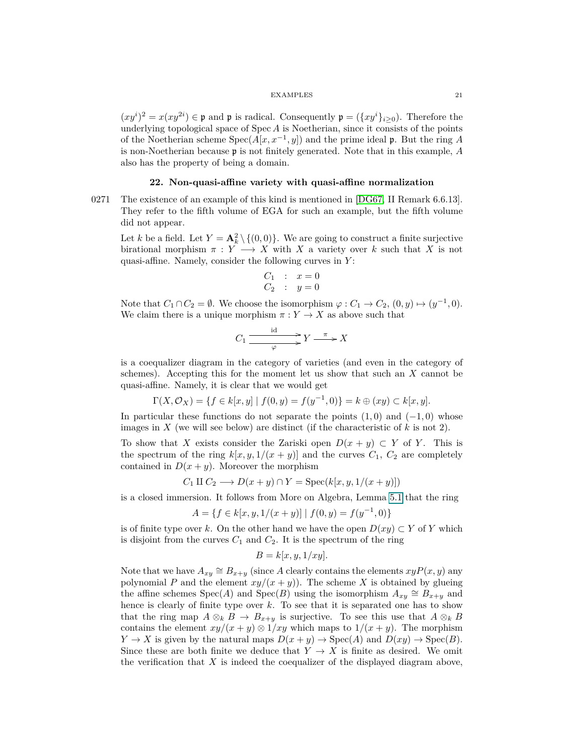$(xy^i)^2 = x(xy^{2i}) \in \mathfrak{p}$ and $\mathfrak{p}$ is radical. Consequently $\mathfrak{p} = (\{xy^i\}_{i \geq 0})$. Therefore the underlying topological space of $\operatorname{Spec} A$ is Noetherian, since it consists of the points of the Noetherian scheme $\operatorname{Spec}(A[x, x^{-1}, y])$ and the prime ideal $\mathfrak{p}$. But the ring $A$ is non-Noetherian because $\mathfrak{p}$ is not finitely generated. Note that in this example, $A$ also has the property of being a domain.

## 22. Non-quasi-affine variety with quasi-affine normalization

0271 The existence of an example of this kind is mentioned in [DG67, II Remark 6.6.13]. They refer to the fifth volume of EGA for such an example, but the fifth volume did not appear.

Let $k$ be a field. Let $Y = \mathbf{A}^2_k \setminus \{(0,0)\}$. We are going to construct a finite surjective birational morphism $\pi : Y \longrightarrow X$ with $X$ a variety over $k$ such that $X$ is not quasi-affine. Namely, consider the following curves in $Y$:

$$\begin{array}{lcl} C_1 & : & x = 0 \\ C_2 & : & y = 0 \end{array}$$

Note that $C_1 \cap C_2 = \emptyset$. We choose the isomorphism $\varphi : C_1 \to C_2$, $(0, y) \mapsto (y^{-1}, 0)$. We claim there is a unique morphism $\pi : Y \to X$ as above such that

$$C_1 \underset{\varphi}{\overset{\text{id}}{\rightrightarrows}} Y \xrightarrow{\pi} X$$

is a coequalizer diagram in the category of varieties (and even in the category of schemes). Accepting this for the moment let us show that such an $X$ cannot be quasi-affine. Namely, it is clear that we would get

$$\Gamma(X, \mathcal{O}_X) = \{f \in k[x, y] \mid f(0, y) = f(y^{-1}, 0)\} = k \oplus (xy) \subset k[x, y].$$

In particular these functions do not separate the points $(1, 0)$ and $(-1, 0)$ whose images in $X$ (we will see below) are distinct (if the characteristic of $k$ is not 2).

To show that $X$ exists consider the Zariski open $D(x + y) \subset Y$ of $Y$. This is the spectrum of the ring $k[x, y, 1/(x + y)]$ and the curves $C_1$, $C_2$ are completely contained in $D(x + y)$. Moreover the morphism

$$C_1 \amalg C_2 \longrightarrow D(x + y) \cap Y = \operatorname{Spec}(k[x, y, 1/(x + y)])$$

is a closed immersion. It follows from More on Algebra, Lemma 5.1 that the ring

$$A = \{f \in k[x, y, 1/(x + y)] \mid f(0, y) = f(y^{-1}, 0)\}$$

is of finite type over $k$. On the other hand we have the open $D(xy) \subset Y$ of $Y$ which is disjoint from the curves $C_1$ and $C_2$. It is the spectrum of the ring

$$B = k[x, y, 1/xy].$$

Note that we have $A_{xy} \cong B_{x+y}$ (since $A$ clearly contains the elements $xyP(x, y)$ any polynomial $P$ and the element $xy/(x + y)$). The scheme $X$ is obtained by glueing the affine schemes $\operatorname{Spec}(A)$ and $\operatorname{Spec}(B)$ using the isomorphism $A_{xy} \cong B_{x+y}$ and hence is clearly of finite type over $k$. To see that it is separated one has to show that the ring map $A \otimes_k B \to B_{x+y}$ is surjective. To see this use that $A \otimes_k B$ contains the element $xy/(x + y) \otimes 1/xy$ which maps to $1/(x + y)$. The morphism $Y \to X$ is given by the natural maps $D(x + y) \to \operatorname{Spec}(A)$ and $D(xy) \to \operatorname{Spec}(B)$. Since these are both finite we deduce that $Y \to X$ is finite as desired. We omit the verification that $X$ is indeed the coequalizer of the displayed diagram above,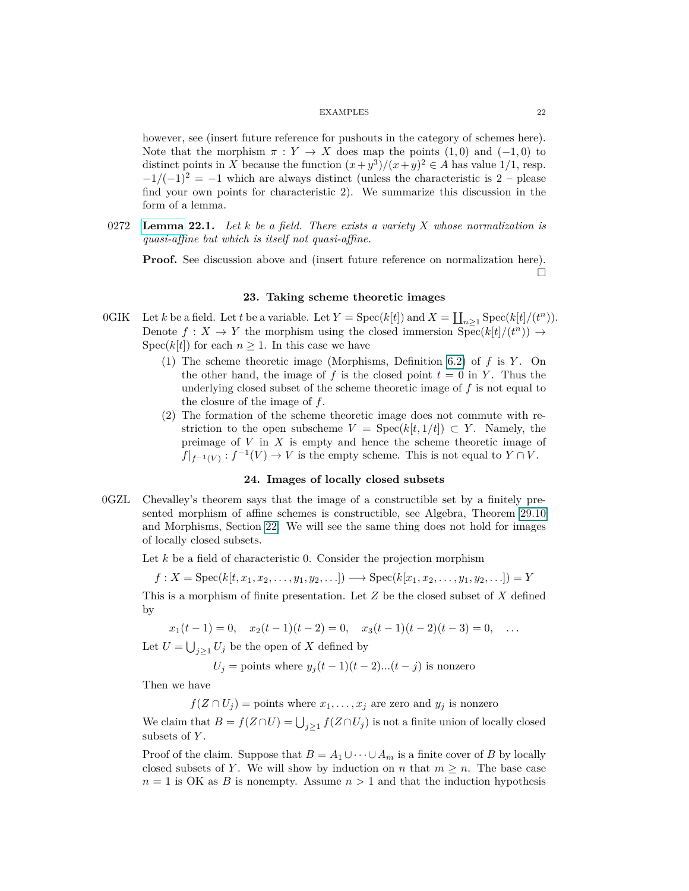however, see (insert future reference for pushouts in the category of schemes here). Note that the morphism $\pi : Y \to X$ does map the points $(1, 0)$ and $(-1, 0)$ to distinct points in $X$ because the function $(x + y^3)/(x + y)^2 \in A$ has value $1/1$, resp. $-1/(-1)^2 = -1$ which are always distinct (unless the characteristic is 2 – please find your own points for characteristic 2). We summarize this discussion in the form of a lemma.

0272 **Lemma 22.1.** *Let $k$ be a field. There exists a variety $X$ whose normalization is quasi-affine but which is itself not quasi-affine.*

**Proof.** See discussion above and (insert future reference on normalization here). $\square$

## 23. Taking scheme theoretic images

0GIK Let $k$ be a field. Let $t$ be a variable. Let $Y = \mathrm{Spec}(k[t])$ and $X = \coprod_{n \geq 1} \mathrm{Spec}(k[t]/(t^n))$. Denote $f : X \to Y$ the morphism using the closed immersion $\mathrm{Spec}(k[t]/(t^n)) \to \mathrm{Spec}(k[t])$ for each $n \geq 1$. In this case we have

1. The scheme theoretic image (Morphisms, Definition 6.2) of $f$ is $Y$. On the other hand, the image of $f$ is the closed point $t = 0$ in $Y$. Thus the underlying closed subset of the scheme theoretic image of $f$ is not equal to the closure of the image of $f$.
2. The formation of the scheme theoretic image does not commute with restriction to the open subscheme $V = \mathrm{Spec}(k[t, 1/t]) \subset Y$. Namely, the preimage of $V$ in $X$ is empty and hence the scheme theoretic image of $f|_{f^{-1}(V)} : f^{-1}(V) \to V$ is the empty scheme. This is not equal to $Y \cap V$.

## 24. Images of locally closed subsets

0GZL Chevalley's theorem says that the image of a constructible set by a finitely presented morphism of affine schemes is constructible, see Algebra, Theorem 29.10 and Morphisms, Section 22. We will see the same thing does not hold for images of locally closed subsets.

Let $k$ be a field of characteristic 0. Consider the projection morphism

$$f : X = \mathrm{Spec}(k[t, x_1, x_2, \ldots, y_1, y_2, \ldots]) \longrightarrow \mathrm{Spec}(k[x_1, x_2, \ldots, y_1, y_2, \ldots]) = Y$$

This is a morphism of finite presentation. Let $Z$ be the closed subset of $X$ defined by

$$x_1(t-1) = 0, \quad x_2(t-1)(t-2) = 0, \quad x_3(t-1)(t-2)(t-3) = 0, \quad \ldots$$

Let $U = \bigcup_{j \geq 1} U_j$ be the open of $X$ defined by

$$U_j = \text{points where } y_j(t-1)(t-2)...(t-j) \text{ is nonzero}$$

Then we have

$$f(Z \cap U_j) = \text{points where } x_1, \ldots, x_j \text{ are zero and } y_j \text{ is nonzero}$$

We claim that $B = f(Z \cap U) = \bigcup_{j \geq 1} f(Z \cap U_j)$ is not a finite union of locally closed subsets of $Y$.

Proof of the claim. Suppose that $B = A_1 \cup \cdots \cup A_m$ is a finite cover of $B$ by locally closed subsets of $Y$. We will show by induction on $n$ that $m \geq n$. The base case $n = 1$ is OK as $B$ is nonempty. Assume $n > 1$ and that the induction hypothesis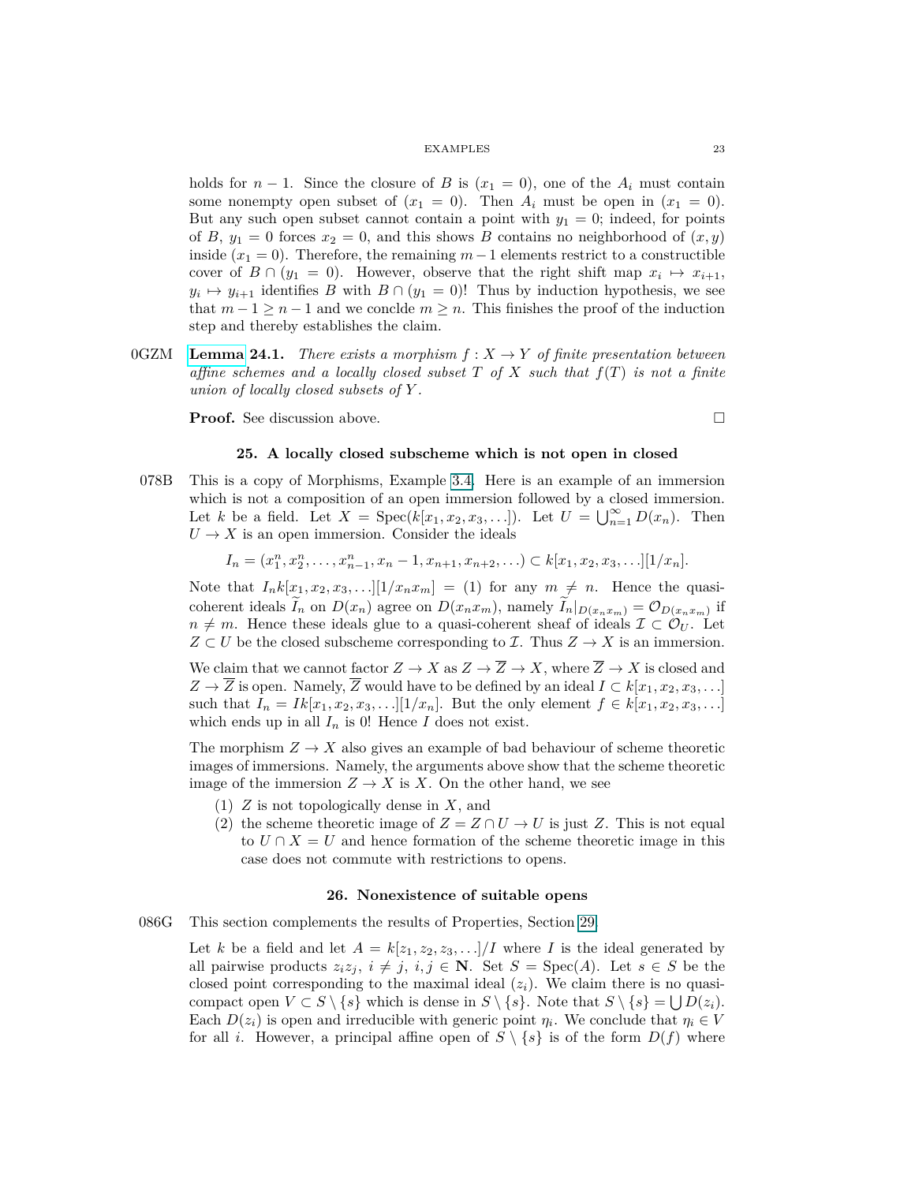holds for $n-1$. Since the closure of $B$ is $(x_1 = 0)$, one of the $A_i$ must contain some nonempty open subset of $(x_1 = 0)$. Then $A_i$ must be open in $(x_1 = 0)$. But any such open subset cannot contain a point with $y_1 = 0$; indeed, for points of $B$, $y_1 = 0$ forces $x_2 = 0$, and this shows $B$ contains no neighborhood of $(x, y)$ inside $(x_1 = 0)$. Therefore, the remaining $m-1$ elements restrict to a constructible cover of $B \cap (y_1 = 0)$. However, observe that the right shift map $x_i \mapsto x_{i+1}$, $y_i \mapsto y_{i+1}$ identifies $B$ with $B \cap (y_1 = 0)$! Thus by induction hypothesis, we see that $m - 1 \geq n - 1$ and we conclde $m \geq n$. This finishes the proof of the induction step and thereby establishes the claim.

0GZM **Lemma 24.1.** *There exists a morphism $f : X \to Y$ of finite presentation between affine schemes and a locally closed subset $T$ of $X$ such that $f(T)$ is not a finite union of locally closed subsets of $Y$.*

**Proof.** See discussion above. $\square$

## 25. A locally closed subscheme which is not open in closed

078B This is a copy of Morphisms, Example 3.4. Here is an example of an immersion which is not a composition of an open immersion followed by a closed immersion. Let $k$ be a field. Let $X = \mathrm{Spec}(k[x_1, x_2, x_3, \ldots])$. Let $U = \bigcup_{n=1}^{\infty} D(x_n)$. Then $U \to X$ is an open immersion. Consider the ideals

$$I_n = (x_1^n, x_2^n, \ldots, x_{n-1}^n, x_n - 1, x_{n+1}, x_{n+2}, \ldots) \subset k[x_1, x_2, x_3, \ldots][1/x_n].$$

Note that $I_n k[x_1, x_2, x_3, \ldots][1/x_n x_m] = (1)$ for any $m \neq n$. Hence the quasi-coherent ideals $\widetilde{I_n}$ on $D(x_n)$ agree on $D(x_n x_m)$, namely $\widetilde{I_n}|_{D(x_n x_m)} = \mathcal{O}_{D(x_n x_m)}$ if $n \neq m$. Hence these ideals glue to a quasi-coherent sheaf of ideals $\mathcal{I} \subset \mathcal{O}_U$. Let $Z \subset U$ be the closed subscheme corresponding to $\mathcal{I}$. Thus $Z \to X$ is an immersion.

We claim that we cannot factor $Z \to X$ as $Z \to \overline{Z} \to X$, where $\overline{Z} \to X$ is closed and $Z \to \overline{Z}$ is open. Namely, $\overline{Z}$ would have to be defined by an ideal $I \subset k[x_1, x_2, x_3, \ldots]$ such that $I_n = I k[x_1, x_2, x_3, \ldots][1/x_n]$. But the only element $f \in k[x_1, x_2, x_3, \ldots]$ which ends up in all $I_n$ is 0! Hence $I$ does not exist.

The morphism $Z \to X$ also gives an example of bad behaviour of scheme theoretic images of immersions. Namely, the arguments above show that the scheme theoretic image of the immersion $Z \to X$ is $X$. On the other hand, we see

1. $Z$ is not topologically dense in $X$, and
2. the scheme theoretic image of $Z = Z \cap U \to U$ is just $Z$. This is not equal to $U \cap X = U$ and hence formation of the scheme theoretic image in this case does not commute with restrictions to opens.

## 26. Nonexistence of suitable opens

086G This section complements the results of Properties, Section 29.

Let $k$ be a field and let $A = k[z_1, z_2, z_3, \ldots]/I$ where $I$ is the ideal generated by all pairwise products $z_i z_j$, $i \neq j$, $i, j \in \mathbf{N}$. Set $S = \mathrm{Spec}(A)$. Let $s \in S$ be the closed point corresponding to the maximal ideal $(z_i)$. We claim there is no quasi-compact open $V \subset S \setminus \{s\}$ which is dense in $S \setminus \{s\}$. Note that $S \setminus \{s\} = \bigcup D(z_i)$. Each $D(z_i)$ is open and irreducible with generic point $\eta_i$. We conclude that $\eta_i \in V$ for all $i$. However, a principal affine open of $S \setminus \{s\}$ is of the form $D(f)$ where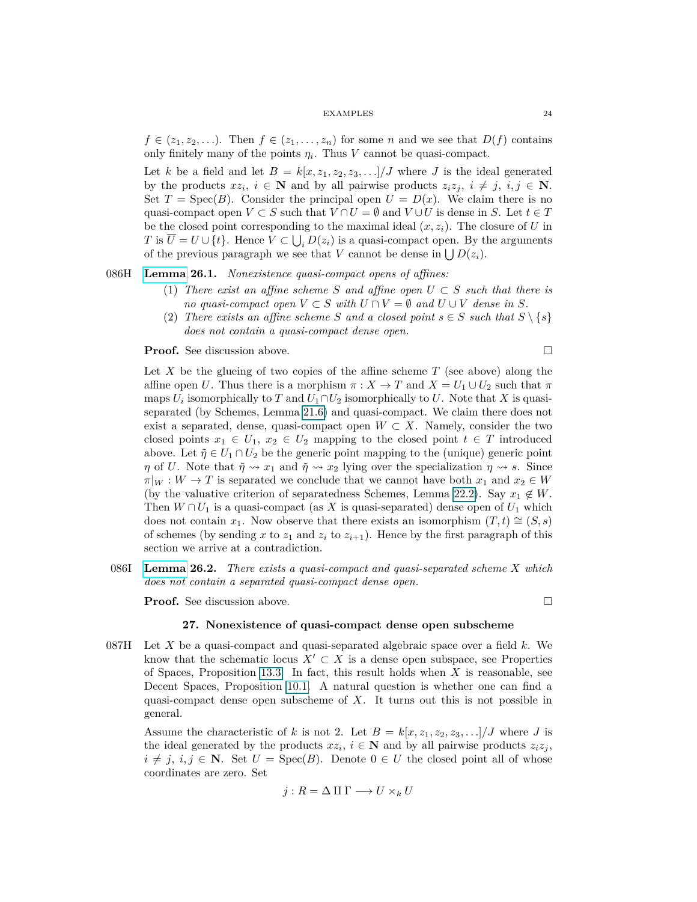$f \in (z_1, z_2, \ldots)$. Then $f \in (z_1, \ldots, z_n)$ for some $n$ and we see that $D(f)$ contains only finitely many of the points $\eta_i$. Thus $V$ cannot be quasi-compact.

Let $k$ be a field and let $B = k[x, z_1, z_2, z_3, \ldots]/J$ where $J$ is the ideal generated by the products $xz_i$, $i \in \mathbf{N}$ and by all pairwise products $z_i z_j$, $i \neq j$, $i, j \in \mathbf{N}$. Set $T = \mathrm{Spec}(B)$. Consider the principal open $U = D(x)$. We claim there is no quasi-compact open $V \subset S$ such that $V \cap U = \emptyset$ and $V \cup U$ is dense in $S$. Let $t \in T$ be the closed point corresponding to the maximal ideal $(x, z_i)$. The closure of $U$ in $T$ is $\overline{U} = U \cup \{t\}$. Hence $V \subset \bigcup_i D(z_i)$ is a quasi-compact open. By the arguments of the previous paragraph we see that $V$ cannot be dense in $\bigcup D(z_i)$.

086H **Lemma 26.1.** *Nonexistence quasi-compact opens of affines:*

1. *There exist an affine scheme $S$ and affine open $U \subset S$ such that there is no quasi-compact open $V \subset S$ with $U \cap V = \emptyset$ and $U \cup V$ dense in $S$.*
2. *There exists an affine scheme $S$ and a closed point $s \in S$ such that $S \setminus \{s\}$ does not contain a quasi-compact dense open.*

**Proof.** See discussion above. □

Let $X$ be the glueing of two copies of the affine scheme $T$ (see above) along the affine open $U$. Thus there is a morphism $\pi : X \to T$ and $X = U_1 \cup U_2$ such that $\pi$ maps $U_i$ isomorphically to $T$ and $U_1 \cap U_2$ isomorphically to $U$. Note that $X$ is quasi-separated (by Schemes, Lemma 21.6) and quasi-compact. We claim there does not exist a separated, dense, quasi-compact open $W \subset X$. Namely, consider the two closed points $x_1 \in U_1$, $x_2 \in U_2$ mapping to the closed point $t \in T$ introduced above. Let $\tilde{\eta} \in U_1 \cap U_2$ be the generic point mapping to the (unique) generic point $\eta$ of $U$. Note that $\tilde{\eta} \rightsquigarrow x_1$ and $\tilde{\eta} \rightsquigarrow x_2$ lying over the specialization $\eta \rightsquigarrow s$. Since $\pi|_W : W \to T$ is separated we conclude that we cannot have both $x_1$ and $x_2 \in W$ (by the valuative criterion of separatedness Schemes, Lemma 22.2). Say $x_1 \notin W$. Then $W \cap U_1$ is a quasi-compact (as $X$ is quasi-separated) dense open of $U_1$ which does not contain $x_1$. Now observe that there exists an isomorphism $(T, t) \cong (S, s)$ of schemes (by sending $x$ to $z_1$ and $z_i$ to $z_{i+1}$). Hence by the first paragraph of this section we arrive at a contradiction.

086I **Lemma 26.2.** *There exists a quasi-compact and quasi-separated scheme $X$ which does not contain a separated quasi-compact dense open.*

**Proof.** See discussion above. □

## 27. Nonexistence of quasi-compact dense open subscheme

087H Let $X$ be a quasi-compact and quasi-separated algebraic space over a field $k$. We know that the schematic locus $X' \subset X$ is a dense open subspace, see Properties of Spaces, Proposition 13.3. In fact, this result holds when $X$ is reasonable, see Decent Spaces, Proposition 10.1. A natural question is whether one can find a quasi-compact dense open subscheme of $X$. It turns out this is not possible in general.

Assume the characteristic of $k$ is not 2. Let $B = k[x, z_1, z_2, z_3, \ldots]/J$ where $J$ is the ideal generated by the products $xz_i$, $i \in \mathbf{N}$ and by all pairwise products $z_i z_j$, $i \neq j$, $i, j \in \mathbf{N}$. Set $U = \mathrm{Spec}(B)$. Denote $0 \in U$ the closed point all of whose coordinates are zero. Set

$$j : R = \Delta \amalg \Gamma \longrightarrow U \times_k U$$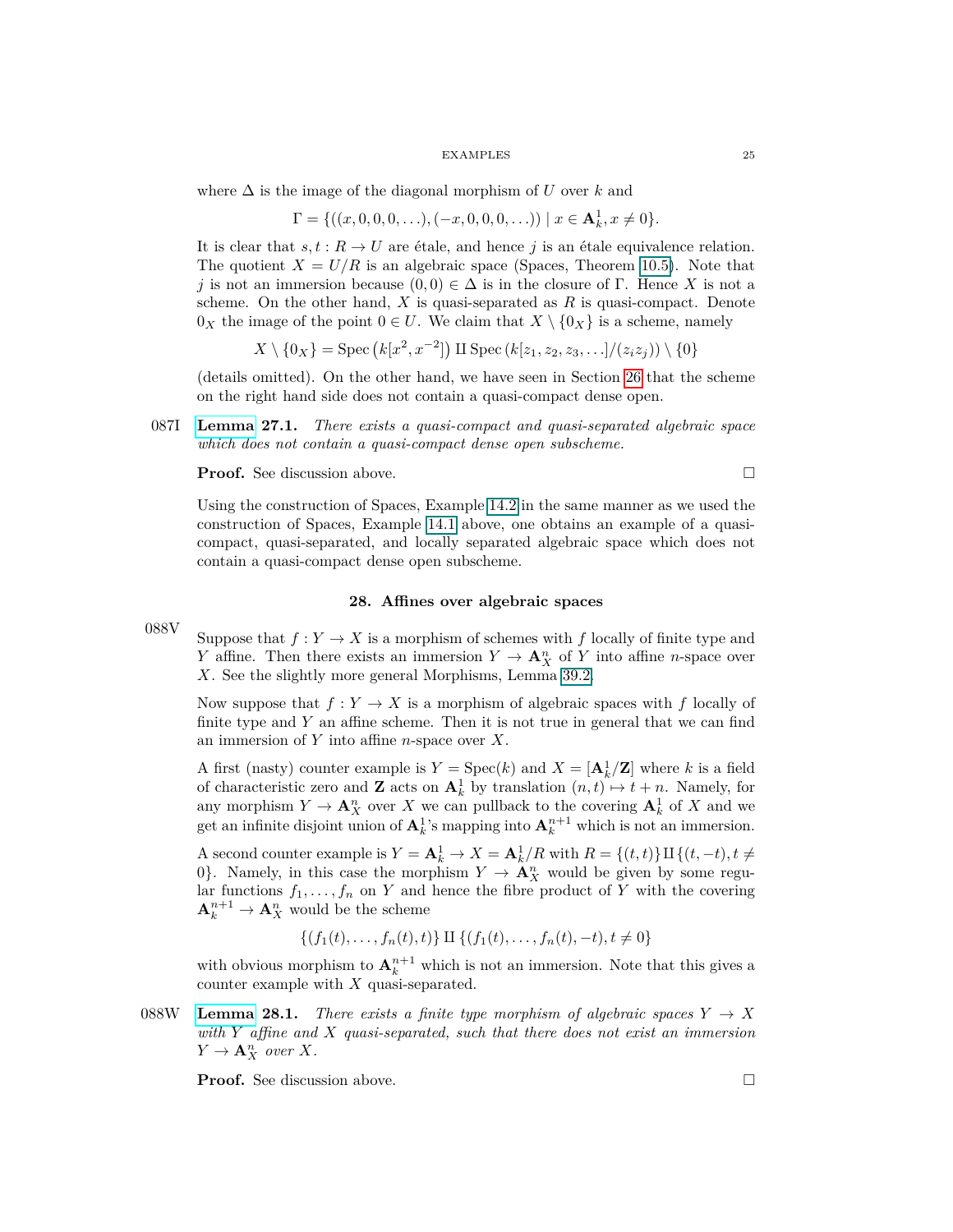where $\Delta$ is the image of the diagonal morphism of $U$ over $k$ and

$$\Gamma = \{((x, 0, 0, 0, \ldots), (-x, 0, 0, 0, \ldots)) \mid x \in \mathbf{A}^1_k, x \neq 0\}.$$

It is clear that $s, t : R \to U$ are étale, and hence $j$ is an étale equivalence relation. The quotient $X = U/R$ is an algebraic space (Spaces, Theorem 10.5). Note that $j$ is not an immersion because $(0, 0) \in \Delta$ is in the closure of $\Gamma$. Hence $X$ is not a scheme. On the other hand, $X$ is quasi-separated as $R$ is quasi-compact. Denote $0_X$ the image of the point $0 \in U$. We claim that $X \setminus \{0_X\}$ is a scheme, namely

$$X \setminus \{0_X\} = \mathrm{Spec}\left(k[x^2, x^{-2}]\right) \amalg \mathrm{Spec}\left(k[z_1, z_2, z_3, \ldots]/(z_i z_j)\right) \setminus \{0\}$$

(details omitted). On the other hand, we have seen in Section 26 that the scheme on the right hand side does not contain a quasi-compact dense open.

087I **Lemma 27.1.** *There exists a quasi-compact and quasi-separated algebraic space which does not contain a quasi-compact dense open subscheme.*

**Proof.** See discussion above. $\square$

Using the construction of Spaces, Example 14.2 in the same manner as we used the construction of Spaces, Example 14.1 above, one obtains an example of a quasi-compact, quasi-separated, and locally separated algebraic space which does not contain a quasi-compact dense open subscheme.

## 28. Affines over algebraic spaces

088V Suppose that $f : Y \to X$ is a morphism of schemes with $f$ locally of finite type and $Y$ affine. Then there exists an immersion $Y \to \mathbf{A}^n_X$ of $Y$ into affine $n$-space over $X$. See the slightly more general Morphisms, Lemma 39.2.

Now suppose that $f : Y \to X$ is a morphism of algebraic spaces with $f$ locally of finite type and $Y$ an affine scheme. Then it is not true in general that we can find an immersion of $Y$ into affine $n$-space over $X$.

A first (nasty) counter example is $Y = \mathrm{Spec}(k)$ and $X = [\mathbf{A}^1_k/\mathbf{Z}]$ where $k$ is a field of characteristic zero and $\mathbf{Z}$ acts on $\mathbf{A}^1_k$ by translation $(n, t) \mapsto t + n$. Namely, for any morphism $Y \to \mathbf{A}^n_X$ over $X$ we can pullback to the covering $\mathbf{A}^1_k$ of $X$ and we get an infinite disjoint union of $\mathbf{A}^1_k$'s mapping into $\mathbf{A}^{n+1}_k$ which is not an immersion.

A second counter example is $Y = \mathbf{A}^1_k \to X = \mathbf{A}^1_k/R$ with $R = \{(t, t)\} \amalg \{(t, -t), t \neq 0\}$. Namely, in this case the morphism $Y \to \mathbf{A}^n_X$ would be given by some regular functions $f_1, \ldots, f_n$ on $Y$ and hence the fibre product of $Y$ with the covering $\mathbf{A}^{n+1}_k \to \mathbf{A}^n_X$ would be the scheme

$$\{(f_1(t), \ldots, f_n(t), t)\} \amalg \{(f_1(t), \ldots, f_n(t), -t), t \neq 0\}$$

with obvious morphism to $\mathbf{A}^{n+1}_k$ which is not an immersion. Note that this gives a counter example with $X$ quasi-separated.

088W **Lemma 28.1.** *There exists a finite type morphism of algebraic spaces $Y \to X$ with $Y$ affine and $X$ quasi-separated, such that there does not exist an immersion $Y \to \mathbf{A}^n_X$ over $X$.*

**Proof.** See discussion above. $\square$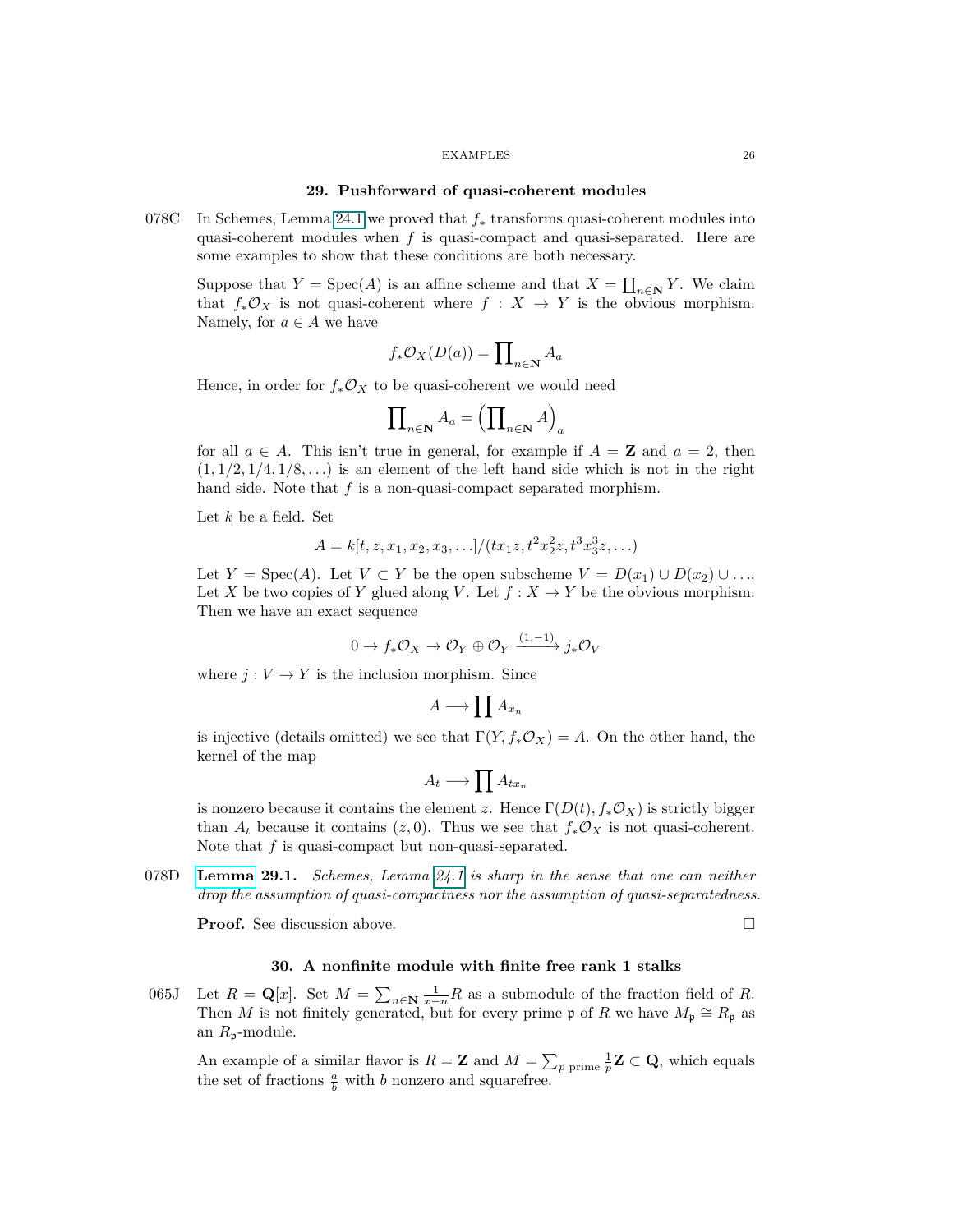## 29. Pushforward of quasi-coherent modules

078C In Schemes, Lemma 24.1 we proved that $f_*$ transforms quasi-coherent modules into quasi-coherent modules when $f$ is quasi-compact and quasi-separated. Here are some examples to show that these conditions are both necessary.

Suppose that $Y = \text{Spec}(A)$ is an affine scheme and that $X = \coprod_{n \in \mathbf{N}} Y$. We claim that $f_*\mathcal{O}_X$ is not quasi-coherent where $f : X \to Y$ is the obvious morphism. Namely, for $a \in A$ we have

$$f_*\mathcal{O}_X(D(a)) = \prod\nolimits_{n \in \mathbf{N}} A_a$$

Hence, in order for $f_*\mathcal{O}_X$ to be quasi-coherent we would need

$$\prod\nolimits_{n \in \mathbf{N}} A_a = \Big(\prod\nolimits_{n \in \mathbf{N}} A\Big)_a$$

for all $a \in A$. This isn't true in general, for example if $A = \mathbf{Z}$ and $a = 2$, then $(1, 1/2, 1/4, 1/8, \ldots)$ is an element of the left hand side which is not in the right hand side. Note that $f$ is a non-quasi-compact separated morphism.

Let $k$ be a field. Set

$$A = k[t, z, x_1, x_2, x_3, \ldots]/(tx_1z, t^2x_2^2z, t^3x_3^3z, \ldots)$$

Let $Y = \text{Spec}(A)$. Let $V \subset Y$ be the open subscheme $V = D(x_1) \cup D(x_2) \cup \ldots$. Let $X$ be two copies of $Y$ glued along $V$. Let $f : X \to Y$ be the obvious morphism. Then we have an exact sequence

$$0 \to f_*\mathcal{O}_X \to \mathcal{O}_Y \oplus \mathcal{O}_Y \xrightarrow{(1,-1)} j_*\mathcal{O}_V$$

where $j : V \to Y$ is the inclusion morphism. Since

$$A \longrightarrow \prod A_{x_n}$$

is injective (details omitted) we see that $\Gamma(Y, f_*\mathcal{O}_X) = A$. On the other hand, the kernel of the map

$$A_t \longrightarrow \prod A_{tx_n}$$

is nonzero because it contains the element $z$. Hence $\Gamma(D(t), f_*\mathcal{O}_X)$ is strictly bigger than $A_t$ because it contains $(z, 0)$. Thus we see that $f_*\mathcal{O}_X$ is not quasi-coherent. Note that $f$ is quasi-compact but non-quasi-separated.

078D **Lemma 29.1.** *Schemes, Lemma 24.1 is sharp in the sense that one can neither drop the assumption of quasi-compactness nor the assumption of quasi-separatedness.*

**Proof.** See discussion above. □

## 30. A nonfinite module with finite free rank 1 stalks

065J Let $R = \mathbf{Q}[x]$. Set $M = \sum_{n \in \mathbf{N}} \frac{1}{x-n} R$ as a submodule of the fraction field of $R$. Then $M$ is not finitely generated, but for every prime $\mathfrak{p}$ of $R$ we have $M_\mathfrak{p} \cong R_\mathfrak{p}$ as an $R_\mathfrak{p}$-module.

An example of a similar flavor is $R = \mathbf{Z}$ and $M = \sum_{p \text{ prime}} \frac{1}{p}\mathbf{Z} \subset \mathbf{Q}$, which equals the set of fractions $\frac{a}{b}$ with $b$ nonzero and squarefree.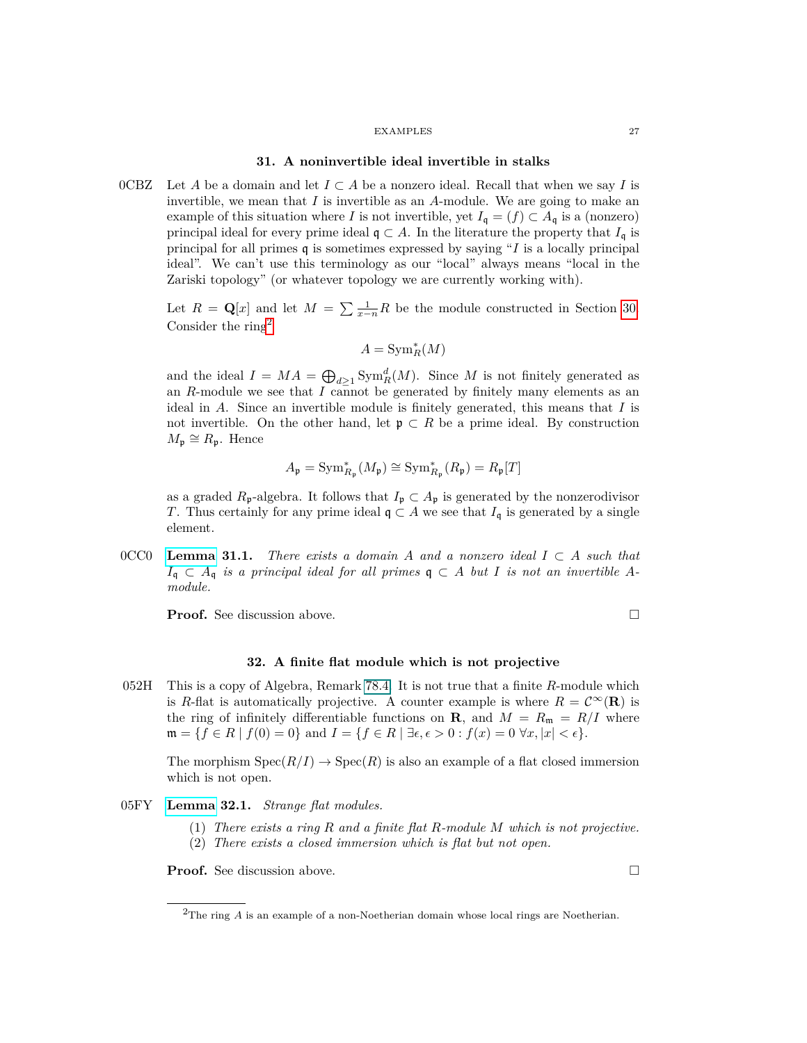## 31. A noninvertible ideal invertible in stalks

0CBZ Let $A$ be a domain and let $I \subset A$ be a nonzero ideal. Recall that when we say $I$ is invertible, we mean that $I$ is invertible as an $A$-module. We are going to make an example of this situation where $I$ is not invertible, yet $I_\mathfrak{q} = (f) \subset A_\mathfrak{q}$ is a (nonzero) principal ideal for every prime ideal $\mathfrak{q} \subset A$. In the literature the property that $I_\mathfrak{q}$ is principal for all primes $\mathfrak{q}$ is sometimes expressed by saying "$I$ is a locally principal ideal". We can't use this terminology as our "local" always means "local in the Zariski topology" (or whatever topology we are currently working with).

Let $R = \mathbf{Q}[x]$ and let $M = \sum \frac{1}{x-n} R$ be the module constructed in Section 30. Consider the ring[2]

$$A = \text{Sym}^*_R(M)$$

and the ideal $I = MA = \bigoplus_{d \geq 1} \text{Sym}^d_R(M)$. Since $M$ is not finitely generated as an $R$-module we see that $I$ cannot be generated by finitely many elements as an ideal in $A$. Since an invertible module is finitely generated, this means that $I$ is not invertible. On the other hand, let $\mathfrak{p} \subset R$ be a prime ideal. By construction $M_\mathfrak{p} \cong R_\mathfrak{p}$. Hence

$$A_\mathfrak{p} = \text{Sym}^*_{R_\mathfrak{p}}(M_\mathfrak{p}) \cong \text{Sym}^*_{R_\mathfrak{p}}(R_\mathfrak{p}) = R_\mathfrak{p}[T]$$

as a graded $R_\mathfrak{p}$-algebra. It follows that $I_\mathfrak{p} \subset A_\mathfrak{p}$ is generated by the nonzerodivisor $T$. Thus certainly for any prime ideal $\mathfrak{q} \subset A$ we see that $I_\mathfrak{q}$ is generated by a single element.

0CC0 **Lemma 31.1.** *There exists a domain $A$ and a nonzero ideal $I \subset A$ such that $I_\mathfrak{q} \subset A_\mathfrak{q}$ is a principal ideal for all primes $\mathfrak{q} \subset A$ but $I$ is not an invertible $A$-module.*

**Proof.** See discussion above. $\square$

## 32. A finite flat module which is not projective

052H This is a copy of Algebra, Remark 78.4. It is not true that a finite $R$-module which is $R$-flat is automatically projective. A counter example is where $R = \mathcal{C}^\infty(\mathbf{R})$ is the ring of infinitely differentiable functions on $\mathbf{R}$, and $M = R_\mathfrak{m} = R/I$ where $\mathfrak{m} = \{f \in R \mid f(0) = 0\}$ and $I = \{f \in R \mid \exists \epsilon, \epsilon > 0 : f(x) = 0 \ \forall x, |x| < \epsilon\}$.

The morphism $\text{Spec}(R/I) \to \text{Spec}(R)$ is also an example of a flat closed immersion which is not open.

05FY **Lemma 32.1.** *Strange flat modules.*

1. *There exists a ring $R$ and a finite flat $R$-module $M$ which is not projective.*
2. *There exists a closed immersion which is flat but not open.*

**Proof.** See discussion above. $\square$

[2] The ring $A$ is an example of a non-Noetherian domain whose local rings are Noetherian.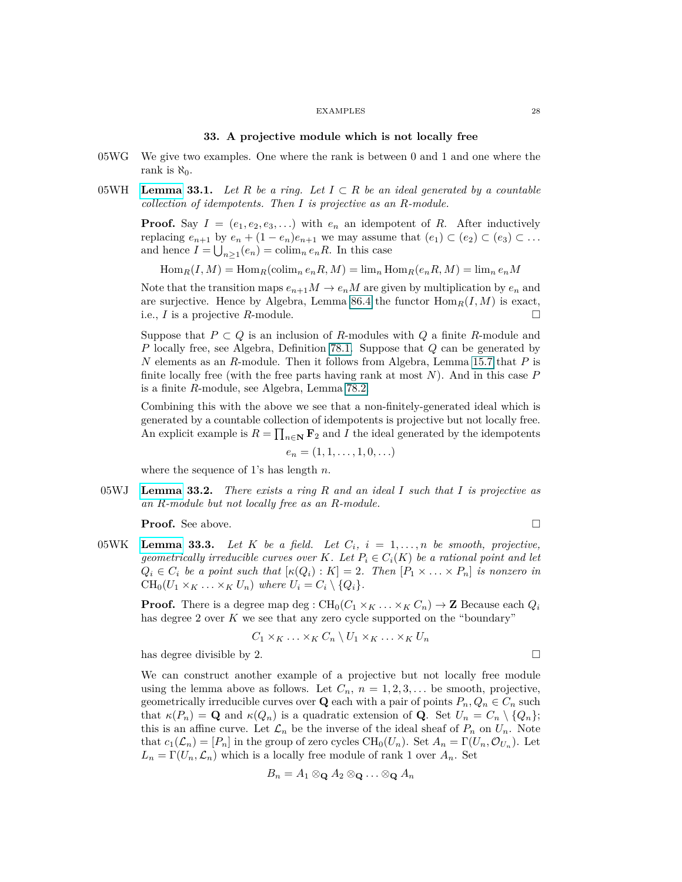## 33. A projective module which is not locally free

05WG We give two examples. One where the rank is between 0 and 1 and one where the rank is $\aleph_0$.

05WH **Lemma 33.1.** *Let $R$ be a ring. Let $I \subset R$ be an ideal generated by a countable collection of idempotents. Then $I$ is projective as an $R$-module.*

**Proof.** Say $I = (e_1, e_2, e_3, \ldots)$ with $e_n$ an idempotent of $R$. After inductively replacing $e_{n+1}$ by $e_n + (1 - e_n)e_{n+1}$ we may assume that $(e_1) \subset (e_2) \subset (e_3) \subset \ldots$ and hence $I = \bigcup_{n \geq 1}(e_n) = \text{colim}_n \, e_n R$. In this case

$$\text{Hom}_R(I, M) = \text{Hom}_R(\text{colim}_n \, e_n R, M) = \lim_n \text{Hom}_R(e_n R, M) = \lim_n e_n M$$

Note that the transition maps $e_{n+1}M \to e_n M$ are given by multiplication by $e_n$ and are surjective. Hence by Algebra, Lemma 86.4 the functor $\text{Hom}_R(I, M)$ is exact, i.e., $I$ is a projective $R$-module. $\square$

Suppose that $P \subset Q$ is an inclusion of $R$-modules with $Q$ a finite $R$-module and $P$ locally free, see Algebra, Definition 78.1. Suppose that $Q$ can be generated by $N$ elements as an $R$-module. Then it follows from Algebra, Lemma 15.7 that $P$ is finite locally free (with the free parts having rank at most $N$). And in this case $P$ is a finite $R$-module, see Algebra, Lemma 78.2.

Combining this with the above we see that a non-finitely-generated ideal which is generated by a countable collection of idempotents is projective but not locally free. An explicit example is $R = \prod_{n \in \mathbf{N}} \mathbf{F}_2$ and $I$ the ideal generated by the idempotents

$$e_n = (1, 1, \ldots, 1, 0, \ldots)$$

where the sequence of 1's has length $n$.

05WJ **Lemma 33.2.** *There exists a ring $R$ and an ideal $I$ such that $I$ is projective as an $R$-module but not locally free as an $R$-module.*

**Proof.** See above. $\square$

05WK **Lemma 33.3.** *Let $K$ be a field. Let $C_i$, $i = 1, \ldots, n$ be smooth, projective, geometrically irreducible curves over $K$. Let $P_i \in C_i(K)$ be a rational point and let $Q_i \in C_i$ be a point such that $[\kappa(Q_i) : K] = 2$. Then $[P_1 \times \ldots \times P_n]$ is nonzero in $\text{CH}_0(U_1 \times_K \ldots \times_K U_n)$ where $U_i = C_i \setminus \{Q_i\}$.*

**Proof.** There is a degree map $\deg : \text{CH}_0(C_1 \times_K \ldots \times_K C_n) \to \mathbf{Z}$ Because each $Q_i$ has degree 2 over $K$ we see that any zero cycle supported on the "boundary"

$$C_1 \times_K \ldots \times_K C_n \setminus U_1 \times_K \ldots \times_K U_n$$

has degree divisible by 2. $\square$

We can construct another example of a projective but not locally free module using the lemma above as follows. Let $C_n$, $n = 1, 2, 3, \ldots$ be smooth, projective, geometrically irreducible curves over $\mathbf{Q}$ each with a pair of points $P_n, Q_n \in C_n$ such that $\kappa(P_n) = \mathbf{Q}$ and $\kappa(Q_n)$ is a quadratic extension of $\mathbf{Q}$. Set $U_n = C_n \setminus \{Q_n\}$; this is an affine curve. Let $\mathcal{L}_n$ be the inverse of the ideal sheaf of $P_n$ on $U_n$. Note that $c_1(\mathcal{L}_n) = [P_n]$ in the group of zero cycles $\text{CH}_0(U_n)$. Set $A_n = \Gamma(U_n, \mathcal{O}_{U_n})$. Let $L_n = \Gamma(U_n, \mathcal{L}_n)$ which is a locally free module of rank 1 over $A_n$. Set

$$B_n = A_1 \otimes_{\mathbf{Q}} A_2 \otimes_{\mathbf{Q}} \ldots \otimes_{\mathbf{Q}} A_n$$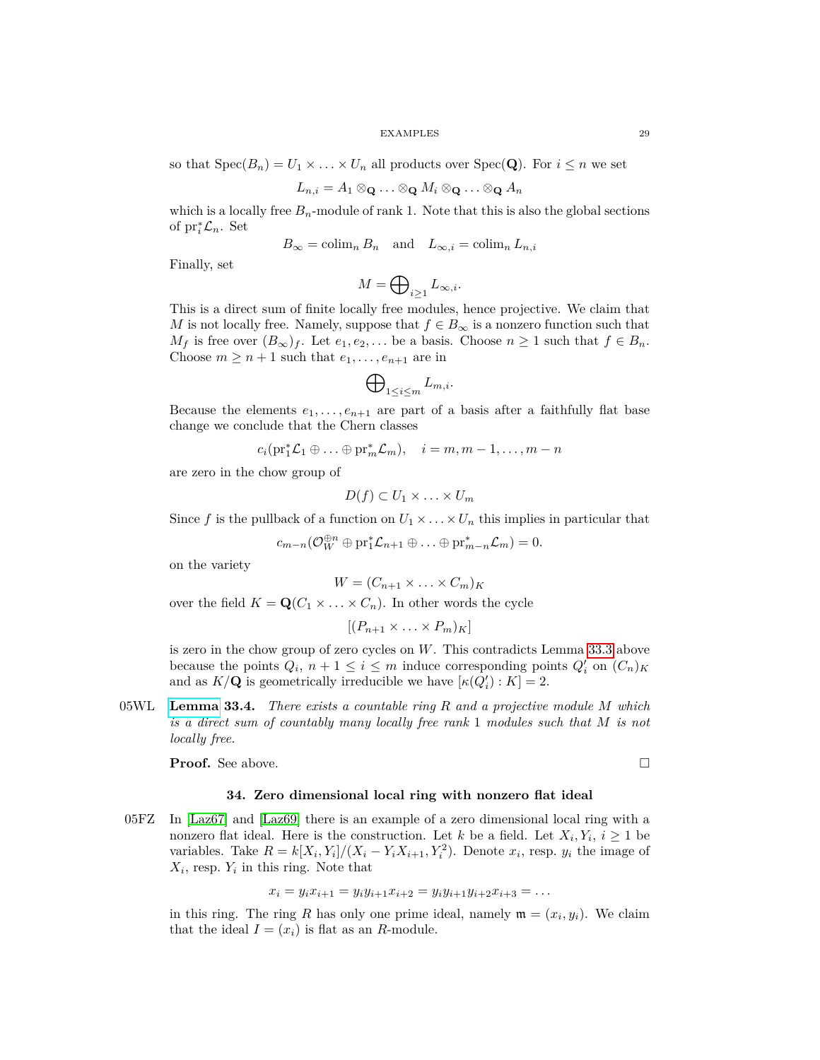so that $\text{Spec}(B_n) = U_1 \times \ldots \times U_n$ all products over $\text{Spec}(\mathbf{Q})$. For $i \leq n$ we set

$$L_{n,i} = A_1 \otimes_{\mathbf{Q}} \ldots \otimes_{\mathbf{Q}} M_i \otimes_{\mathbf{Q}} \ldots \otimes_{\mathbf{Q}} A_n$$

which is a locally free $B_n$-module of rank 1. Note that this is also the global sections of $\text{pr}_i^*\mathcal{L}_n$. Set

$$B_\infty = \text{colim}_n B_n \quad \text{and} \quad L_{\infty,i} = \text{colim}_n L_{n,i}$$

Finally, set

$$M = \bigoplus\nolimits_{i \geq 1} L_{\infty,i}.$$

This is a direct sum of finite locally free modules, hence projective. We claim that $M$ is not locally free. Namely, suppose that $f \in B_\infty$ is a nonzero function such that $M_f$ is free over $(B_\infty)_f$. Let $e_1, e_2, \ldots$ be a basis. Choose $n \geq 1$ such that $f \in B_n$. Choose $m \geq n+1$ such that $e_1, \ldots, e_{n+1}$ are in

$$\bigoplus\nolimits_{1 \leq i \leq m} L_{m,i}.$$

Because the elements $e_1, \ldots, e_{n+1}$ are part of a basis after a faithfully flat base change we conclude that the Chern classes

$$c_i(\text{pr}_1^*\mathcal{L}_1 \oplus \ldots \oplus \text{pr}_m^*\mathcal{L}_m), \quad i = m, m-1, \ldots, m-n$$

are zero in the chow group of

$$D(f) \subset U_1 \times \ldots \times U_m$$

Since $f$ is the pullback of a function on $U_1 \times \ldots \times U_n$ this implies in particular that

$$c_{m-n}(\mathcal{O}_W^{\oplus n} \oplus \text{pr}_1^*\mathcal{L}_{n+1} \oplus \ldots \oplus \text{pr}_{m-n}^*\mathcal{L}_m) = 0.$$

on the variety

$$W = (C_{n+1} \times \ldots \times C_m)_K$$

over the field $K = \mathbf{Q}(C_1 \times \ldots \times C_n)$. In other words the cycle

$$[(P_{n+1} \times \ldots \times P_m)_K]$$

is zero in the chow group of zero cycles on $W$. This contradicts Lemma 33.3 above because the points $Q_i$, $n+1 \leq i \leq m$ induce corresponding points $Q_i'$ on $(C_n)_K$ and as $K/\mathbf{Q}$ is geometrically irreducible we have $[\kappa(Q_i') : K] = 2$.

05WL **Lemma 33.4.** *There exists a countable ring $R$ and a projective module $M$ which is a direct sum of countably many locally free rank 1 modules such that $M$ is not locally free.*

**Proof.** See above. $\square$

## 34. Zero dimensional local ring with nonzero flat ideal

05FZ In [Laz67] and [Laz69] there is an example of a zero dimensional local ring with a nonzero flat ideal. Here is the construction. Let $k$ be a field. Let $X_i, Y_i$, $i \geq 1$ be variables. Take $R = k[X_i, Y_i]/(X_i - Y_iX_{i+1}, Y_i^2)$. Denote $x_i$, resp. $y_i$ the image of $X_i$, resp. $Y_i$ in this ring. Note that

$$x_i = y_ix_{i+1} = y_iy_{i+1}x_{i+2} = y_iy_{i+1}y_{i+2}x_{i+3} = \ldots$$

in this ring. The ring $R$ has only one prime ideal, namely $\mathfrak{m} = (x_i, y_i)$. We claim that the ideal $I = (x_i)$ is flat as an $R$-module.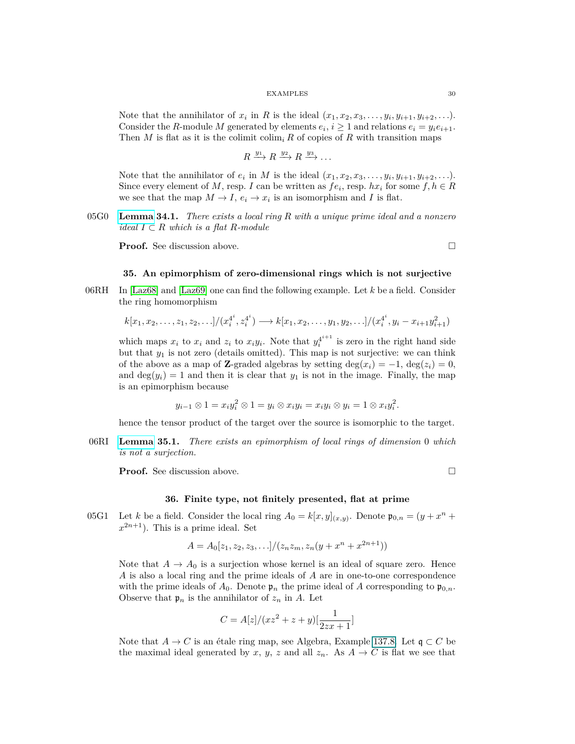Note that the annihilator of $x_i$ in $R$ is the ideal $(x_1, x_2, x_3, \ldots, y_i, y_{i+1}, y_{i+2}, \ldots)$. Consider the $R$-module $M$ generated by elements $e_i$, $i \geq 1$ and relations $e_i = y_i e_{i+1}$. Then $M$ is flat as it is the colimit $\text{colim}_i R$ of copies of $R$ with transition maps

$$R \xrightarrow{y_1} R \xrightarrow{y_2} R \xrightarrow{y_3} \ldots$$

Note that the annihilator of $e_i$ in $M$ is the ideal $(x_1, x_2, x_3, \ldots, y_i, y_{i+1}, y_{i+2}, \ldots)$. Since every element of $M$, resp. $I$ can be written as $fe_i$, resp. $hx_i$ for some $f, h \in R$ we see that the map $M \to I$, $e_i \to x_i$ is an isomorphism and $I$ is flat.

05G0 **Lemma 34.1.** *There exists a local ring $R$ with a unique prime ideal and a nonzero ideal $I \subset R$ which is a flat $R$-module*

**Proof.** See discussion above. $\square$

## 35. An epimorphism of zero-dimensional rings which is not surjective

06RH In [Laz68] and [Laz69] one can find the following example. Let $k$ be a field. Consider the ring homomorphism

$$k[x_1, x_2, \ldots, z_1, z_2, \ldots]/(x_i^{4^i}, z_i^{4^i}) \longrightarrow k[x_1, x_2, \ldots, y_1, y_2, \ldots]/(x_i^{4^i}, y_i - x_{i+1}y_{i+1}^2)$$

which maps $x_i$ to $x_i$ and $z_i$ to $x_i y_i$. Note that $y_i^{4^{i+1}}$ is zero in the right hand side but that $y_1$ is not zero (details omitted). This map is not surjective: we can think of the above as a map of $\mathbf{Z}$-graded algebras by setting $\deg(x_i) = -1$, $\deg(z_i) = 0$, and $\deg(y_i) = 1$ and then it is clear that $y_1$ is not in the image. Finally, the map is an epimorphism because

$$y_{i-1} \otimes 1 = x_i y_i^2 \otimes 1 = y_i \otimes x_i y_i = x_i y_i \otimes y_i = 1 \otimes x_i y_i^2.$$

hence the tensor product of the target over the source is isomorphic to the target.

06RI **Lemma 35.1.** *There exists an epimorphism of local rings of dimension 0 which is not a surjection.*

**Proof.** See discussion above. $\square$

## 36. Finite type, not finitely presented, flat at prime

05G1 Let $k$ be a field. Consider the local ring $A_0 = k[x, y]_{(x,y)}$. Denote $\mathfrak{p}_{0,n} = (y + x^n + x^{2n+1})$. This is a prime ideal. Set

$$A = A_0[z_1, z_2, z_3, \ldots]/(z_n z_m, z_n(y + x^n + x^{2n+1}))$$

Note that $A \to A_0$ is a surjection whose kernel is an ideal of square zero. Hence $A$ is also a local ring and the prime ideals of $A$ are in one-to-one correspondence with the prime ideals of $A_0$. Denote $\mathfrak{p}_n$ the prime ideal of $A$ corresponding to $\mathfrak{p}_{0,n}$. Observe that $\mathfrak{p}_n$ is the annihilator of $z_n$ in $A$. Let

$$C = A[z]/(xz^2 + z + y)[\frac{1}{2zx + 1}]$$

Note that $A \to C$ is an étale ring map, see Algebra, Example 137.8. Let $\mathfrak{q} \subset C$ be the maximal ideal generated by $x$, $y$, $z$ and all $z_n$. As $A \to C$ is flat we see that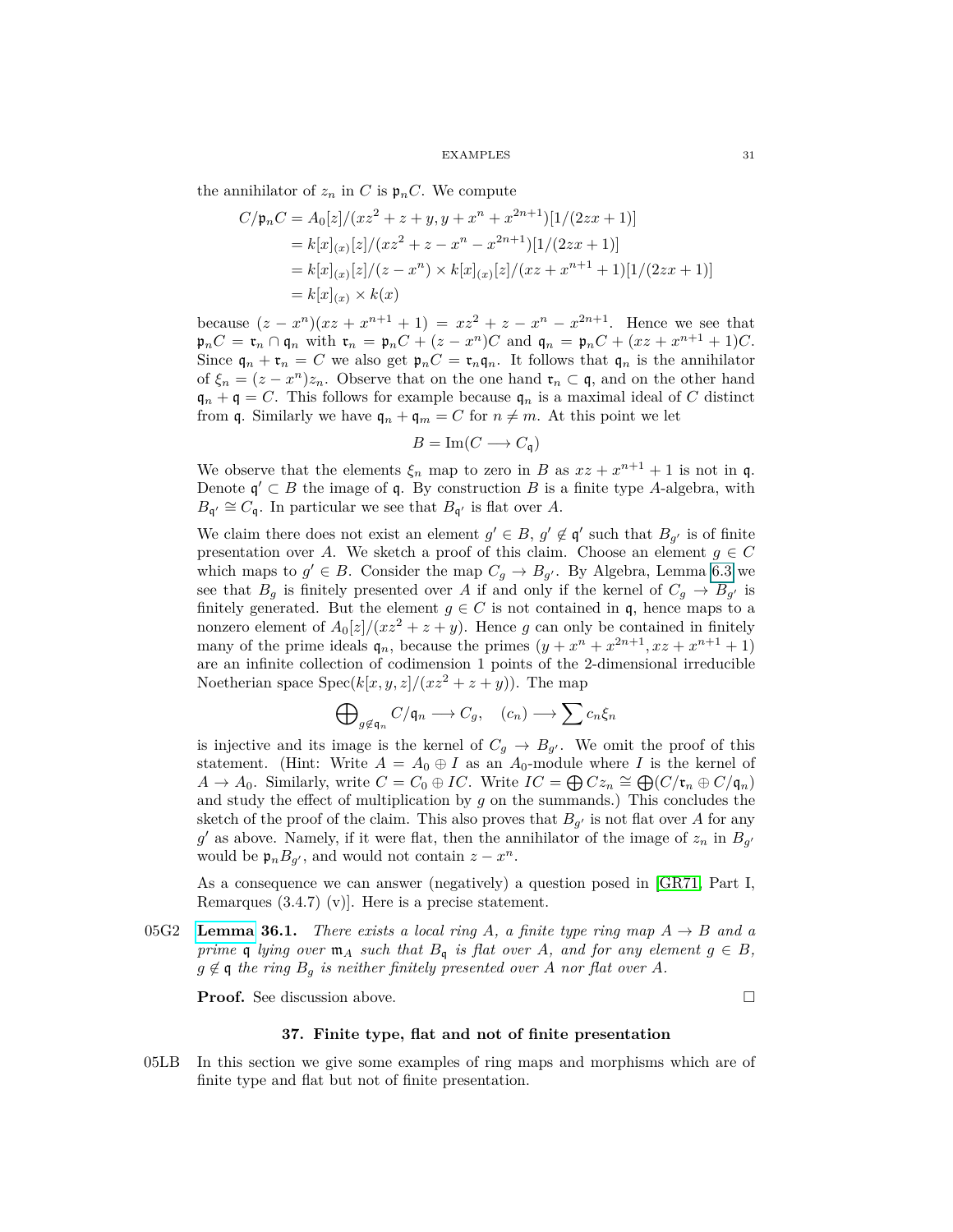the annihilator of $z_n$ in $C$ is $\mathfrak{p}_n C$. We compute

$$\begin{aligned}
C/\mathfrak{p}_n C &= A_0[z]/(xz^2 + z + y, y + x^n + x^{2n+1})[1/(2zx+1)] \\
&= k[x]_{(x)}[z]/(xz^2 + z - x^n - x^{2n+1})[1/(2zx+1)] \\
&= k[x]_{(x)}[z]/(z - x^n) \times k[x]_{(x)}[z]/(xz + x^{n+1} + 1)[1/(2zx+1)] \\
&= k[x]_{(x)} \times k(x)
\end{aligned}$$

because $(z - x^n)(xz + x^{n+1} + 1) = xz^2 + z - x^n - x^{2n+1}$. Hence we see that $\mathfrak{p}_n C = \mathfrak{r}_n \cap \mathfrak{q}_n$ with $\mathfrak{r}_n = \mathfrak{p}_n C + (z - x^n)C$ and $\mathfrak{q}_n = \mathfrak{p}_n C + (xz + x^{n+1} + 1)C$. Since $\mathfrak{q}_n + \mathfrak{r}_n = C$ we also get $\mathfrak{p}_n C = \mathfrak{r}_n \mathfrak{q}_n$. It follows that $\mathfrak{q}_n$ is the annihilator of $\xi_n = (z - x^n)z_n$. Observe that on the one hand $\mathfrak{r}_n \subset \mathfrak{q}$, and on the other hand $\mathfrak{q}_n + \mathfrak{q} = C$. This follows for example because $\mathfrak{q}_n$ is a maximal ideal of $C$ distinct from $\mathfrak{q}$. Similarly we have $\mathfrak{q}_n + \mathfrak{q}_m = C$ for $n \neq m$. At this point we let

$$B = \mathrm{Im}(C \longrightarrow C_{\mathfrak{q}})$$

We observe that the elements $\xi_n$ map to zero in $B$ as $xz + x^{n+1} + 1$ is not in $\mathfrak{q}$. Denote $\mathfrak{q}' \subset B$ the image of $\mathfrak{q}$. By construction $B$ is a finite type $A$-algebra, with $B_{\mathfrak{q}'} \cong C_{\mathfrak{q}}$. In particular we see that $B_{\mathfrak{q}'}$ is flat over $A$.

We claim there does not exist an element $g' \in B$, $g' \notin \mathfrak{q}'$ such that $B_{g'}$ is of finite presentation over $A$. We sketch a proof of this claim. Choose an element $g \in C$ which maps to $g' \in B$. Consider the map $C_g \to B_{g'}$. By Algebra, Lemma 6.3 we see that $B_g$ is finitely presented over $A$ if and only if the kernel of $C_g \to B_{g'}$ is finitely generated. But the element $g \in C$ is not contained in $\mathfrak{q}$, hence maps to a nonzero element of $A_0[z]/(xz^2 + z + y)$. Hence $g$ can only be contained in finitely many of the prime ideals $\mathfrak{q}_n$, because the primes $(y + x^n + x^{2n+1}, xz + x^{n+1} + 1)$ are an infinite collection of codimension 1 points of the 2-dimensional irreducible Noetherian space $\mathrm{Spec}(k[x, y, z]/(xz^2 + z + y))$. The map

$$\bigoplus\nolimits_{g \notin \mathfrak{q}_n} C/\mathfrak{q}_n \longrightarrow C_g, \quad (c_n) \longrightarrow \sum c_n \xi_n$$

is injective and its image is the kernel of $C_g \to B_{g'}$. We omit the proof of this statement. (Hint: Write $A = A_0 \oplus I$ as an $A_0$-module where $I$ is the kernel of $A \to A_0$. Similarly, write $C = C_0 \oplus IC$. Write $IC = \bigoplus C z_n \cong \bigoplus (C/\mathfrak{r}_n \oplus C/\mathfrak{q}_n)$ and study the effect of multiplication by $g$ on the summands.) This concludes the sketch of the proof of the claim. This also proves that $B_{g'}$ is not flat over $A$ for any $g'$ as above. Namely, if it were flat, then the annihilator of the image of $z_n$ in $B_{g'}$ would be $\mathfrak{p}_n B_{g'}$, and would not contain $z - x^n$.

As a consequence we can answer (negatively) a question posed in [GR71, Part I, Remarques (3.4.7) (v)]. Here is a precise statement.

05G2 **Lemma 36.1.** *There exists a local ring $A$, a finite type ring map $A \to B$ and a prime $\mathfrak{q}$ lying over $\mathfrak{m}_A$ such that $B_{\mathfrak{q}}$ is flat over $A$, and for any element $g \in B$, $g \notin \mathfrak{q}$ the ring $B_g$ is neither finitely presented over $A$ nor flat over $A$.*

**Proof.** See discussion above. □

## 37. Finite type, flat and not of finite presentation

05LB In this section we give some examples of ring maps and morphisms which are of finite type and flat but not of finite presentation.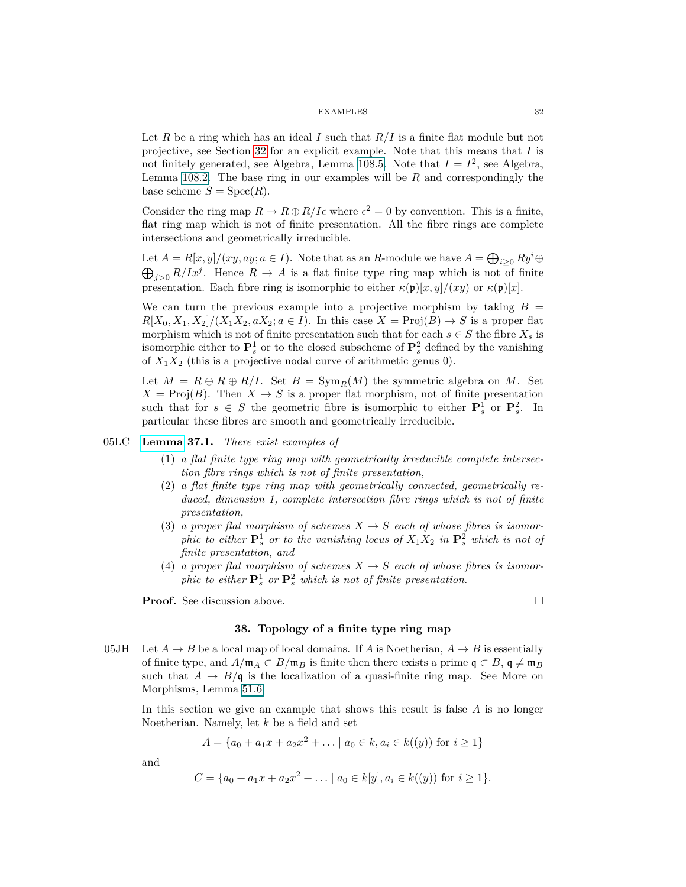Let $R$ be a ring which has an ideal $I$ such that $R/I$ is a finite flat module but not projective, see Section 32 for an explicit example. Note that this means that $I$ is not finitely generated, see Algebra, Lemma 108.5. Note that $I = I^2$, see Algebra, Lemma 108.2. The base ring in our examples will be $R$ and correspondingly the base scheme $S = \text{Spec}(R)$.

Consider the ring map $R \to R \oplus R/I\epsilon$ where $\epsilon^2 = 0$ by convention. This is a finite, flat ring map which is not of finite presentation. All the fibre rings are complete intersections and geometrically irreducible.

Let $A = R[x, y]/(xy, ay; a \in I)$. Note that as an $R$-module we have $A = \bigoplus_{i \geq 0} Ry^i \oplus \bigoplus_{j>0} R/Ix^j$. Hence $R \to A$ is a flat finite type ring map which is not of finite presentation. Each fibre ring is isomorphic to either $\kappa(\mathfrak{p})[x, y]/(xy)$ or $\kappa(\mathfrak{p})[x]$.

We can turn the previous example into a projective morphism by taking $B = R[X_0, X_1, X_2]/(X_1X_2, aX_2; a \in I)$. In this case $X = \text{Proj}(B) \to S$ is a proper flat morphism which is not of finite presentation such that for each $s \in S$ the fibre $X_s$ is isomorphic either to $\mathbf{P}^1_s$ or to the closed subscheme of $\mathbf{P}^2_s$ defined by the vanishing of $X_1X_2$ (this is a projective nodal curve of arithmetic genus 0).

Let $M = R \oplus R \oplus R/I$. Set $B = \text{Sym}_R(M)$ the symmetric algebra on $M$. Set $X = \text{Proj}(B)$. Then $X \to S$ is a proper flat morphism, not of finite presentation such that for $s \in S$ the geometric fibre is isomorphic to either $\mathbf{P}^1_s$ or $\mathbf{P}^2_s$. In particular these fibres are smooth and geometrically irreducible.

05LC **Lemma 37.1.** *There exist examples of*

1. *a flat finite type ring map with geometrically irreducible complete intersection fibre rings which is not of finite presentation,*
2. *a flat finite type ring map with geometrically connected, geometrically reduced, dimension 1, complete intersection fibre rings which is not of finite presentation,*
3. *a proper flat morphism of schemes $X \to S$ each of whose fibres is isomorphic to either $\mathbf{P}^1_s$ or to the vanishing locus of $X_1X_2$ in $\mathbf{P}^2_s$ which is not of finite presentation, and*
4. *a proper flat morphism of schemes $X \to S$ each of whose fibres is isomorphic to either $\mathbf{P}^1_s$ or $\mathbf{P}^2_s$ which is not of finite presentation.*

**Proof.** See discussion above. $\square$

## 38. Topology of a finite type ring map

05JH Let $A \to B$ be a local map of local domains. If $A$ is Noetherian, $A \to B$ is essentially of finite type, and $A/\mathfrak{m}_A \subset B/\mathfrak{m}_B$ is finite then there exists a prime $\mathfrak{q} \subset B$, $\mathfrak{q} \neq \mathfrak{m}_B$ such that $A \to B/\mathfrak{q}$ is the localization of a quasi-finite ring map. See More on Morphisms, Lemma 51.6.

In this section we give an example that shows this result is false $A$ is no longer Noetherian. Namely, let $k$ be a field and set

$$A = \{a_0 + a_1x + a_2x^2 + \ldots \mid a_0 \in k, a_i \in k((y)) \text{ for } i \geq 1\}$$

and

$$C = \{a_0 + a_1x + a_2x^2 + \ldots \mid a_0 \in k[y], a_i \in k((y)) \text{ for } i \geq 1\}.$$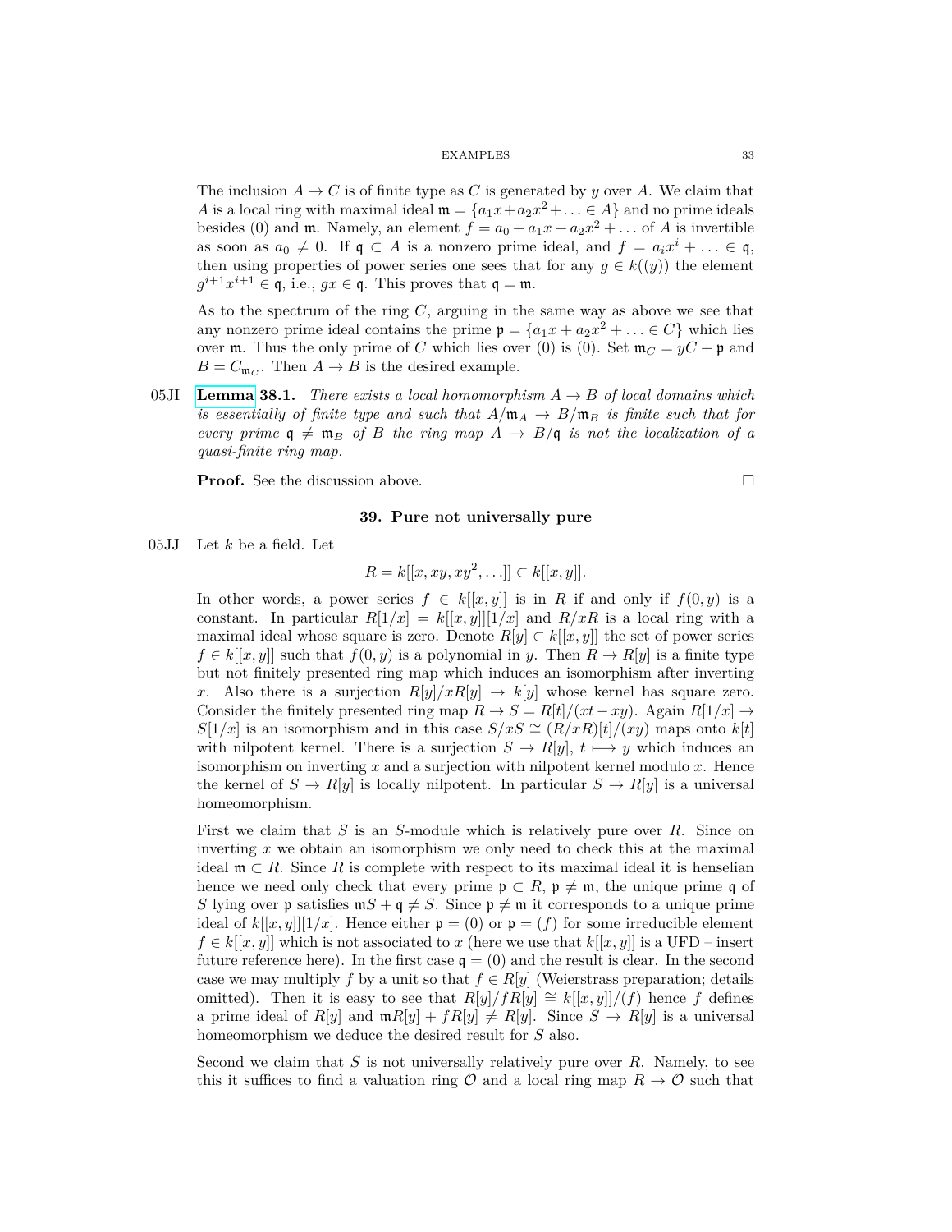The inclusion $A \to C$ is of finite type as $C$ is generated by $y$ over $A$. We claim that $A$ is a local ring with maximal ideal $\mathfrak{m} = \{a_1x + a_2x^2 + \ldots \in A\}$ and no prime ideals besides $(0)$ and $\mathfrak{m}$. Namely, an element $f = a_0 + a_1x + a_2x^2 + \ldots$ of $A$ is invertible as soon as $a_0 \neq 0$. If $\mathfrak{q} \subset A$ is a nonzero prime ideal, and $f = a_ix^i + \ldots \in \mathfrak{q}$, then using properties of power series one sees that for any $g \in k((y))$ the element $g^{i+1}x^{i+1} \in \mathfrak{q}$, i.e., $gx \in \mathfrak{q}$. This proves that $\mathfrak{q} = \mathfrak{m}$.

As to the spectrum of the ring $C$, arguing in the same way as above we see that any nonzero prime ideal contains the prime $\mathfrak{p} = \{a_1x + a_2x^2 + \ldots \in C\}$ which lies over $\mathfrak{m}$. Thus the only prime of $C$ which lies over $(0)$ is $(0)$. Set $\mathfrak{m}_C = yC + \mathfrak{p}$ and $B = C_{\mathfrak{m}_C}$. Then $A \to B$ is the desired example.

05JI **Lemma 38.1.** *There exists a local homomorphism $A \to B$ of local domains which is essentially of finite type and such that $A/\mathfrak{m}_A \to B/\mathfrak{m}_B$ is finite such that for every prime $\mathfrak{q} \neq \mathfrak{m}_B$ of $B$ the ring map $A \to B/\mathfrak{q}$ is not the localization of a quasi-finite ring map.*

**Proof.** See the discussion above. $\square$

## 39. Pure not universally pure

05JJ Let $k$ be a field. Let

$$R = k[[x, xy, xy^2, \ldots]] \subset k[[x, y]].$$

In other words, a power series $f \in k[[x, y]]$ is in $R$ if and only if $f(0, y)$ is a constant. In particular $R[1/x] = k[[x, y]][1/x]$ and $R/xR$ is a local ring with a maximal ideal whose square is zero. Denote $R[y] \subset k[[x, y]]$ the set of power series $f \in k[[x, y]]$ such that $f(0, y)$ is a polynomial in $y$. Then $R \to R[y]$ is a finite type but not finitely presented ring map which induces an isomorphism after inverting $x$. Also there is a surjection $R[y]/xR[y] \to k[y]$ whose kernel has square zero. Consider the finitely presented ring map $R \to S = R[t]/(xt - xy)$. Again $R[1/x] \to S[1/x]$ is an isomorphism and in this case $S/xS \cong (R/xR)[t]/(xy)$ maps onto $k[t]$ with nilpotent kernel. There is a surjection $S \to R[y]$, $t \longmapsto y$ which induces an isomorphism on inverting $x$ and a surjection with nilpotent kernel modulo $x$. Hence the kernel of $S \to R[y]$ is locally nilpotent. In particular $S \to R[y]$ is a universal homeomorphism.

First we claim that $S$ is an $S$-module which is relatively pure over $R$. Since on inverting $x$ we obtain an isomorphism we only need to check this at the maximal ideal $\mathfrak{m} \subset R$. Since $R$ is complete with respect to its maximal ideal it is henselian hence we need only check that every prime $\mathfrak{p} \subset R$, $\mathfrak{p} \neq \mathfrak{m}$, the unique prime $\mathfrak{q}$ of $S$ lying over $\mathfrak{p}$ satisfies $\mathfrak{m}S + \mathfrak{q} \neq S$. Since $\mathfrak{p} \neq \mathfrak{m}$ it corresponds to a unique prime ideal of $k[[x, y]][1/x]$. Hence either $\mathfrak{p} = (0)$ or $\mathfrak{p} = (f)$ for some irreducible element $f \in k[[x, y]]$ which is not associated to $x$ (here we use that $k[[x, y]]$ is a UFD – insert future reference here). In the first case $\mathfrak{q} = (0)$ and the result is clear. In the second case we may multiply $f$ by a unit so that $f \in R[y]$ (Weierstrass preparation; details omitted). Then it is easy to see that $R[y]/fR[y] \cong k[[x, y]]/(f)$ hence $f$ defines a prime ideal of $R[y]$ and $\mathfrak{m}R[y] + fR[y] \neq R[y]$. Since $S \to R[y]$ is a universal homeomorphism we deduce the desired result for $S$ also.

Second we claim that $S$ is not universally relatively pure over $R$. Namely, to see this it suffices to find a valuation ring $\mathcal{O}$ and a local ring map $R \to \mathcal{O}$ such that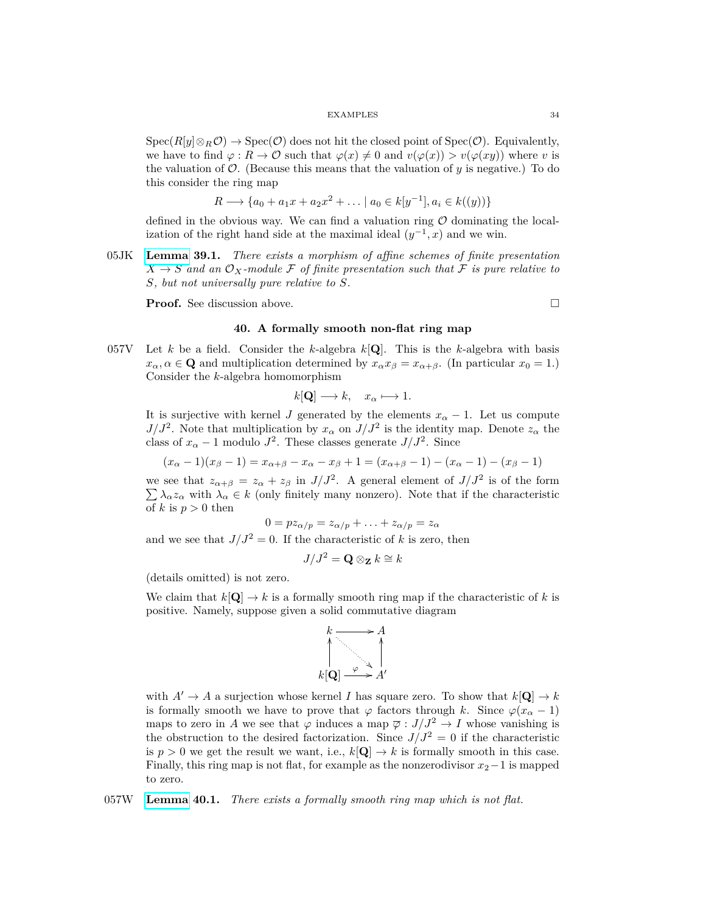$\operatorname{Spec}(R[y] \otimes_R \mathcal{O}) \to \operatorname{Spec}(\mathcal{O})$ does not hit the closed point of $\operatorname{Spec}(\mathcal{O})$. Equivalently, we have to find $\varphi : R \to \mathcal{O}$ such that $\varphi(x) \neq 0$ and $v(\varphi(x)) > v(\varphi(xy))$ where $v$ is the valuation of $\mathcal{O}$. (Because this means that the valuation of $y$ is negative.) To do this consider the ring map

$$R \longrightarrow \{a_0 + a_1 x + a_2 x^2 + \ldots \mid a_0 \in k[y^{-1}], a_i \in k((y))\}$$

defined in the obvious way. We can find a valuation ring $\mathcal{O}$ dominating the localization of the right hand side at the maximal ideal $(y^{-1}, x)$ and we win.

05JK **Lemma 39.1.** *There exists a morphism of affine schemes of finite presentation $X \to S$ and an $\mathcal{O}_X$-module $\mathcal{F}$ of finite presentation such that $\mathcal{F}$ is pure relative to $S$, but not universally pure relative to $S$.*

**Proof.** See discussion above. $\square$

## 40. A formally smooth non-flat ring map

057V Let $k$ be a field. Consider the $k$-algebra $k[\mathbf{Q}]$. This is the $k$-algebra with basis $x_\alpha, \alpha \in \mathbf{Q}$ and multiplication determined by $x_\alpha x_\beta = x_{\alpha+\beta}$. (In particular $x_0 = 1$.) Consider the $k$-algebra homomorphism

$$k[\mathbf{Q}] \longrightarrow k, \quad x_\alpha \longmapsto 1.$$

It is surjective with kernel $J$ generated by the elements $x_\alpha - 1$. Let us compute $J/J^2$. Note that multiplication by $x_\alpha$ on $J/J^2$ is the identity map. Denote $z_\alpha$ the class of $x_\alpha - 1$ modulo $J^2$. These classes generate $J/J^2$. Since

$$(x_\alpha - 1)(x_\beta - 1) = x_{\alpha+\beta} - x_\alpha - x_\beta + 1 = (x_{\alpha+\beta} - 1) - (x_\alpha - 1) - (x_\beta - 1)$$

we see that $z_{\alpha+\beta} = z_\alpha + z_\beta$ in $J/J^2$. A general element of $J/J^2$ is of the form $\sum \lambda_\alpha z_\alpha$ with $\lambda_\alpha \in k$ (only finitely many nonzero). Note that if the characteristic of $k$ is $p > 0$ then

$$0 = p z_{\alpha/p} = z_{\alpha/p} + \ldots + z_{\alpha/p} = z_\alpha$$

and we see that $J/J^2 = 0$. If the characteristic of $k$ is zero, then

$$J/J^2 = \mathbf{Q} \otimes_{\mathbf{Z}} k \cong k$$

(details omitted) is not zero.

We claim that $k[\mathbf{Q}] \to k$ is a formally smooth ring map if the characteristic of $k$ is positive. Namely, suppose given a solid commutative diagram

$$\begin{array}{ccc} k & \longrightarrow & A \\ \uparrow & \searrow & \uparrow \\ k[\mathbf{Q}] & \xrightarrow{\varphi} & A' \end{array}$$

with $A' \to A$ a surjection whose kernel $I$ has square zero. To show that $k[\mathbf{Q}] \to k$ is formally smooth we have to prove that $\varphi$ factors through $k$. Since $\varphi(x_\alpha - 1)$ maps to zero in $A$ we see that $\varphi$ induces a map $\overline{\varphi} : J/J^2 \to I$ whose vanishing is the obstruction to the desired factorization. Since $J/J^2 = 0$ if the characteristic is $p > 0$ we get the result we want, i.e., $k[\mathbf{Q}] \to k$ is formally smooth in this case. Finally, this ring map is not flat, for example as the nonzerodivisor $x_2 - 1$ is mapped to zero.

057W **Lemma 40.1.** *There exists a formally smooth ring map which is not flat.*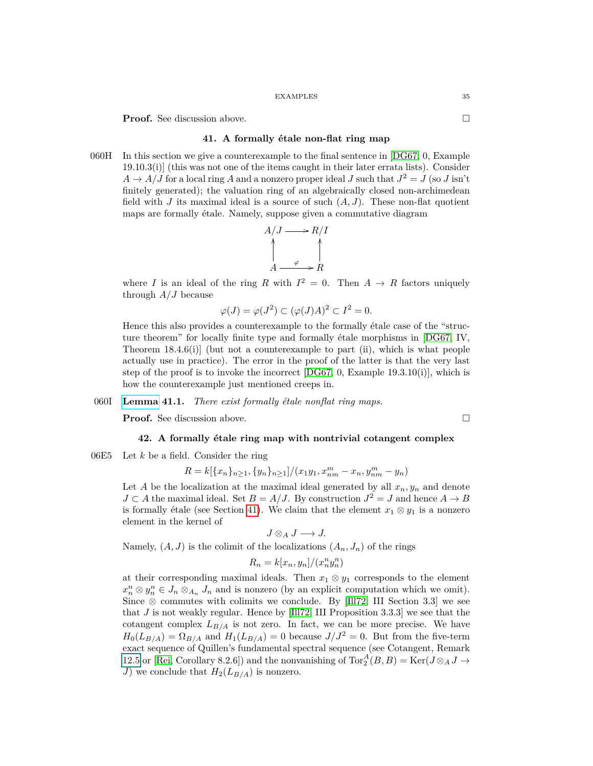**Proof.** See discussion above. □

## 41. A formally étale non-flat ring map

060H In this section we give a counterexample to the final sentence in [DG67, 0, Example 19.10.3(i)] (this was not one of the items caught in their later errata lists). Consider $A \to A/J$ for a local ring $A$ and a nonzero proper ideal $J$ such that $J^2 = J$ (so $J$ isn't finitely generated); the valuation ring of an algebraically closed non-archimedean field with $J$ its maximal ideal is a source of such $(A, J)$. These non-flat quotient maps are formally étale. Namely, suppose given a commutative diagram

$$\begin{array}{ccc} A/J & \longrightarrow & R/I \\ \uparrow & & \uparrow \\ A & \xrightarrow{\varphi} & R \end{array}$$

where $I$ is an ideal of the ring $R$ with $I^2 = 0$. Then $A \to R$ factors uniquely through $A/J$ because

$$\varphi(J) = \varphi(J^2) \subset (\varphi(J)A)^2 \subset I^2 = 0.$$

Hence this also provides a counterexample to the formally étale case of the "structure theorem" for locally finite type and formally étale morphisms in [DG67, IV, Theorem 18.4.6(i)] (but not a counterexample to part (ii), which is what people actually use in practice). The error in the proof of the latter is that the very last step of the proof is to invoke the incorrect [DG67, 0, Example 19.3.10(i)], which is how the counterexample just mentioned creeps in.

060I **Lemma 41.1.** *There exist formally étale nonflat ring maps.*

**Proof.** See discussion above. □

## 42. A formally étale ring map with nontrivial cotangent complex

06E5 Let $k$ be a field. Consider the ring

$$R = k[\{x_n\}_{n\geq 1}, \{y_n\}_{n\geq 1}]/(x_1 y_1, x_{nm}^m - x_n, y_{nm}^m - y_n)$$

Let $A$ be the localization at the maximal ideal generated by all $x_n, y_n$ and denote $J \subset A$ the maximal ideal. Set $B = A/J$. By construction $J^2 = J$ and hence $A \to B$ is formally étale (see Section 41). We claim that the element $x_1 \otimes y_1$ is a nonzero element in the kernel of

$$J \otimes_A J \longrightarrow J.$$

Namely, $(A, J)$ is the colimit of the localizations $(A_n, J_n)$ of the rings

$$R_n = k[x_n, y_n]/(x_n^n y_n^n)$$

at their corresponding maximal ideals. Then $x_1 \otimes y_1$ corresponds to the element $x_n^n \otimes y_n^n \in J_n \otimes_{A_n} J_n$ and is nonzero (by an explicit computation which we omit). Since $\otimes$ commutes with colimits we conclude. By [Ill72, III Section 3.3] we see that $J$ is not weakly regular. Hence by [Ill72, III Proposition 3.3.3] we see that the cotangent complex $L_{B/A}$ is not zero. In fact, we can be more precise. We have $H_0(L_{B/A}) = \Omega_{B/A}$ and $H_1(L_{B/A}) = 0$ because $J/J^2 = 0$. But from the five-term exact sequence of Quillen's fundamental spectral sequence (see Cotangent, Remark 12.5 or [Rei, Corollary 8.2.6]) and the nonvanishing of $\text{Tor}_2^A(B, B) = \text{Ker}(J \otimes_A J \to J)$ we conclude that $H_2(L_{B/A})$ is nonzero.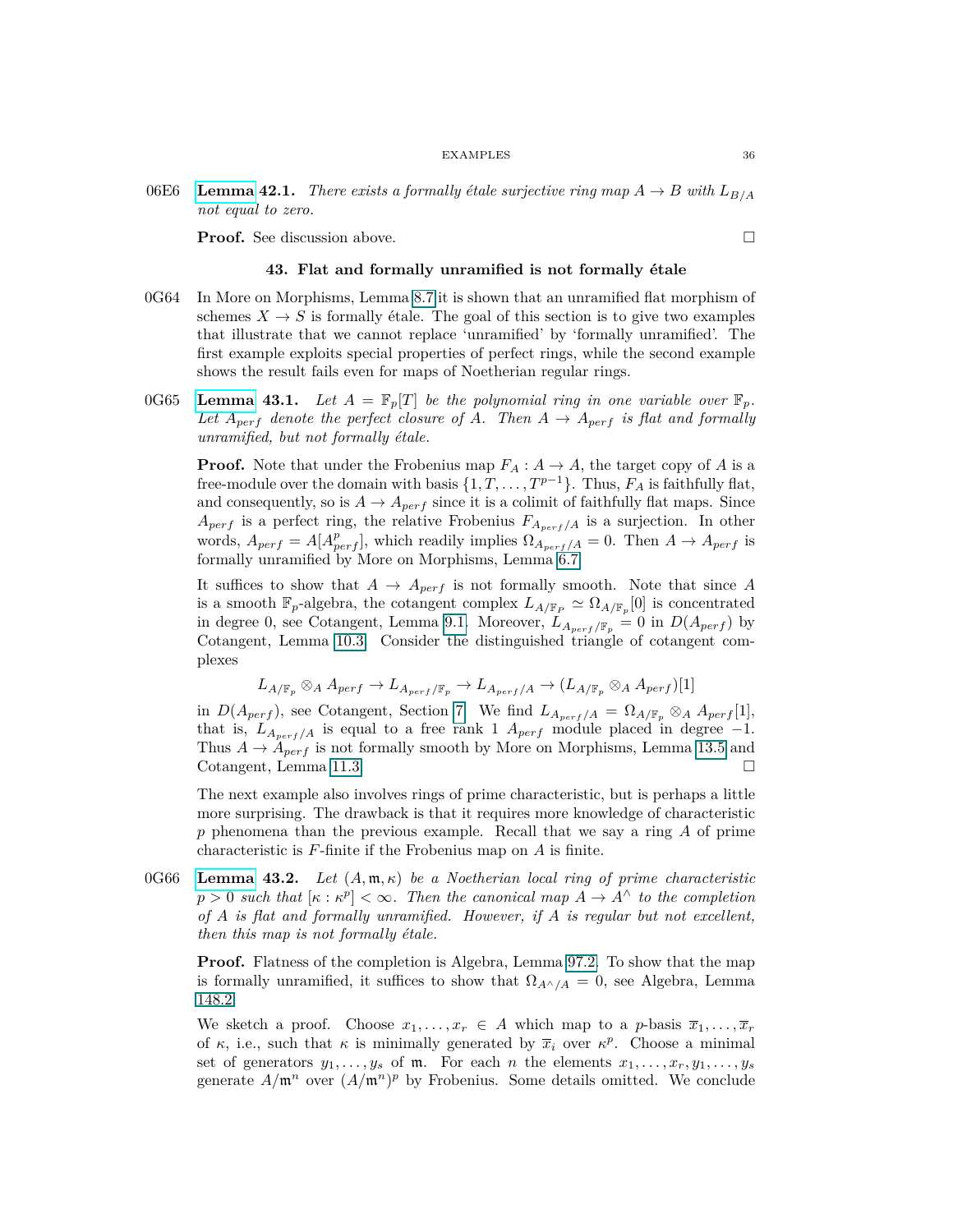06E6 **Lemma 42.1.** *There exists a formally étale surjective ring map $A \to B$ with $L_{B/A}$ not equal to zero.*

**Proof.** See discussion above. $\square$

## 43. Flat and formally unramified is not formally étale

0G64 In More on Morphisms, Lemma 8.7 it is shown that an unramified flat morphism of schemes $X \to S$ is formally étale. The goal of this section is to give two examples that illustrate that we cannot replace 'unramified' by 'formally unramified'. The first example exploits special properties of perfect rings, while the second example shows the result fails even for maps of Noetherian regular rings.

0G65 **Lemma 43.1.** *Let $A = \mathbf{F}_p[T]$ be the polynomial ring in one variable over $\mathbf{F}_p$. Let $A_{perf}$ denote the perfect closure of $A$. Then $A \to A_{perf}$ is flat and formally unramified, but not formally étale.*

**Proof.** Note that under the Frobenius map $F_A : A \to A$, the target copy of $A$ is a free-module over the domain with basis $\{1, T, \ldots, T^{p-1}\}$. Thus, $F_A$ is faithfully flat, and consequently, so is $A \to A_{perf}$ since it is a colimit of faithfully flat maps. Since $A_{perf}$ is a perfect ring, the relative Frobenius $F_{A_{perf}/A}$ is a surjection. In other words, $A_{perf} = A[A_{perf}^p]$, which readily implies $\Omega_{A_{perf}/A} = 0$. Then $A \to A_{perf}$ is formally unramified by More on Morphisms, Lemma 6.7.

It suffices to show that $A \to A_{perf}$ is not formally smooth. Note that since $A$ is a smooth $\mathbf{F}_p$-algebra, the cotangent complex $L_{A/\mathbf{F}_P} \simeq \Omega_{A/\mathbf{F}_p}[0]$ is concentrated in degree 0, see Cotangent, Lemma 9.1. Moreover, $L_{A_{perf}/\mathbf{F}_p} = 0$ in $D(A_{perf})$ by Cotangent, Lemma 10.3. Consider the distinguished triangle of cotangent complexes

$$L_{A/\mathbf{F}_p} \otimes_A A_{perf} \to L_{A_{perf}/\mathbf{F}_p} \to L_{A_{perf}/A} \to (L_{A/\mathbf{F}_p} \otimes_A A_{perf})[1]$$

in $D(A_{perf})$, see Cotangent, Section 7. We find $L_{A_{perf}/A} = \Omega_{A/\mathbf{F}_p} \otimes_A A_{perf}[1]$, that is, $L_{A_{perf}/A}$ is equal to a free rank 1 $A_{perf}$ module placed in degree $-1$. Thus $A \to A_{perf}$ is not formally smooth by More on Morphisms, Lemma 13.5 and Cotangent, Lemma 11.3. $\square$

The next example also involves rings of prime characteristic, but is perhaps a little more surprising. The drawback is that it requires more knowledge of characteristic $p$ phenomena than the previous example. Recall that we say a ring $A$ of prime characteristic is $F$-finite if the Frobenius map on $A$ is finite.

0G66 **Lemma 43.2.** *Let $(A, \mathfrak{m}, \kappa)$ be a Noetherian local ring of prime characteristic $p > 0$ such that $[\kappa : \kappa^p] < \infty$. Then the canonical map $A \to A^\wedge$ to the completion of $A$ is flat and formally unramified. However, if $A$ is regular but not excellent, then this map is not formally étale.*

**Proof.** Flatness of the completion is Algebra, Lemma 97.2. To show that the map is formally unramified, it suffices to show that $\Omega_{A^\wedge/A} = 0$, see Algebra, Lemma 148.2.

We sketch a proof. Choose $x_1, \ldots, x_r \in A$ which map to a $p$-basis $\overline{x}_1, \ldots, \overline{x}_r$ of $\kappa$, i.e., such that $\kappa$ is minimally generated by $\overline{x}_i$ over $\kappa^p$. Choose a minimal set of generators $y_1, \ldots, y_s$ of $\mathfrak{m}$. For each $n$ the elements $x_1, \ldots, x_r, y_1, \ldots, y_s$ generate $A/\mathfrak{m}^n$ over $(A/\mathfrak{m}^n)^p$ by Frobenius. Some details omitted. We conclude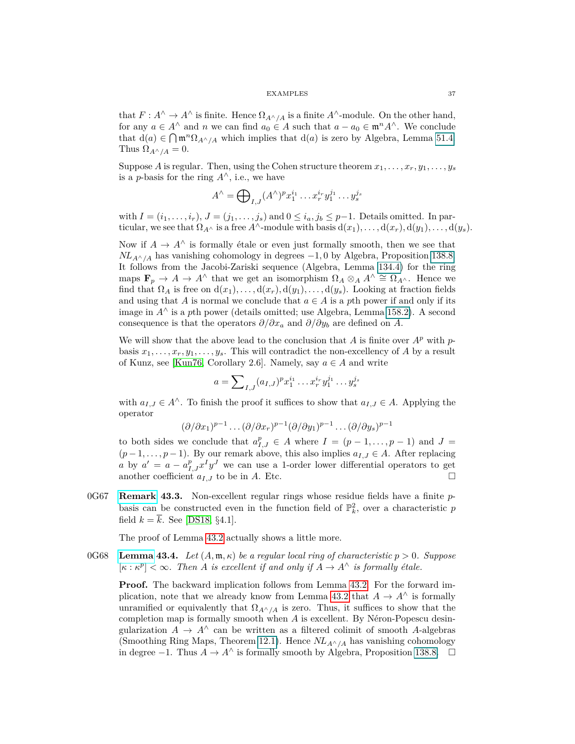that $F : A^\wedge \to A^\wedge$ is finite. Hence $\Omega_{A^\wedge/A}$ is a finite $A^\wedge$-module. On the other hand, for any $a \in A^\wedge$ and $n$ we can find $a_0 \in A$ such that $a - a_0 \in \mathfrak{m}^n A^\wedge$. We conclude that $\text{d}(a) \in \bigcap \mathfrak{m}^n \Omega_{A^\wedge/A}$ which implies that $\text{d}(a)$ is zero by Algebra, Lemma 51.4. Thus $\Omega_{A^\wedge/A} = 0$.

Suppose $A$ is regular. Then, using the Cohen structure theorem $x_1, \ldots, x_r, y_1, \ldots, y_s$ is a $p$-basis for the ring $A^\wedge$, i.e., we have

$$A^\wedge = \bigoplus\nolimits_{I,J} (A^\wedge)^p x_1^{i_1} \ldots x_r^{i_r} y_1^{j_1} \ldots y_s^{j_s}$$

with $I = (i_1, \ldots, i_r)$, $J = (j_1, \ldots, j_s)$ and $0 \leq i_a, j_b \leq p-1$. Details omitted. In particular, we see that $\Omega_{A^\wedge}$ is a free $A^\wedge$-module with basis $\text{d}(x_1), \ldots, \text{d}(x_r), \text{d}(y_1), \ldots, \text{d}(y_s)$.

Now if $A \to A^\wedge$ is formally étale or even just formally smooth, then we see that $NL_{A^\wedge/A}$ has vanishing cohomology in degrees $-1, 0$ by Algebra, Proposition 138.8. It follows from the Jacobi-Zariski sequence (Algebra, Lemma 134.4) for the ring maps $\mathbf{F}_p \to A \to A^\wedge$ that we get an isomorphism $\Omega_A \otimes_A A^\wedge \cong \Omega_{A^\wedge}$. Hence we find that $\Omega_A$ is free on $\text{d}(x_1), \ldots, \text{d}(x_r), \text{d}(y_1), \ldots, \text{d}(y_s)$. Looking at fraction fields and using that $A$ is normal we conclude that $a \in A$ is a $p$th power if and only if its image in $A^\wedge$ is a $p$th power (details omitted; use Algebra, Lemma 158.2). A second consequence is that the operators $\partial/\partial x_a$ and $\partial/\partial y_b$ are defined on $A$.

We will show that the above lead to the conclusion that $A$ is finite over $A^p$ with $p$-basis $x_1, \ldots, x_r, y_1, \ldots, y_s$. This will contradict the non-excellency of $A$ by a result of Kunz, see [Kun76, Corollary 2.6]. Namely, say $a \in A$ and write

$$a = \sum\nolimits_{I,J} (a_{I,J})^p x_1^{i_1} \ldots x_r^{i_r} y_1^{j_1} \ldots y_s^{j_s}$$

with $a_{I,J} \in A^\wedge$. To finish the proof it suffices to show that $a_{I,J} \in A$. Applying the operator

$$(\partial/\partial x_1)^{p-1} \ldots (\partial/\partial x_r)^{p-1} (\partial/\partial y_1)^{p-1} \ldots (\partial/\partial y_s)^{p-1}$$

to both sides we conclude that $a_{I,J}^p \in A$ where $I = (p-1, \ldots, p-1)$ and $J = (p-1, \ldots, p-1)$. By our remark above, this also implies $a_{I,J} \in A$. After replacing $a$ by $a' = a - a_{I,J}^p x^I y^J$ we can use a 1-order lower differential operators to get another coefficient $a_{I,J}$ to be in $A$. Etc. □

0G67 **Remark 43.3.** Non-excellent regular rings whose residue fields have a finite $p$-basis can be constructed even in the function field of $\mathbb{P}^2_k$, over a characteristic $p$ field $k = \overline{k}$. See [DS18, §4.1].

The proof of Lemma 43.2 actually shows a little more.

0G68 **Lemma 43.4.** *Let $(A, \mathfrak{m}, \kappa)$ be a regular local ring of characteristic $p > 0$. Suppose $[\kappa : \kappa^p] < \infty$. Then $A$ is excellent if and only if $A \to A^\wedge$ is formally étale.*

**Proof.** The backward implication follows from Lemma 43.2. For the forward implication, note that we already know from Lemma 43.2 that $A \to A^\wedge$ is formally unramified or equivalently that $\Omega_{A^\wedge/A}$ is zero. Thus, it suffices to show that the completion map is formally smooth when $A$ is excellent. By Néron-Popescu desingularization $A \to A^\wedge$ can be written as a filtered colimit of smooth $A$-algebras (Smoothing Ring Maps, Theorem 12.1). Hence $NL_{A^\wedge/A}$ has vanishing cohomology in degree $-1$. Thus $A \to A^\wedge$ is formally smooth by Algebra, Proposition 138.8. □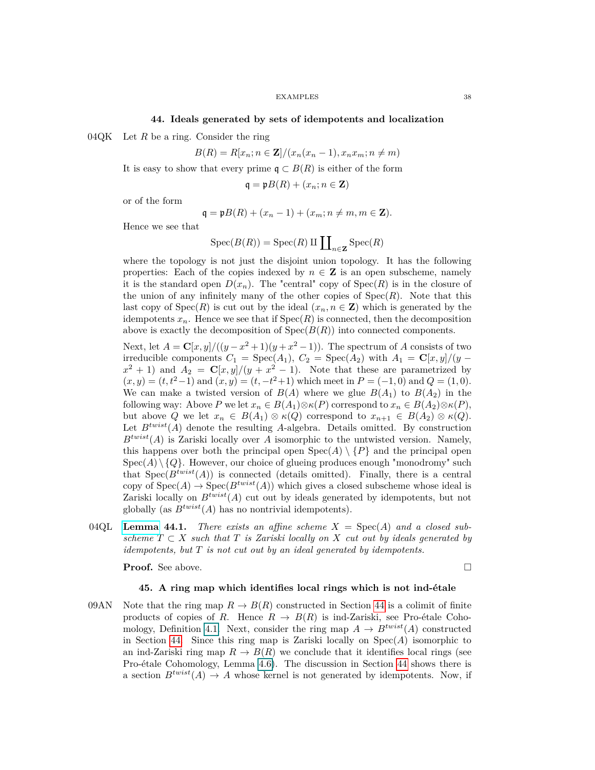## 44. Ideals generated by sets of idempotents and localization

04QK Let $R$ be a ring. Consider the ring

$$B(R) = R[x_n; n \in \mathbf{Z}]/(x_n(x_n - 1), x_n x_m; n \neq m)$$

It is easy to show that every prime $\mathfrak{q} \subset B(R)$ is either of the form

$$\mathfrak{q} = \mathfrak{p}B(R) + (x_n; n \in \mathbf{Z})$$

or of the form

$$\mathfrak{q} = \mathfrak{p}B(R) + (x_n - 1) + (x_m; n \neq m, m \in \mathbf{Z}).$$

Hence we see that

$$\text{Spec}(B(R)) = \text{Spec}(R) \amalg \coprod\nolimits_{n \in \mathbf{Z}} \text{Spec}(R)$$

where the topology is not just the disjoint union topology. It has the following properties: Each of the copies indexed by $n \in \mathbf{Z}$ is an open subscheme, namely it is the standard open $D(x_n)$. The "central" copy of $\text{Spec}(R)$ is in the closure of the union of any infinitely many of the other copies of $\text{Spec}(R)$. Note that this last copy of $\text{Spec}(R)$ is cut out by the ideal $(x_n, n \in \mathbf{Z})$ which is generated by the idempotents $x_n$. Hence we see that if $\text{Spec}(R)$ is connected, then the decomposition above is exactly the decomposition of $\text{Spec}(B(R))$ into connected components.

Next, let $A = \mathbf{C}[x, y]/((y - x^2 + 1)(y + x^2 - 1))$. The spectrum of $A$ consists of two irreducible components $C_1 = \text{Spec}(A_1)$, $C_2 = \text{Spec}(A_2)$ with $A_1 = \mathbf{C}[x, y]/(y - x^2 + 1)$ and $A_2 = \mathbf{C}[x, y]/(y + x^2 - 1)$. Note that these are parametrized by $(x, y) = (t, t^2 - 1)$ and $(x, y) = (t, -t^2 + 1)$ which meet in $P = (-1, 0)$ and $Q = (1, 0)$. We can make a twisted version of $B(A)$ where we glue $B(A_1)$ to $B(A_2)$ in the following way: Above $P$ we let $x_n \in B(A_1) \otimes \kappa(P)$ correspond to $x_n \in B(A_2) \otimes \kappa(P)$, but above $Q$ we let $x_n \in B(A_1) \otimes \kappa(Q)$ correspond to $x_{n+1} \in B(A_2) \otimes \kappa(Q)$. Let $B^{twist}(A)$ denote the resulting $A$-algebra. Details omitted. By construction $B^{twist}(A)$ is Zariski locally over $A$ isomorphic to the untwisted version. Namely, this happens over both the principal open $\text{Spec}(A) \setminus \{P\}$ and the principal open $\text{Spec}(A) \setminus \{Q\}$. However, our choice of glueing produces enough "monodromy" such that $\text{Spec}(B^{twist}(A))$ is connected (details omitted). Finally, there is a central copy of $\text{Spec}(A) \to \text{Spec}(B^{twist}(A))$ which gives a closed subscheme whose ideal is Zariski locally on $B^{twist}(A)$ cut out by ideals generated by idempotents, but not globally (as $B^{twist}(A)$ has no nontrivial idempotents).

04QL **Lemma 44.1.** *There exists an affine scheme $X = \text{Spec}(A)$ and a closed subscheme $T \subset X$ such that $T$ is Zariski locally on $X$ cut out by ideals generated by idempotents, but $T$ is not cut out by an ideal generated by idempotents.*

**Proof.** See above. □

## 45. A ring map which identifies local rings which is not ind-étale

09AN Note that the ring map $R \to B(R)$ constructed in Section 44 is a colimit of finite products of copies of $R$. Hence $R \to B(R)$ is ind-Zariski, see Pro-étale Cohomology, Definition 4.1. Next, consider the ring map $A \to B^{twist}(A)$ constructed in Section 44. Since this ring map is Zariski locally on $\text{Spec}(A)$ isomorphic to an ind-Zariski ring map $R \to B(R)$ we conclude that it identifies local rings (see Pro-étale Cohomology, Lemma 4.6). The discussion in Section 44 shows there is a section $B^{twist}(A) \to A$ whose kernel is not generated by idempotents. Now, if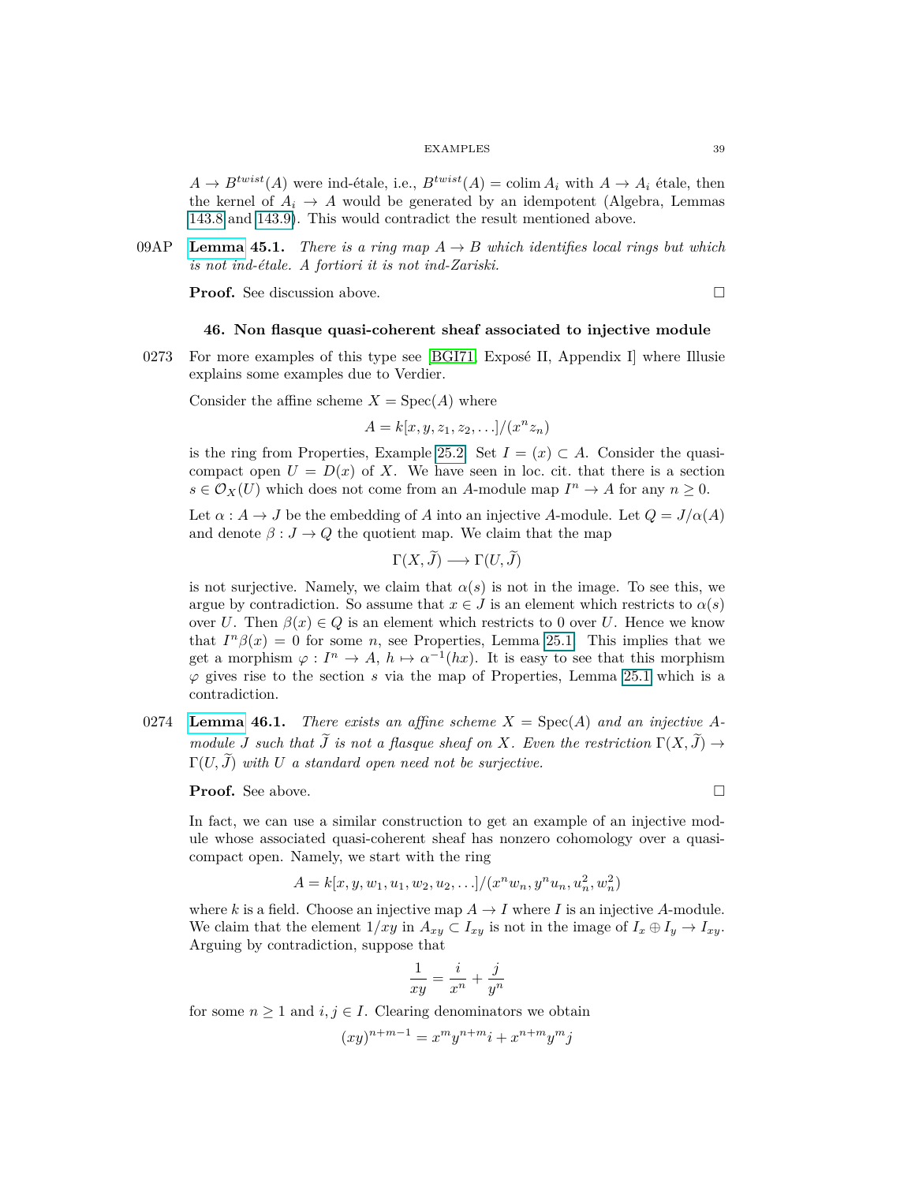$A \to B^{twist}(A)$ were ind-étale, i.e., $B^{twist}(A) = \operatorname{colim} A_i$ with $A \to A_i$ étale, then the kernel of $A_i \to A$ would be generated by an idempotent (Algebra, Lemmas 143.8 and 143.9). This would contradict the result mentioned above.

09AP **Lemma 45.1.** *There is a ring map $A \to B$ which identifies local rings but which is not ind-étale. A fortiori it is not ind-Zariski.*

**Proof.** See discussion above. $\square$

## 46. Non flasque quasi-coherent sheaf associated to injective module

0273 For more examples of this type see [BGI71, Exposé II, Appendix I] where Illusie explains some examples due to Verdier.

Consider the affine scheme $X = \operatorname{Spec}(A)$ where

$$A = k[x, y, z_1, z_2, \ldots]/(x^n z_n)$$

is the ring from Properties, Example 25.2. Set $I = (x) \subset A$. Consider the quasi-compact open $U = D(x)$ of $X$. We have seen in loc. cit. that there is a section $s \in \mathcal{O}_X(U)$ which does not come from an $A$-module map $I^n \to A$ for any $n \geq 0$.

Let $\alpha : A \to J$ be the embedding of $A$ into an injective $A$-module. Let $Q = J/\alpha(A)$ and denote $\beta : J \to Q$ the quotient map. We claim that the map

$$\Gamma(X, \widetilde{J}) \longrightarrow \Gamma(U, \widetilde{J})$$

is not surjective. Namely, we claim that $\alpha(s)$ is not in the image. To see this, we argue by contradiction. So assume that $x \in J$ is an element which restricts to $\alpha(s)$ over $U$. Then $\beta(x) \in Q$ is an element which restricts to $0$ over $U$. Hence we know that $I^n \beta(x) = 0$ for some $n$, see Properties, Lemma 25.1. This implies that we get a morphism $\varphi : I^n \to A$, $h \mapsto \alpha^{-1}(hx)$. It is easy to see that this morphism $\varphi$ gives rise to the section $s$ via the map of Properties, Lemma 25.1 which is a contradiction.

0274 **Lemma 46.1.** *There exists an affine scheme $X = \operatorname{Spec}(A)$ and an injective $A$-module $J$ such that $\widetilde{J}$ is not a flasque sheaf on $X$. Even the restriction $\Gamma(X, \widetilde{J}) \to \Gamma(U, \widetilde{J})$ with $U$ a standard open need not be surjective.*

**Proof.** See above. $\square$

In fact, we can use a similar construction to get an example of an injective module whose associated quasi-coherent sheaf has nonzero cohomology over a quasi-compact open. Namely, we start with the ring

$$A = k[x, y, w_1, u_1, w_2, u_2, \ldots]/(x^n w_n, y^n u_n, u_n^2, w_n^2)$$

where $k$ is a field. Choose an injective map $A \to I$ where $I$ is an injective $A$-module. We claim that the element $1/xy$ in $A_{xy} \subset I_{xy}$ is not in the image of $I_x \oplus I_y \to I_{xy}$. Arguing by contradiction, suppose that

$$\frac{1}{xy} = \frac{i}{x^n} + \frac{j}{y^n}$$

for some $n \geq 1$ and $i, j \in I$. Clearing denominators we obtain

$$(xy)^{n+m-1} = x^m y^{n+m} i + x^{n+m} y^m j$$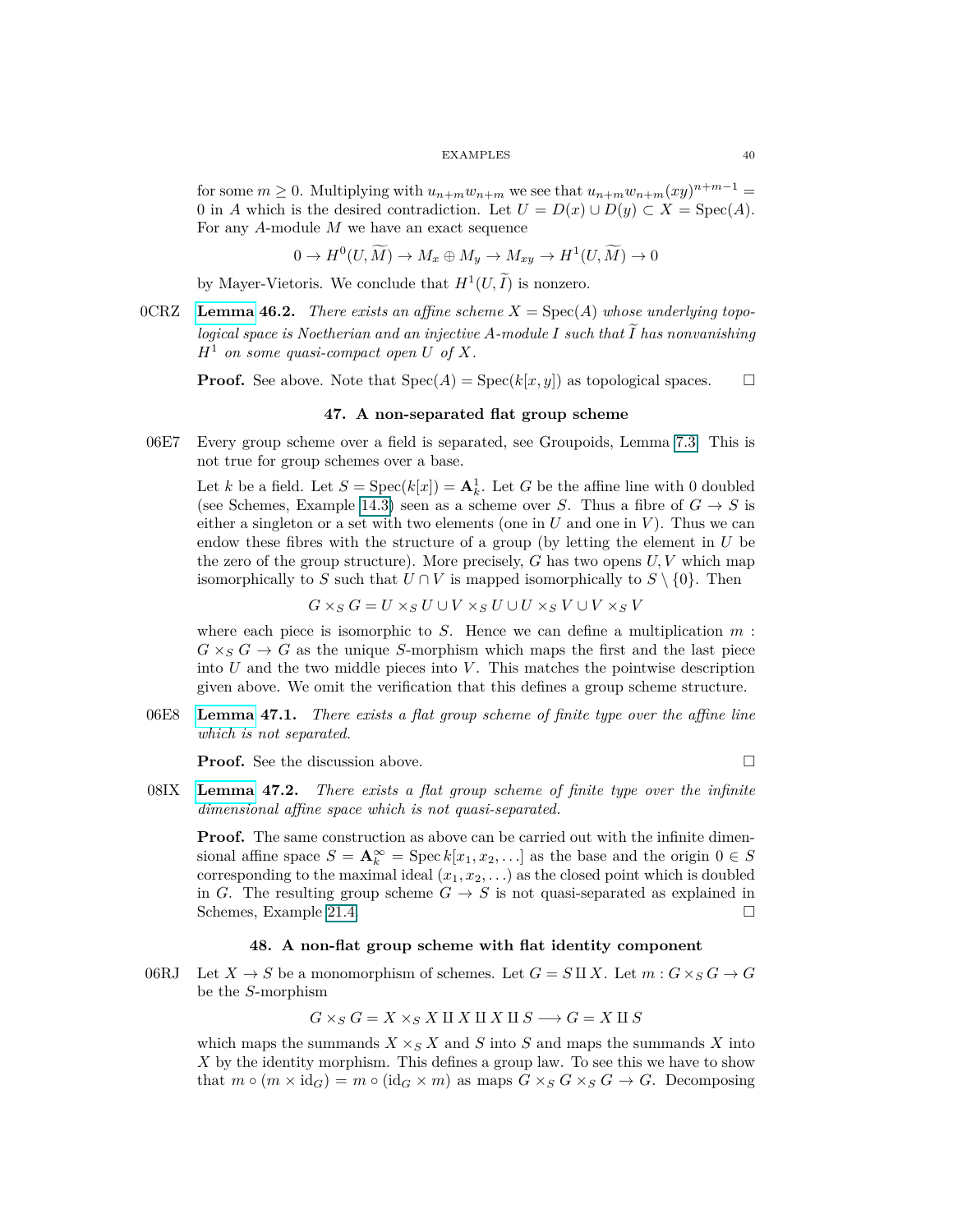for some $m \geq 0$. Multiplying with $u_{n+m} w_{n+m}$ we see that $u_{n+m} w_{n+m}(xy)^{n+m-1} = 0$ in $A$ which is the desired contradiction. Let $U = D(x) \cup D(y) \subset X = \mathrm{Spec}(A)$. For any $A$-module $M$ we have an exact sequence

$$0 \to H^0(U, \widetilde{M}) \to M_x \oplus M_y \to M_{xy} \to H^1(U, \widetilde{M}) \to 0$$

by Mayer-Vietoris. We conclude that $H^1(U, \widetilde{I})$ is nonzero.

0CRZ **Lemma 46.2.** *There exists an affine scheme $X = \mathrm{Spec}(A)$ whose underlying topological space is Noetherian and an injective $A$-module $I$ such that $\widetilde{I}$ has nonvanishing $H^1$ on some quasi-compact open $U$ of $X$.*

**Proof.** See above. Note that $\mathrm{Spec}(A) = \mathrm{Spec}(k[x, y])$ as topological spaces. $\square$

## 47. A non-separated flat group scheme

06E7 Every group scheme over a field is separated, see Groupoids, Lemma 7.3. This is not true for group schemes over a base.

Let $k$ be a field. Let $S = \mathrm{Spec}(k[x]) = \mathbf{A}^1_k$. Let $G$ be the affine line with 0 doubled (see Schemes, Example 14.3) seen as a scheme over $S$. Thus a fibre of $G \to S$ is either a singleton or a set with two elements (one in $U$ and one in $V$). Thus we can endow these fibres with the structure of a group (by letting the element in $U$ be the zero of the group structure). More precisely, $G$ has two opens $U, V$ which map isomorphically to $S$ such that $U \cap V$ is mapped isomorphically to $S \setminus \{0\}$. Then

$$G \times_S G = U \times_S U \cup V \times_S U \cup U \times_S V \cup V \times_S V$$

where each piece is isomorphic to $S$. Hence we can define a multiplication $m : G \times_S G \to G$ as the unique $S$-morphism which maps the first and the last piece into $U$ and the two middle pieces into $V$. This matches the pointwise description given above. We omit the verification that this defines a group scheme structure.

06E8 **Lemma 47.1.** *There exists a flat group scheme of finite type over the affine line which is not separated.*

**Proof.** See the discussion above. $\square$

08IX **Lemma 47.2.** *There exists a flat group scheme of finite type over the infinite dimensional affine space which is not quasi-separated.*

**Proof.** The same construction as above can be carried out with the infinite dimensional affine space $S = \mathbf{A}^\infty_k = \mathrm{Spec}\, k[x_1, x_2, \ldots]$ as the base and the origin $0 \in S$ corresponding to the maximal ideal $(x_1, x_2, \ldots)$ as the closed point which is doubled in $G$. The resulting group scheme $G \to S$ is not quasi-separated as explained in Schemes, Example 21.4. $\square$

## 48. A non-flat group scheme with flat identity component

06RJ Let $X \to S$ be a monomorphism of schemes. Let $G = S \amalg X$. Let $m : G \times_S G \to G$ be the $S$-morphism

$$G \times_S G = X \times_S X \amalg X \amalg X \amalg S \longrightarrow G = X \amalg S$$

which maps the summands $X \times_S X$ and $S$ into $S$ and maps the summands $X$ into $X$ by the identity morphism. This defines a group law. To see this we have to show that $m \circ (m \times \mathrm{id}_G) = m \circ (\mathrm{id}_G \times m)$ as maps $G \times_S G \times_S G \to G$. Decomposing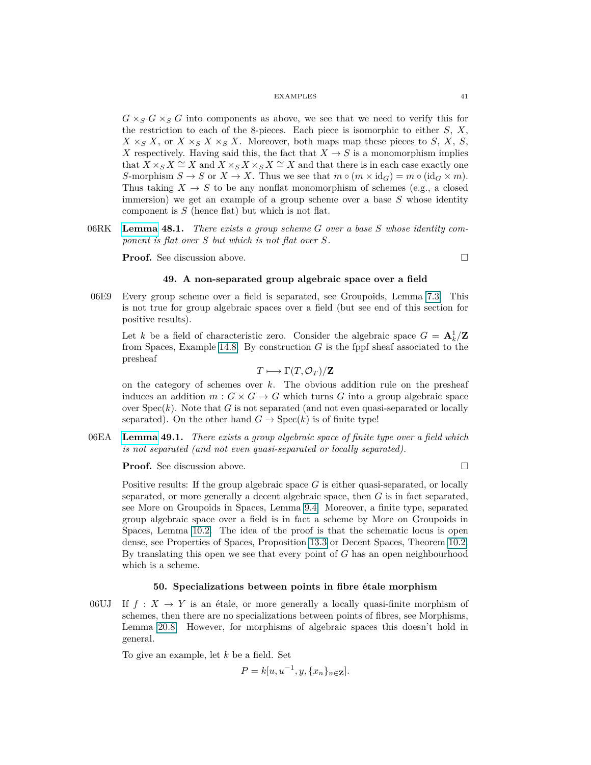$G \times_S G \times_S G$ into components as above, we see that we need to verify this for the restriction to each of the 8-pieces. Each piece is isomorphic to either $S$, $X$, $X \times_S X$, or $X \times_S X \times_S X$. Moreover, both maps map these pieces to $S$, $X$, $S$, $X$ respectively. Having said this, the fact that $X \to S$ is a monomorphism implies that $X \times_S X \cong X$ and $X \times_S X \times_S X \cong X$ and that there is in each case exactly one $S$-morphism $S \to S$ or $X \to X$. Thus we see that $m \circ (m \times \text{id}_G) = m \circ (\text{id}_G \times m)$. Thus taking $X \to S$ to be any nonflat monomorphism of schemes (e.g., a closed immersion) we get an example of a group scheme over a base $S$ whose identity component is $S$ (hence flat) but which is not flat.

06RK **Lemma 48.1.** *There exists a group scheme $G$ over a base $S$ whose identity component is flat over $S$ but which is not flat over $S$.*

**Proof.** See discussion above. $\square$

## 49. A non-separated group algebraic space over a field

06E9 Every group scheme over a field is separated, see Groupoids, Lemma 7.3. This is not true for group algebraic spaces over a field (but see end of this section for positive results).

Let $k$ be a field of characteristic zero. Consider the algebraic space $G = \mathbf{A}^1_k/\mathbf{Z}$ from Spaces, Example 14.8. By construction $G$ is the fppf sheaf associated to the presheaf

$$T \longmapsto \Gamma(T, \mathcal{O}_T)/\mathbf{Z}$$

on the category of schemes over $k$. The obvious addition rule on the presheaf induces an addition $m : G \times G \to G$ which turns $G$ into a group algebraic space over $\text{Spec}(k)$. Note that $G$ is not separated (and not even quasi-separated or locally separated). On the other hand $G \to \text{Spec}(k)$ is of finite type!

06EA **Lemma 49.1.** *There exists a group algebraic space of finite type over a field which is not separated (and not even quasi-separated or locally separated).*

**Proof.** See discussion above. $\square$

Positive results: If the group algebraic space $G$ is either quasi-separated, or locally separated, or more generally a decent algebraic space, then $G$ is in fact separated, see More on Groupoids in Spaces, Lemma 9.4. Moreover, a finite type, separated group algebraic space over a field is in fact a scheme by More on Groupoids in Spaces, Lemma 10.2. The idea of the proof is that the schematic locus is open dense, see Properties of Spaces, Proposition 13.3 or Decent Spaces, Theorem 10.2. By translating this open we see that every point of $G$ has an open neighbourhood which is a scheme.

## 50. Specializations between points in fibre étale morphism

06UJ If $f : X \to Y$ is an étale, or more generally a locally quasi-finite morphism of schemes, then there are no specializations between points of fibres, see Morphisms, Lemma 20.8. However, for morphisms of algebraic spaces this doesn't hold in general.

To give an example, let $k$ be a field. Set

$$P = k[u, u^{-1}, y, \{x_n\}_{n \in \mathbf{Z}}].$$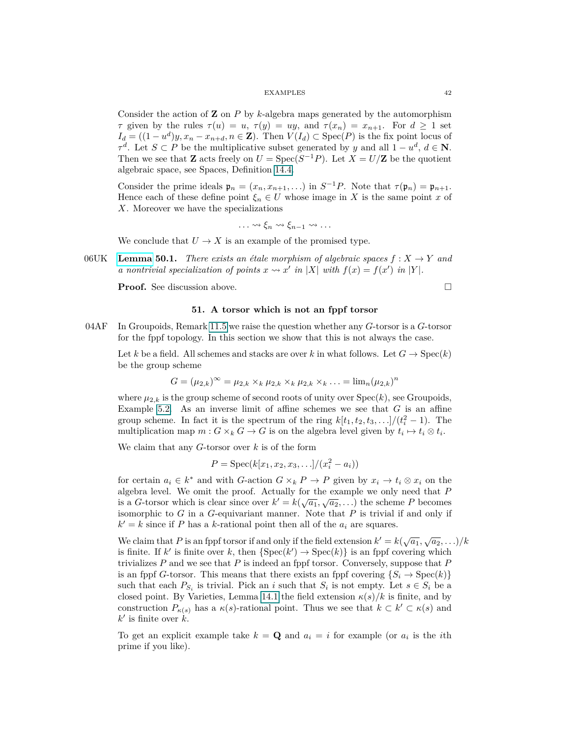Consider the action of $\mathbf{Z}$ on $P$ by $k$-algebra maps generated by the automorphism $\tau$ given by the rules $\tau(u) = u$, $\tau(y) = uy$, and $\tau(x_n) = x_{n+1}$. For $d \geq 1$ set $I_d = ((1 - u^d)y, x_n - x_{n+d}, n \in \mathbf{Z})$. Then $V(I_d) \subset \mathrm{Spec}(P)$ is the fix point locus of $\tau^d$. Let $S \subset P$ be the multiplicative subset generated by $y$ and all $1 - u^d$, $d \in \mathbf{N}$. Then we see that $\mathbf{Z}$ acts freely on $U = \mathrm{Spec}(S^{-1}P)$. Let $X = U/\mathbf{Z}$ be the quotient algebraic space, see Spaces, Definition 14.4.

Consider the prime ideals $\mathfrak{p}_n = (x_n, x_{n+1}, \ldots)$ in $S^{-1}P$. Note that $\tau(\mathfrak{p}_n) = \mathfrak{p}_{n+1}$. Hence each of these define point $\xi_n \in U$ whose image in $X$ is the same point $x$ of $X$. Moreover we have the specializations

$$\ldots \rightsquigarrow \xi_n \rightsquigarrow \xi_{n-1} \rightsquigarrow \ldots$$

We conclude that $U \to X$ is an example of the promised type.

06UK **Lemma 50.1.** *There exists an étale morphism of algebraic spaces $f : X \to Y$ and a nontrivial specialization of points $x \rightsquigarrow x'$ in $|X|$ with $f(x) = f(x')$ in $|Y|$.*

**Proof.** See discussion above. $\square$

## 51. A torsor which is not an fppf torsor

04AF In Groupoids, Remark 11.5 we raise the question whether any $G$-torsor is a $G$-torsor for the fppf topology. In this section we show that this is not always the case.

Let $k$ be a field. All schemes and stacks are over $k$ in what follows. Let $G \to \mathrm{Spec}(k)$ be the group scheme

$$G = (\mu_{2,k})^\infty = \mu_{2,k} \times_k \mu_{2,k} \times_k \mu_{2,k} \times_k \ldots = \lim_n (\mu_{2,k})^n$$

where $\mu_{2,k}$ is the group scheme of second roots of unity over $\mathrm{Spec}(k)$, see Groupoids, Example 5.2. As an inverse limit of affine schemes we see that $G$ is an affine group scheme. In fact it is the spectrum of the ring $k[t_1, t_2, t_3, \ldots]/(t_i^2 - 1)$. The multiplication map $m : G \times_k G \to G$ is on the algebra level given by $t_i \mapsto t_i \otimes t_i$.

We claim that any $G$-torsor over $k$ is of the form

$$P = \mathrm{Spec}(k[x_1, x_2, x_3, \ldots]/(x_i^2 - a_i))$$

for certain $a_i \in k^*$ and with $G$-action $G \times_k P \to P$ given by $x_i \to t_i \otimes x_i$ on the algebra level. We omit the proof. Actually for the example we only need that $P$ is a $G$-torsor which is clear since over $k' = k(\sqrt{a_1}, \sqrt{a_2}, \ldots)$ the scheme $P$ becomes isomorphic to $G$ in a $G$-equivariant manner. Note that $P$ is trivial if and only if $k' = k$ since if $P$ has a $k$-rational point then all of the $a_i$ are squares.

We claim that $P$ is an fppf torsor if and only if the field extension $k' = k(\sqrt{a_1}, \sqrt{a_2}, \ldots)/k$ is finite. If $k'$ is finite over $k$, then $\{\mathrm{Spec}(k') \to \mathrm{Spec}(k)\}$ is an fppf covering which trivializes $P$ and we see that $P$ is indeed an fppf torsor. Conversely, suppose that $P$ is an fppf $G$-torsor. This means that there exists an fppf covering $\{S_i \to \mathrm{Spec}(k)\}$ such that each $P_{S_i}$ is trivial. Pick an $i$ such that $S_i$ is not empty. Let $s \in S_i$ be a closed point. By Varieties, Lemma 14.1 the field extension $\kappa(s)/k$ is finite, and by construction $P_{\kappa(s)}$ has a $\kappa(s)$-rational point. Thus we see that $k \subset k' \subset \kappa(s)$ and $k'$ is finite over $k$.

To get an explicit example take $k = \mathbf{Q}$ and $a_i = i$ for example (or $a_i$ is the $i$th prime if you like).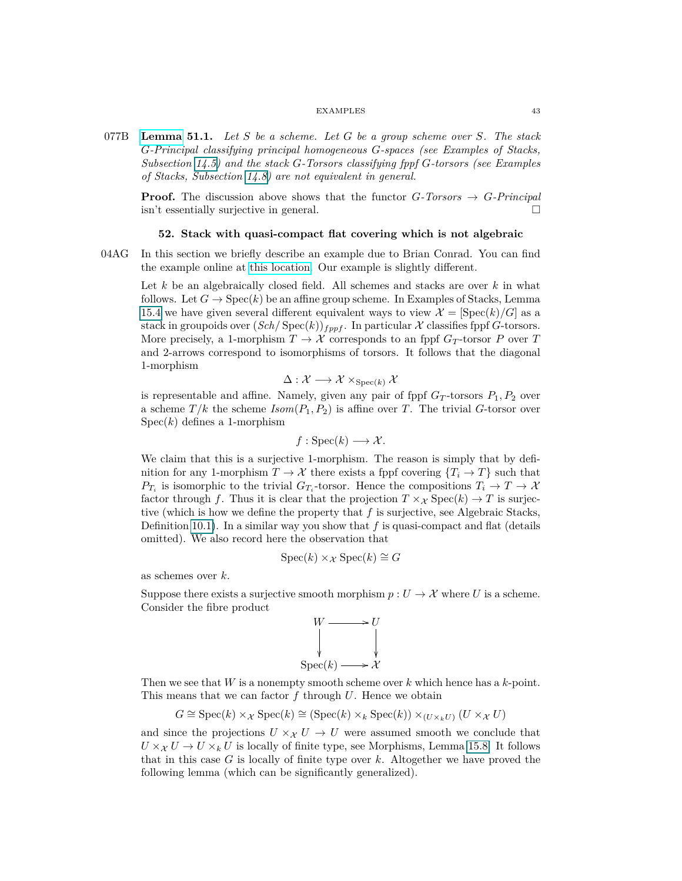077B **Lemma 51.1.** *Let $S$ be a scheme. Let $G$ be a group scheme over $S$. The stack $G$-Principal classifying principal homogeneous $G$-spaces (see Examples of Stacks, Subsection 14.5) and the stack $G$-Torsors classifying fppf $G$-torsors (see Examples of Stacks, Subsection 14.8) are not equivalent in general.*

**Proof.** The discussion above shows that the functor *G-Torsors* → *G-Principal* isn't essentially surjective in general. □

## 52. Stack with quasi-compact flat covering which is not algebraic

04AG In this section we briefly describe an example due to Brian Conrad. You can find the example online at this location. Our example is slightly different.

Let $k$ be an algebraically closed field. All schemes and stacks are over $k$ in what follows. Let $G \to \mathrm{Spec}(k)$ be an affine group scheme. In Examples of Stacks, Lemma 15.4 we have given several different equivalent ways to view $\mathcal{X} = [\mathrm{Spec}(k)/G]$ as a stack in groupoids over $(Sch/\mathrm{Spec}(k))_{fppf}$. In particular $\mathcal{X}$ classifies fppf $G$-torsors. More precisely, a 1-morphism $T \to \mathcal{X}$ corresponds to an fppf $G_T$-torsor $P$ over $T$ and 2-arrows correspond to isomorphisms of torsors. It follows that the diagonal 1-morphism

$$\Delta : \mathcal{X} \longrightarrow \mathcal{X} \times_{\mathrm{Spec}(k)} \mathcal{X}$$

is representable and affine. Namely, given any pair of fppf $G_T$-torsors $P_1, P_2$ over a scheme $T/k$ the scheme $Isom(P_1, P_2)$ is affine over $T$. The trivial $G$-torsor over $\mathrm{Spec}(k)$ defines a 1-morphism

$$f : \mathrm{Spec}(k) \longrightarrow \mathcal{X}.$$

We claim that this is a surjective 1-morphism. The reason is simply that by definition for any 1-morphism $T \to \mathcal{X}$ there exists a fppf covering $\{T_i \to T\}$ such that $P_{T_i}$ is isomorphic to the trivial $G_{T_i}$-torsor. Hence the compositions $T_i \to T \to \mathcal{X}$ factor through $f$. Thus it is clear that the projection $T \times_{\mathcal{X}} \mathrm{Spec}(k) \to T$ is surjective (which is how we define the property that $f$ is surjective, see Algebraic Stacks, Definition 10.1). In a similar way you show that $f$ is quasi-compact and flat (details omitted). We also record here the observation that

$$\mathrm{Spec}(k) \times_{\mathcal{X}} \mathrm{Spec}(k) \cong G$$

as schemes over $k$.

Suppose there exists a surjective smooth morphism $p : U \to \mathcal{X}$ where $U$ is a scheme. Consider the fibre product

$$\begin{array}{ccc} W & \longrightarrow & U \\ \downarrow & & \downarrow \\ \mathrm{Spec}(k) & \longrightarrow & \mathcal{X} \end{array}$$

Then we see that $W$ is a nonempty smooth scheme over $k$ which hence has a $k$-point. This means that we can factor $f$ through $U$. Hence we obtain

$$G \cong \mathrm{Spec}(k) \times_{\mathcal{X}} \mathrm{Spec}(k) \cong (\mathrm{Spec}(k) \times_k \mathrm{Spec}(k)) \times_{(U \times_k U)} (U \times_{\mathcal{X}} U)$$

and since the projections $U \times_{\mathcal{X}} U \to U$ were assumed smooth we conclude that $U \times_{\mathcal{X}} U \to U \times_k U$ is locally of finite type, see Morphisms, Lemma 15.8. It follows that in this case $G$ is locally of finite type over $k$. Altogether we have proved the following lemma (which can be significantly generalized).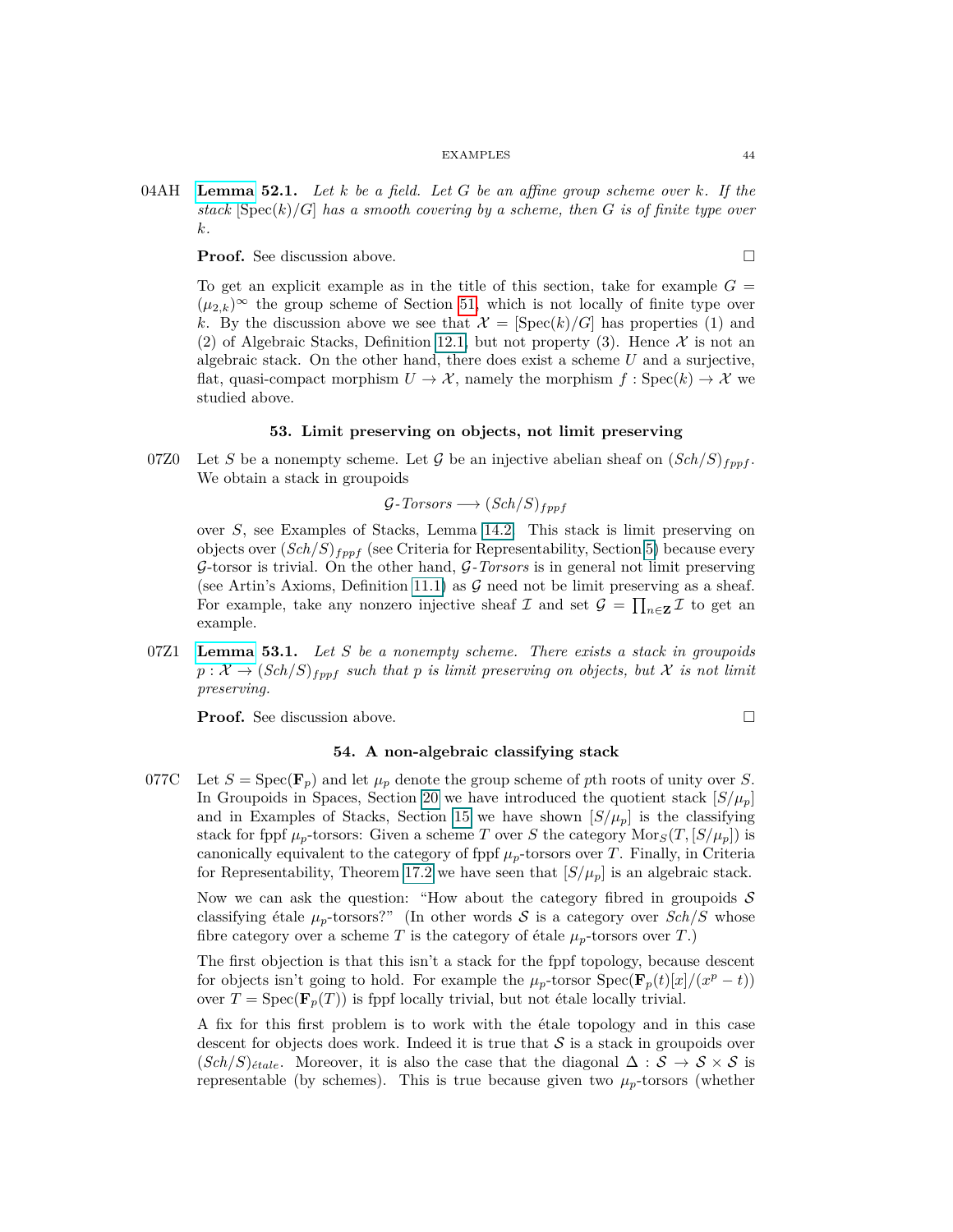04AH **Lemma** 52.1. *Let $k$ be a field. Let $G$ be an affine group scheme over $k$. If the stack $[\operatorname{Spec}(k)/G]$ has a smooth covering by a scheme, then $G$ is of finite type over $k$.*

**Proof.** See discussion above. □

To get an explicit example as in the title of this section, take for example $G = (\mu_{2,k})^\infty$ the group scheme of Section 51, which is not locally of finite type over $k$. By the discussion above we see that $\mathcal{X} = [\operatorname{Spec}(k)/G]$ has properties (1) and (2) of Algebraic Stacks, Definition 12.1, but not property (3). Hence $\mathcal{X}$ is not an algebraic stack. On the other hand, there does exist a scheme $U$ and a surjective, flat, quasi-compact morphism $U \to \mathcal{X}$, namely the morphism $f : \operatorname{Spec}(k) \to \mathcal{X}$ we studied above.

## 53. Limit preserving on objects, not limit preserving

07Z0 Let $S$ be a nonempty scheme. Let $\mathcal{G}$ be an injective abelian sheaf on $(Sch/S)_{fppf}$. We obtain a stack in groupoids

$$\mathcal{G}\text{-}Torsors \longrightarrow (Sch/S)_{fppf}$$

over $S$, see Examples of Stacks, Lemma 14.2. This stack is limit preserving on objects over $(Sch/S)_{fppf}$ (see Criteria for Representability, Section 5) because every $\mathcal{G}$-torsor is trivial. On the other hand, $\mathcal{G}\text{-}Torsors$ is in general not limit preserving (see Artin's Axioms, Definition 11.1) as $\mathcal{G}$ need not be limit preserving as a sheaf. For example, take any nonzero injective sheaf $\mathcal{I}$ and set $\mathcal{G} = \prod_{n \in \mathbf{Z}} \mathcal{I}$ to get an example.

07Z1 **Lemma** 53.1. *Let $S$ be a nonempty scheme. There exists a stack in groupoids $p : \mathcal{X} \to (Sch/S)_{fppf}$ such that $p$ is limit preserving on objects, but $\mathcal{X}$ is not limit preserving.*

**Proof.** See discussion above. □

## 54. A non-algebraic classifying stack

077C Let $S = \operatorname{Spec}(\mathbf{F}_p)$ and let $\mu_p$ denote the group scheme of $p$th roots of unity over $S$. In Groupoids in Spaces, Section 20 we have introduced the quotient stack $[S/\mu_p]$ and in Examples of Stacks, Section 15 we have shown $[S/\mu_p]$ is the classifying stack for fppf $\mu_p$-torsors: Given a scheme $T$ over $S$ the category $\operatorname{Mor}_S(T, [S/\mu_p])$ is canonically equivalent to the category of fppf $\mu_p$-torsors over $T$. Finally, in Criteria for Representability, Theorem 17.2 we have seen that $[S/\mu_p]$ is an algebraic stack.

Now we can ask the question: "How about the category fibred in groupoids $\mathcal{S}$ classifying étale $\mu_p$-torsors?" (In other words $\mathcal{S}$ is a category over $Sch/S$ whose fibre category over a scheme $T$ is the category of étale $\mu_p$-torsors over $T$.)

The first objection is that this isn't a stack for the fppf topology, because descent for objects isn't going to hold. For example the $\mu_p$-torsor $\operatorname{Spec}(\mathbf{F}_p(t)[x]/(x^p - t))$ over $T = \operatorname{Spec}(\mathbf{F}_p(T))$ is fppf locally trivial, but not étale locally trivial.

A fix for this first problem is to work with the étale topology and in this case descent for objects does work. Indeed it is true that $\mathcal{S}$ is a stack in groupoids over $(Sch/S)_{étale}$. Moreover, it is also the case that the diagonal $\Delta : \mathcal{S} \to \mathcal{S} \times \mathcal{S}$ is representable (by schemes). This is true because given two $\mu_p$-torsors (whether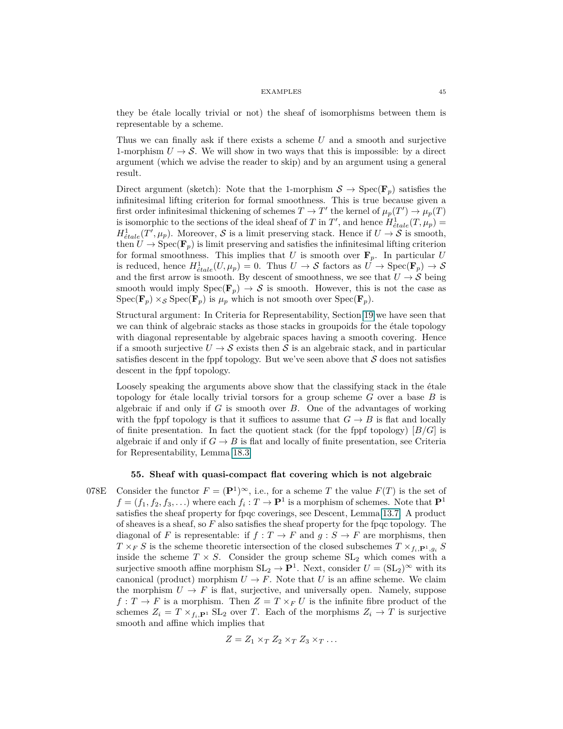they be étale locally trivial or not) the sheaf of isomorphisms between them is representable by a scheme.

Thus we can finally ask if there exists a scheme $U$ and a smooth and surjective 1-morphism $U \to \mathcal{S}$. We will show in two ways that this is impossible: by a direct argument (which we advise the reader to skip) and by an argument using a general result.

Direct argument (sketch): Note that the 1-morphism $\mathcal{S} \to \mathrm{Spec}(\mathbf{F}_p)$ satisfies the infinitesimal lifting criterion for formal smoothness. This is true because given a first order infinitesimal thickening of schemes $T \to T'$ the kernel of $\mu_p(T') \to \mu_p(T)$ is isomorphic to the sections of the ideal sheaf of $T$ in $T'$, and hence $H^1_{\acute{e}tale}(T, \mu_p) = H^1_{\acute{e}tale}(T', \mu_p)$. Moreover, $\mathcal{S}$ is a limit preserving stack. Hence if $U \to \mathcal{S}$ is smooth, then $U \to \mathrm{Spec}(\mathbf{F}_p)$ is limit preserving and satisfies the infinitesimal lifting criterion for formal smoothness. This implies that $U$ is smooth over $\mathbf{F}_p$. In particular $U$ is reduced, hence $H^1_{\acute{e}tale}(U, \mu_p) = 0$. Thus $U \to \mathcal{S}$ factors as $U \to \mathrm{Spec}(\mathbf{F}_p) \to \mathcal{S}$ and the first arrow is smooth. By descent of smoothness, we see that $U \to \mathcal{S}$ being smooth would imply $\mathrm{Spec}(\mathbf{F}_p) \to \mathcal{S}$ is smooth. However, this is not the case as $\mathrm{Spec}(\mathbf{F}_p) \times_{\mathcal{S}} \mathrm{Spec}(\mathbf{F}_p)$ is $\mu_p$ which is not smooth over $\mathrm{Spec}(\mathbf{F}_p)$.

Structural argument: In Criteria for Representability, Section 19 we have seen that we can think of algebraic stacks as those stacks in groupoids for the étale topology with diagonal representable by algebraic spaces having a smooth covering. Hence if a smooth surjective $U \to \mathcal{S}$ exists then $\mathcal{S}$ is an algebraic stack, and in particular satisfies descent in the fppf topology. But we've seen above that $\mathcal{S}$ does not satisfies descent in the fppf topology.

Loosely speaking the arguments above show that the classifying stack in the étale topology for étale locally trivial torsors for a group scheme $G$ over a base $B$ is algebraic if and only if $G$ is smooth over $B$. One of the advantages of working with the fppf topology is that it suffices to assume that $G \to B$ is flat and locally of finite presentation. In fact the quotient stack (for the fppf topology) $[B/G]$ is algebraic if and only if $G \to B$ is flat and locally of finite presentation, see Criteria for Representability, Lemma 18.3.

## 55. Sheaf with quasi-compact flat covering which is not algebraic

078E Consider the functor $F = (\mathbf{P}^1)^\infty$, i.e., for a scheme $T$ the value $F(T)$ is the set of $f = (f_1, f_2, f_3, \ldots)$ where each $f_i : T \to \mathbf{P}^1$ is a morphism of schemes. Note that $\mathbf{P}^1$ satisfies the sheaf property for fpqc coverings, see Descent, Lemma 13.7. A product of sheaves is a sheaf, so $F$ also satisfies the sheaf property for the fpqc topology. The diagonal of $F$ is representable: if $f : T \to F$ and $g : S \to F$ are morphisms, then $T \times_F S$ is the scheme theoretic intersection of the closed subschemes $T \times_{f_i, \mathbf{P}^1, g_i} S$ inside the scheme $T \times S$. Consider the group scheme $\mathrm{SL}_2$ which comes with a surjective smooth affine morphism $\mathrm{SL}_2 \to \mathbf{P}^1$. Next, consider $U = (\mathrm{SL}_2)^\infty$ with its canonical (product) morphism $U \to F$. Note that $U$ is an affine scheme. We claim the morphism $U \to F$ is flat, surjective, and universally open. Namely, suppose $f : T \to F$ is a morphism. Then $Z = T \times_F U$ is the infinite fibre product of the schemes $Z_i = T \times_{f_i, \mathbf{P}^1} \mathrm{SL}_2$ over $T$. Each of the morphisms $Z_i \to T$ is surjective smooth and affine which implies that

$$Z = Z_1 \times_T Z_2 \times_T Z_3 \times_T \ldots$$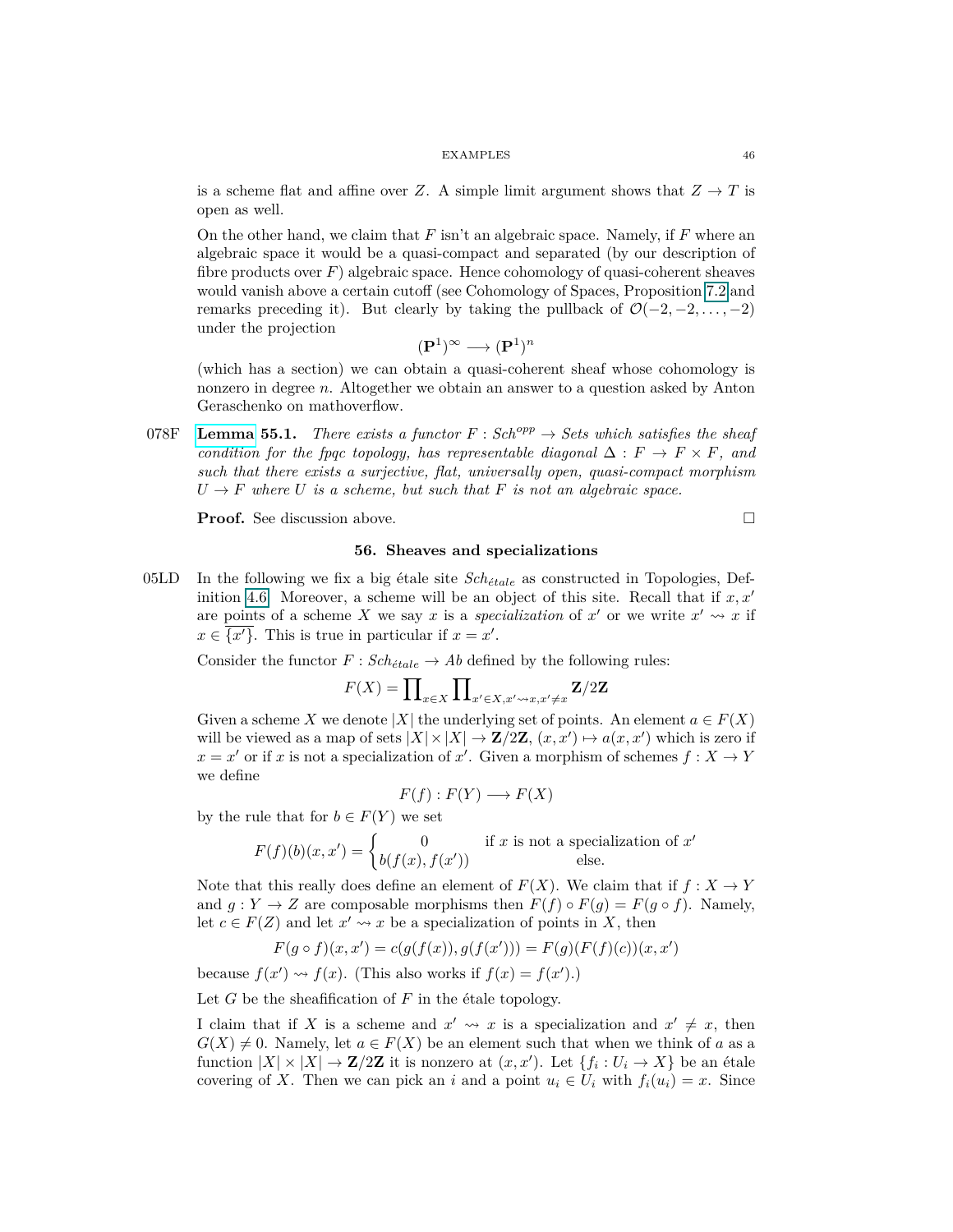is a scheme flat and affine over $Z$. A simple limit argument shows that $Z \to T$ is open as well.

On the other hand, we claim that $F$ isn't an algebraic space. Namely, if $F$ where an algebraic space it would be a quasi-compact and separated (by our description of fibre products over $F$) algebraic space. Hence cohomology of quasi-coherent sheaves would vanish above a certain cutoff (see Cohomology of Spaces, Proposition 7.2 and remarks preceding it). But clearly by taking the pullback of $\mathcal{O}(-2, -2, \ldots, -2)$ under the projection

$$(\mathbf{P}^1)^\infty \longrightarrow (\mathbf{P}^1)^n$$

(which has a section) we can obtain a quasi-coherent sheaf whose cohomology is nonzero in degree $n$. Altogether we obtain an answer to a question asked by Anton Geraschenko on mathoverflow.

078F **Lemma 55.1.** *There exists a functor $F : Sch^{opp} \to Sets$ which satisfies the sheaf condition for the fpqc topology, has representable diagonal $\Delta : F \to F \times F$, and such that there exists a surjective, flat, universally open, quasi-compact morphism $U \to F$ where $U$ is a scheme, but such that $F$ is not an algebraic space.*

**Proof.** See discussion above. $\square$

## 56. Sheaves and specializations

05LD In the following we fix a big étale site $Sch_{étale}$ as constructed in Topologies, Definition 4.6. Moreover, a scheme will be an object of this site. Recall that if $x, x'$ are points of a scheme $X$ we say $x$ is a *specialization* of $x'$ or we write $x' \rightsquigarrow x$ if $x \in \overline{\{x'\}}$. This is true in particular if $x = x'$.

Consider the functor $F : Sch_{étale} \to Ab$ defined by the following rules:

$$F(X) = \prod\nolimits_{x \in X} \prod\nolimits_{x' \in X, x' \rightsquigarrow x, x' \neq x} \mathbf{Z}/2\mathbf{Z}$$

Given a scheme $X$ we denote $|X|$ the underlying set of points. An element $a \in F(X)$ will be viewed as a map of sets $|X| \times |X| \to \mathbf{Z}/2\mathbf{Z}$, $(x, x') \mapsto a(x, x')$ which is zero if $x = x'$ or if $x$ is not a specialization of $x'$. Given a morphism of schemes $f : X \to Y$ we define

$$F(f) : F(Y) \longrightarrow F(X)$$

by the rule that for $b \in F(Y)$ we set

$$F(f)(b)(x, x') = \begin{cases} 0 & \text{if } x \text{ is not a specialization of } x' \\ b(f(x), f(x')) & \text{else.} \end{cases}$$

Note that this really does define an element of $F(X)$. We claim that if $f : X \to Y$ and $g : Y \to Z$ are composable morphisms then $F(f) \circ F(g) = F(g \circ f)$. Namely, let $c \in F(Z)$ and let $x' \rightsquigarrow x$ be a specialization of points in $X$, then

$$F(g \circ f)(x, x') = c(g(f(x)), g(f(x'))) = F(g)(F(f)(c))(x, x')$$

because $f(x') \rightsquigarrow f(x)$. (This also works if $f(x) = f(x')$.)

Let $G$ be the sheafification of $F$ in the étale topology.

I claim that if $X$ is a scheme and $x' \rightsquigarrow x$ is a specialization and $x' \neq x$, then $G(X) \neq 0$. Namely, let $a \in F(X)$ be an element such that when we think of $a$ as a function $|X| \times |X| \to \mathbf{Z}/2\mathbf{Z}$ it is nonzero at $(x, x')$. Let $\{f_i : U_i \to X\}$ be an étale covering of $X$. Then we can pick an $i$ and a point $u_i \in U_i$ with $f_i(u_i) = x$. Since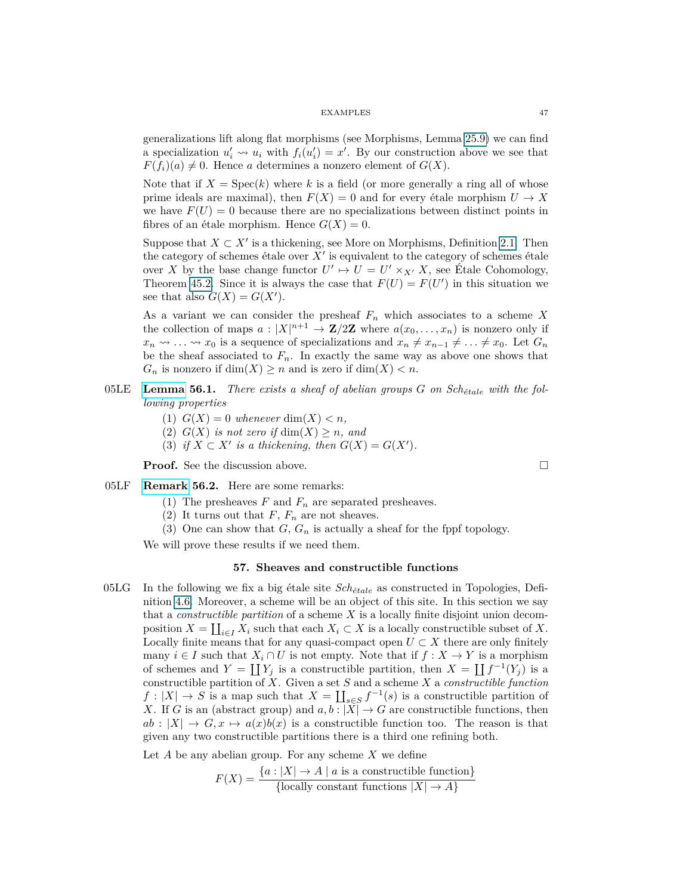generalizations lift along flat morphisms (see Morphisms, Lemma 25.9) we can find a specialization $u_i' \rightsquigarrow u_i$ with $f_i(u_i') = x'$. By our construction above we see that $F(f_i)(a) \neq 0$. Hence $a$ determines a nonzero element of $G(X)$.

Note that if $X = \text{Spec}(k)$ where $k$ is a field (or more generally a ring all of whose prime ideals are maximal), then $F(X) = 0$ and for every étale morphism $U \to X$ we have $F(U) = 0$ because there are no specializations between distinct points in fibres of an étale morphism. Hence $G(X) = 0$.

Suppose that $X \subset X'$ is a thickening, see More on Morphisms, Definition 2.1. Then the category of schemes étale over $X'$ is equivalent to the category of schemes étale over $X$ by the base change functor $U' \mapsto U = U' \times_{X'} X$, see Étale Cohomology, Theorem 45.2. Since it is always the case that $F(U) = F(U')$ in this situation we see that also $G(X) = G(X')$.

As a variant we can consider the presheaf $F_n$ which associates to a scheme $X$ the collection of maps $a : |X|^{n+1} \to \mathbf{Z}/2\mathbf{Z}$ where $a(x_0, \ldots, x_n)$ is nonzero only if $x_n \rightsquigarrow \ldots \rightsquigarrow x_0$ is a sequence of specializations and $x_n \neq x_{n-1} \neq \ldots \neq x_0$. Let $G_n$ be the sheaf associated to $F_n$. In exactly the same way as above one shows that $G_n$ is nonzero if $\dim(X) \geq n$ and is zero if $\dim(X) < n$.

05LE **Lemma 56.1.** *There exists a sheaf of abelian groups $G$ on $Sch_{étale}$ with the following properties*

1. $G(X) = 0$ *whenever* $\dim(X) < n$,
2. $G(X)$ *is not zero if* $\dim(X) \geq n$, *and*
3. *if* $X \subset X'$ *is a thickening, then* $G(X) = G(X')$.

**Proof.** See the discussion above. $\square$

05LF **Remark 56.2.** Here are some remarks:

1. The presheaves $F$ and $F_n$ are separated presheaves.
2. It turns out that $F$, $F_n$ are not sheaves.
3. One can show that $G$, $G_n$ is actually a sheaf for the fppf topology.

We will prove these results if we need them.

## 57. Sheaves and constructible functions

05LG In the following we fix a big étale site $Sch_{étale}$ as constructed in Topologies, Definition 4.6. Moreover, a scheme will be an object of this site. In this section we say that a *constructible partition* of a scheme $X$ is a locally finite disjoint union decomposition $X = \coprod_{i \in I} X_i$ such that each $X_i \subset X$ is a locally constructible subset of $X$. Locally finite means that for any quasi-compact open $U \subset X$ there are only finitely many $i \in I$ such that $X_i \cap U$ is not empty. Note that if $f : X \to Y$ is a morphism of schemes and $Y = \coprod Y_j$ is a constructible partition, then $X = \coprod f^{-1}(Y_j)$ is a constructible partition of $X$. Given a set $S$ and a scheme $X$ a *constructible function* $f : |X| \to S$ is a map such that $X = \coprod_{s \in S} f^{-1}(s)$ is a constructible partition of $X$. If $G$ is an (abstract group) and $a, b : |X| \to G$ are constructible functions, then $ab : |X| \to G, x \mapsto a(x)b(x)$ is a constructible function too. The reason is that given any two constructible partitions there is a third one refining both.

Let $A$ be any abelian group. For any scheme $X$ we define

$$F(X) = \frac{\{a : |X| \to A \mid a \text{ is a constructible function}\}}{\{\text{locally constant functions } |X| \to A\}}$$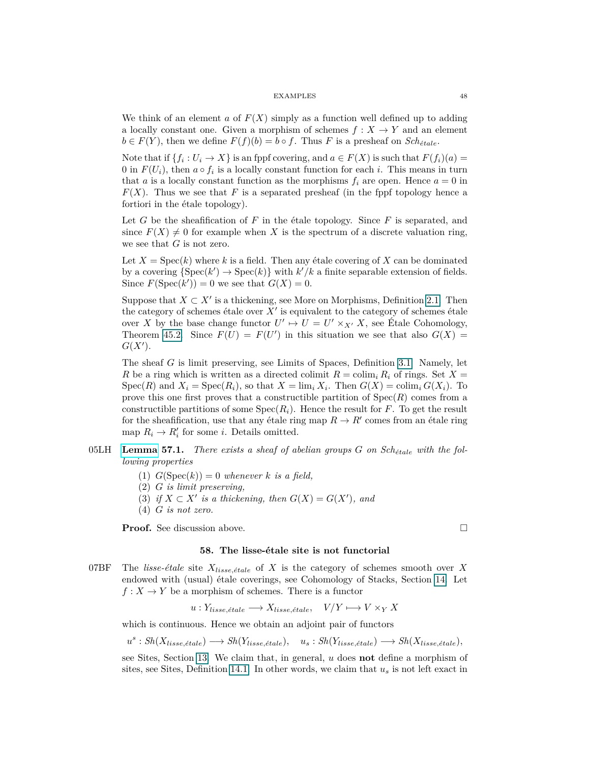We think of an element $a$ of $F(X)$ simply as a function well defined up to adding a locally constant one. Given a morphism of schemes $f : X \to Y$ and an element $b \in F(Y)$, then we define $F(f)(b) = b \circ f$. Thus $F$ is a presheaf on $Sch_{étale}$.

Note that if $\{f_i : U_i \to X\}$ is an fppf covering, and $a \in F(X)$ is such that $F(f_i)(a) = 0$ in $F(U_i)$, then $a \circ f_i$ is a locally constant function for each $i$. This means in turn that $a$ is a locally constant function as the morphisms $f_i$ are open. Hence $a = 0$ in $F(X)$. Thus we see that $F$ is a separated presheaf (in the fppf topology hence a fortiori in the étale topology).

Let $G$ be the sheafification of $F$ in the étale topology. Since $F$ is separated, and since $F(X) \neq 0$ for example when $X$ is the spectrum of a discrete valuation ring, we see that $G$ is not zero.

Let $X = \text{Spec}(k)$ where $k$ is a field. Then any étale covering of $X$ can be dominated by a covering $\{\text{Spec}(k') \to \text{Spec}(k)\}$ with $k'/k$ a finite separable extension of fields. Since $F(\text{Spec}(k')) = 0$ we see that $G(X) = 0$.

Suppose that $X \subset X'$ is a thickening, see More on Morphisms, Definition 2.1. Then the category of schemes étale over $X'$ is equivalent to the category of schemes étale over $X$ by the base change functor $U' \mapsto U = U' \times_{X'} X$, see Étale Cohomology, Theorem 45.2. Since $F(U) = F(U')$ in this situation we see that also $G(X) = G(X')$.

The sheaf $G$ is limit preserving, see Limits of Spaces, Definition 3.1. Namely, let $R$ be a ring which is written as a directed colimit $R = \text{colim}_i R_i$ of rings. Set $X = \text{Spec}(R)$ and $X_i = \text{Spec}(R_i)$, so that $X = \lim_i X_i$. Then $G(X) = \text{colim}_i G(X_i)$. To prove this one first proves that a constructible partition of $\text{Spec}(R)$ comes from a constructible partitions of some $\text{Spec}(R_i)$. Hence the result for $F$. To get the result for the sheafification, use that any étale ring map $R \to R'$ comes from an étale ring map $R_i \to R'_i$ for some $i$. Details omitted.

05LH **Lemma 57.1.** *There exists a sheaf of abelian groups $G$ on $Sch_{étale}$ with the following properties*

1. $G(\text{Spec}(k)) = 0$ *whenever $k$ is a field,*
2. *$G$ is limit preserving,*
3. *if $X \subset X'$ is a thickening, then $G(X) = G(X')$, and*
4. *$G$ is not zero.*

**Proof.** See discussion above. □

### 58. The lisse-étale site is not functorial

07BF The *lisse-étale* site $X_{lisse,étale}$ of $X$ is the category of schemes smooth over $X$ endowed with (usual) étale coverings, see Cohomology of Stacks, Section 14. Let $f : X \to Y$ be a morphism of schemes. There is a functor

$$u : Y_{lisse,étale} \longrightarrow X_{lisse,étale}, \quad V/Y \longmapsto V \times_Y X$$

which is continuous. Hence we obtain an adjoint pair of functors

$$u^s : Sh(X_{lisse,étale}) \longrightarrow Sh(Y_{lisse,étale}), \quad u_s : Sh(Y_{lisse,étale}) \longrightarrow Sh(X_{lisse,étale}),$$

see Sites, Section 13. We claim that, in general, $u$ does **not** define a morphism of sites, see Sites, Definition 14.1. In other words, we claim that $u_s$ is not left exact in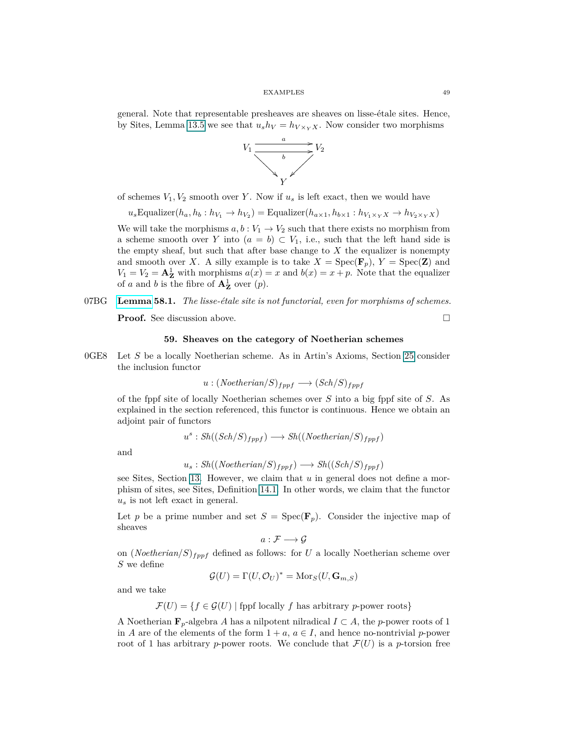general. Note that representable presheaves are sheaves on lisse-étale sites. Hence, by Sites, Lemma 13.5 we see that $u_s h_V = h_{V \times_Y X}$. Now consider two morphisms

$$\begin{array}{ccc} V_1 & \overset{a}{\underset{b}{\rightrightarrows}} & V_2 \\ & \searrow \quad \swarrow & \\ & Y & \end{array}$$

of schemes $V_1, V_2$ smooth over $Y$. Now if $u_s$ is left exact, then we would have

$$u_s \text{Equalizer}(h_a, h_b : h_{V_1} \to h_{V_2}) = \text{Equalizer}(h_{a \times 1}, h_{b \times 1} : h_{V_1 \times_Y X} \to h_{V_2 \times_Y X})$$

We will take the morphisms $a, b : V_1 \to V_2$ such that there exists no morphism from a scheme smooth over $Y$ into $(a = b) \subset V_1$, i.e., such that the left hand side is the empty sheaf, but such that after base change to $X$ the equalizer is nonempty and smooth over $X$. A silly example is to take $X = \text{Spec}(\mathbf{F}_p)$, $Y = \text{Spec}(\mathbf{Z})$ and $V_1 = V_2 = \mathbf{A}^1_{\mathbf{Z}}$ with morphisms $a(x) = x$ and $b(x) = x + p$. Note that the equalizer of $a$ and $b$ is the fibre of $\mathbf{A}^1_{\mathbf{Z}}$ over $(p)$.

07BG **Lemma 58.1.** *The lisse-étale site is not functorial, even for morphisms of schemes.*

**Proof.** See discussion above. $\square$

## 59. Sheaves on the category of Noetherian schemes

0GE8 Let $S$ be a locally Noetherian scheme. As in Artin's Axioms, Section 25 consider the inclusion functor

$$u : (Noetherian/S)_{fppf} \longrightarrow (Sch/S)_{fppf}$$

of the fppf site of locally Noetherian schemes over $S$ into a big fppf site of $S$. As explained in the section referenced, this functor is continuous. Hence we obtain an adjoint pair of functors

$$u^s : Sh((Sch/S)_{fppf}) \longrightarrow Sh((Noetherian/S)_{fppf})$$

and

$$u_s : Sh((Noetherian/S)_{fppf}) \longrightarrow Sh((Sch/S)_{fppf})$$

see Sites, Section 13. However, we claim that $u$ in general does not define a morphism of sites, see Sites, Definition 14.1. In other words, we claim that the functor $u_s$ is not left exact in general.

Let $p$ be a prime number and set $S = \text{Spec}(\mathbf{F}_p)$. Consider the injective map of sheaves

$$a : \mathcal{F} \longrightarrow \mathcal{G}$$

on $(Noetherian/S)_{fppf}$ defined as follows: for $U$ a locally Noetherian scheme over $S$ we define

$$\mathcal{G}(U) = \Gamma(U, \mathcal{O}_U)^* = \text{Mor}_S(U, \mathbf{G}_{m,S})$$

and we take

$$\mathcal{F}(U) = \{f \in \mathcal{G}(U) \mid \text{fppf locally } f \text{ has arbitrary } p\text{-power roots}\}$$

A Noetherian $\mathbf{F}_p$-algebra $A$ has a nilpotent nilradical $I \subset A$, the $p$-power roots of 1 in $A$ are of the elements of the form $1 + a$, $a \in I$, and hence no-nontrivial $p$-power root of 1 has arbitrary $p$-power roots. We conclude that $\mathcal{F}(U)$ is a $p$-torsion free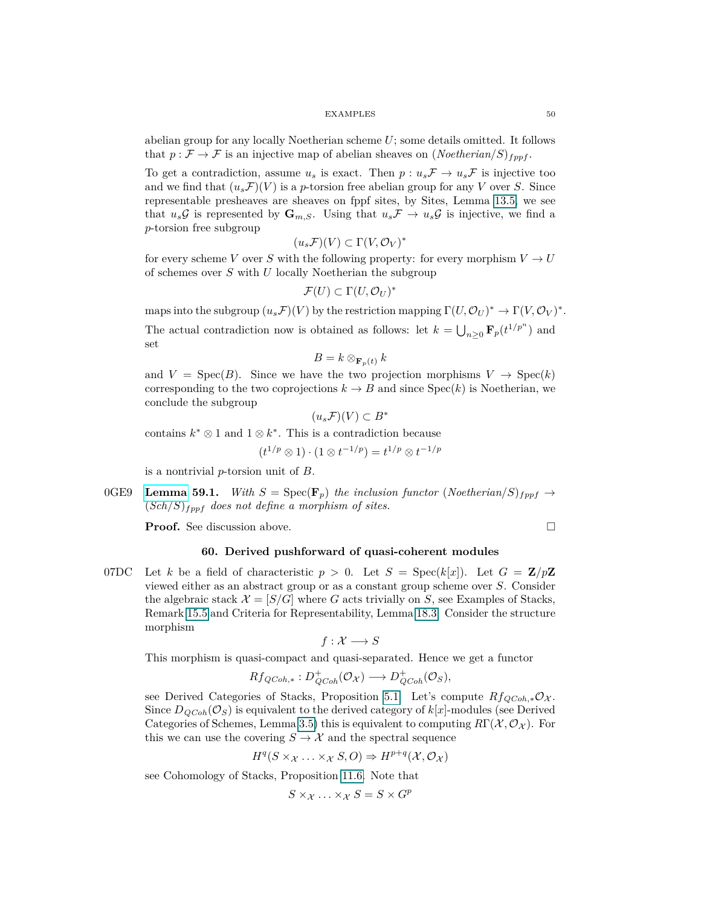abelian group for any locally Noetherian scheme $U$; some details omitted. It follows that $p : \mathcal{F} \to \mathcal{F}$ is an injective map of abelian sheaves on $(Noetherian/S)_{fppf}$.

To get a contradiction, assume $u_s$ is exact. Then $p : u_s\mathcal{F} \to u_s\mathcal{F}$ is injective too and we find that $(u_s\mathcal{F})(V)$ is a $p$-torsion free abelian group for any $V$ over $S$. Since representable presheaves are sheaves on fppf sites, by Sites, Lemma 13.5, we see that $u_s\mathcal{G}$ is represented by $\mathbf{G}_{m,S}$. Using that $u_s\mathcal{F} \to u_s\mathcal{G}$ is injective, we find a $p$-torsion free subgroup

$$(u_s\mathcal{F})(V) \subset \Gamma(V, \mathcal{O}_V)^*$$

for every scheme $V$ over $S$ with the following property: for every morphism $V \to U$ of schemes over $S$ with $U$ locally Noetherian the subgroup

$$\mathcal{F}(U) \subset \Gamma(U, \mathcal{O}_U)^*$$

maps into the subgroup $(u_s\mathcal{F})(V)$ by the restriction mapping $\Gamma(U, \mathcal{O}_U)^* \to \Gamma(V, \mathcal{O}_V)^*$.

The actual contradiction now is obtained as follows: let $k = \bigcup_{n \geq 0} \mathbf{F}_p(t^{1/p^n})$ and set

$$B = k \otimes_{\mathbf{F}_p(t)} k$$

and $V = \mathrm{Spec}(B)$. Since we have the two projection morphisms $V \to \mathrm{Spec}(k)$ corresponding to the two coprojections $k \to B$ and since $\mathrm{Spec}(k)$ is Noetherian, we conclude the subgroup

$$(u_s\mathcal{F})(V) \subset B^*$$

contains $k^* \otimes 1$ and $1 \otimes k^*$. This is a contradiction because

$$(t^{1/p} \otimes 1) \cdot (1 \otimes t^{-1/p}) = t^{1/p} \otimes t^{-1/p}$$

is a nontrivial $p$-torsion unit of $B$.

0GE9 **Lemma 59.1.** *With $S = \mathrm{Spec}(\mathbf{F}_p)$ the inclusion functor $(Noetherian/S)_{fppf} \to (Sch/S)_{fppf}$ does not define a morphism of sites.*

**Proof.** See discussion above. $\square$

## 60. Derived pushforward of quasi-coherent modules

07DC Let $k$ be a field of characteristic $p > 0$. Let $S = \mathrm{Spec}(k[x])$. Let $G = \mathbf{Z}/p\mathbf{Z}$ viewed either as an abstract group or as a constant group scheme over $S$. Consider the algebraic stack $\mathcal{X} = [S/G]$ where $G$ acts trivially on $S$, see Examples of Stacks, Remark 15.5 and Criteria for Representability, Lemma 18.3. Consider the structure morphism

$$f : \mathcal{X} \longrightarrow S$$

This morphism is quasi-compact and quasi-separated. Hence we get a functor

$$Rf_{QCoh,*} : D^+_{QCoh}(\mathcal{O}_\mathcal{X}) \longrightarrow D^+_{QCoh}(\mathcal{O}_S),$$

see Derived Categories of Stacks, Proposition 5.1. Let's compute $Rf_{QCoh,*}\mathcal{O}_\mathcal{X}$. Since $D_{QCoh}(\mathcal{O}_S)$ is equivalent to the derived category of $k[x]$-modules (see Derived Categories of Schemes, Lemma 3.5) this is equivalent to computing $R\Gamma(\mathcal{X}, \mathcal{O}_\mathcal{X})$. For this we can use the covering $S \to \mathcal{X}$ and the spectral sequence

$$H^q(S \times_\mathcal{X} \ldots \times_\mathcal{X} S, O) \Rightarrow H^{p+q}(\mathcal{X}, \mathcal{O}_\mathcal{X})$$

see Cohomology of Stacks, Proposition 11.6. Note that

$$S \times_\mathcal{X} \ldots \times_\mathcal{X} S = S \times G^p$$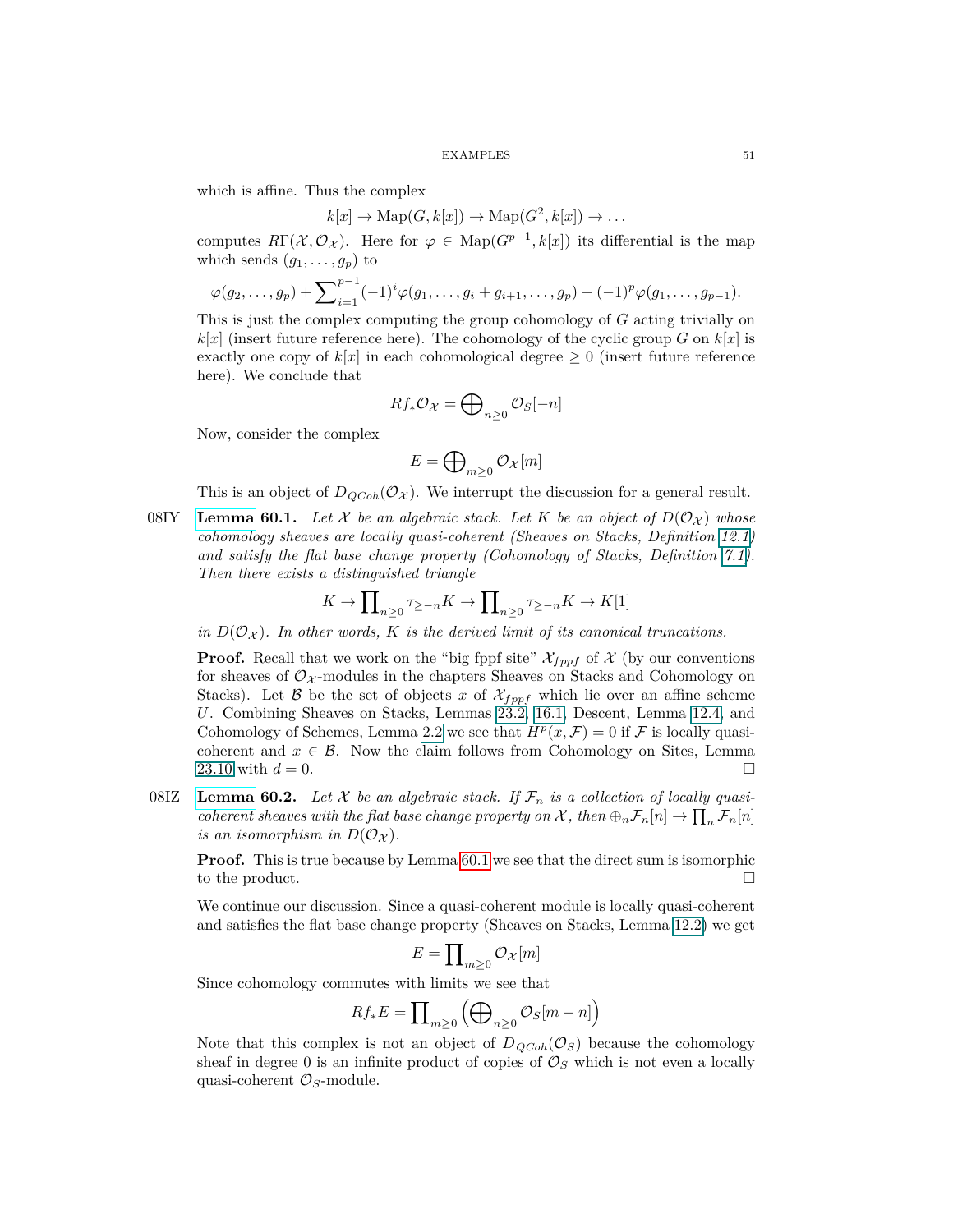which is affine. Thus the complex

$$k[x] \to \mathrm{Map}(G, k[x]) \to \mathrm{Map}(G^2, k[x]) \to \ldots$$

computes $R\Gamma(\mathcal{X}, \mathcal{O}_\mathcal{X})$. Here for $\varphi \in \mathrm{Map}(G^{p-1}, k[x])$ its differential is the map which sends $(g_1, \ldots, g_p)$ to

$$\varphi(g_2, \ldots, g_p) + \sum\nolimits_{i=1}^{p-1} (-1)^i \varphi(g_1, \ldots, g_i + g_{i+1}, \ldots, g_p) + (-1)^p \varphi(g_1, \ldots, g_{p-1}).$$

This is just the complex computing the group cohomology of $G$ acting trivially on $k[x]$ (insert future reference here). The cohomology of the cyclic group $G$ on $k[x]$ is exactly one copy of $k[x]$ in each cohomological degree $\geq 0$ (insert future reference here). We conclude that

$$Rf_*\mathcal{O}_\mathcal{X} = \bigoplus\nolimits_{n \geq 0} \mathcal{O}_S[-n]$$

Now, consider the complex

$$E = \bigoplus\nolimits_{m \geq 0} \mathcal{O}_\mathcal{X}[m]$$

This is an object of $D_{QCoh}(\mathcal{O}_\mathcal{X})$. We interrupt the discussion for a general result.

08IY **Lemma 60.1.** *Let $\mathcal{X}$ be an algebraic stack. Let $K$ be an object of $D(\mathcal{O}_\mathcal{X})$ whose cohomology sheaves are locally quasi-coherent (Sheaves on Stacks, Definition 12.1) and satisfy the flat base change property (Cohomology of Stacks, Definition 7.1). Then there exists a distinguished triangle*

$$K \to \prod\nolimits_{n \geq 0} \tau_{\geq -n} K \to \prod\nolimits_{n \geq 0} \tau_{\geq -n} K \to K[1]$$

*in $D(\mathcal{O}_\mathcal{X})$. In other words, $K$ is the derived limit of its canonical truncations.*

**Proof.** Recall that we work on the "big fppf site" $\mathcal{X}_{fppf}$ of $\mathcal{X}$ (by our conventions for sheaves of $\mathcal{O}_\mathcal{X}$-modules in the chapters Sheaves on Stacks and Cohomology on Stacks). Let $\mathcal{B}$ be the set of objects $x$ of $\mathcal{X}_{fppf}$ which lie over an affine scheme $U$. Combining Sheaves on Stacks, Lemmas 23.2, 16.1, Descent, Lemma 12.4, and Cohomology of Schemes, Lemma 2.2 we see that $H^p(x, \mathcal{F}) = 0$ if $\mathcal{F}$ is locally quasi-coherent and $x \in \mathcal{B}$. Now the claim follows from Cohomology on Sites, Lemma 23.10 with $d = 0$. $\square$

08IZ **Lemma 60.2.** *Let $\mathcal{X}$ be an algebraic stack. If $\mathcal{F}_n$ is a collection of locally quasi-coherent sheaves with the flat base change property on $\mathcal{X}$, then $\oplus_n \mathcal{F}_n[n] \to \prod_n \mathcal{F}_n[n]$ is an isomorphism in $D(\mathcal{O}_\mathcal{X})$.*

**Proof.** This is true because by Lemma 60.1 we see that the direct sum is isomorphic to the product. $\square$

We continue our discussion. Since a quasi-coherent module is locally quasi-coherent and satisfies the flat base change property (Sheaves on Stacks, Lemma 12.2) we get

$$E = \prod\nolimits_{m \geq 0} \mathcal{O}_\mathcal{X}[m]$$

Since cohomology commutes with limits we see that

$$Rf_*E = \prod\nolimits_{m \geq 0} \left( \bigoplus\nolimits_{n \geq 0} \mathcal{O}_S[m - n] \right)$$

Note that this complex is not an object of $D_{QCoh}(\mathcal{O}_S)$ because the cohomology sheaf in degree 0 is an infinite product of copies of $\mathcal{O}_S$ which is not even a locally quasi-coherent $\mathcal{O}_S$-module.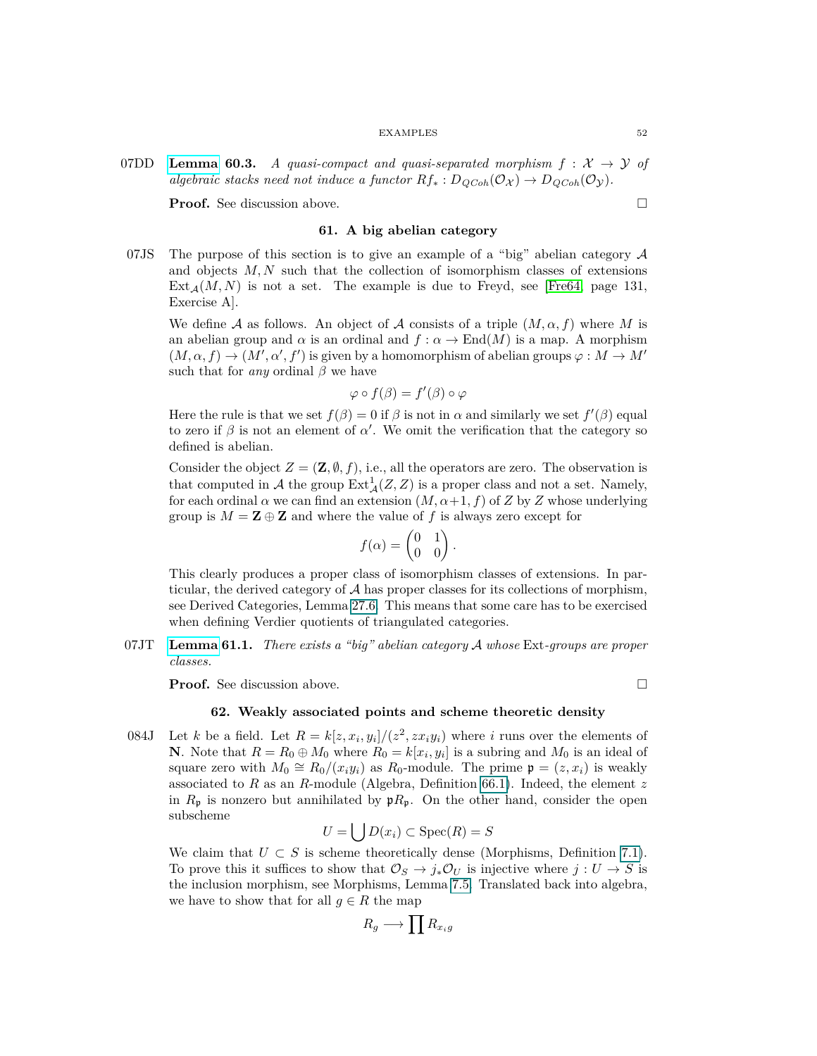07DD **Lemma** 60.3. *A quasi-compact and quasi-separated morphism $f : \mathcal{X} \to \mathcal{Y}$ of algebraic stacks need not induce a functor $Rf_* : D_{QCoh}(\mathcal{O}_\mathcal{X}) \to D_{QCoh}(\mathcal{O}_\mathcal{Y})$.*

**Proof.** See discussion above. $\square$

## 61. A big abelian category

07JS The purpose of this section is to give an example of a "big" abelian category $\mathcal{A}$ and objects $M, N$ such that the collection of isomorphism classes of extensions $\text{Ext}_\mathcal{A}(M, N)$ is not a set. The example is due to Freyd, see [Fre64, page 131, Exercise A].

We define $\mathcal{A}$ as follows. An object of $\mathcal{A}$ consists of a triple $(M, \alpha, f)$ where $M$ is an abelian group and $\alpha$ is an ordinal and $f : \alpha \to \text{End}(M)$ is a map. A morphism $(M, \alpha, f) \to (M', \alpha', f')$ is given by a homomorphism of abelian groups $\varphi : M \to M'$ such that for *any* ordinal $\beta$ we have

$$\varphi \circ f(\beta) = f'(\beta) \circ \varphi$$

Here the rule is that we set $f(\beta) = 0$ if $\beta$ is not in $\alpha$ and similarly we set $f'(\beta)$ equal to zero if $\beta$ is not an element of $\alpha'$. We omit the verification that the category so defined is abelian.

Consider the object $Z = (\mathbf{Z}, \emptyset, f)$, i.e., all the operators are zero. The observation is that computed in $\mathcal{A}$ the group $\text{Ext}^1_\mathcal{A}(Z, Z)$ is a proper class and not a set. Namely, for each ordinal $\alpha$ we can find an extension $(M, \alpha+1, f)$ of $Z$ by $Z$ whose underlying group is $M = \mathbf{Z} \oplus \mathbf{Z}$ and where the value of $f$ is always zero except for

$$f(\alpha) = \begin{pmatrix} 0 & 1 \\ 0 & 0 \end{pmatrix}.$$

This clearly produces a proper class of isomorphism classes of extensions. In particular, the derived category of $\mathcal{A}$ has proper classes for its collections of morphism, see Derived Categories, Lemma 27.6. This means that some care has to be exercised when defining Verdier quotients of triangulated categories.

07JT **Lemma** 61.1. *There exists a "big" abelian category $\mathcal{A}$ whose* Ext*-groups are proper classes.*

**Proof.** See discussion above. $\square$

## 62. Weakly associated points and scheme theoretic density

084J Let $k$ be a field. Let $R = k[z, x_i, y_i]/(z^2, zx_iy_i)$ where $i$ runs over the elements of $\mathbf{N}$. Note that $R = R_0 \oplus M_0$ where $R_0 = k[x_i, y_i]$ is a subring and $M_0$ is an ideal of square zero with $M_0 \cong R_0/(x_iy_i)$ as $R_0$-module. The prime $\mathfrak{p} = (z, x_i)$ is weakly associated to $R$ as an $R$-module (Algebra, Definition 66.1). Indeed, the element $z$ in $R_\mathfrak{p}$ is nonzero but annihilated by $\mathfrak{p}R_\mathfrak{p}$. On the other hand, consider the open subscheme

$$U = \bigcup D(x_i) \subset \text{Spec}(R) = S$$

We claim that $U \subset S$ is scheme theoretically dense (Morphisms, Definition 7.1). To prove this it suffices to show that $\mathcal{O}_S \to j_*\mathcal{O}_U$ is injective where $j : U \to S$ is the inclusion morphism, see Morphisms, Lemma 7.5. Translated back into algebra, we have to show that for all $g \in R$ the map

$$R_g \longrightarrow \prod R_{x_ig}$$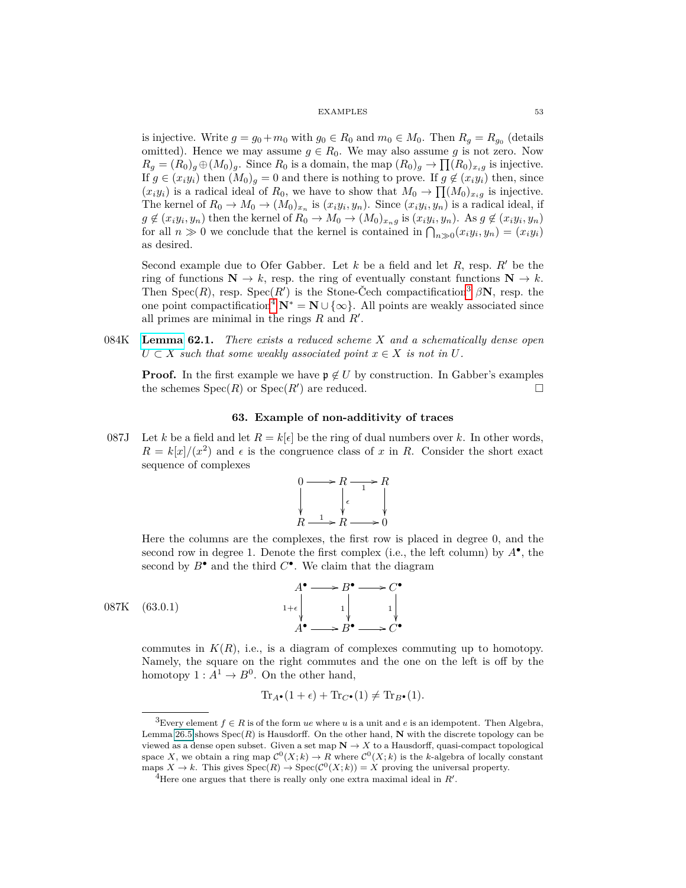is injective. Write $g = g_0 + m_0$ with $g_0 \in R_0$ and $m_0 \in M_0$. Then $R_g = R_{g_0}$ (details omitted). Hence we may assume $g \in R_0$. We may also assume $g$ is not zero. Now $R_g = (R_0)_g \oplus (M_0)_g$. Since $R_0$ is a domain, the map $(R_0)_g \to \prod (R_0)_{x_i g}$ is injective. If $g \in (x_i y_i)$ then $(M_0)_g = 0$ and there is nothing to prove. If $g \notin (x_i y_i)$ then, since $(x_i y_i)$ is a radical ideal of $R_0$, we have to show that $M_0 \to \prod (M_0)_{x_i g}$ is injective. The kernel of $R_0 \to M_0 \to (M_0)_{x_n}$ is $(x_i y_i, y_n)$. Since $(x_i y_i, y_n)$ is a radical ideal, if $g \notin (x_i y_i, y_n)$ then the kernel of $R_0 \to M_0 \to (M_0)_{x_n g}$ is $(x_i y_i, y_n)$. As $g \notin (x_i y_i, y_n)$ for all $n \gg 0$ we conclude that the kernel is contained in $\bigcap_{n \gg 0} (x_i y_i, y_n) = (x_i y_i)$ as desired.

Second example due to Ofer Gabber. Let $k$ be a field and let $R$, resp. $R'$ be the ring of functions $\mathbf{N} \to k$, resp. the ring of eventually constant functions $\mathbf{N} \to k$. Then $\text{Spec}(R)$, resp. $\text{Spec}(R')$ is the Stone-Čech compactification[3] $\beta\mathbf{N}$, resp. the one point compactification[4] $\mathbf{N}^* = \mathbf{N} \cup \{\infty\}$. All points are weakly associated since all primes are minimal in the rings $R$ and $R'$.

084K **Lemma 62.1.** *There exists a reduced scheme $X$ and a schematically dense open $U \subset X$ such that some weakly associated point $x \in X$ is not in $U$.*

**Proof.** In the first example we have $\mathfrak{p} \notin U$ by construction. In Gabber's examples the schemes $\text{Spec}(R)$ or $\text{Spec}(R')$ are reduced. $\square$

## 63. Example of non-additivity of traces

087J Let $k$ be a field and let $R = k[\epsilon]$ be the ring of dual numbers over $k$. In other words, $R = k[x]/(x^2)$ and $\epsilon$ is the congruence class of $x$ in $R$. Consider the short exact sequence of complexes

$$
\begin{array}{ccccc}
0 & \longrightarrow & R & \xrightarrow{1} & R \\
\downarrow & & \downarrow \epsilon & & \downarrow \\
R & \xrightarrow{1} & R & \longrightarrow & 0
\end{array}
$$

Here the columns are the complexes, the first row is placed in degree 0, and the second row in degree 1. Denote the first complex (i.e., the left column) by $A^\bullet$, the second by $B^\bullet$ and the third $C^\bullet$. We claim that the diagram

087K (63.0.1)
$$
\begin{array}{ccccc}
A^\bullet & \longrightarrow & B^\bullet & \longrightarrow & C^\bullet \\
{\scriptstyle 1+\epsilon}\downarrow & & {\scriptstyle 1}\downarrow & & {\scriptstyle 1}\downarrow \\
A^\bullet & \longrightarrow & B^\bullet & \longrightarrow & C^\bullet
\end{array}
$$

commutes in $K(R)$, i.e., is a diagram of complexes commuting up to homotopy. Namely, the square on the right commutes and the one on the left is off by the homotopy $1 : A^1 \to B^0$. On the other hand,

$$\text{Tr}_{A^\bullet}(1 + \epsilon) + \text{Tr}_{C^\bullet}(1) \neq \text{Tr}_{B^\bullet}(1).$$

---

[3] Every element $f \in R$ is of the form $ue$ where $u$ is a unit and $e$ is an idempotent. Then Algebra, Lemma 26.5 shows $\text{Spec}(R)$ is Hausdorff. On the other hand, $\mathbf{N}$ with the discrete topology can be viewed as a dense open subset. Given a set map $\mathbf{N} \to X$ to a Hausdorff, quasi-compact topological space $X$, we obtain a ring map $\mathcal{C}^0(X; k) \to R$ where $\mathcal{C}^0(X; k)$ is the $k$-algebra of locally constant maps $X \to k$. This gives $\text{Spec}(R) \to \text{Spec}(\mathcal{C}^0(X; k)) = X$ proving the universal property.

[4] Here one argues that there is really only one extra maximal ideal in $R'$.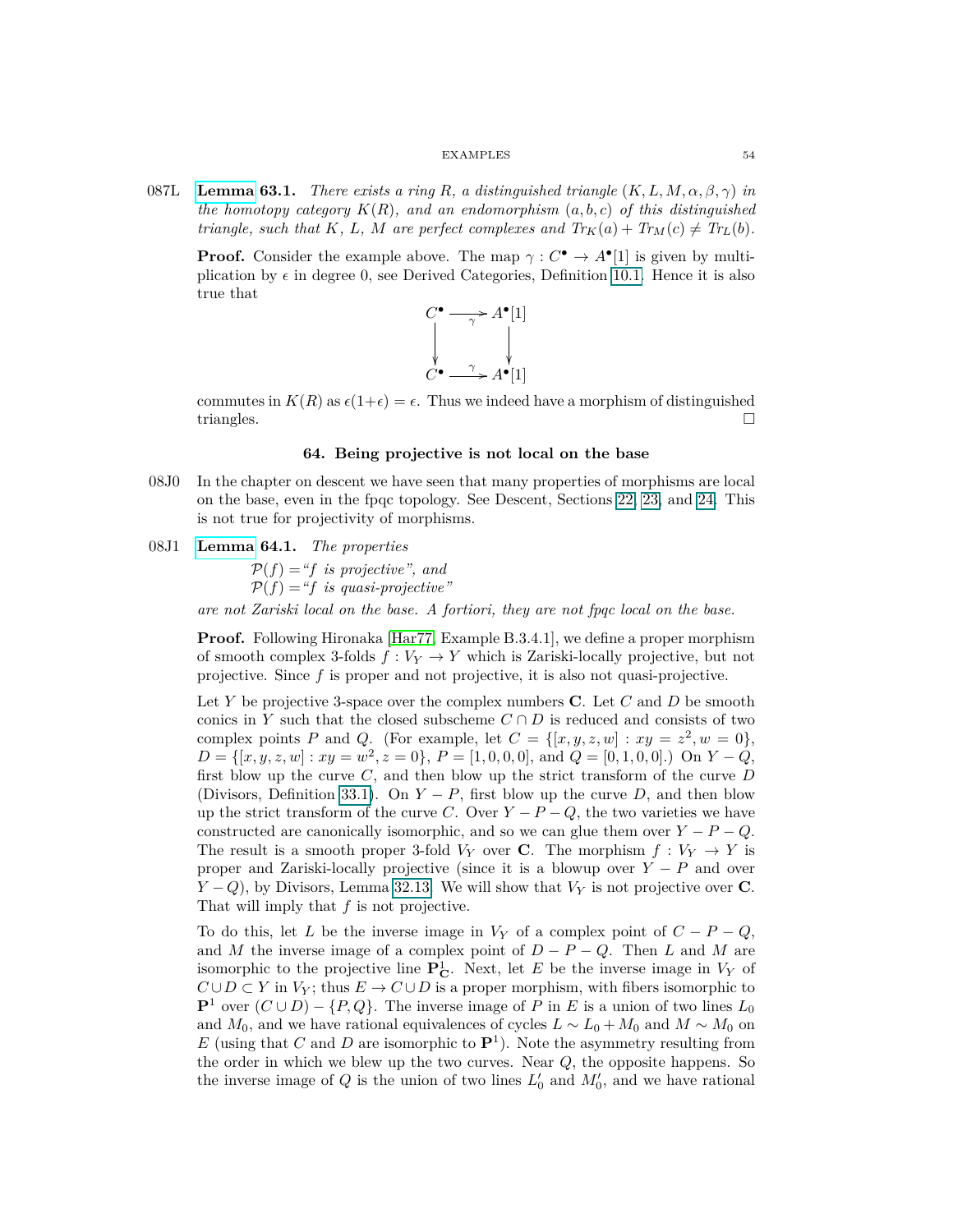087L **Lemma 63.1.** *There exists a ring $R$, a distinguished triangle $(K, L, M, \alpha, \beta, \gamma)$ in the homotopy category $K(R)$, and an endomorphism $(a, b, c)$ of this distinguished triangle, such that $K$, $L$, $M$ are perfect complexes and $Tr_K(a) + Tr_M(c) \neq Tr_L(b)$.*

**Proof.** Consider the example above. The map $\gamma : C^\bullet \to A^\bullet[1]$ is given by multiplication by $\epsilon$ in degree 0, see Derived Categories, Definition 10.1. Hence it is also true that

$$\begin{array}{ccc} C^\bullet & \xrightarrow{\gamma} & A^\bullet[1] \\ \downarrow & & \downarrow \\ C^\bullet & \xrightarrow{\gamma} & A^\bullet[1] \end{array}$$

commutes in $K(R)$ as $\epsilon(1+\epsilon) = \epsilon$. Thus we indeed have a morphism of distinguished triangles. $\square$

## 64. Being projective is not local on the base

08J0 In the chapter on descent we have seen that many properties of morphisms are local on the base, even in the fpqc topology. See Descent, Sections 22, 23, and 24. This is not true for projectivity of morphisms.

08J1 **Lemma 64.1.** *The properties*

$\mathcal{P}(f) =$*"$f$ is projective", and*
$\mathcal{P}(f) =$*"$f$ is quasi-projective"*

*are not Zariski local on the base. A fortiori, they are not fpqc local on the base.*

**Proof.** Following Hironaka [Har77, Example B.3.4.1], we define a proper morphism of smooth complex 3-folds $f : V_Y \to Y$ which is Zariski-locally projective, but not projective. Since $f$ is proper and not projective, it is also not quasi-projective.

Let $Y$ be projective 3-space over the complex numbers $\mathbf{C}$. Let $C$ and $D$ be smooth conics in $Y$ such that the closed subscheme $C \cap D$ is reduced and consists of two complex points $P$ and $Q$. (For example, let $C = \{[x, y, z, w] : xy = z^2, w = 0\}$, $D = \{[x, y, z, w] : xy = w^2, z = 0\}$, $P = [1, 0, 0, 0]$, and $Q = [0, 1, 0, 0]$.) On $Y - Q$, first blow up the curve $C$, and then blow up the strict transform of the curve $D$ (Divisors, Definition 33.1). On $Y - P$, first blow up the curve $D$, and then blow up the strict transform of the curve $C$. Over $Y - P - Q$, the two varieties we have constructed are canonically isomorphic, and so we can glue them over $Y - P - Q$. The result is a smooth proper 3-fold $V_Y$ over $\mathbf{C}$. The morphism $f : V_Y \to Y$ is proper and Zariski-locally projective (since it is a blowup over $Y - P$ and over $Y - Q$), by Divisors, Lemma 32.13. We will show that $V_Y$ is not projective over $\mathbf{C}$. That will imply that $f$ is not projective.

To do this, let $L$ be the inverse image in $V_Y$ of a complex point of $C - P - Q$, and $M$ the inverse image of a complex point of $D - P - Q$. Then $L$ and $M$ are isomorphic to the projective line $\mathbf{P}^1_{\mathbf{C}}$. Next, let $E$ be the inverse image in $V_Y$ of $C \cup D \subset Y$ in $V_Y$; thus $E \to C \cup D$ is a proper morphism, with fibers isomorphic to $\mathbf{P}^1$ over $(C \cup D) - \{P, Q\}$. The inverse image of $P$ in $E$ is a union of two lines $L_0$ and $M_0$, and we have rational equivalences of cycles $L \sim L_0 + M_0$ and $M \sim M_0$ on $E$ (using that $C$ and $D$ are isomorphic to $\mathbf{P}^1$). Note the asymmetry resulting from the order in which we blew up the two curves. Near $Q$, the opposite happens. So the inverse image of $Q$ is the union of two lines $L_0'$ and $M_0'$, and we have rational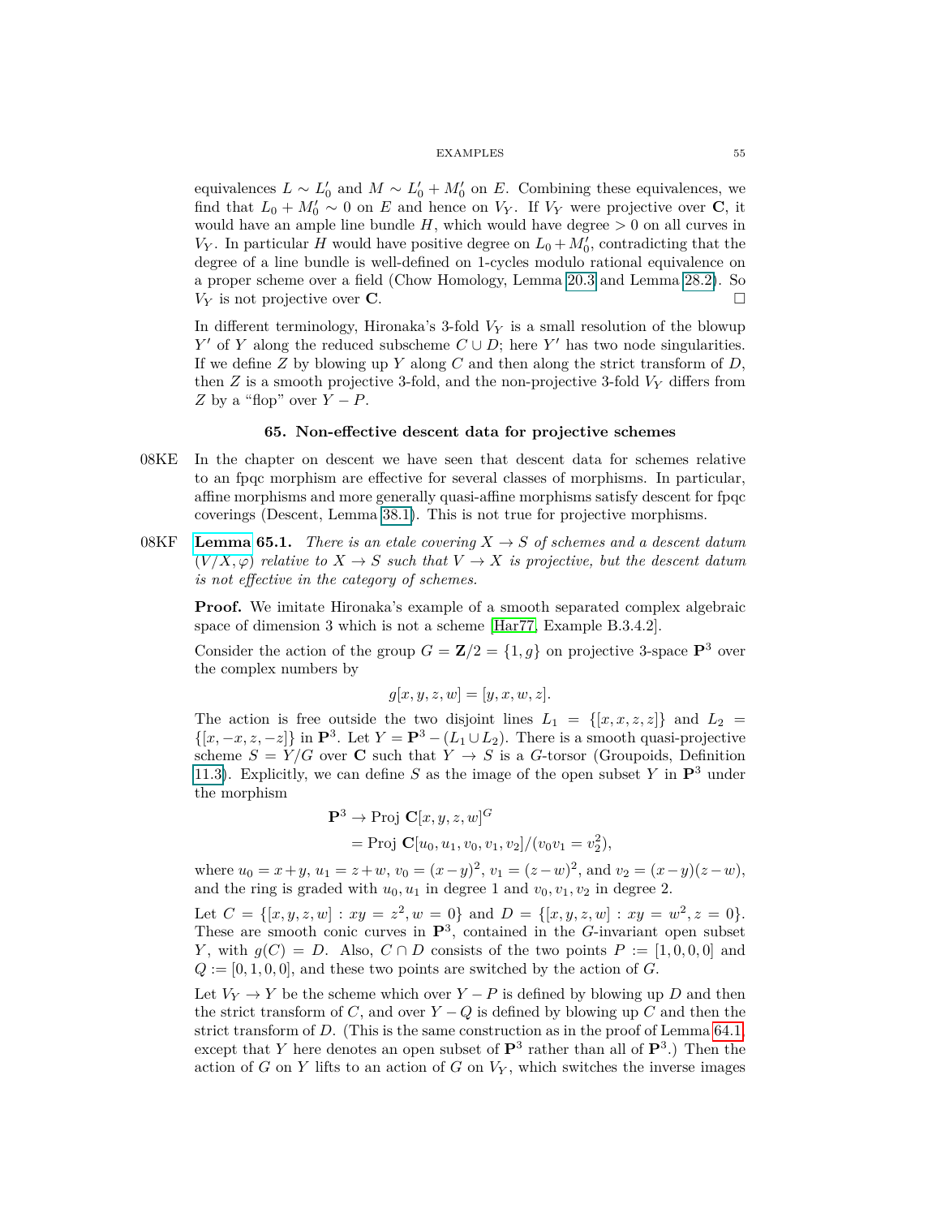equivalences $L \sim L_0'$ and $M \sim L_0' + M_0'$ on $E$. Combining these equivalences, we find that $L_0 + M_0' \sim 0$ on $E$ and hence on $V_Y$. If $V_Y$ were projective over $\mathbf{C}$, it would have an ample line bundle $H$, which would have degree $> 0$ on all curves in $V_Y$. In particular $H$ would have positive degree on $L_0 + M_0'$, contradicting that the degree of a line bundle is well-defined on 1-cycles modulo rational equivalence on a proper scheme over a field (Chow Homology, Lemma 20.3 and Lemma 28.2). So $V_Y$ is not projective over $\mathbf{C}$. □

In different terminology, Hironaka's 3-fold $V_Y$ is a small resolution of the blowup $Y'$ of $Y$ along the reduced subscheme $C \cup D$; here $Y'$ has two node singularities. If we define $Z$ by blowing up $Y$ along $C$ and then along the strict transform of $D$, then $Z$ is a smooth projective 3-fold, and the non-projective 3-fold $V_Y$ differs from $Z$ by a "flop" over $Y - P$.

## 65. Non-effective descent data for projective schemes

08KE In the chapter on descent we have seen that descent data for schemes relative to an fpqc morphism are effective for several classes of morphisms. In particular, affine morphisms and more generally quasi-affine morphisms satisfy descent for fpqc coverings (Descent, Lemma 38.1). This is not true for projective morphisms.

08KF **Lemma 65.1.** *There is an etale covering $X \to S$ of schemes and a descent datum $(V/X, \varphi)$ relative to $X \to S$ such that $V \to X$ is projective, but the descent datum is not effective in the category of schemes.*

**Proof.** We imitate Hironaka's example of a smooth separated complex algebraic space of dimension 3 which is not a scheme [Har77, Example B.3.4.2].

Consider the action of the group $G = \mathbf{Z}/2 = \{1, g\}$ on projective 3-space $\mathbf{P}^3$ over the complex numbers by

$$g[x, y, z, w] = [y, x, w, z].$$

The action is free outside the two disjoint lines $L_1 = \{[x, x, z, z]\}$ and $L_2 = \{[x, -x, z, -z]\}$ in $\mathbf{P}^3$. Let $Y = \mathbf{P}^3 - (L_1 \cup L_2)$. There is a smooth quasi-projective scheme $S = Y/G$ over $\mathbf{C}$ such that $Y \to S$ is a $G$-torsor (Groupoids, Definition 11.3). Explicitly, we can define $S$ as the image of the open subset $Y$ in $\mathbf{P}^3$ under the morphism

$$\begin{aligned}\mathbf{P}^3 &\to \text{Proj } \mathbf{C}[x, y, z, w]^G \\ &= \text{Proj } \mathbf{C}[u_0, u_1, v_0, v_1, v_2]/(v_0 v_1 = v_2^2),\end{aligned}$$

where $u_0 = x + y$, $u_1 = z + w$, $v_0 = (x - y)^2$, $v_1 = (z - w)^2$, and $v_2 = (x - y)(z - w)$, and the ring is graded with $u_0, u_1$ in degree 1 and $v_0, v_1, v_2$ in degree 2.

Let $C = \{[x, y, z, w] : xy = z^2, w = 0\}$ and $D = \{[x, y, z, w] : xy = w^2, z = 0\}$. These are smooth conic curves in $\mathbf{P}^3$, contained in the $G$-invariant open subset $Y$, with $g(C) = D$. Also, $C \cap D$ consists of the two points $P := [1, 0, 0, 0]$ and $Q := [0, 1, 0, 0]$, and these two points are switched by the action of $G$.

Let $V_Y \to Y$ be the scheme which over $Y - P$ is defined by blowing up $D$ and then the strict transform of $C$, and over $Y - Q$ is defined by blowing up $C$ and then the strict transform of $D$. (This is the same construction as in the proof of Lemma 64.1, except that $Y$ here denotes an open subset of $\mathbf{P}^3$ rather than all of $\mathbf{P}^3$.) Then the action of $G$ on $Y$ lifts to an action of $G$ on $V_Y$, which switches the inverse images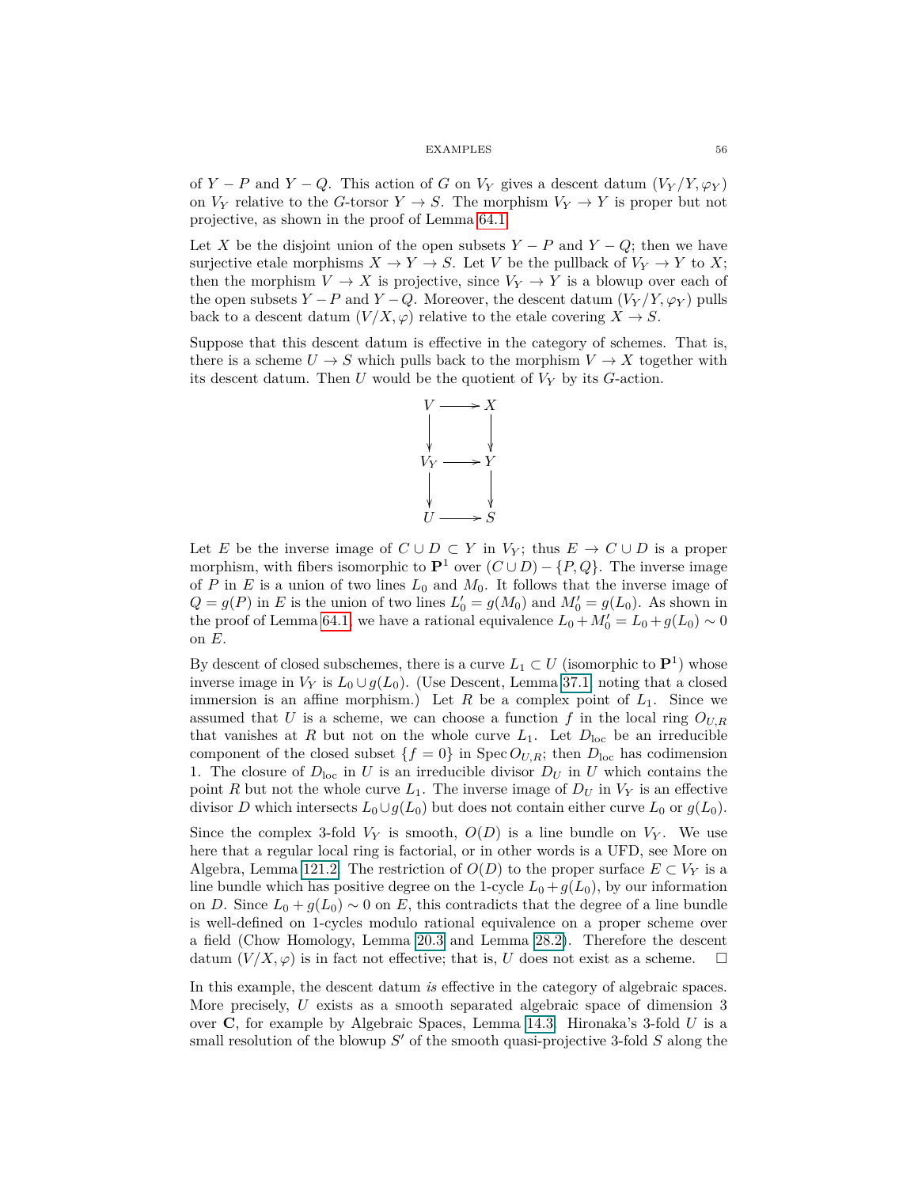of $Y - P$ and $Y - Q$. This action of $G$ on $V_Y$ gives a descent datum $(V_Y/Y, \varphi_Y)$ on $V_Y$ relative to the $G$-torsor $Y \to S$. The morphism $V_Y \to Y$ is proper but not projective, as shown in the proof of Lemma 64.1.

Let $X$ be the disjoint union of the open subsets $Y - P$ and $Y - Q$; then we have surjective etale morphisms $X \to Y \to S$. Let $V$ be the pullback of $V_Y \to Y$ to $X$; then the morphism $V \to X$ is projective, since $V_Y \to Y$ is a blowup over each of the open subsets $Y - P$ and $Y - Q$. Moreover, the descent datum $(V_Y/Y, \varphi_Y)$ pulls back to a descent datum $(V/X, \varphi)$ relative to the etale covering $X \to S$.

Suppose that this descent datum is effective in the category of schemes. That is, there is a scheme $U \to S$ which pulls back to the morphism $V \to X$ together with its descent datum. Then $U$ would be the quotient of $V_Y$ by its $G$-action.

$$\begin{array}{ccc} V & \longrightarrow & X \\ \downarrow & & \downarrow \\ V_Y & \longrightarrow & Y \\ \downarrow & & \downarrow \\ U & \longrightarrow & S \end{array}$$

Let $E$ be the inverse image of $C \cup D \subset Y$ in $V_Y$; thus $E \to C \cup D$ is a proper morphism, with fibers isomorphic to $\mathbf{P}^1$ over $(C \cup D) - \{P, Q\}$. The inverse image of $P$ in $E$ is a union of two lines $L_0$ and $M_0$. It follows that the inverse image of $Q = g(P)$ in $E$ is the union of two lines $L_0' = g(M_0)$ and $M_0' = g(L_0)$. As shown in the proof of Lemma 64.1, we have a rational equivalence $L_0 + M_0' = L_0 + g(L_0) \sim 0$ on $E$.

By descent of closed subschemes, there is a curve $L_1 \subset U$ (isomorphic to $\mathbf{P}^1$) whose inverse image in $V_Y$ is $L_0 \cup g(L_0)$. (Use Descent, Lemma 37.1, noting that a closed immersion is an affine morphism.) Let $R$ be a complex point of $L_1$. Since we assumed that $U$ is a scheme, we can choose a function $f$ in the local ring $O_{U,R}$ that vanishes at $R$ but not on the whole curve $L_1$. Let $D_{\text{loc}}$ be an irreducible component of the closed subset $\{f = 0\}$ in $\operatorname{Spec} O_{U,R}$; then $D_{\text{loc}}$ has codimension 1. The closure of $D_{\text{loc}}$ in $U$ is an irreducible divisor $D_U$ in $U$ which contains the point $R$ but not the whole curve $L_1$. The inverse image of $D_U$ in $V_Y$ is an effective divisor $D$ which intersects $L_0 \cup g(L_0)$ but does not contain either curve $L_0$ or $g(L_0)$.

Since the complex 3-fold $V_Y$ is smooth, $O(D)$ is a line bundle on $V_Y$. We use here that a regular local ring is factorial, or in other words is a UFD, see More on Algebra, Lemma 121.2. The restriction of $O(D)$ to the proper surface $E \subset V_Y$ is a line bundle which has positive degree on the 1-cycle $L_0 + g(L_0)$, by our information on $D$. Since $L_0 + g(L_0) \sim 0$ on $E$, this contradicts that the degree of a line bundle is well-defined on 1-cycles modulo rational equivalence on a proper scheme over a field (Chow Homology, Lemma 20.3 and Lemma 28.2). Therefore the descent datum $(V/X, \varphi)$ is in fact not effective; that is, $U$ does not exist as a scheme. $\square$

In this example, the descent datum *is* effective in the category of algebraic spaces. More precisely, $U$ exists as a smooth separated algebraic space of dimension 3 over $\mathbf{C}$, for example by Algebraic Spaces, Lemma 14.3. Hironaka's 3-fold $U$ is a small resolution of the blowup $S'$ of the smooth quasi-projective 3-fold $S$ along the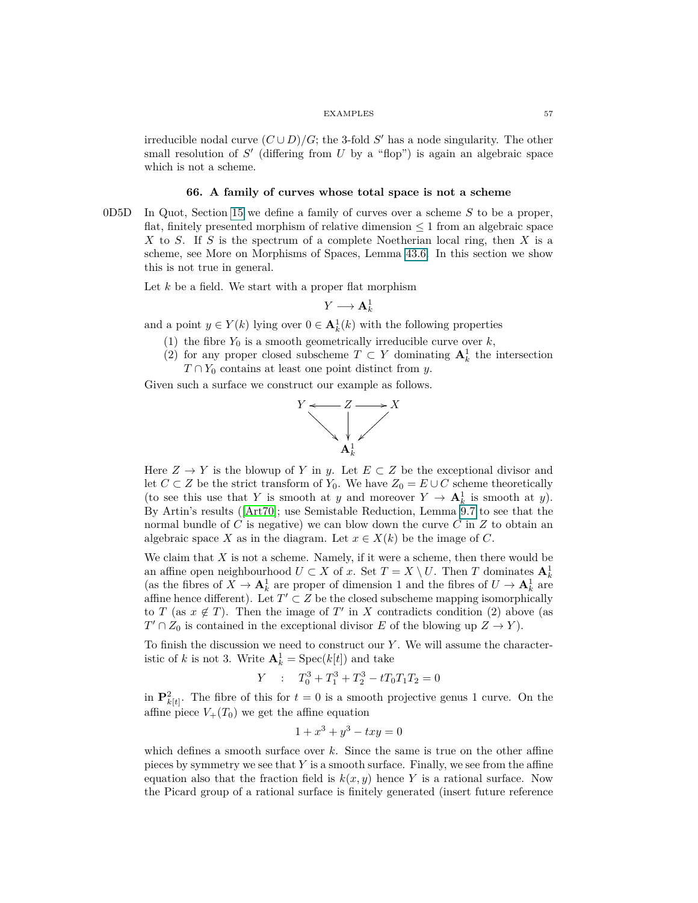irreducible nodal curve $(C \cup D)/G$; the 3-fold $S'$ has a node singularity. The other small resolution of $S'$ (differing from $U$ by a "flop") is again an algebraic space which is not a scheme.

## 66. A family of curves whose total space is not a scheme

0D5D In Quot, Section 15 we define a family of curves over a scheme $S$ to be a proper, flat, finitely presented morphism of relative dimension $\leq 1$ from an algebraic space $X$ to $S$. If $S$ is the spectrum of a complete Noetherian local ring, then $X$ is a scheme, see More on Morphisms of Spaces, Lemma 43.6. In this section we show this is not true in general.

Let $k$ be a field. We start with a proper flat morphism

$$Y \longrightarrow \mathbf{A}^1_k$$

and a point $y \in Y(k)$ lying over $0 \in \mathbf{A}^1_k(k)$ with the following properties

1. the fibre $Y_0$ is a smooth geometrically irreducible curve over $k$,
2. for any proper closed subscheme $T \subset Y$ dominating $\mathbf{A}^1_k$ the intersection $T \cap Y_0$ contains at least one point distinct from $y$.

Given such a surface we construct our example as follows.

$$\begin{array}{ccccc} Y & \longleftarrow & Z & \longrightarrow & X \\ & \searrow & \downarrow & \swarrow & \\ & & \mathbf{A}^1_k & & \end{array}$$

Here $Z \to Y$ is the blowup of $Y$ in $y$. Let $E \subset Z$ be the exceptional divisor and let $C \subset Z$ be the strict transform of $Y_0$. We have $Z_0 = E \cup C$ scheme theoretically (to see this use that $Y$ is smooth at $y$ and moreover $Y \to \mathbf{A}^1_k$ is smooth at $y$). By Artin's results ([Art70]; use Semistable Reduction, Lemma 9.7 to see that the normal bundle of $C$ is negative) we can blow down the curve $C$ in $Z$ to obtain an algebraic space $X$ as in the diagram. Let $x \in X(k)$ be the image of $C$.

We claim that $X$ is not a scheme. Namely, if it were a scheme, then there would be an affine open neighbourhood $U \subset X$ of $x$. Set $T = X \setminus U$. Then $T$ dominates $\mathbf{A}^1_k$ (as the fibres of $X \to \mathbf{A}^1_k$ are proper of dimension 1 and the fibres of $U \to \mathbf{A}^1_k$ are affine hence different). Let $T' \subset Z$ be the closed subscheme mapping isomorphically to $T$ (as $x \notin T$). Then the image of $T'$ in $X$ contradicts condition (2) above (as $T' \cap Z_0$ is contained in the exceptional divisor $E$ of the blowing up $Z \to Y$).

To finish the discussion we need to construct our $Y$. We will assume the characteristic of $k$ is not 3. Write $\mathbf{A}^1_k = \text{Spec}(k[t])$ and take

$$Y \quad : \quad T_0^3 + T_1^3 + T_2^3 - tT_0T_1T_2 = 0$$

in $\mathbf{P}^2_{k[t]}$. The fibre of this for $t = 0$ is a smooth projective genus 1 curve. On the affine piece $V_+(T_0)$ we get the affine equation

$$1 + x^3 + y^3 - txy = 0$$

which defines a smooth surface over $k$. Since the same is true on the other affine pieces by symmetry we see that $Y$ is a smooth surface. Finally, we see from the affine equation also that the fraction field is $k(x, y)$ hence $Y$ is a rational surface. Now the Picard group of a rational surface is finitely generated (insert future reference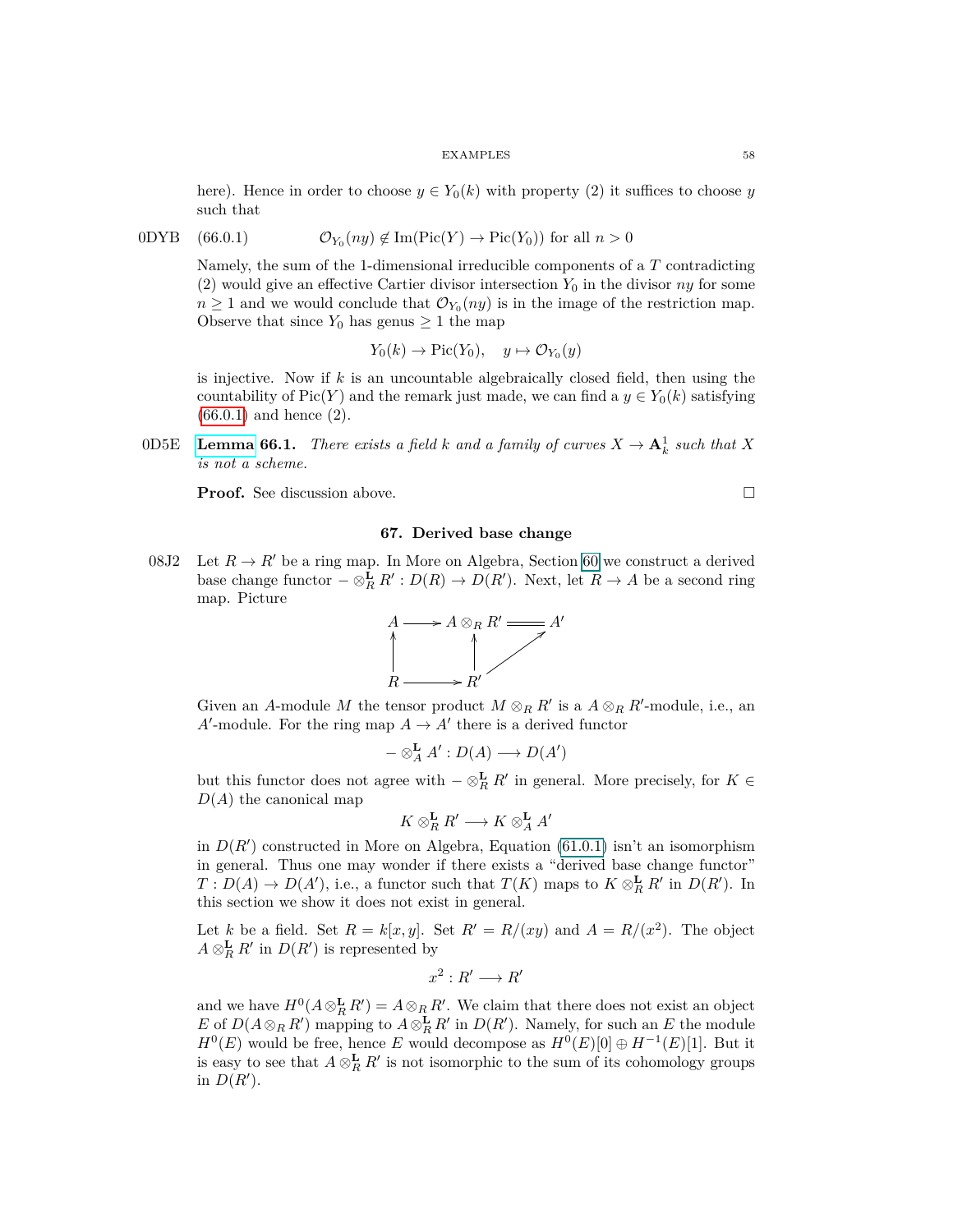here). Hence in order to choose $y \in Y_0(k)$ with property (2) it suffices to choose $y$ such that

0DYB (66.0.1)
$$\mathcal{O}_{Y_0}(ny) \notin \text{Im}(\text{Pic}(Y) \to \text{Pic}(Y_0)) \text{ for all } n > 0$$

Namely, the sum of the 1-dimensional irreducible components of a $T$ contradicting (2) would give an effective Cartier divisor intersection $Y_0$ in the divisor $ny$ for some $n \geq 1$ and we would conclude that $\mathcal{O}_{Y_0}(ny)$ is in the image of the restriction map. Observe that since $Y_0$ has genus $\geq 1$ the map

$$Y_0(k) \to \text{Pic}(Y_0), \quad y \mapsto \mathcal{O}_{Y_0}(y)$$

is injective. Now if $k$ is an uncountable algebraically closed field, then using the countability of $\text{Pic}(Y)$ and the remark just made, we can find a $y \in Y_0(k)$ satisfying (66.0.1) and hence (2).

0D5E **Lemma 66.1.** *There exists a field $k$ and a family of curves $X \to \mathbf{A}^1_k$ such that $X$ is not a scheme.*

**Proof.** See discussion above. $\square$

## 67. Derived base change

08J2 Let $R \to R'$ be a ring map. In More on Algebra, Section 60 we construct a derived base change functor $- \otimes_R^{\mathbf{L}} R' : D(R) \to D(R')$. Next, let $R \to A$ be a second ring map. Picture

$$\begin{array}{ccccc} A & \longrightarrow & A \otimes_R R' & = & A' \\ \uparrow & & \uparrow & \nearrow & \\ R & \longrightarrow & R' & & \end{array}$$

Given an $A$-module $M$ the tensor product $M \otimes_R R'$ is a $A \otimes_R R'$-module, i.e., an $A'$-module. For the ring map $A \to A'$ there is a derived functor

$$- \otimes_A^{\mathbf{L}} A' : D(A) \longrightarrow D(A')$$

but this functor does not agree with $- \otimes_R^{\mathbf{L}} R'$ in general. More precisely, for $K \in D(A)$ the canonical map

$$K \otimes_R^{\mathbf{L}} R' \longrightarrow K \otimes_A^{\mathbf{L}} A'$$

in $D(R')$ constructed in More on Algebra, Equation (61.0.1) isn't an isomorphism in general. Thus one may wonder if there exists a "derived base change functor" $T : D(A) \to D(A')$, i.e., a functor such that $T(K)$ maps to $K \otimes_R^{\mathbf{L}} R'$ in $D(R')$. In this section we show it does not exist in general.

Let $k$ be a field. Set $R = k[x, y]$. Set $R' = R/(xy)$ and $A = R/(x^2)$. The object $A \otimes_R^{\mathbf{L}} R'$ in $D(R')$ is represented by

$$x^2 : R' \longrightarrow R'$$

and we have $H^0(A \otimes_R^{\mathbf{L}} R') = A \otimes_R R'$. We claim that there does not exist an object $E$ of $D(A \otimes_R R')$ mapping to $A \otimes_R^{\mathbf{L}} R'$ in $D(R')$. Namely, for such an $E$ the module $H^0(E)$ would be free, hence $E$ would decompose as $H^0(E)[0] \oplus H^{-1}(E)[1]$. But it is easy to see that $A \otimes_R^{\mathbf{L}} R'$ is not isomorphic to the sum of its cohomology groups in $D(R')$.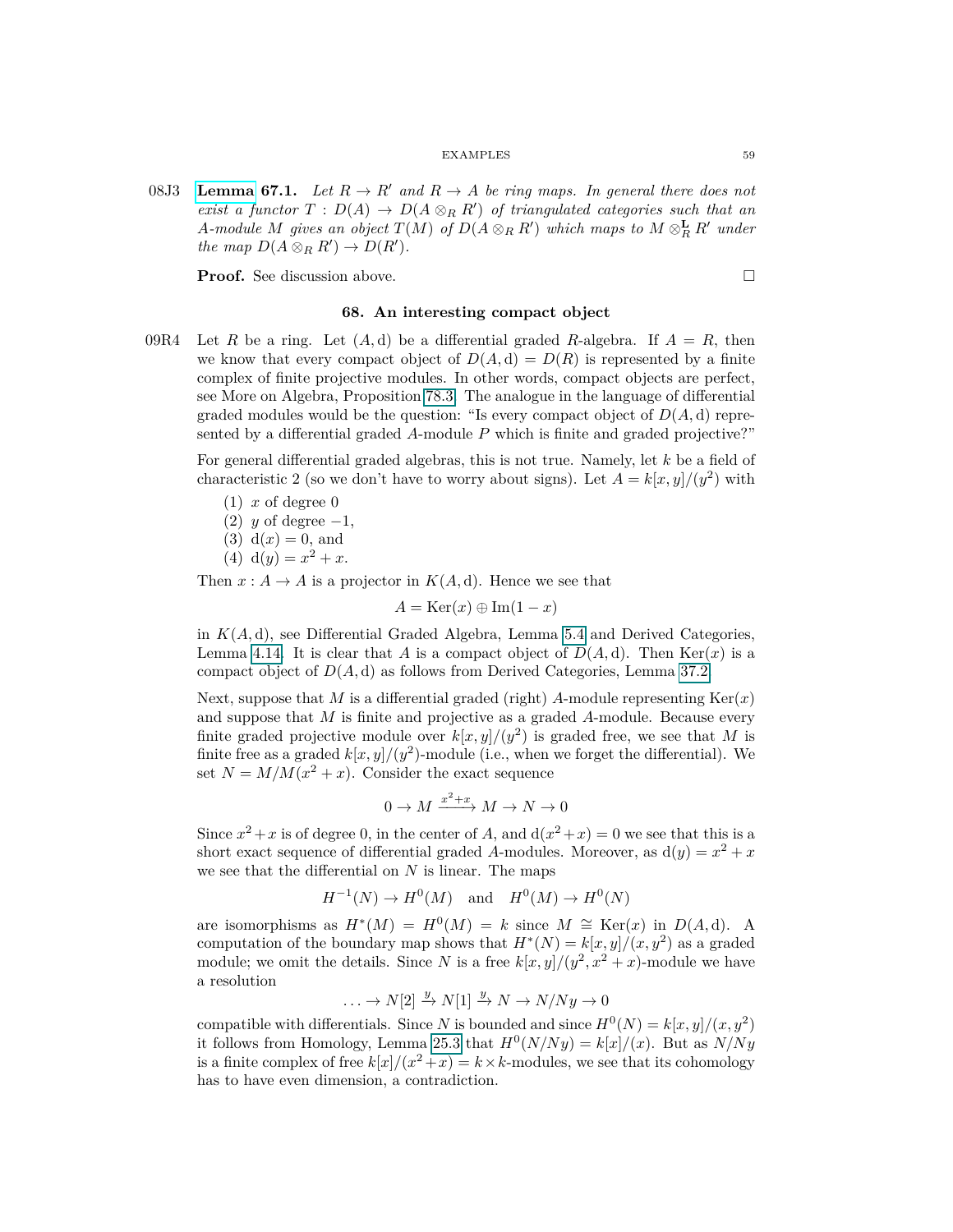08J3 **Lemma 67.1.** *Let $R \to R'$ and $R \to A$ be ring maps. In general there does not exist a functor $T : D(A) \to D(A \otimes_R R')$ of triangulated categories such that an $A$-module $M$ gives an object $T(M)$ of $D(A \otimes_R R')$ which maps to $M \otimes_R^{\mathbf{L}} R'$ under the map $D(A \otimes_R R') \to D(R')$.*

**Proof.** See discussion above. $\square$

## 68. An interesting compact object

09R4 Let $R$ be a ring. Let $(A, \text{d})$ be a differential graded $R$-algebra. If $A = R$, then we know that every compact object of $D(A, \text{d}) = D(R)$ is represented by a finite complex of finite projective modules. In other words, compact objects are perfect, see More on Algebra, Proposition 78.3. The analogue in the language of differential graded modules would be the question: "Is every compact object of $D(A, \text{d})$ represented by a differential graded $A$-module $P$ which is finite and graded projective?"

For general differential graded algebras, this is not true. Namely, let $k$ be a field of characteristic 2 (so we don't have to worry about signs). Let $A = k[x, y]/(y^2)$ with

(1) $x$ of degree 0
(2) $y$ of degree $-1$,
(3) $\text{d}(x) = 0$, and
(4) $\text{d}(y) = x^2 + x$.

Then $x : A \to A$ is a projector in $K(A, \text{d})$. Hence we see that

$$A = \text{Ker}(x) \oplus \text{Im}(1 - x)$$

in $K(A, \text{d})$, see Differential Graded Algebra, Lemma 5.4 and Derived Categories, Lemma 4.14. It is clear that $A$ is a compact object of $D(A, \text{d})$. Then $\text{Ker}(x)$ is a compact object of $D(A, \text{d})$ as follows from Derived Categories, Lemma 37.2.

Next, suppose that $M$ is a differential graded (right) $A$-module representing $\text{Ker}(x)$ and suppose that $M$ is finite and projective as a graded $A$-module. Because every finite graded projective module over $k[x, y]/(y^2)$ is graded free, we see that $M$ is finite free as a graded $k[x, y]/(y^2)$-module (i.e., when we forget the differential). We set $N = M/M(x^2 + x)$. Consider the exact sequence

$$0 \to M \xrightarrow{x^2+x} M \to N \to 0$$

Since $x^2 + x$ is of degree 0, in the center of $A$, and $\text{d}(x^2 + x) = 0$ we see that this is a short exact sequence of differential graded $A$-modules. Moreover, as $\text{d}(y) = x^2 + x$ we see that the differential on $N$ is linear. The maps

$$H^{-1}(N) \to H^0(M) \quad \text{and} \quad H^0(M) \to H^0(N)$$

are isomorphisms as $H^*(M) = H^0(M) = k$ since $M \cong \text{Ker}(x)$ in $D(A, \text{d})$. A computation of the boundary map shows that $H^*(N) = k[x, y]/(x, y^2)$ as a graded module; we omit the details. Since $N$ is a free $k[x, y]/(y^2, x^2 + x)$-module we have a resolution

$$\ldots \to N[2] \xrightarrow{y} N[1] \xrightarrow{y} N \to N/Ny \to 0$$

compatible with differentials. Since $N$ is bounded and since $H^0(N) = k[x, y]/(x, y^2)$ it follows from Homology, Lemma 25.3 that $H^0(N/Ny) = k[x]/(x)$. But as $N/Ny$ is a finite complex of free $k[x]/(x^2 + x) = k \times k$-modules, we see that its cohomology has to have even dimension, a contradiction.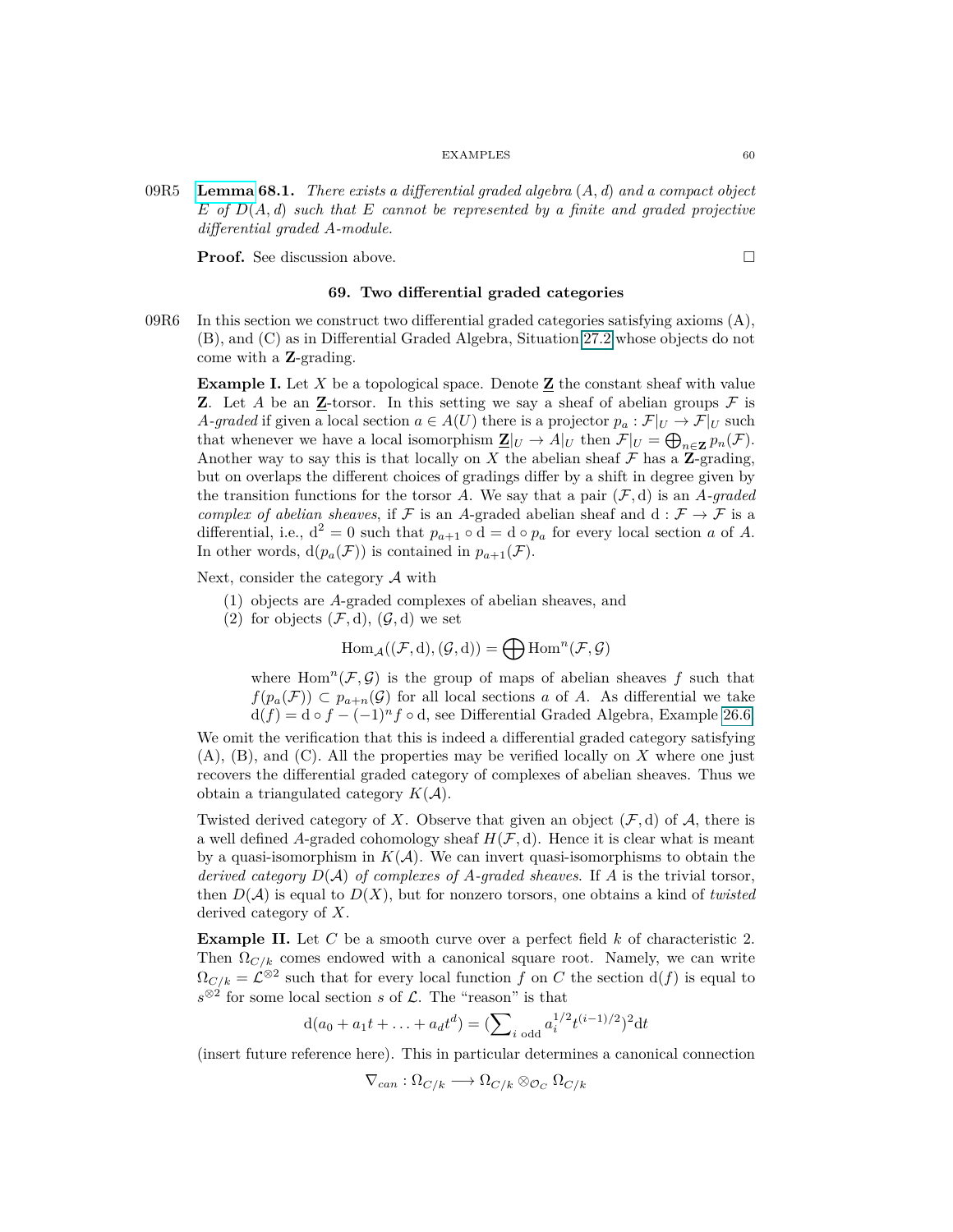09R5 **Lemma 68.1.** *There exists a differential graded algebra $(A, d)$ and a compact object $E$ of $D(A, d)$ such that $E$ cannot be represented by a finite and graded projective differential graded $A$-module.*

**Proof.** See discussion above. □

## 69. Two differential graded categories

09R6 In this section we construct two differential graded categories satisfying axioms (A), (B), and (C) as in Differential Graded Algebra, Situation 27.2 whose objects do not come with a $\mathbf{Z}$-grading.

**Example I.** Let $X$ be a topological space. Denote $\underline{\mathbf{Z}}$ the constant sheaf with value $\mathbf{Z}$. Let $A$ be an $\underline{\mathbf{Z}}$-torsor. In this setting we say a sheaf of abelian groups $\mathcal{F}$ is *$A$-graded* if given a local section $a \in A(U)$ there is a projector $p_a : \mathcal{F}|_U \to \mathcal{F}|_U$ such that whenever we have a local isomorphism $\underline{\mathbf{Z}}|_U \to A|_U$ then $\mathcal{F}|_U = \bigoplus_{n \in \mathbf{Z}} p_n(\mathcal{F})$. Another way to say this is that locally on $X$ the abelian sheaf $\mathcal{F}$ has a $\mathbf{Z}$-grading, but on overlaps the different choices of gradings differ by a shift in degree given by the transition functions for the torsor $A$. We say that a pair $(\mathcal{F}, \mathrm{d})$ is an *$A$-graded complex of abelian sheaves*, if $\mathcal{F}$ is an $A$-graded abelian sheaf and $\mathrm{d} : \mathcal{F} \to \mathcal{F}$ is a differential, i.e., $\mathrm{d}^2 = 0$ such that $p_{a+1} \circ \mathrm{d} = \mathrm{d} \circ p_a$ for every local section $a$ of $A$. In other words, $\mathrm{d}(p_a(\mathcal{F}))$ is contained in $p_{a+1}(\mathcal{F})$.

Next, consider the category $\mathcal{A}$ with

1. objects are $A$-graded complexes of abelian sheaves, and
2. for objects $(\mathcal{F}, \mathrm{d})$, $(\mathcal{G}, \mathrm{d})$ we set
$$\mathrm{Hom}_{\mathcal{A}}((\mathcal{F}, \mathrm{d}), (\mathcal{G}, \mathrm{d})) = \bigoplus \mathrm{Hom}^n(\mathcal{F}, \mathcal{G})$$
where $\mathrm{Hom}^n(\mathcal{F}, \mathcal{G})$ is the group of maps of abelian sheaves $f$ such that $f(p_a(\mathcal{F})) \subset p_{a+n}(\mathcal{G})$ for all local sections $a$ of $A$. As differential we take $\mathrm{d}(f) = \mathrm{d} \circ f - (-1)^n f \circ \mathrm{d}$, see Differential Graded Algebra, Example 26.6.

We omit the verification that this is indeed a differential graded category satisfying (A), (B), and (C). All the properties may be verified locally on $X$ where one just recovers the differential graded category of complexes of abelian sheaves. Thus we obtain a triangulated category $K(\mathcal{A})$.

Twisted derived category of $X$. Observe that given an object $(\mathcal{F}, \mathrm{d})$ of $\mathcal{A}$, there is a well defined $A$-graded cohomology sheaf $H(\mathcal{F}, \mathrm{d})$. Hence it is clear what is meant by a quasi-isomorphism in $K(\mathcal{A})$. We can invert quasi-isomorphisms to obtain the *derived category $D(\mathcal{A})$ of complexes of $A$-graded sheaves*. If $A$ is the trivial torsor, then $D(\mathcal{A})$ is equal to $D(X)$, but for nonzero torsors, one obtains a kind of *twisted* derived category of $X$.

**Example II.** Let $C$ be a smooth curve over a perfect field $k$ of characteristic 2. Then $\Omega_{C/k}$ comes endowed with a canonical square root. Namely, we can write $\Omega_{C/k} = \mathcal{L}^{\otimes 2}$ such that for every local function $f$ on $C$ the section $\mathrm{d}(f)$ is equal to $s^{\otimes 2}$ for some local section $s$ of $\mathcal{L}$. The "reason" is that

$$\mathrm{d}(a_0 + a_1 t + \ldots + a_d t^d) = (\textstyle\sum_{i \text{ odd}} a_i^{1/2} t^{(i-1)/2})^2 \mathrm{d}t$$

(insert future reference here). This in particular determines a canonical connection

$$\nabla_{can} : \Omega_{C/k} \longrightarrow \Omega_{C/k} \otimes_{\mathcal{O}_C} \Omega_{C/k}$$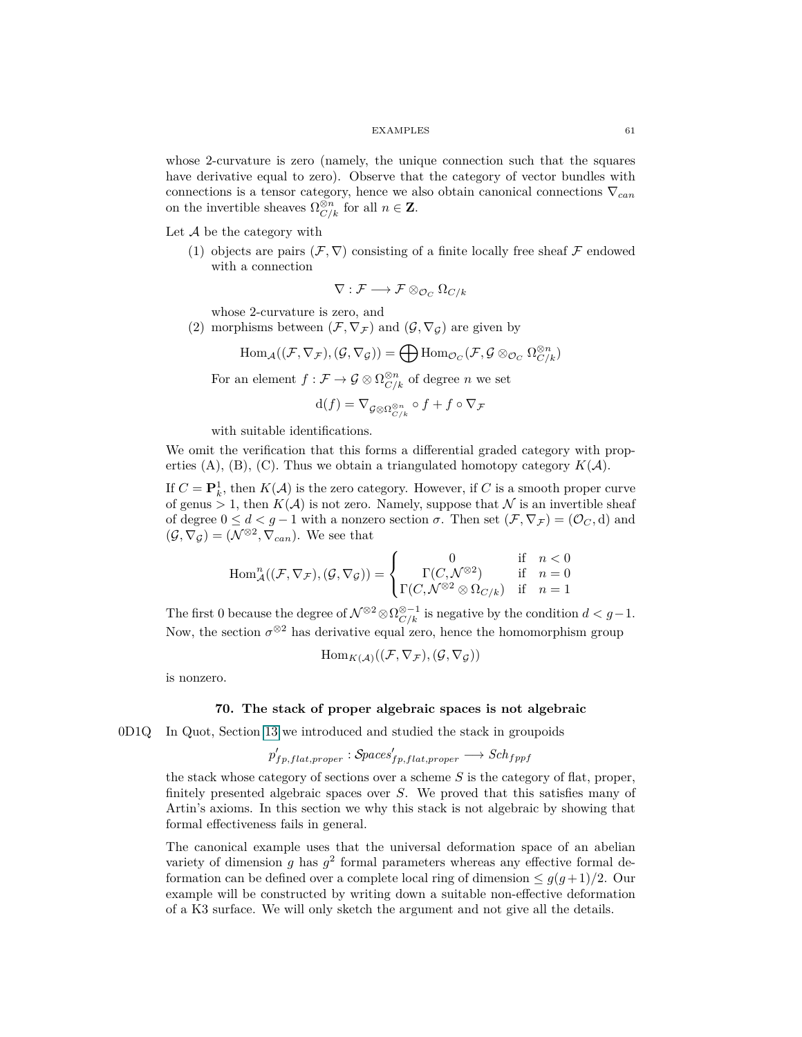whose 2-curvature is zero (namely, the unique connection such that the squares have derivative equal to zero). Observe that the category of vector bundles with connections is a tensor category, hence we also obtain canonical connections $\nabla_{can}$ on the invertible sheaves $\Omega_{C/k}^{\otimes n}$ for all $n \in \mathbf{Z}$.

Let $\mathcal{A}$ be the category with

1. objects are pairs $(\mathcal{F}, \nabla)$ consisting of a finite locally free sheaf $\mathcal{F}$ endowed with a connection
$$\nabla : \mathcal{F} \longrightarrow \mathcal{F} \otimes_{\mathcal{O}_C} \Omega_{C/k}$$
whose 2-curvature is zero, and
2. morphisms between $(\mathcal{F}, \nabla_\mathcal{F})$ and $(\mathcal{G}, \nabla_\mathcal{G})$ are given by
$$\mathrm{Hom}_\mathcal{A}((\mathcal{F}, \nabla_\mathcal{F}), (\mathcal{G}, \nabla_\mathcal{G})) = \bigoplus \mathrm{Hom}_{\mathcal{O}_C}(\mathcal{F}, \mathcal{G} \otimes_{\mathcal{O}_C} \Omega_{C/k}^{\otimes n})$$
For an element $f : \mathcal{F} \to \mathcal{G} \otimes \Omega_{C/k}^{\otimes n}$ of degree $n$ we set
$$\mathrm{d}(f) = \nabla_{\mathcal{G} \otimes \Omega_{C/k}^{\otimes n}} \circ f + f \circ \nabla_\mathcal{F}$$
with suitable identifications.

We omit the verification that this forms a differential graded category with properties (A), (B), (C). Thus we obtain a triangulated homotopy category $K(\mathcal{A})$.

If $C = \mathbf{P}^1_k$, then $K(\mathcal{A})$ is the zero category. However, if $C$ is a smooth proper curve of genus $> 1$, then $K(\mathcal{A})$ is not zero. Namely, suppose that $\mathcal{N}$ is an invertible sheaf of degree $0 \leq d < g - 1$ with a nonzero section $\sigma$. Then set $(\mathcal{F}, \nabla_\mathcal{F}) = (\mathcal{O}_C, \mathrm{d})$ and $(\mathcal{G}, \nabla_\mathcal{G}) = (\mathcal{N}^{\otimes 2}, \nabla_{can})$. We see that

$$\mathrm{Hom}^n_\mathcal{A}((\mathcal{F}, \nabla_\mathcal{F}), (\mathcal{G}, \nabla_\mathcal{G})) = \begin{cases} 0 & \text{if} \quad n < 0 \\ \Gamma(C, \mathcal{N}^{\otimes 2}) & \text{if} \quad n = 0 \\ \Gamma(C, \mathcal{N}^{\otimes 2} \otimes \Omega_{C/k}) & \text{if} \quad n = 1 \end{cases}$$

The first 0 because the degree of $\mathcal{N}^{\otimes 2} \otimes \Omega_{C/k}^{\otimes -1}$ is negative by the condition $d < g - 1$. Now, the section $\sigma^{\otimes 2}$ has derivative equal zero, hence the homomorphism group

$$\mathrm{Hom}_{K(\mathcal{A})}((\mathcal{F}, \nabla_\mathcal{F}), (\mathcal{G}, \nabla_\mathcal{G}))$$

is nonzero.

## 70. The stack of proper algebraic spaces is not algebraic

0D1Q In Quot, Section 13 we introduced and studied the stack in groupoids

$$p'_{fp,flat,proper} : \mathcal{S}paces'_{fp,flat,proper} \longrightarrow Sch_{fppf}$$

the stack whose category of sections over a scheme $S$ is the category of flat, proper, finitely presented algebraic spaces over $S$. We proved that this satisfies many of Artin's axioms. In this section we why this stack is not algebraic by showing that formal effectiveness fails in general.

The canonical example uses that the universal deformation space of an abelian variety of dimension $g$ has $g^2$ formal parameters whereas any effective formal deformation can be defined over a complete local ring of dimension $\leq g(g+1)/2$. Our example will be constructed by writing down a suitable non-effective deformation of a K3 surface. We will only sketch the argument and not give all the details.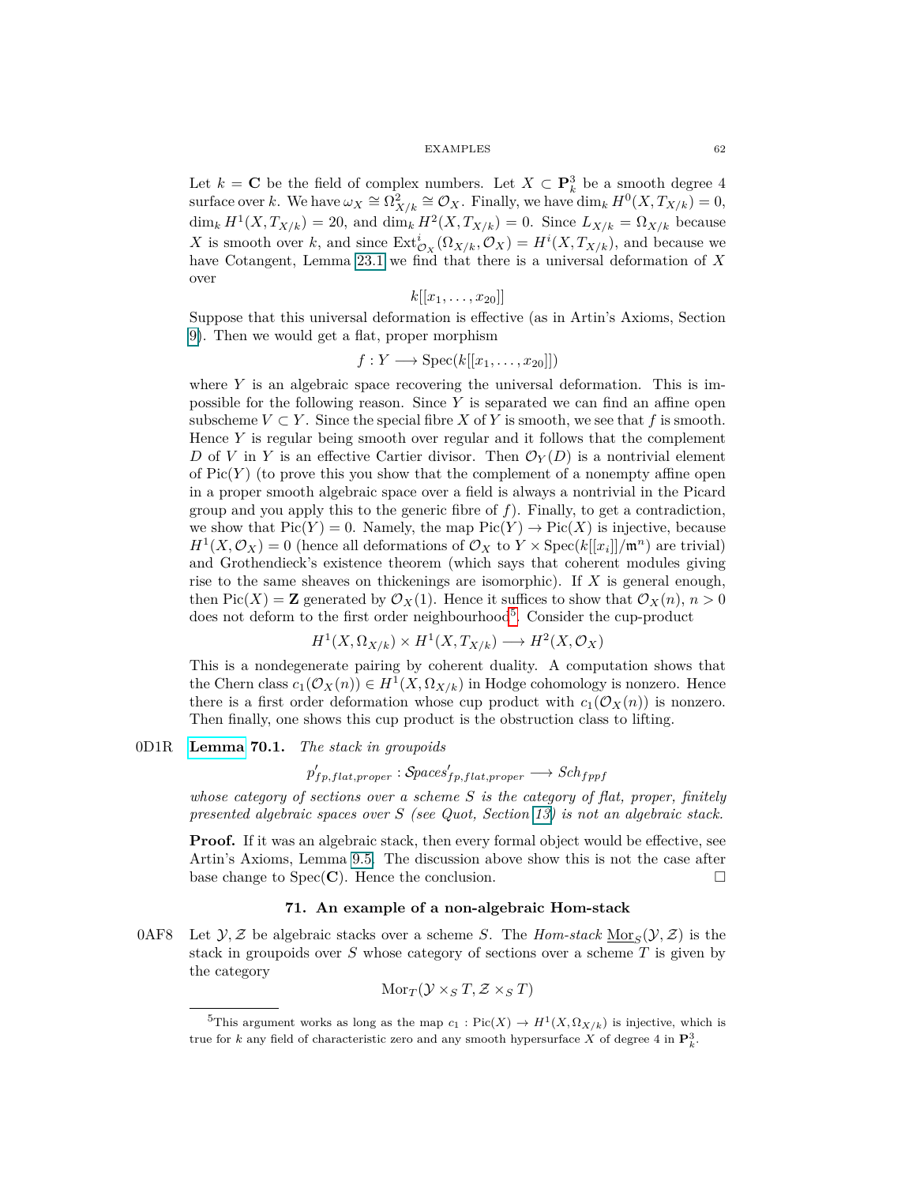Let $k = \mathbf{C}$ be the field of complex numbers. Let $X \subset \mathbf{P}^3_k$ be a smooth degree 4 surface over $k$. We have $\omega_X \cong \Omega^2_{X/k} \cong \mathcal{O}_X$. Finally, we have $\dim_k H^0(X, T_{X/k}) = 0$, $\dim_k H^1(X, T_{X/k}) = 20$, and $\dim_k H^2(X, T_{X/k}) = 0$. Since $L_{X/k} = \Omega_{X/k}$ because $X$ is smooth over $k$, and since $\text{Ext}^i_{\mathcal{O}_X}(\Omega_{X/k}, \mathcal{O}_X) = H^i(X, T_{X/k})$, and because we have Cotangent, Lemma 23.1 we find that there is a universal deformation of $X$ over

$$k[[x_1, \ldots, x_{20}]]$$

Suppose that this universal deformation is effective (as in Artin's Axioms, Section 9). Then we would get a flat, proper morphism

$$f : Y \longrightarrow \text{Spec}(k[[x_1, \ldots, x_{20}]])$$

where $Y$ is an algebraic space recovering the universal deformation. This is impossible for the following reason. Since $Y$ is separated we can find an affine open subscheme $V \subset Y$. Since the special fibre $X$ of $Y$ is smooth, we see that $f$ is smooth. Hence $Y$ is regular being smooth over regular and it follows that the complement $D$ of $V$ in $Y$ is an effective Cartier divisor. Then $\mathcal{O}_Y(D)$ is a nontrivial element of $\text{Pic}(Y)$ (to prove this you show that the complement of a nonempty affine open in a proper smooth algebraic space over a field is always a nontrivial in the Picard group and you apply this to the generic fibre of $f$). Finally, to get a contradiction, we show that $\text{Pic}(Y) = 0$. Namely, the map $\text{Pic}(Y) \to \text{Pic}(X)$ is injective, because $H^1(X, \mathcal{O}_X) = 0$ (hence all deformations of $\mathcal{O}_X$ to $Y \times \text{Spec}(k[[x_i]]/\mathfrak{m}^n)$ are trivial) and Grothendieck's existence theorem (which says that coherent modules giving rise to the same sheaves on thickenings are isomorphic). If $X$ is general enough, then $\text{Pic}(X) = \mathbf{Z}$ generated by $\mathcal{O}_X(1)$. Hence it suffices to show that $\mathcal{O}_X(n)$, $n > 0$ does not deform to the first order neighbourhood[5]. Consider the cup-product

$$H^1(X, \Omega_{X/k}) \times H^1(X, T_{X/k}) \longrightarrow H^2(X, \mathcal{O}_X)$$

This is a nondegenerate pairing by coherent duality. A computation shows that the Chern class $c_1(\mathcal{O}_X(n)) \in H^1(X, \Omega_{X/k})$ in Hodge cohomology is nonzero. Hence there is a first order deformation whose cup product with $c_1(\mathcal{O}_X(n))$ is nonzero. Then finally, one shows this cup product is the obstruction class to lifting.

0D1R **Lemma 70.1.** *The stack in groupoids*

$$p'_{fp,flat,proper} : \mathcal{S}paces'_{fp,flat,proper} \longrightarrow Sch_{fppf}$$

*whose category of sections over a scheme $S$ is the category of flat, proper, finitely presented algebraic spaces over $S$ (see Quot, Section 13) is not an algebraic stack.*

**Proof.** If it was an algebraic stack, then every formal object would be effective, see Artin's Axioms, Lemma 9.5. The discussion above show this is not the case after base change to $\text{Spec}(\mathbf{C})$. Hence the conclusion. $\square$

## 71. An example of a non-algebraic Hom-stack

0AF8 Let $\mathcal{Y}, \mathcal{Z}$ be algebraic stacks over a scheme $S$. The *Hom-stack* $\underline{\text{Mor}}_S(\mathcal{Y}, \mathcal{Z})$ is the stack in groupoids over $S$ whose category of sections over a scheme $T$ is given by the category

$$\text{Mor}_T(\mathcal{Y} \times_S T, \mathcal{Z} \times_S T)$$

[5] This argument works as long as the map $c_1 : \text{Pic}(X) \to H^1(X, \Omega_{X/k})$ is injective, which is true for $k$ any field of characteristic zero and any smooth hypersurface $X$ of degree 4 in $\mathbf{P}^3_k$.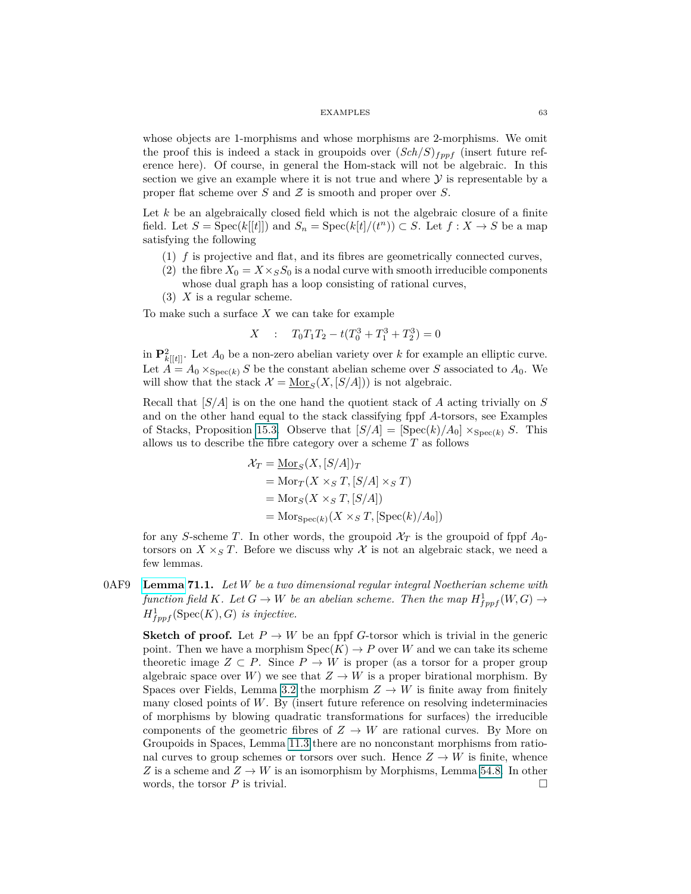whose objects are 1-morphisms and whose morphisms are 2-morphisms. We omit the proof this is indeed a stack in groupoids over $(Sch/S)_{fppf}$ (insert future reference here). Of course, in general the Hom-stack will not be algebraic. In this section we give an example where it is not true and where $\mathcal{Y}$ is representable by a proper flat scheme over $S$ and $\mathcal{Z}$ is smooth and proper over $S$.

Let $k$ be an algebraically closed field which is not the algebraic closure of a finite field. Let $S = \text{Spec}(k[[t]])$ and $S_n = \text{Spec}(k[t]/(t^n)) \subset S$. Let $f : X \to S$ be a map satisfying the following

1. $f$ is projective and flat, and its fibres are geometrically connected curves,
2. the fibre $X_0 = X \times_S S_0$ is a nodal curve with smooth irreducible components whose dual graph has a loop consisting of rational curves,
3. $X$ is a regular scheme.

To make such a surface $X$ we can take for example

$$X \quad : \quad T_0T_1T_2 - t(T_0^3 + T_1^3 + T_2^3) = 0$$

in $\mathbf{P}^2_{k[[t]]}$. Let $A_0$ be a non-zero abelian variety over $k$ for example an elliptic curve. Let $A = A_0 \times_{\text{Spec}(k)} S$ be the constant abelian scheme over $S$ associated to $A_0$. We will show that the stack $\mathcal{X} = \underline{\text{Mor}}_S(X, [S/A])$ is not algebraic.

Recall that $[S/A]$ is on the one hand the quotient stack of $A$ acting trivially on $S$ and on the other hand equal to the stack classifying fppf $A$-torsors, see Examples of Stacks, Proposition 15.3. Observe that $[S/A] = [\text{Spec}(k)/A_0] \times_{\text{Spec}(k)} S$. This allows us to describe the fibre category over a scheme $T$ as follows

$$\begin{aligned}
\mathcal{X}_T &= \underline{\text{Mor}}_S(X, [S/A])_T \\
&= \text{Mor}_T(X \times_S T, [S/A] \times_S T) \\
&= \text{Mor}_S(X \times_S T, [S/A]) \\
&= \text{Mor}_{\text{Spec}(k)}(X \times_S T, [\text{Spec}(k)/A_0])
\end{aligned}$$

for any $S$-scheme $T$. In other words, the groupoid $\mathcal{X}_T$ is the groupoid of fppf $A_0$-torsors on $X \times_S T$. Before we discuss why $\mathcal{X}$ is not an algebraic stack, we need a few lemmas.

0AF9 **Lemma 71.1.** *Let $W$ be a two dimensional regular integral Noetherian scheme with function field $K$. Let $G \to W$ be an abelian scheme. Then the map $H^1_{fppf}(W, G) \to H^1_{fppf}(\text{Spec}(K), G)$ is injective.*

**Sketch of proof.** Let $P \to W$ be an fppf $G$-torsor which is trivial in the generic point. Then we have a morphism $\text{Spec}(K) \to P$ over $W$ and we can take its scheme theoretic image $Z \subset P$. Since $P \to W$ is proper (as a torsor for a proper group algebraic space over $W$) we see that $Z \to W$ is a proper birational morphism. By Spaces over Fields, Lemma 3.2 the morphism $Z \to W$ is finite away from finitely many closed points of $W$. By (insert future reference on resolving indeterminacies of morphisms by blowing quadratic transformations for surfaces) the irreducible components of the geometric fibres of $Z \to W$ are rational curves. By More on Groupoids in Spaces, Lemma 11.3 there are no nonconstant morphisms from rational curves to group schemes or torsors over such. Hence $Z \to W$ is finite, whence $Z$ is a scheme and $Z \to W$ is an isomorphism by Morphisms, Lemma 54.8. In other words, the torsor $P$ is trivial. □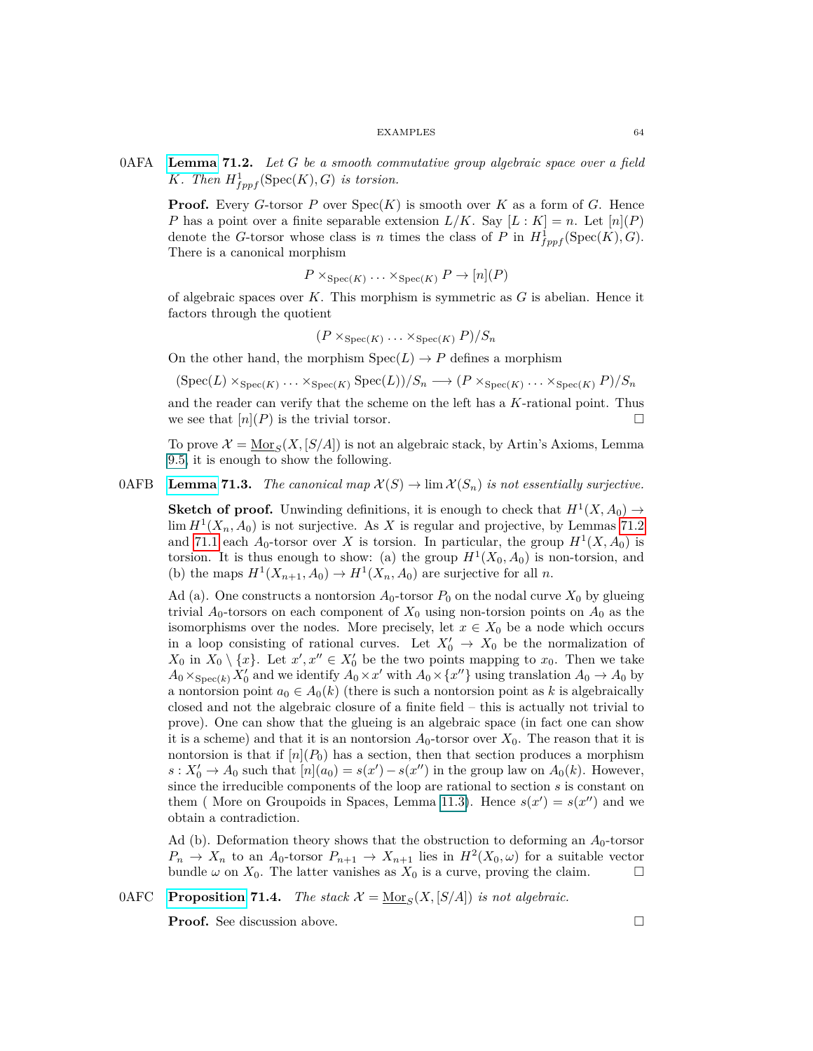0AFA **Lemma 71.2.** *Let $G$ be a smooth commutative group algebraic space over a field $K$. Then $H^1_{fppf}(\mathrm{Spec}(K), G)$ is torsion.*

**Proof.** Every $G$-torsor $P$ over $\mathrm{Spec}(K)$ is smooth over $K$ as a form of $G$. Hence $P$ has a point over a finite separable extension $L/K$. Say $[L : K] = n$. Let $[n](P)$ denote the $G$-torsor whose class is $n$ times the class of $P$ in $H^1_{fppf}(\mathrm{Spec}(K), G)$. There is a canonical morphism

$$P \times_{\mathrm{Spec}(K)} \ldots \times_{\mathrm{Spec}(K)} P \to [n](P)$$

of algebraic spaces over $K$. This morphism is symmetric as $G$ is abelian. Hence it factors through the quotient

$$(P \times_{\mathrm{Spec}(K)} \ldots \times_{\mathrm{Spec}(K)} P)/S_n$$

On the other hand, the morphism $\mathrm{Spec}(L) \to P$ defines a morphism

$$(\mathrm{Spec}(L) \times_{\mathrm{Spec}(K)} \ldots \times_{\mathrm{Spec}(K)} \mathrm{Spec}(L))/S_n \longrightarrow (P \times_{\mathrm{Spec}(K)} \ldots \times_{\mathrm{Spec}(K)} P)/S_n$$

and the reader can verify that the scheme on the left has a $K$-rational point. Thus we see that $[n](P)$ is the trivial torsor. □

To prove $\mathcal{X} = \underline{\mathrm{Mor}}_S(X, [S/A])$ is not an algebraic stack, by Artin's Axioms, Lemma 9.5 it is enough to show the following.

0AFB **Lemma 71.3.** *The canonical map $\mathcal{X}(S) \to \lim \mathcal{X}(S_n)$ is not essentially surjective.*

**Sketch of proof.** Unwinding definitions, it is enough to check that $H^1(X, A_0) \to \lim H^1(X_n, A_0)$ is not surjective. As $X$ is regular and projective, by Lemmas 71.2 and 71.1 each $A_0$-torsor over $X$ is torsion. In particular, the group $H^1(X, A_0)$ is torsion. It is thus enough to show: (a) the group $H^1(X_0, A_0)$ is non-torsion, and (b) the maps $H^1(X_{n+1}, A_0) \to H^1(X_n, A_0)$ are surjective for all $n$.

Ad (a). One constructs a nontorsion $A_0$-torsor $P_0$ on the nodal curve $X_0$ by glueing trivial $A_0$-torsors on each component of $X_0$ using non-torsion points on $A_0$ as the isomorphisms over the nodes. More precisely, let $x \in X_0$ be a node which occurs in a loop consisting of rational curves. Let $X_0' \to X_0$ be the normalization of $X_0$ in $X_0 \setminus \{x\}$. Let $x', x'' \in X_0'$ be the two points mapping to $x_0$. Then we take $A_0 \times_{\mathrm{Spec}(k)} X_0'$ and we identify $A_0 \times x'$ with $A_0 \times \{x''\}$ using translation $A_0 \to A_0$ by a nontorsion point $a_0 \in A_0(k)$ (there is such a nontorsion point as $k$ is algebraically closed and not the algebraic closure of a finite field – this is actually not trivial to prove). One can show that the glueing is an algebraic space (in fact one can show it is a scheme) and that it is an nontorsion $A_0$-torsor over $X_0$. The reason that it is nontorsion is that if $[n](P_0)$ has a section, then that section produces a morphism $s : X_0' \to A_0$ such that $[n](a_0) = s(x') - s(x'')$ in the group law on $A_0(k)$. However, since the irreducible components of the loop are rational to section $s$ is constant on them ( More on Groupoids in Spaces, Lemma 11.3). Hence $s(x') = s(x'')$ and we obtain a contradiction.

Ad (b). Deformation theory shows that the obstruction to deforming an $A_0$-torsor $P_n \to X_n$ to an $A_0$-torsor $P_{n+1} \to X_{n+1}$ lies in $H^2(X_0, \omega)$ for a suitable vector bundle $\omega$ on $X_0$. The latter vanishes as $X_0$ is a curve, proving the claim. □

0AFC **Proposition 71.4.** *The stack $\mathcal{X} = \underline{\mathrm{Mor}}_S(X, [S/A])$ is not algebraic.*

**Proof.** See discussion above. □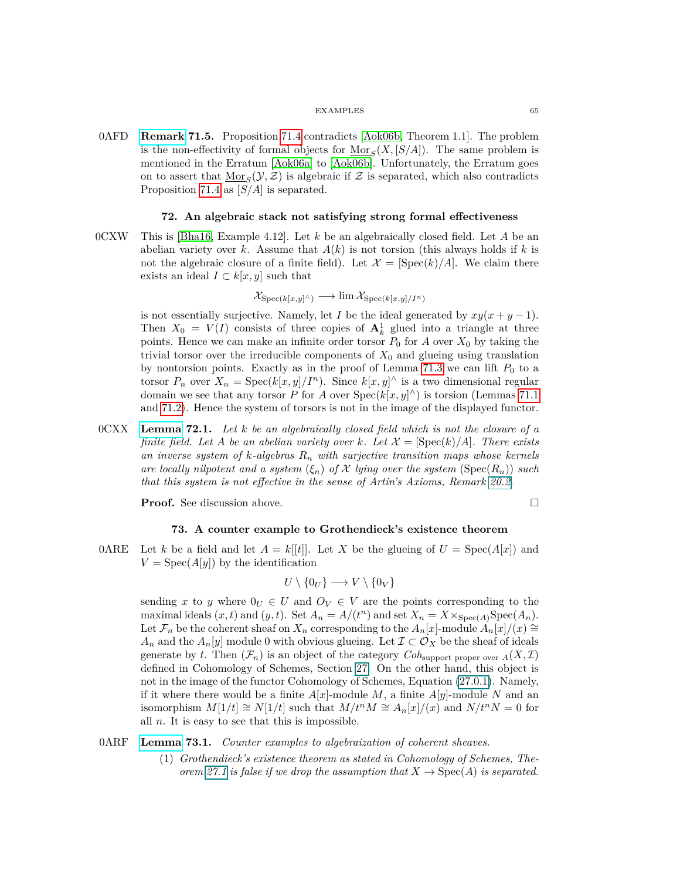0AFD **Remark 71.5.** Proposition 71.4 contradicts [Aok06b, Theorem 1.1]. The problem is the non-effectivity of formal objects for $\underline{\mathrm{Mor}}_S(X, [S/A])$. The same problem is mentioned in the Erratum [Aok06a] to [Aok06b]. Unfortunately, the Erratum goes on to assert that $\underline{\mathrm{Mor}}_S(\mathcal{Y}, \mathcal{Z})$ is algebraic if $\mathcal{Z}$ is separated, which also contradicts Proposition 71.4 as $[S/A]$ is separated.

## 72. An algebraic stack not satisfying strong formal effectiveness

0CXW This is [Bha16, Example 4.12]. Let $k$ be an algebraically closed field. Let $A$ be an abelian variety over $k$. Assume that $A(k)$ is not torsion (this always holds if $k$ is not the algebraic closure of a finite field). Let $\mathcal{X} = [\mathrm{Spec}(k)/A]$. We claim there exists an ideal $I \subset k[x, y]$ such that

$$\mathcal{X}_{\mathrm{Spec}(k[x,y]^\wedge)} \longrightarrow \lim \mathcal{X}_{\mathrm{Spec}(k[x,y]/I^n)}$$

is not essentially surjective. Namely, let $I$ be the ideal generated by $xy(x + y - 1)$. Then $X_0 = V(I)$ consists of three copies of $\mathbf{A}^1_k$ glued into a triangle at three points. Hence we can make an infinite order torsor $P_0$ for $A$ over $X_0$ by taking the trivial torsor over the irreducible components of $X_0$ and glueing using translation by nontorsion points. Exactly as in the proof of Lemma 71.3 we can lift $P_0$ to a torsor $P_n$ over $X_n = \mathrm{Spec}(k[x, y]/I^n)$. Since $k[x, y]^\wedge$ is a two dimensional regular domain we see that any torsor $P$ for $A$ over $\mathrm{Spec}(k[x, y]^\wedge)$ is torsion (Lemmas 71.1 and 71.2). Hence the system of torsors is not in the image of the displayed functor.

0CXX **Lemma 72.1.** *Let $k$ be an algebraically closed field which is not the closure of a finite field. Let $A$ be an abelian variety over $k$. Let $\mathcal{X} = [\mathrm{Spec}(k)/A]$. There exists an inverse system of $k$-algebras $R_n$ with surjective transition maps whose kernels are locally nilpotent and a system $(\xi_n)$ of $\mathcal{X}$ lying over the system $(\mathrm{Spec}(R_n))$ such that this system is not effective in the sense of Artin's Axioms, Remark 20.2.*

**Proof.** See discussion above. $\square$

## 73. A counter example to Grothendieck's existence theorem

0ARE Let $k$ be a field and let $A = k[[t]]$. Let $X$ be the glueing of $U = \mathrm{Spec}(A[x])$ and $V = \mathrm{Spec}(A[y])$ by the identification

$$U \setminus \{0_U\} \longrightarrow V \setminus \{0_V\}$$

sending $x$ to $y$ where $0_U \in U$ and $O_V \in V$ are the points corresponding to the maximal ideals $(x, t)$ and $(y, t)$. Set $A_n = A/(t^n)$ and set $X_n = X \times_{\mathrm{Spec}(A)} \mathrm{Spec}(A_n)$. Let $\mathcal{F}_n$ be the coherent sheaf on $X_n$ corresponding to the $A_n[x]$-module $A_n[x]/(x) \cong A_n$ and the $A_n[y]$ module 0 with obvious glueing. Let $\mathcal{I} \subset \mathcal{O}_X$ be the sheaf of ideals generate by $t$. Then $(\mathcal{F}_n)$ is an object of the category $\textit{Coh}_{\text{support proper over } A}(X, \mathcal{I})$ defined in Cohomology of Schemes, Section 27. On the other hand, this object is not in the image of the functor Cohomology of Schemes, Equation (27.0.1). Namely, if it where there would be a finite $A[x]$-module $M$, a finite $A[y]$-module $N$ and an isomorphism $M[1/t] \cong N[1/t]$ such that $M/t^n M \cong A_n[x]/(x)$ and $N/t^n N = 0$ for all $n$. It is easy to see that this is impossible.

0ARF **Lemma 73.1.** *Counter examples to algebraization of coherent sheaves.*

1. *Grothendieck's existence theorem as stated in Cohomology of Schemes, Theorem 27.1 is false if we drop the assumption that $X \to \mathrm{Spec}(A)$ is separated.*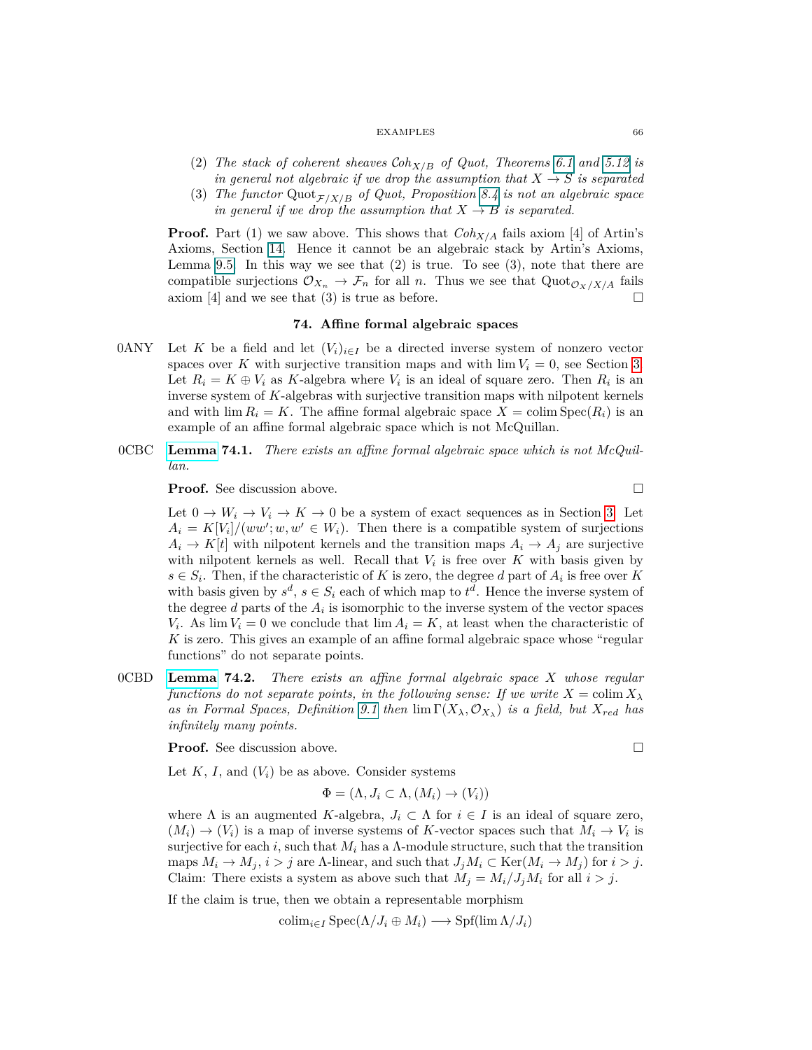(2) *The stack of coherent sheaves $\mathcal{C}oh_{X/B}$ of Quot, Theorems 6.1 and 5.12 is in general not algebraic if we drop the assumption that $X \to S$ is separated*

(3) *The functor $\mathrm{Quot}_{\mathcal{F}/X/B}$ of Quot, Proposition 8.4 is not an algebraic space in general if we drop the assumption that $X \to B$ is separated.*

**Proof.** Part (1) we saw above. This shows that $Coh_{X/A}$ fails axiom [4] of Artin's Axioms, Section 14. Hence it cannot be an algebraic stack by Artin's Axioms, Lemma 9.5. In this way we see that (2) is true. To see (3), note that there are compatible surjections $\mathcal{O}_{X_n} \to \mathcal{F}_n$ for all $n$. Thus we see that $\mathrm{Quot}_{\mathcal{O}_X/X/A}$ fails axiom [4] and we see that (3) is true as before. □

## 74. Affine formal algebraic spaces

0ANY Let $K$ be a field and let $(V_i)_{i \in I}$ be a directed inverse system of nonzero vector spaces over $K$ with surjective transition maps and with $\lim V_i = 0$, see Section 3. Let $R_i = K \oplus V_i$ as $K$-algebra where $V_i$ is an ideal of square zero. Then $R_i$ is an inverse system of $K$-algebras with surjective transition maps with nilpotent kernels and with $\lim R_i = K$. The affine formal algebraic space $X = \mathrm{colim}\,\mathrm{Spec}(R_i)$ is an example of an affine formal algebraic space which is not McQuillan.

0CBC **Lemma 74.1.** *There exists an affine formal algebraic space which is not McQuillan.*

**Proof.** See discussion above. □

Let $0 \to W_i \to V_i \to K \to 0$ be a system of exact sequences as in Section 3. Let $A_i = K[V_i]/(ww'; w, w' \in W_i)$. Then there is a compatible system of surjections $A_i \to K[t]$ with nilpotent kernels and the transition maps $A_i \to A_j$ are surjective with nilpotent kernels as well. Recall that $V_i$ is free over $K$ with basis given by $s \in S_i$. Then, if the characteristic of $K$ is zero, the degree $d$ part of $A_i$ is free over $K$ with basis given by $s^d$, $s \in S_i$ each of which map to $t^d$. Hence the inverse system of the degree $d$ parts of the $A_i$ is isomorphic to the inverse system of the vector spaces $V_i$. As $\lim V_i = 0$ we conclude that $\lim A_i = K$, at least when the characteristic of $K$ is zero. This gives an example of an affine formal algebraic space whose "regular functions" do not separate points.

0CBD **Lemma 74.2.** *There exists an affine formal algebraic space $X$ whose regular functions do not separate points, in the following sense: If we write $X = \mathrm{colim}\, X_\lambda$ as in Formal Spaces, Definition 9.1 then $\lim \Gamma(X_\lambda, \mathcal{O}_{X_\lambda})$ is a field, but $X_{red}$ has infinitely many points.*

**Proof.** See discussion above. □

Let $K$, $I$, and $(V_i)$ be as above. Consider systems

$$\Phi = (\Lambda, J_i \subset \Lambda, (M_i) \to (V_i))$$

where $\Lambda$ is an augmented $K$-algebra, $J_i \subset \Lambda$ for $i \in I$ is an ideal of square zero, $(M_i) \to (V_i)$ is a map of inverse systems of $K$-vector spaces such that $M_i \to V_i$ is surjective for each $i$, such that $M_i$ has a $\Lambda$-module structure, such that the transition maps $M_i \to M_j$, $i > j$ are $\Lambda$-linear, and such that $J_j M_i \subset \mathrm{Ker}(M_i \to M_j)$ for $i > j$. Claim: There exists a system as above such that $M_j = M_i/J_j M_i$ for all $i > j$.

If the claim is true, then we obtain a representable morphism

$$\mathrm{colim}_{i \in I}\,\mathrm{Spec}(\Lambda/J_i \oplus M_i) \longrightarrow \mathrm{Spf}(\lim \Lambda/J_i)$$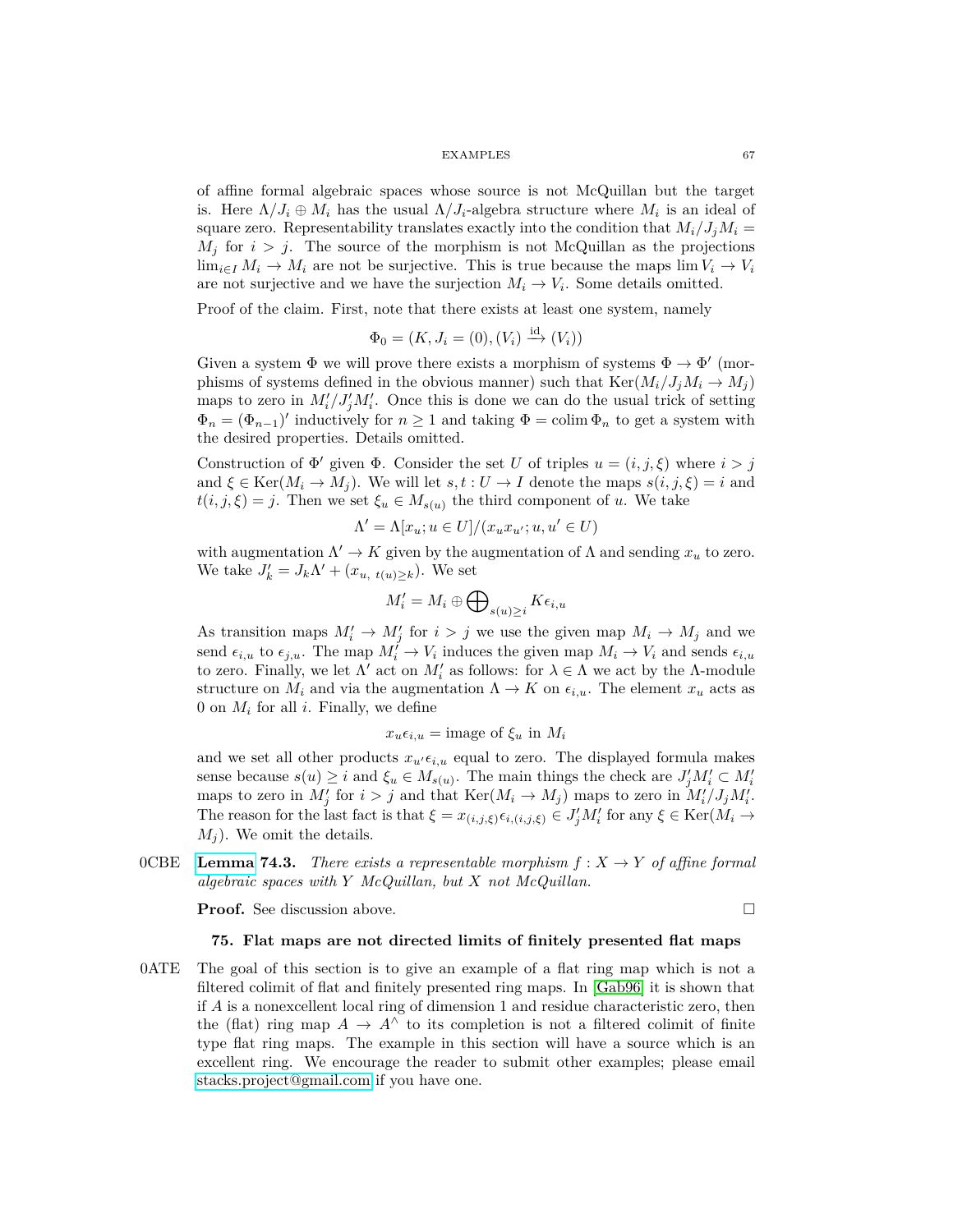of affine formal algebraic spaces whose source is not McQuillan but the target is. Here $\Lambda/J_i \oplus M_i$ has the usual $\Lambda/J_i$-algebra structure where $M_i$ is an ideal of square zero. Representability translates exactly into the condition that $M_i/J_jM_i = M_j$ for $i > j$. The source of the morphism is not McQuillan as the projections $\lim_{i\in I} M_i \to M_i$ are not be surjective. This is true because the maps $\lim V_i \to V_i$ are not surjective and we have the surjection $M_i \to V_i$. Some details omitted.

Proof of the claim. First, note that there exists at least one system, namely

$$\Phi_0 = (K, J_i = (0), (V_i) \xrightarrow{\text{id}} (V_i))$$

Given a system $\Phi$ we will prove there exists a morphism of systems $\Phi \to \Phi'$ (morphisms of systems defined in the obvious manner) such that $\text{Ker}(M_i/J_jM_i \to M_j)$ maps to zero in $M'_i/J'_jM'_i$. Once this is done we can do the usual trick of setting $\Phi_n = (\Phi_{n-1})'$ inductively for $n \geq 1$ and taking $\Phi = \text{colim}\, \Phi_n$ to get a system with the desired properties. Details omitted.

Construction of $\Phi'$ given $\Phi$. Consider the set $U$ of triples $u = (i, j, \xi)$ where $i > j$ and $\xi \in \text{Ker}(M_i \to M_j)$. We will let $s, t : U \to I$ denote the maps $s(i, j, \xi) = i$ and $t(i, j, \xi) = j$. Then we set $\xi_u \in M_{s(u)}$ the third component of $u$. We take

$$\Lambda' = \Lambda[x_u; u \in U]/(x_u x_{u'}; u, u' \in U)$$

with augmentation $\Lambda' \to K$ given by the augmentation of $\Lambda$ and sending $x_u$ to zero. We take $J'_k = J_k\Lambda' + (x_{u,\ t(u)\geq k})$. We set

$$M'_i = M_i \oplus \bigoplus\nolimits_{s(u)\geq i} K\epsilon_{i,u}$$

As transition maps $M'_i \to M'_j$ for $i > j$ we use the given map $M_i \to M_j$ and we send $\epsilon_{i,u}$ to $\epsilon_{j,u}$. The map $M'_i \to V_i$ induces the given map $M_i \to V_i$ and sends $\epsilon_{i,u}$ to zero. Finally, we let $\Lambda'$ act on $M'_i$ as follows: for $\lambda \in \Lambda$ we act by the $\Lambda$-module structure on $M_i$ and via the augmentation $\Lambda \to K$ on $\epsilon_{i,u}$. The element $x_u$ acts as 0 on $M_i$ for all $i$. Finally, we define

$$x_u\epsilon_{i,u} = \text{image of } \xi_u \text{ in } M_i$$

and we set all other products $x_{u'}\epsilon_{i,u}$ equal to zero. The displayed formula makes sense because $s(u) \geq i$ and $\xi_u \in M_{s(u)}$. The main things the check are $J'_jM'_i \subset M'_i$ maps to zero in $M'_j$ for $i > j$ and that $\text{Ker}(M_i \to M_j)$ maps to zero in $M'_i/J_jM'_i$. The reason for the last fact is that $\xi = x_{(i,j,\xi)}\epsilon_{i,(i,j,\xi)} \in J'_jM'_i$ for any $\xi \in \text{Ker}(M_i \to M_j)$. We omit the details.

0CBE **Lemma 74.3.** *There exists a representable morphism $f : X \to Y$ of affine formal algebraic spaces with $Y$ McQuillan, but $X$ not McQuillan.*

**Proof.** See discussion above. □

## 75. Flat maps are not directed limits of finitely presented flat maps

0ATE The goal of this section is to give an example of a flat ring map which is not a filtered colimit of flat and finitely presented ring maps. In [Gab96] it is shown that if $A$ is a nonexcellent local ring of dimension 1 and residue characteristic zero, then the (flat) ring map $A \to A^\wedge$ to its completion is not a filtered colimit of finite type flat ring maps. The example in this section will have a source which is an excellent ring. We encourage the reader to submit other examples; please email stacks.project@gmail.com if you have one.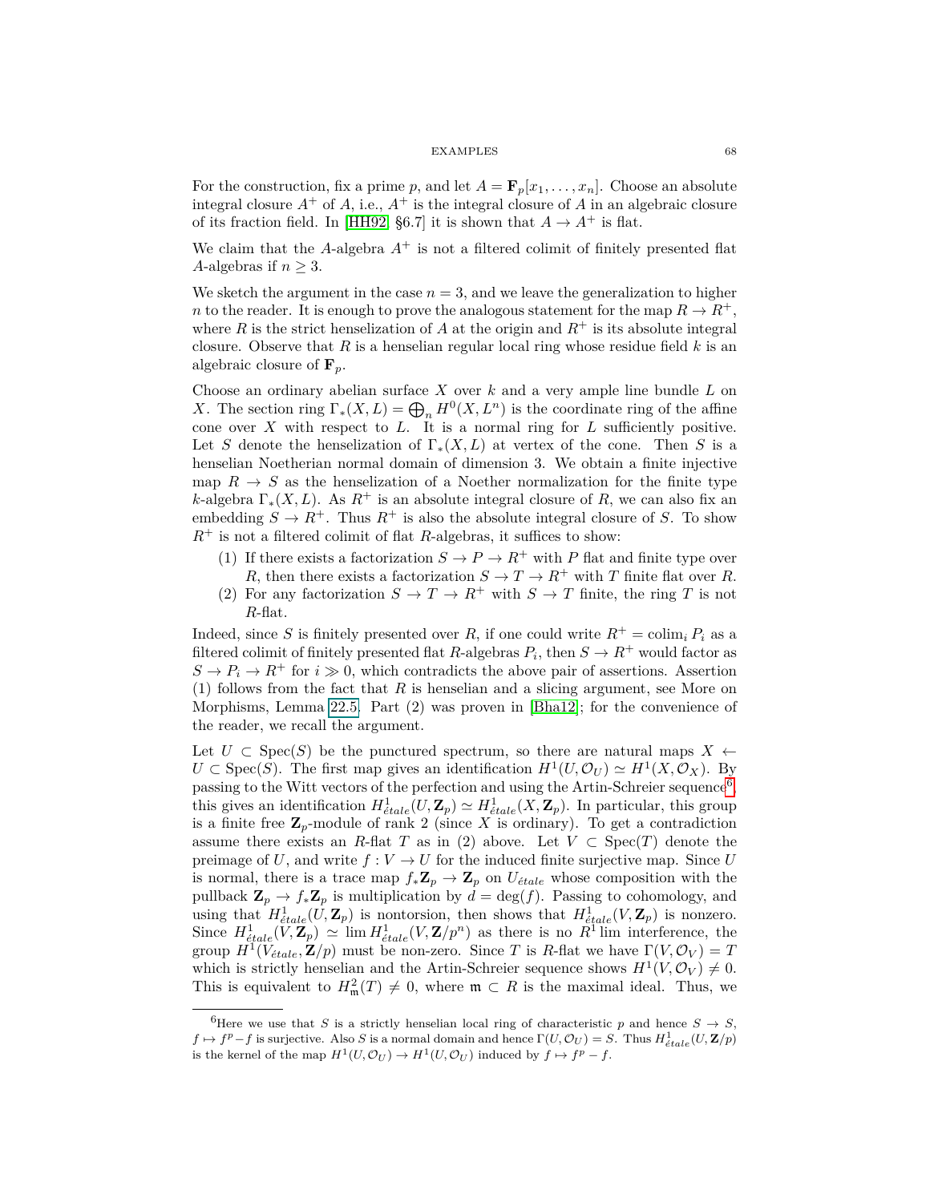For the construction, fix a prime $p$, and let $A = \mathbf{F}_p[x_1, \dots, x_n]$. Choose an absolute integral closure $A^+$ of $A$, i.e., $A^+$ is the integral closure of $A$ in an algebraic closure of its fraction field. In [HH92, §6.7] it is shown that $A \to A^+$ is flat.

We claim that the $A$-algebra $A^+$ is not a filtered colimit of finitely presented flat $A$-algebras if $n \geq 3$.

We sketch the argument in the case $n = 3$, and we leave the generalization to higher $n$ to the reader. It is enough to prove the analogous statement for the map $R \to R^+$, where $R$ is the strict henselization of $A$ at the origin and $R^+$ is its absolute integral closure. Observe that $R$ is a henselian regular local ring whose residue field $k$ is an algebraic closure of $\mathbf{F}_p$.

Choose an ordinary abelian surface $X$ over $k$ and a very ample line bundle $L$ on $X$. The section ring $\Gamma_*(X, L) = \bigoplus_n H^0(X, L^n)$ is the coordinate ring of the affine cone over $X$ with respect to $L$. It is a normal ring for $L$ sufficiently positive. Let $S$ denote the henselization of $\Gamma_*(X, L)$ at vertex of the cone. Then $S$ is a henselian Noetherian normal domain of dimension 3. We obtain a finite injective map $R \to S$ as the henselization of a Noether normalization for the finite type $k$-algebra $\Gamma_*(X, L)$. As $R^+$ is an absolute integral closure of $R$, we can also fix an embedding $S \to R^+$. Thus $R^+$ is also the absolute integral closure of $S$. To show $R^+$ is not a filtered colimit of flat $R$-algebras, it suffices to show:

1. If there exists a factorization $S \to P \to R^+$ with $P$ flat and finite type over $R$, then there exists a factorization $S \to T \to R^+$ with $T$ finite flat over $R$.
2. For any factorization $S \to T \to R^+$ with $S \to T$ finite, the ring $T$ is not $R$-flat.

Indeed, since $S$ is finitely presented over $R$, if one could write $R^+ = \operatorname{colim}_i P_i$ as a filtered colimit of finitely presented flat $R$-algebras $P_i$, then $S \to R^+$ would factor as $S \to P_i \to R^+$ for $i \gg 0$, which contradicts the above pair of assertions. Assertion (1) follows from the fact that $R$ is henselian and a slicing argument, see More on Morphisms, Lemma 22.5. Part (2) was proven in [Bha12]; for the convenience of the reader, we recall the argument.

Let $U \subset \operatorname{Spec}(S)$ be the punctured spectrum, so there are natural maps $X \leftarrow U \subset \operatorname{Spec}(S)$. The first map gives an identification $H^1(U, \mathcal{O}_U) \simeq H^1(X, \mathcal{O}_X)$. By passing to the Witt vectors of the perfection and using the Artin-Schreier sequence[6], this gives an identification $H^1_{\acute{e}tale}(U, \mathbf{Z}_p) \simeq H^1_{\acute{e}tale}(X, \mathbf{Z}_p)$. In particular, this group is a finite free $\mathbf{Z}_p$-module of rank 2 (since $X$ is ordinary). To get a contradiction assume there exists an $R$-flat $T$ as in (2) above. Let $V \subset \operatorname{Spec}(T)$ denote the preimage of $U$, and write $f : V \to U$ for the induced finite surjective map. Since $U$ is normal, there is a trace map $f_*\mathbf{Z}_p \to \mathbf{Z}_p$ on $U_{\acute{e}tale}$ whose composition with the pullback $\mathbf{Z}_p \to f_*\mathbf{Z}_p$ is multiplication by $d = \deg(f)$. Passing to cohomology, and using that $H^1_{\acute{e}tale}(U, \mathbf{Z}_p)$ is nontorsion, then shows that $H^1_{\acute{e}tale}(V, \mathbf{Z}_p)$ is nonzero. Since $H^1_{\acute{e}tale}(V, \mathbf{Z}_p) \simeq \lim H^1_{\acute{e}tale}(V, \mathbf{Z}/p^n)$ as there is no $R^1\lim$ interference, the group $H^1(V_{\acute{e}tale}, \mathbf{Z}/p)$ must be non-zero. Since $T$ is $R$-flat we have $\Gamma(V, \mathcal{O}_V) = T$ which is strictly henselian and the Artin-Schreier sequence shows $H^1(V, \mathcal{O}_V) \neq 0$. This is equivalent to $H^2_{\mathfrak{m}}(T) \neq 0$, where $\mathfrak{m} \subset R$ is the maximal ideal. Thus, we

[6] Here we use that $S$ is a strictly henselian local ring of characteristic $p$ and hence $S \to S$, $f \mapsto f^p - f$ is surjective. Also $S$ is a normal domain and hence $\Gamma(U, \mathcal{O}_U) = S$. Thus $H^1_{\acute{e}tale}(U, \mathbf{Z}/p)$ is the kernel of the map $H^1(U, \mathcal{O}_U) \to H^1(U, \mathcal{O}_U)$ induced by $f \mapsto f^p - f$.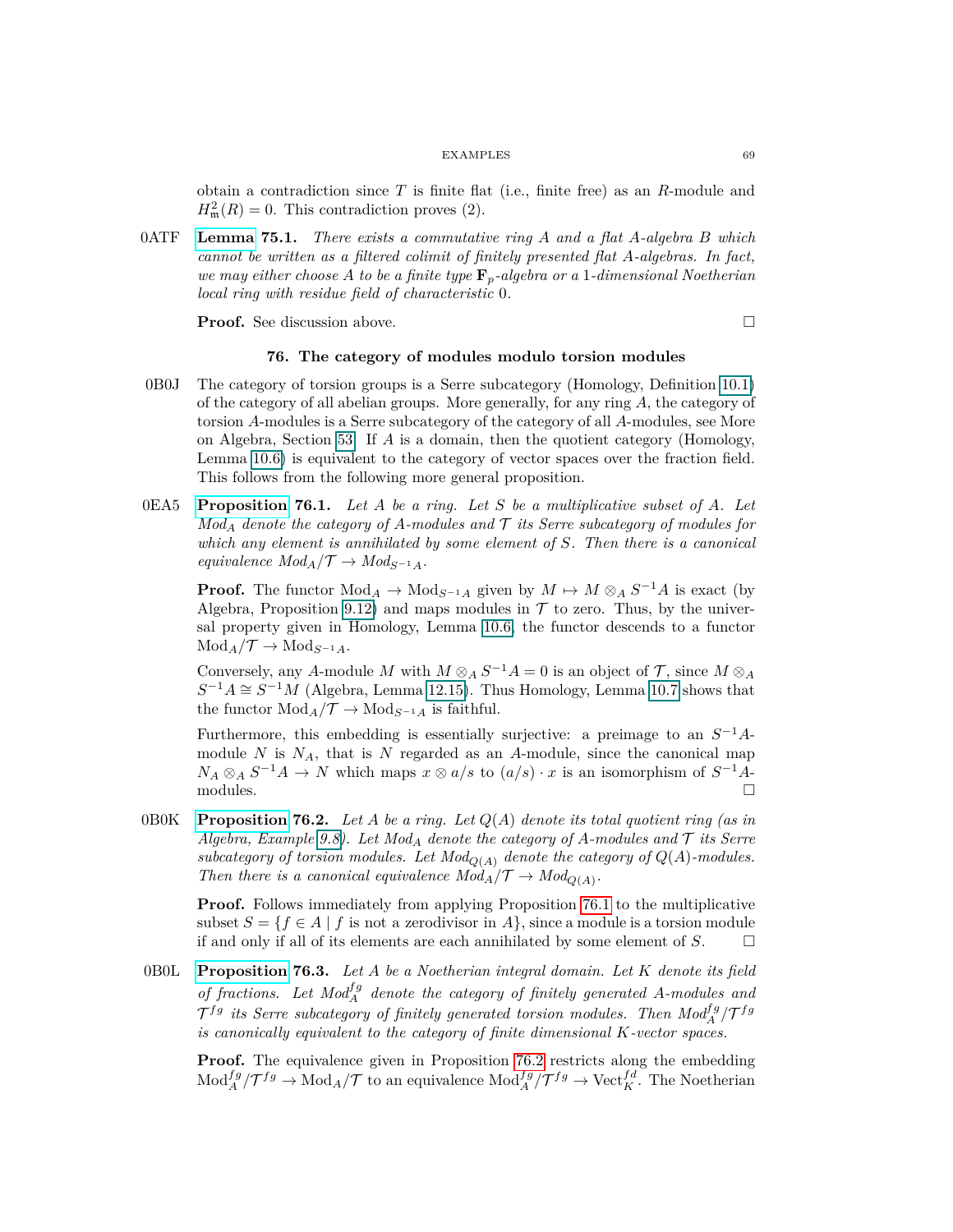obtain a contradiction since $T$ is finite flat (i.e., finite free) as an $R$-module and $H^2_{\mathfrak m}(R) = 0$. This contradiction proves (2).

0ATF **Lemma 75.1.** *There exists a commutative ring $A$ and a flat $A$-algebra $B$ which cannot be written as a filtered colimit of finitely presented flat $A$-algebras. In fact, we may either choose $A$ to be a finite type $\mathbf{F}_p$-algebra or a 1-dimensional Noetherian local ring with residue field of characteristic 0.*

**Proof.** See discussion above. □

## 76. The category of modules modulo torsion modules

0B0J The category of torsion groups is a Serre subcategory (Homology, Definition 10.1) of the category of all abelian groups. More generally, for any ring $A$, the category of torsion $A$-modules is a Serre subcategory of the category of all $A$-modules, see More on Algebra, Section 53. If $A$ is a domain, then the quotient category (Homology, Lemma 10.6) is equivalent to the category of vector spaces over the fraction field. This follows from the following more general proposition.

0EA5 **Proposition 76.1.** *Let $A$ be a ring. Let $S$ be a multiplicative subset of $A$. Let $Mod_A$ denote the category of $A$-modules and $\mathcal{T}$ its Serre subcategory of modules for which any element is annihilated by some element of $S$. Then there is a canonical equivalence $Mod_A/\mathcal{T} \to Mod_{S^{-1}A}$.*

**Proof.** The functor $\text{Mod}_A \to \text{Mod}_{S^{-1}A}$ given by $M \mapsto M \otimes_A S^{-1}A$ is exact (by Algebra, Proposition 9.12) and maps modules in $\mathcal{T}$ to zero. Thus, by the universal property given in Homology, Lemma 10.6, the functor descends to a functor $\text{Mod}_A/\mathcal{T} \to \text{Mod}_{S^{-1}A}$.

Conversely, any $A$-module $M$ with $M \otimes_A S^{-1}A = 0$ is an object of $\mathcal{T}$, since $M \otimes_A S^{-1}A \cong S^{-1}M$ (Algebra, Lemma 12.15). Thus Homology, Lemma 10.7 shows that the functor $\text{Mod}_A/\mathcal{T} \to \text{Mod}_{S^{-1}A}$ is faithful.

Furthermore, this embedding is essentially surjective: a preimage to an $S^{-1}A$-module $N$ is $N_A$, that is $N$ regarded as an $A$-module, since the canonical map $N_A \otimes_A S^{-1}A \to N$ which maps $x \otimes a/s$ to $(a/s) \cdot x$ is an isomorphism of $S^{-1}A$-modules. □

0B0K **Proposition 76.2.** *Let $A$ be a ring. Let $Q(A)$ denote its total quotient ring (as in Algebra, Example 9.8). Let $Mod_A$ denote the category of $A$-modules and $\mathcal{T}$ its Serre subcategory of torsion modules. Let $Mod_{Q(A)}$ denote the category of $Q(A)$-modules. Then there is a canonical equivalence $Mod_A/\mathcal{T} \to Mod_{Q(A)}$.*

**Proof.** Follows immediately from applying Proposition 76.1 to the multiplicative subset $S = \{f \in A \mid f \text{ is not a zerodivisor in } A\}$, since a module is a torsion module if and only if all of its elements are each annihilated by some element of $S$. □

0B0L **Proposition 76.3.** *Let $A$ be a Noetherian integral domain. Let $K$ denote its field of fractions. Let $Mod_A^{fg}$ denote the category of finitely generated $A$-modules and $\mathcal{T}^{fg}$ its Serre subcategory of finitely generated torsion modules. Then $Mod_A^{fg}/\mathcal{T}^{fg}$ is canonically equivalent to the category of finite dimensional $K$-vector spaces.*

**Proof.** The equivalence given in Proposition 76.2 restricts along the embedding $\text{Mod}_A^{fg}/\mathcal{T}^{fg} \to \text{Mod}_A/\mathcal{T}$ to an equivalence $\text{Mod}_A^{fg}/\mathcal{T}^{fg} \to \text{Vect}_K^{fd}$. The Noetherian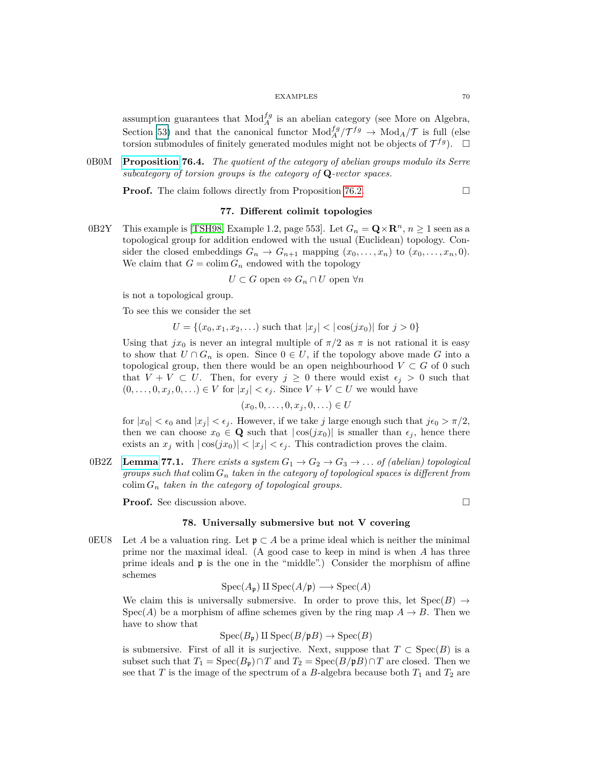assumption guarantees that $\text{Mod}_A^{fg}$ is an abelian category (see More on Algebra, Section 53) and that the canonical functor $\text{Mod}_A^{fg}/\mathcal{T}^{fg} \to \text{Mod}_A/\mathcal{T}$ is full (else torsion submodules of finitely generated modules might not be objects of $\mathcal{T}^{fg}$). $\square$

0B0M **Proposition 76.4.** *The quotient of the category of abelian groups modulo its Serre subcategory of torsion groups is the category of* $\mathbf{Q}$*-vector spaces.*

**Proof.** The claim follows directly from Proposition 76.2. $\square$

## 77. Different colimit topologies

0B2Y This example is [TSH98, Example 1.2, page 553]. Let $G_n = \mathbf{Q} \times \mathbf{R}^n$, $n \geq 1$ seen as a topological group for addition endowed with the usual (Euclidean) topology. Consider the closed embeddings $G_n \to G_{n+1}$ mapping $(x_0, \ldots, x_n)$ to $(x_0, \ldots, x_n, 0)$. We claim that $G = \text{colim}\, G_n$ endowed with the topology

$$U \subset G \text{ open} \Leftrightarrow G_n \cap U \text{ open } \forall n$$

is not a topological group.

To see this we consider the set

$$U = \{(x_0, x_1, x_2, \ldots) \text{ such that } |x_j| < |\cos(jx_0)| \text{ for } j > 0\}$$

Using that $jx_0$ is never an integral multiple of $\pi/2$ as $\pi$ is not rational it is easy to show that $U \cap G_n$ is open. Since $0 \in U$, if the topology above made $G$ into a topological group, then there would be an open neighbourhood $V \subset G$ of 0 such that $V + V \subset U$. Then, for every $j \geq 0$ there would exist $\epsilon_j > 0$ such that $(0, \ldots, 0, x_j, 0, \ldots) \in V$ for $|x_j| < \epsilon_j$. Since $V + V \subset U$ we would have

$$(x_0, 0, \ldots, 0, x_j, 0, \ldots) \in U$$

for $|x_0| < \epsilon_0$ and $|x_j| < \epsilon_j$. However, if we take $j$ large enough such that $j\epsilon_0 > \pi/2$, then we can choose $x_0 \in \mathbf{Q}$ such that $|\cos(jx_0)|$ is smaller than $\epsilon_j$, hence there exists an $x_j$ with $|\cos(jx_0)| < |x_j| < \epsilon_j$. This contradiction proves the claim.

0B2Z **Lemma 77.1.** *There exists a system* $G_1 \to G_2 \to G_3 \to \ldots$ *of (abelian) topological groups such that* $\text{colim}\, G_n$ *taken in the category of topological spaces is different from* $\text{colim}\, G_n$ *taken in the category of topological groups.*

**Proof.** See discussion above. $\square$

## 78. Universally submersive but not V covering

0EU8 Let $A$ be a valuation ring. Let $\mathfrak{p} \subset A$ be a prime ideal which is neither the minimal prime nor the maximal ideal. (A good case to keep in mind is when $A$ has three prime ideals and $\mathfrak{p}$ is the one in the "middle".) Consider the morphism of affine schemes

$$\text{Spec}(A_\mathfrak{p}) \amalg \text{Spec}(A/\mathfrak{p}) \longrightarrow \text{Spec}(A)$$

We claim this is universally submersive. In order to prove this, let $\text{Spec}(B) \to \text{Spec}(A)$ be a morphism of affine schemes given by the ring map $A \to B$. Then we have to show that

$$\text{Spec}(B_\mathfrak{p}) \amalg \text{Spec}(B/\mathfrak{p}B) \to \text{Spec}(B)$$

is submersive. First of all it is surjective. Next, suppose that $T \subset \text{Spec}(B)$ is a subset such that $T_1 = \text{Spec}(B_\mathfrak{p}) \cap T$ and $T_2 = \text{Spec}(B/\mathfrak{p}B) \cap T$ are closed. Then we see that $T$ is the image of the spectrum of a $B$-algebra because both $T_1$ and $T_2$ are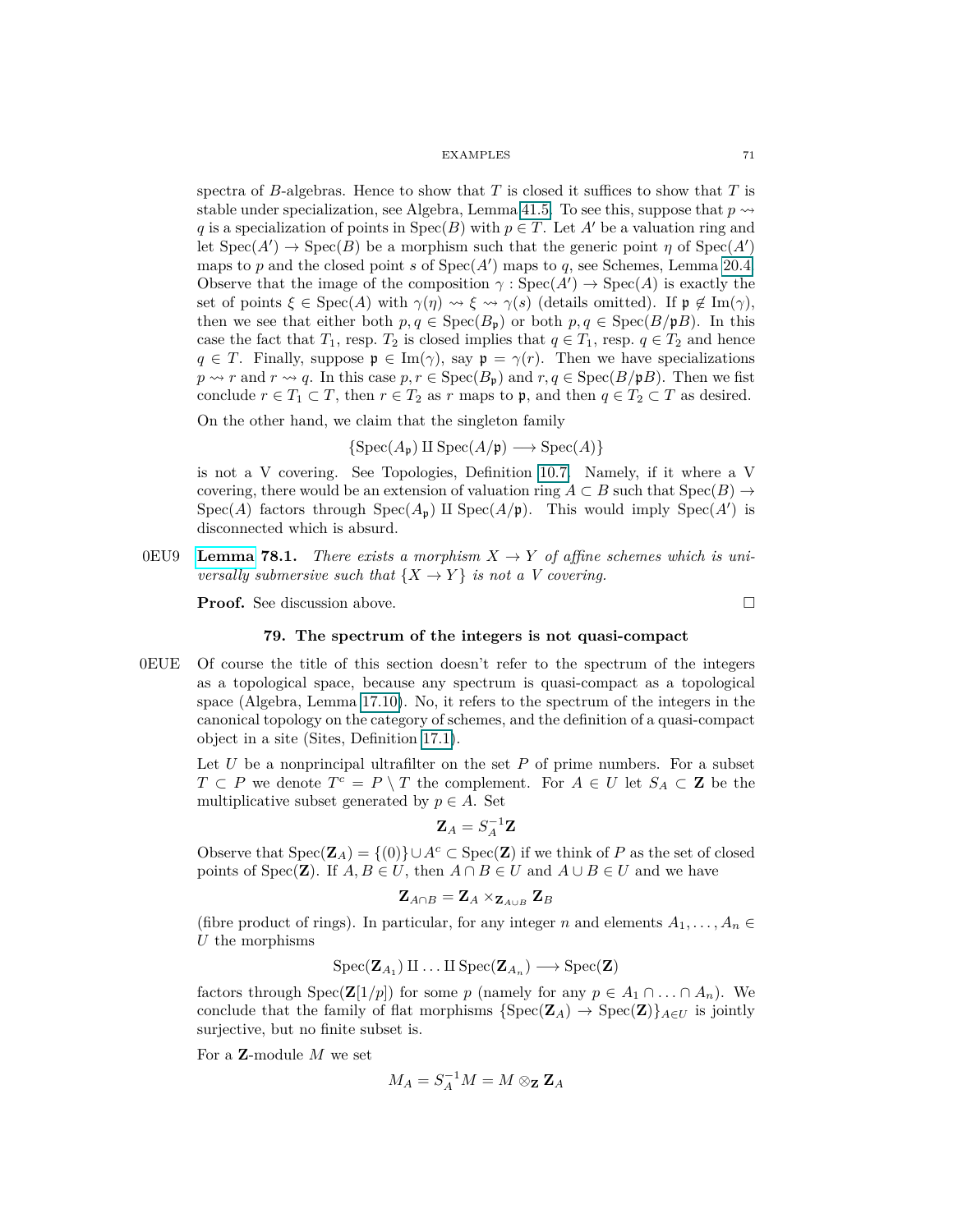spectra of $B$-algebras. Hence to show that $T$ is closed it suffices to show that $T$ is stable under specialization, see Algebra, Lemma 41.5. To see this, suppose that $p \rightsquigarrow q$ is a specialization of points in $\text{Spec}(B)$ with $p \in T$. Let $A'$ be a valuation ring and let $\text{Spec}(A') \to \text{Spec}(B)$ be a morphism such that the generic point $\eta$ of $\text{Spec}(A')$ maps to $p$ and the closed point $s$ of $\text{Spec}(A')$ maps to $q$, see Schemes, Lemma 20.4. Observe that the image of the composition $\gamma : \text{Spec}(A') \to \text{Spec}(A)$ is exactly the set of points $\xi \in \text{Spec}(A)$ with $\gamma(\eta) \rightsquigarrow \xi \rightsquigarrow \gamma(s)$ (details omitted). If $\mathfrak{p} \notin \text{Im}(\gamma)$, then we see that either both $p, q \in \text{Spec}(B_\mathfrak{p})$ or both $p, q \in \text{Spec}(B/\mathfrak{p}B)$. In this case the fact that $T_1$, resp. $T_2$ is closed implies that $q \in T_1$, resp. $q \in T_2$ and hence $q \in T$. Finally, suppose $\mathfrak{p} \in \text{Im}(\gamma)$, say $\mathfrak{p} = \gamma(r)$. Then we have specializations $p \rightsquigarrow r$ and $r \rightsquigarrow q$. In this case $p, r \in \text{Spec}(B_\mathfrak{p})$ and $r, q \in \text{Spec}(B/\mathfrak{p}B)$. Then we fist conclude $r \in T_1 \subset T$, then $r \in T_2$ as $r$ maps to $\mathfrak{p}$, and then $q \in T_2 \subset T$ as desired.

On the other hand, we claim that the singleton family

$$\{\text{Spec}(A_\mathfrak{p}) \amalg \text{Spec}(A/\mathfrak{p}) \longrightarrow \text{Spec}(A)\}$$

is not a V covering. See Topologies, Definition 10.7. Namely, if it where a V covering, there would be an extension of valuation ring $A \subset B$ such that $\text{Spec}(B) \to \text{Spec}(A)$ factors through $\text{Spec}(A_\mathfrak{p}) \amalg \text{Spec}(A/\mathfrak{p})$. This would imply $\text{Spec}(A')$ is disconnected which is absurd.

0EU9 **Lemma 78.1.** *There exists a morphism $X \to Y$ of affine schemes which is universally submersive such that $\{X \to Y\}$ is not a V covering.*

**Proof.** See discussion above. $\square$

### 79. The spectrum of the integers is not quasi-compact

0EUE Of course the title of this section doesn't refer to the spectrum of the integers as a topological space, because any spectrum is quasi-compact as a topological space (Algebra, Lemma 17.10). No, it refers to the spectrum of the integers in the canonical topology on the category of schemes, and the definition of a quasi-compact object in a site (Sites, Definition 17.1).

Let $U$ be a nonprincipal ultrafilter on the set $P$ of prime numbers. For a subset $T \subset P$ we denote $T^c = P \setminus T$ the complement. For $A \in U$ let $S_A \subset \mathbf{Z}$ be the multiplicative subset generated by $p \in A$. Set

$$\mathbf{Z}_A = S_A^{-1}\mathbf{Z}$$

Observe that $\text{Spec}(\mathbf{Z}_A) = \{(0)\} \cup A^c \subset \text{Spec}(\mathbf{Z})$ if we think of $P$ as the set of closed points of $\text{Spec}(\mathbf{Z})$. If $A, B \in U$, then $A \cap B \in U$ and $A \cup B \in U$ and we have

$$\mathbf{Z}_{A \cap B} = \mathbf{Z}_A \times_{\mathbf{Z}_{A \cup B}} \mathbf{Z}_B$$

(fibre product of rings). In particular, for any integer $n$ and elements $A_1, \ldots, A_n \in U$ the morphisms

$$\text{Spec}(\mathbf{Z}_{A_1}) \amalg \ldots \amalg \text{Spec}(\mathbf{Z}_{A_n}) \longrightarrow \text{Spec}(\mathbf{Z})$$

factors through $\text{Spec}(\mathbf{Z}[1/p])$ for some $p$ (namely for any $p \in A_1 \cap \ldots \cap A_n$). We conclude that the family of flat morphisms $\{\text{Spec}(\mathbf{Z}_A) \to \text{Spec}(\mathbf{Z})\}_{A \in U}$ is jointly surjective, but no finite subset is.

For a $\mathbf{Z}$-module $M$ we set

$$M_A = S_A^{-1}M = M \otimes_{\mathbf{Z}} \mathbf{Z}_A$$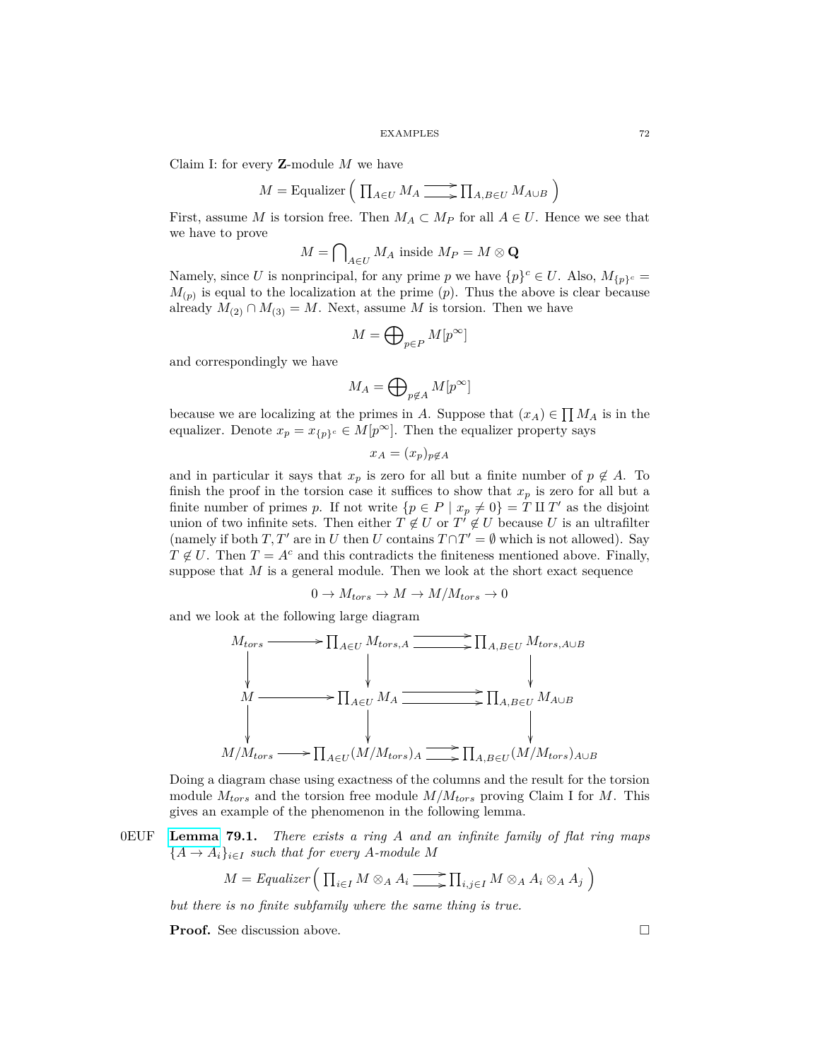Claim I: for every $\mathbf{Z}$-module $M$ we have

$$M = \text{Equalizer}\left( \prod_{A \in U} M_A \rightrightarrows \prod_{A, B \in U} M_{A \cup B} \right)$$

First, assume $M$ is torsion free. Then $M_A \subset M_P$ for all $A \in U$. Hence we see that we have to prove

$$M = \bigcap_{A \in U} M_A \text{ inside } M_P = M \otimes \mathbf{Q}$$

Namely, since $U$ is nonprincipal, for any prime $p$ we have $\{p\}^c \in U$. Also, $M_{\{p\}^c} = M_{(p)}$ is equal to the localization at the prime $(p)$. Thus the above is clear because already $M_{(2)} \cap M_{(3)} = M$. Next, assume $M$ is torsion. Then we have

$$M = \bigoplus_{p \in P} M[p^\infty]$$

and correspondingly we have

$$M_A = \bigoplus_{p \notin A} M[p^\infty]$$

because we are localizing at the primes in $A$. Suppose that $(x_A) \in \prod M_A$ is in the equalizer. Denote $x_p = x_{\{p\}^c} \in M[p^\infty]$. Then the equalizer property says

$$x_A = (x_p)_{p \notin A}$$

and in particular it says that $x_p$ is zero for all but a finite number of $p \notin A$. To finish the proof in the torsion case it suffices to show that $x_p$ is zero for all but a finite number of primes $p$. If not write $\{p \in P \mid x_p \neq 0\} = T \amalg T'$ as the disjoint union of two infinite sets. Then either $T \notin U$ or $T' \notin U$ because $U$ is an ultrafilter (namely if both $T, T'$ are in $U$ then $U$ contains $T \cap T' = \emptyset$ which is not allowed). Say $T \notin U$. Then $T = A^c$ and this contradicts the finiteness mentioned above. Finally, suppose that $M$ is a general module. Then we look at the short exact sequence

$$0 \to M_{tors} \to M \to M/M_{tors} \to 0$$

and we look at the following large diagram

$$\begin{array}{ccccc}
M_{tors} & \longrightarrow & \prod_{A \in U} M_{tors, A} & \rightrightarrows & \prod_{A, B \in U} M_{tors, A \cup B} \\
\downarrow & & \downarrow & & \downarrow \\
M & \longrightarrow & \prod_{A \in U} M_A & \rightrightarrows & \prod_{A, B \in U} M_{A \cup B} \\
\downarrow & & \downarrow & & \downarrow \\
M/M_{tors} & \longrightarrow & \prod_{A \in U} (M/M_{tors})_A & \rightrightarrows & \prod_{A, B \in U} (M/M_{tors})_{A \cup B}
\end{array}$$

Doing a diagram chase using exactness of the columns and the result for the torsion module $M_{tors}$ and the torsion free module $M/M_{tors}$ proving Claim I for $M$. This gives an example of the phenomenon in the following lemma.

0EUF **Lemma 79.1.** *There exists a ring $A$ and an infinite family of flat ring maps $\{A \to A_i\}_{i \in I}$ such that for every $A$-module $M$*

$$M = \textit{Equalizer}\left( \prod_{i \in I} M \otimes_A A_i \rightrightarrows \prod_{i, j \in I} M \otimes_A A_i \otimes_A A_j \right)$$

*but there is no finite subfamily where the same thing is true.*

**Proof.** See discussion above. $\square$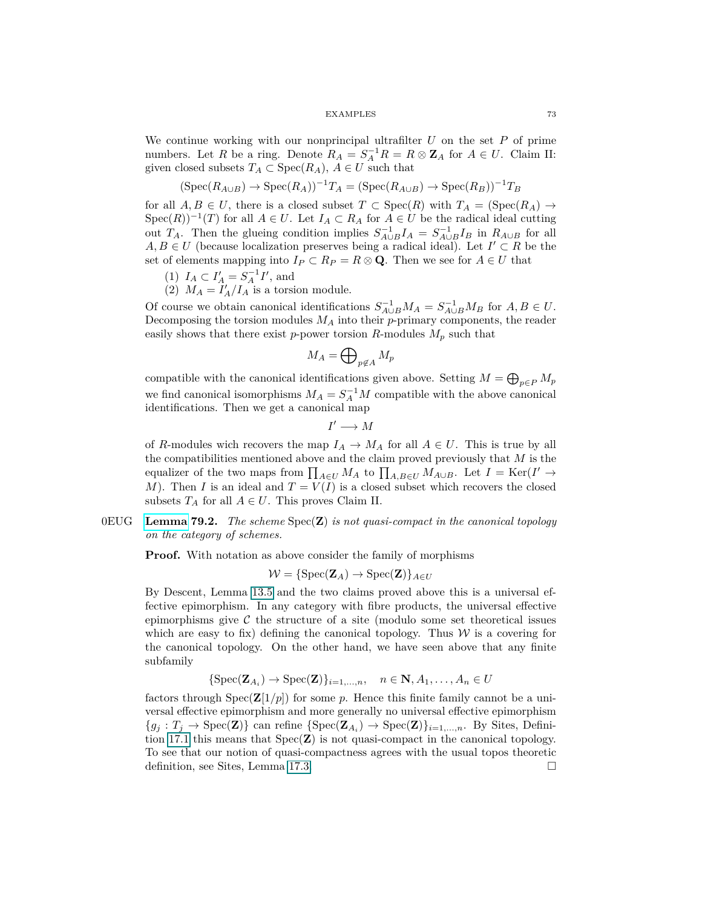We continue working with our nonprincipal ultrafilter $U$ on the set $P$ of prime numbers. Let $R$ be a ring. Denote $R_A = S_A^{-1}R = R \otimes \mathbf{Z}_A$ for $A \in U$. Claim II: given closed subsets $T_A \subset \mathrm{Spec}(R_A)$, $A \in U$ such that

$$(\mathrm{Spec}(R_{A\cup B}) \to \mathrm{Spec}(R_A))^{-1}T_A = (\mathrm{Spec}(R_{A\cup B}) \to \mathrm{Spec}(R_B))^{-1}T_B$$

for all $A, B \in U$, there is a closed subset $T \subset \mathrm{Spec}(R)$ with $T_A = (\mathrm{Spec}(R_A) \to \mathrm{Spec}(R))^{-1}(T)$ for all $A \in U$. Let $I_A \subset R_A$ for $A \in U$ be the radical ideal cutting out $T_A$. Then the glueing condition implies $S_{A\cup B}^{-1}I_A = S_{A\cup B}^{-1}I_B$ in $R_{A\cup B}$ for all $A, B \in U$ (because localization preserves being a radical ideal). Let $I' \subset R$ be the set of elements mapping into $I_P \subset R_P = R \otimes \mathbf{Q}$. Then we see for $A \in U$ that

1. $I_A \subset I'_A = S_A^{-1}I'$, and
2. $M_A = I'_A/I_A$ is a torsion module.

Of course we obtain canonical identifications $S_{A\cup B}^{-1}M_A = S_{A\cup B}^{-1}M_B$ for $A, B \in U$. Decomposing the torsion modules $M_A$ into their $p$-primary components, the reader easily shows that there exist $p$-power torsion $R$-modules $M_p$ such that

$$M_A = \bigoplus\nolimits_{p \notin A} M_p$$

compatible with the canonical identifications given above. Setting $M = \bigoplus_{p\in P} M_p$ we find canonical isomorphisms $M_A = S_A^{-1}M$ compatible with the above canonical identifications. Then we get a canonical map

$$I' \longrightarrow M$$

of $R$-modules wich recovers the map $I_A \to M_A$ for all $A \in U$. This is true by all the compatibilities mentioned above and the claim proved previously that $M$ is the equalizer of the two maps from $\prod_{A\in U} M_A$ to $\prod_{A,B\in U} M_{A\cup B}$. Let $I = \mathrm{Ker}(I' \to M)$. Then $I$ is an ideal and $T = V(I)$ is a closed subset which recovers the closed subsets $T_A$ for all $A \in U$. This proves Claim II.

0EUG **Lemma 79.2.** *The scheme* $\mathrm{Spec}(\mathbf{Z})$ *is not quasi-compact in the canonical topology on the category of schemes.*

**Proof.** With notation as above consider the family of morphisms

$$\mathcal{W} = \{\mathrm{Spec}(\mathbf{Z}_A) \to \mathrm{Spec}(\mathbf{Z})\}_{A\in U}$$

By Descent, Lemma 13.5 and the two claims proved above this is a universal effective epimorphism. In any category with fibre products, the universal effective epimorphisms give $\mathcal{C}$ the structure of a site (modulo some set theoretical issues which are easy to fix) defining the canonical topology. Thus $\mathcal{W}$ is a covering for the canonical topology. On the other hand, we have seen above that any finite subfamily

$$\{\mathrm{Spec}(\mathbf{Z}_{A_i}) \to \mathrm{Spec}(\mathbf{Z})\}_{i=1,\ldots,n}, \quad n \in \mathbf{N}, A_1, \ldots, A_n \in U$$

factors through $\mathrm{Spec}(\mathbf{Z}[1/p])$ for some $p$. Hence this finite family cannot be a universal effective epimorphism and more generally no universal effective epimorphism $\{g_j : T_j \to \mathrm{Spec}(\mathbf{Z})\}$ can refine $\{\mathrm{Spec}(\mathbf{Z}_{A_i}) \to \mathrm{Spec}(\mathbf{Z})\}_{i=1,\ldots,n}$. By Sites, Definition 17.1 this means that $\mathrm{Spec}(\mathbf{Z})$ is not quasi-compact in the canonical topology. To see that our notion of quasi-compactness agrees with the usual topos theoretic definition, see Sites, Lemma 17.3. $\square$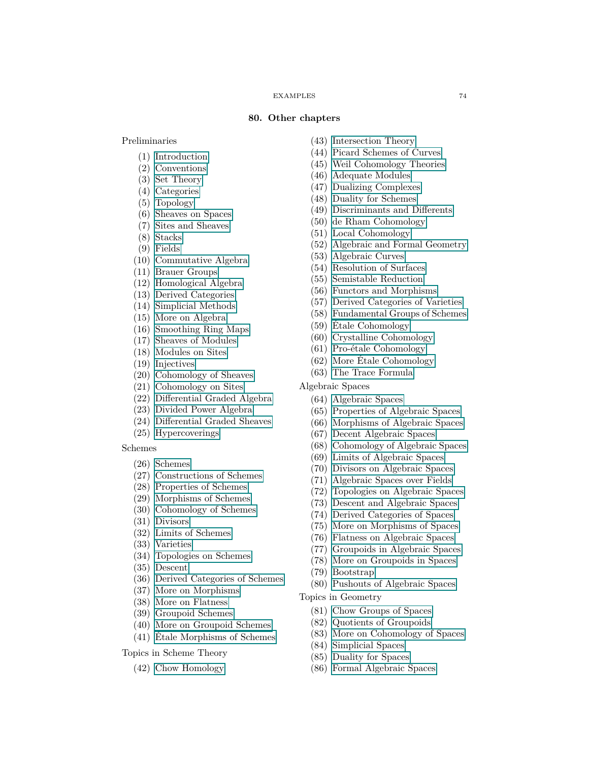## 80. Other chapters

Preliminaries

(1) Introduction
(2) Conventions
(3) Set Theory
(4) Categories
(5) Topology
(6) Sheaves on Spaces
(7) Sites and Sheaves
(8) Stacks
(9) Fields
(10) Commutative Algebra
(11) Brauer Groups
(12) Homological Algebra
(13) Derived Categories
(14) Simplicial Methods
(15) More on Algebra
(16) Smoothing Ring Maps
(17) Sheaves of Modules
(18) Modules on Sites
(19) Injectives
(20) Cohomology of Sheaves
(21) Cohomology on Sites
(22) Differential Graded Algebra
(23) Divided Power Algebra
(24) Differential Graded Sheaves
(25) Hypercoverings

Schemes

(26) Schemes
(27) Constructions of Schemes
(28) Properties of Schemes
(29) Morphisms of Schemes
(30) Cohomology of Schemes
(31) Divisors
(32) Limits of Schemes
(33) Varieties
(34) Topologies on Schemes
(35) Descent
(36) Derived Categories of Schemes
(37) More on Morphisms
(38) More on Flatness
(39) Groupoid Schemes
(40) More on Groupoid Schemes
(41) Étale Morphisms of Schemes

Topics in Scheme Theory

(42) Chow Homology
(43) Intersection Theory
(44) Picard Schemes of Curves
(45) Weil Cohomology Theories
(46) Adequate Modules
(47) Dualizing Complexes
(48) Duality for Schemes
(49) Discriminants and Differents
(50) de Rham Cohomology
(51) Local Cohomology
(52) Algebraic and Formal Geometry
(53) Algebraic Curves
(54) Resolution of Surfaces
(55) Semistable Reduction
(56) Functors and Morphisms
(57) Derived Categories of Varieties
(58) Fundamental Groups of Schemes
(59) Étale Cohomology
(60) Crystalline Cohomology
(61) Pro-étale Cohomology
(62) More Étale Cohomology
(63) The Trace Formula

Algebraic Spaces

(64) Algebraic Spaces
(65) Properties of Algebraic Spaces
(66) Morphisms of Algebraic Spaces
(67) Decent Algebraic Spaces
(68) Cohomology of Algebraic Spaces
(69) Limits of Algebraic Spaces
(70) Divisors on Algebraic Spaces
(71) Algebraic Spaces over Fields
(72) Topologies on Algebraic Spaces
(73) Descent and Algebraic Spaces
(74) Derived Categories of Spaces
(75) More on Morphisms of Spaces
(76) Flatness on Algebraic Spaces
(77) Groupoids in Algebraic Spaces
(78) More on Groupoids in Spaces
(79) Bootstrap
(80) Pushouts of Algebraic Spaces

Topics in Geometry

(81) Chow Groups of Spaces
(82) Quotients of Groupoids
(83) More on Cohomology of Spaces
(84) Simplicial Spaces
(85) Duality for Spaces
(86) Formal Algebraic Spaces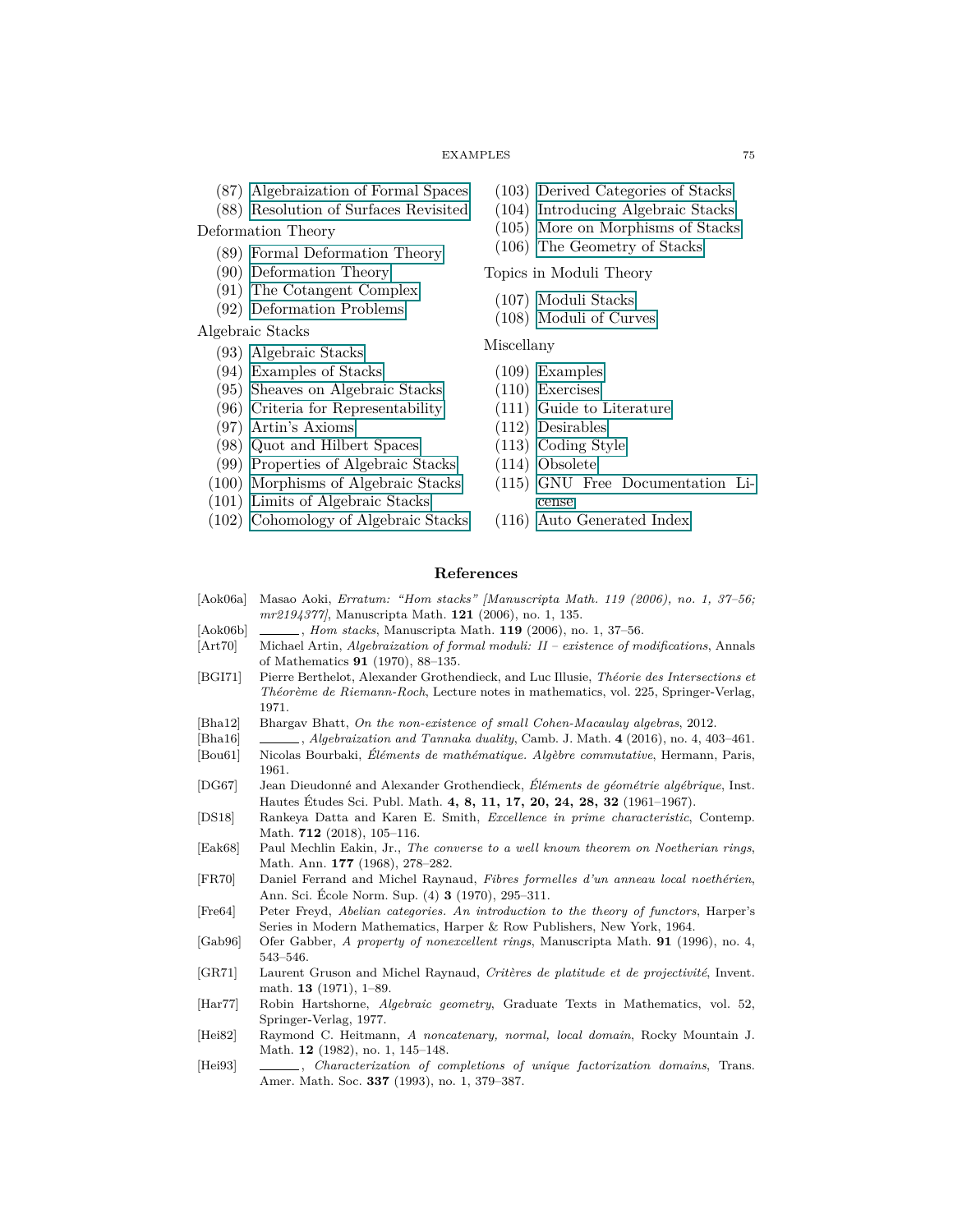(87) Algebraization of Formal Spaces
(88) Resolution of Surfaces Revisited

Deformation Theory

(89) Formal Deformation Theory
(90) Deformation Theory
(91) The Cotangent Complex
(92) Deformation Problems

Algebraic Stacks

(93) Algebraic Stacks
(94) Examples of Stacks
(95) Sheaves on Algebraic Stacks
(96) Criteria for Representability
(97) Artin's Axioms
(98) Quot and Hilbert Spaces
(99) Properties of Algebraic Stacks
(100) Morphisms of Algebraic Stacks
(101) Limits of Algebraic Stacks
(102) Cohomology of Algebraic Stacks
(103) Derived Categories of Stacks
(104) Introducing Algebraic Stacks
(105) More on Morphisms of Stacks
(106) The Geometry of Stacks

Topics in Moduli Theory

(107) Moduli Stacks
(108) Moduli of Curves

Miscellany

(109) Examples
(110) Exercises
(111) Guide to Literature
(112) Desirables
(113) Coding Style
(114) Obsolete
(115) GNU Free Documentation License
(116) Auto Generated Index

## References

[Aok06a] Masao Aoki, *Erratum: "Hom stacks" [Manuscripta Math. 119 (2006), no. 1, 37–56; mr2194377]*, Manuscripta Math. **121** (2006), no. 1, 135.

[Aok06b] ______, *Hom stacks*, Manuscripta Math. **119** (2006), no. 1, 37–56.

[Art70] Michael Artin, *Algebraization of formal moduli: II – existence of modifications*, Annals of Mathematics **91** (1970), 88–135.

[BGI71] Pierre Berthelot, Alexander Grothendieck, and Luc Illusie, *Théorie des Intersections et Théorème de Riemann-Roch*, Lecture notes in mathematics, vol. 225, Springer-Verlag, 1971.

[Bha12] Bhargav Bhatt, *On the non-existence of small Cohen-Macaulay algebras*, 2012.

[Bha16] ______, *Algebraization and Tannaka duality*, Camb. J. Math. **4** (2016), no. 4, 403–461.

[Bou61] Nicolas Bourbaki, *Éléments de mathématique. Algèbre commutative*, Hermann, Paris, 1961.

[DG67] Jean Dieudonné and Alexander Grothendieck, *Éléments de géométrie algébrique*, Inst. Hautes Études Sci. Publ. Math. **4, 8, 11, 17, 20, 24, 28, 32** (1961–1967).

[DS18] Rankeya Datta and Karen E. Smith, *Excellence in prime characteristic*, Contemp. Math. **712** (2018), 105–116.

[Eak68] Paul Mechlin Eakin, Jr., *The converse to a well known theorem on Noetherian rings*, Math. Ann. **177** (1968), 278–282.

[FR70] Daniel Ferrand and Michel Raynaud, *Fibres formelles d'un anneau local noethérien*, Ann. Sci. École Norm. Sup. (4) **3** (1970), 295–311.

[Fre64] Peter Freyd, *Abelian categories. An introduction to the theory of functors*, Harper's Series in Modern Mathematics, Harper & Row Publishers, New York, 1964.

[Gab96] Ofer Gabber, *A property of nonexcellent rings*, Manuscripta Math. **91** (1996), no. 4, 543–546.

[GR71] Laurent Gruson and Michel Raynaud, *Critères de platitude et de projectivité*, Invent. math. **13** (1971), 1–89.

[Har77] Robin Hartshorne, *Algebraic geometry*, Graduate Texts in Mathematics, vol. 52, Springer-Verlag, 1977.

[Hei82] Raymond C. Heitmann, *A noncatenary, normal, local domain*, Rocky Mountain J. Math. **12** (1982), no. 1, 145–148.

[Hei93] ______, *Characterization of completions of unique factorization domains*, Trans. Amer. Math. Soc. **337** (1993), no. 1, 379–387.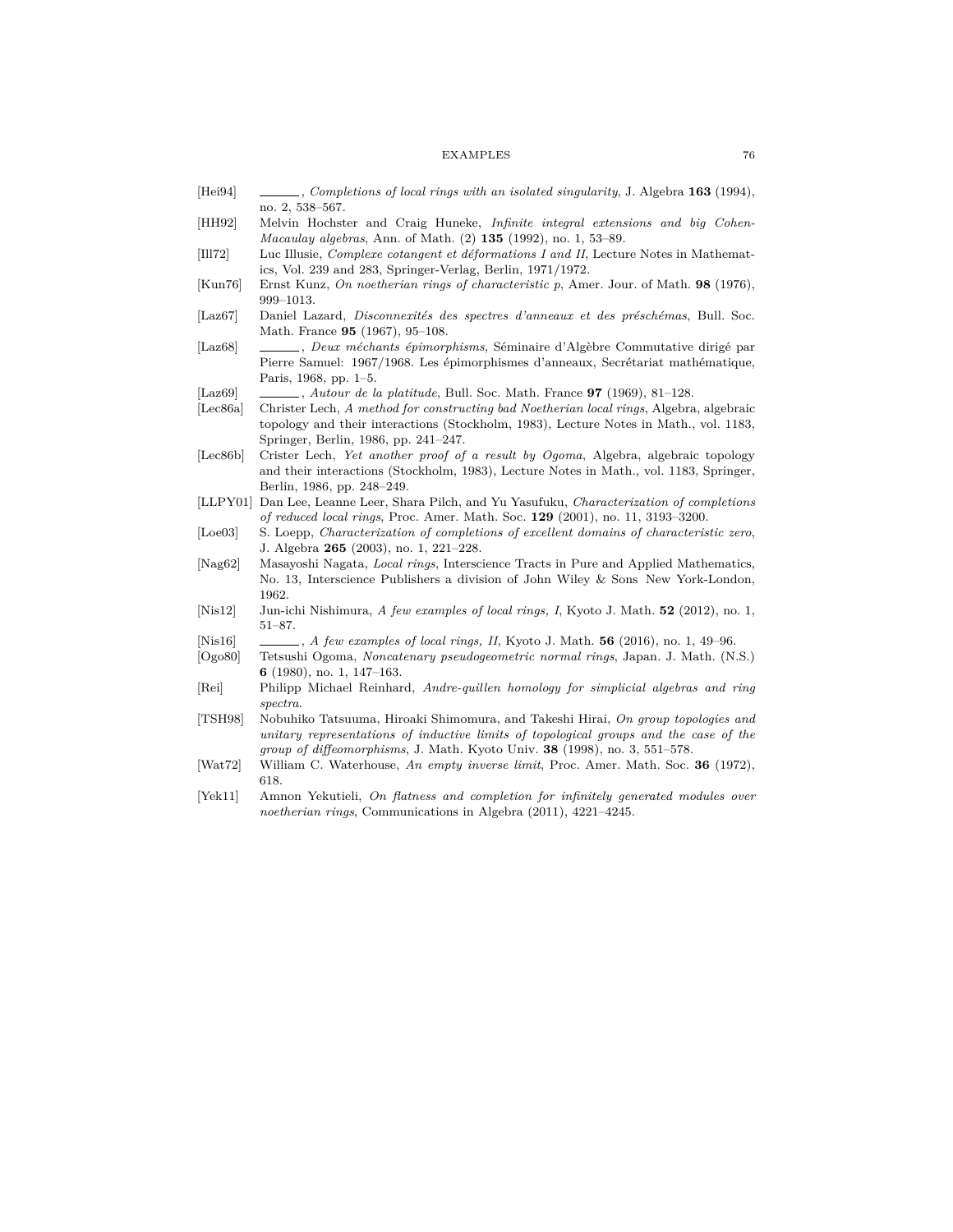[Hei94] ———, *Completions of local rings with an isolated singularity*, J. Algebra **163** (1994), no. 2, 538–567.

[HH92] Melvin Hochster and Craig Huneke, *Infinite integral extensions and big Cohen-Macaulay algebras*, Ann. of Math. (2) **135** (1992), no. 1, 53–89.

[Ill72] Luc Illusie, *Complexe cotangent et déformations I and II*, Lecture Notes in Mathematics, Vol. 239 and 283, Springer-Verlag, Berlin, 1971/1972.

[Kun76] Ernst Kunz, *On noetherian rings of characteristic p*, Amer. Jour. of Math. **98** (1976), 999–1013.

[Laz67] Daniel Lazard, *Disconnexités des spectres d'anneaux et des préschémas*, Bull. Soc. Math. France **95** (1967), 95–108.

[Laz68] ———, *Deux méchants épimorphisms*, Séminaire d'Algèbre Commutative dirigé par Pierre Samuel: 1967/1968. Les épimorphismes d'anneaux, Secrétariat mathématique, Paris, 1968, pp. 1–5.

[Laz69] ———, *Autour de la platitude*, Bull. Soc. Math. France **97** (1969), 81–128.

[Lec86a] Christer Lech, *A method for constructing bad Noetherian local rings*, Algebra, algebraic topology and their interactions (Stockholm, 1983), Lecture Notes in Math., vol. 1183, Springer, Berlin, 1986, pp. 241–247.

[Lec86b] Crister Lech, *Yet another proof of a result by Ogoma*, Algebra, algebraic topology and their interactions (Stockholm, 1983), Lecture Notes in Math., vol. 1183, Springer, Berlin, 1986, pp. 248–249.

[LLPY01] Dan Lee, Leanne Leer, Shara Pilch, and Yu Yasufuku, *Characterization of completions of reduced local rings*, Proc. Amer. Math. Soc. **129** (2001), no. 11, 3193–3200.

[Loe03] S. Loepp, *Characterization of completions of excellent domains of characteristic zero*, J. Algebra **265** (2003), no. 1, 221–228.

[Nag62] Masayoshi Nagata, *Local rings*, Interscience Tracts in Pure and Applied Mathematics, No. 13, Interscience Publishers a division of John Wiley & Sons New York-London, 1962.

[Nis12] Jun-ichi Nishimura, *A few examples of local rings, I*, Kyoto J. Math. **52** (2012), no. 1, 51–87.

[Nis16] ———, *A few examples of local rings, II*, Kyoto J. Math. **56** (2016), no. 1, 49–96.

[Ogo80] Tetsushi Ogoma, *Noncatenary pseudogeometric normal rings*, Japan. J. Math. (N.S.) **6** (1980), no. 1, 147–163.

[Rei] Philipp Michael Reinhard, *Andre-quillen homology for simplicial algebras and ring spectra*.

[TSH98] Nobuhiko Tatsuuma, Hiroaki Shimomura, and Takeshi Hirai, *On group topologies and unitary representations of inductive limits of topological groups and the case of the group of diffeomorphisms*, J. Math. Kyoto Univ. **38** (1998), no. 3, 551–578.

[Wat72] William C. Waterhouse, *An empty inverse limit*, Proc. Amer. Math. Soc. **36** (1972), 618.

[Yek11] Amnon Yekutieli, *On flatness and completion for infinitely generated modules over noetherian rings*, Communications in Algebra (2011), 4221–4245.